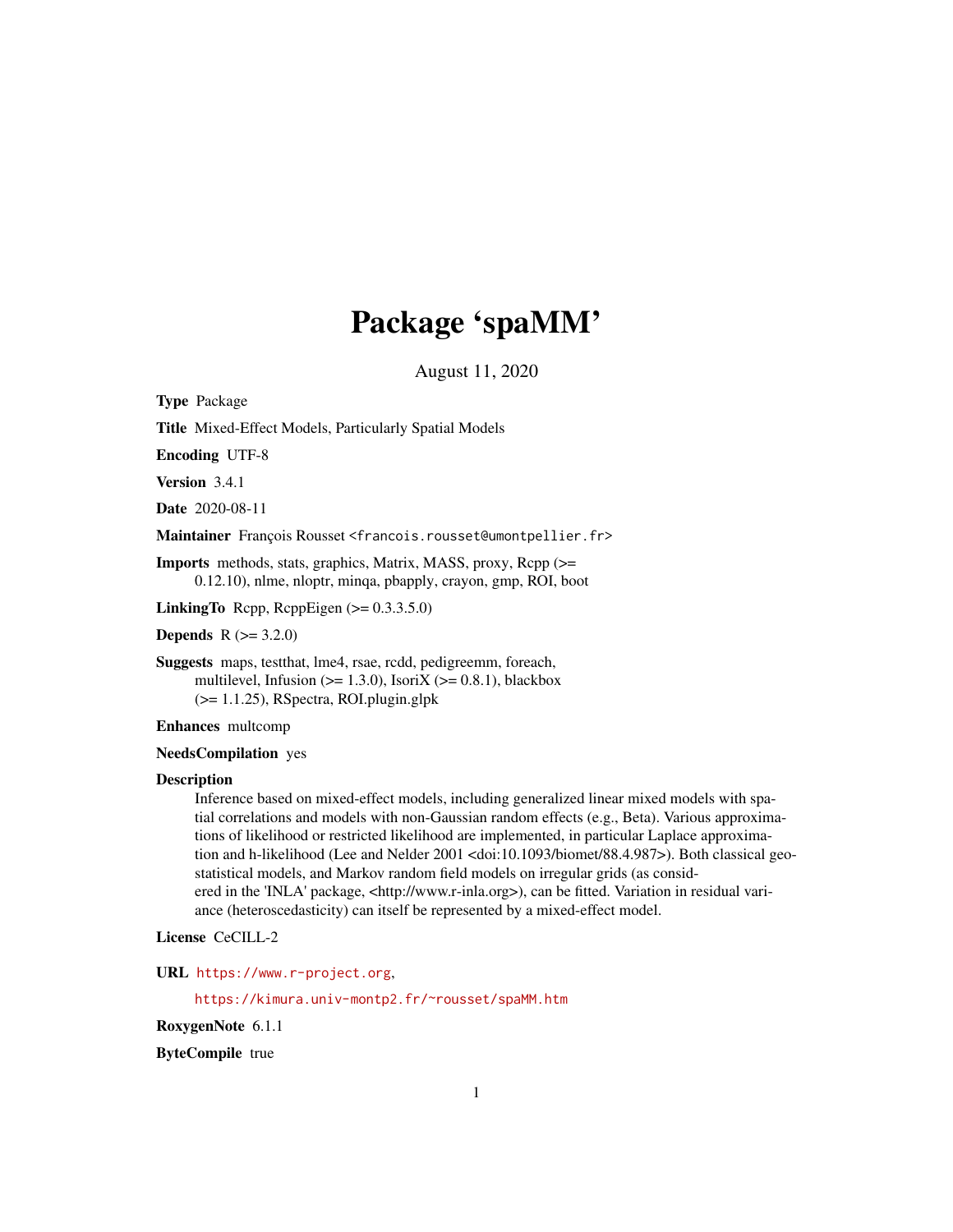# Package 'spaMM'

August 11, 2020

**Type** Package

**Title** Mixed-Effect Models, Particularly Spatial Models

**Encoding** UTF-8

**Version** 3.4.1

**Date** 2020-08-11

**Maintainer** François Rousset <francois.rousset@umontpellier.fr>

**Imports** methods, stats, graphics, Matrix, MASS, proxy, Rcpp (>= 0.12.10), nlme, nloptr, minqa, pbapply, crayon, gmp, ROI, boot

**LinkingTo** Rcpp, RcppEigen (>= 0.3.3.5.0)

**Depends** R (>= 3.2.0)

**Suggests** maps, testthat, lme4, rsae, rcdd, pedigreemm, foreach, multilevel, Infusion (>= 1.3.0), IsoriX (>= 0.8.1), blackbox (>= 1.1.25), RSpectra, ROI.plugin.glpk

**Enhances** multcomp

**NeedsCompilation** yes

**Description**

Inference based on mixed-effect models, including generalized linear mixed models with spatial correlations and models with non-Gaussian random effects (e.g., Beta). Various approximations of likelihood or restricted likelihood are implemented, in particular Laplace approximation and h-likelihood (Lee and Nelder 2001 <doi:10.1093/biomet/88.4.987>). Both classical geostatistical models, and Markov random field models on irregular grids (as considered in the 'INLA' package, <http://www.r-inla.org>), can be fitted. Variation in residual variance (heteroscedasticity) can itself be represented by a mixed-effect model.

**License** CeCILL-2

**URL** https://www.r-project.org,

https://kimura.univ-montp2.fr/~rousset/spaMM.htm

**RoxygenNote** 6.1.1

**ByteCompile** true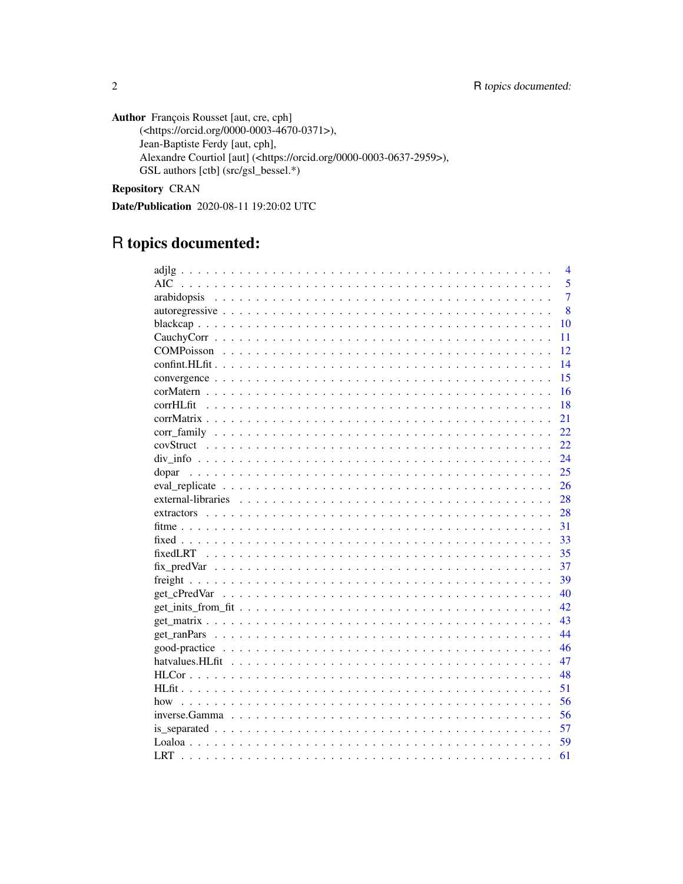**Author** François Rousset [aut, cre, cph] (<https://orcid.org/0000-0003-4670-0371>), Jean-Baptiste Ferdy [aut, cph], Alexandre Courtiol [aut] (<https://orcid.org/0000-0003-0637-2959>), GSL authors [ctb] (src/gsl_bessel.*)

**Repository** CRAN

**Date/Publication** 2020-08-11 19:20:02 UTC

# R topics documented:

| | |
|---|---|
| adjlg | 4 |
| AIC | 5 |
| arabidopsis | 7 |
| autoregressive | 8 |
| blackcap | 10 |
| CauchyCorr | 11 |
| COMPoisson | 12 |
| confint.HLfit | 14 |
| convergence | 15 |
| corMatern | 16 |
| corrHLfit | 18 |
| corrMatrix | 21 |
| corr_family | 22 |
| covStruct | 22 |
| div_info | 24 |
| dopar | 25 |
| eval_replicate | 26 |
| external-libraries | 28 |
| extractors | 28 |
| fitme | 31 |
| fixed | 33 |
| fixedLRT | 35 |
| fix_predVar | 37 |
| freight | 39 |
| get_cPredVar | 40 |
| get_inits_from_fit | 42 |
| get_matrix | 43 |
| get_ranPars | 44 |
| good-practice | 46 |
| hatvalues.HLfit | 47 |
| HLCor | 48 |
| HLfit | 51 |
| how | 56 |
| inverse.Gamma | 56 |
| is_separated | 57 |
| Loaloa | 59 |
| LRT | 61 |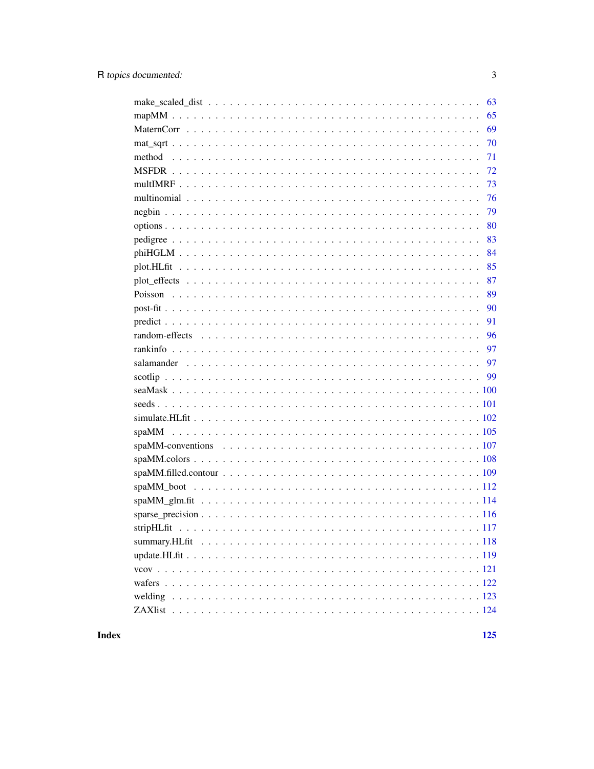| | |
|---|---|
| make_scaled_dist | 63 |
| mapMM | 65 |
| MaternCorr | 69 |
| mat_sqrt | 70 |
| method | 71 |
| MSFDR | 72 |
| multIMRF | 73 |
| multinomial | 76 |
| negbin | 79 |
| options | 80 |
| pedigree | 83 |
| phiHGLM | 84 |
| plot.HLfit | 85 |
| plot_effects | 87 |
| Poisson | 89 |
| post-fit | 90 |
| predict | 91 |
| random-effects | 96 |
| rankinfo | 97 |
| salamander | 97 |
| scotlip | 99 |
| seaMask | 100 |
| seeds | 101 |
| simulate.HLfit | 102 |
| spaMM | 105 |
| spaMM-conventions | 107 |
| spaMM.colors | 108 |
| spaMM.filled.contour | 109 |
| spaMM_boot | 112 |
| spaMM_glm.fit | 114 |
| sparse_precision | 116 |
| stripHLfit | 117 |
| summary.HLfit | 118 |
| update.HLfit | 119 |
| vcov | 121 |
| wafers | 122 |
| welding | 123 |
| ZAXlist | 124 |

**Index** **125**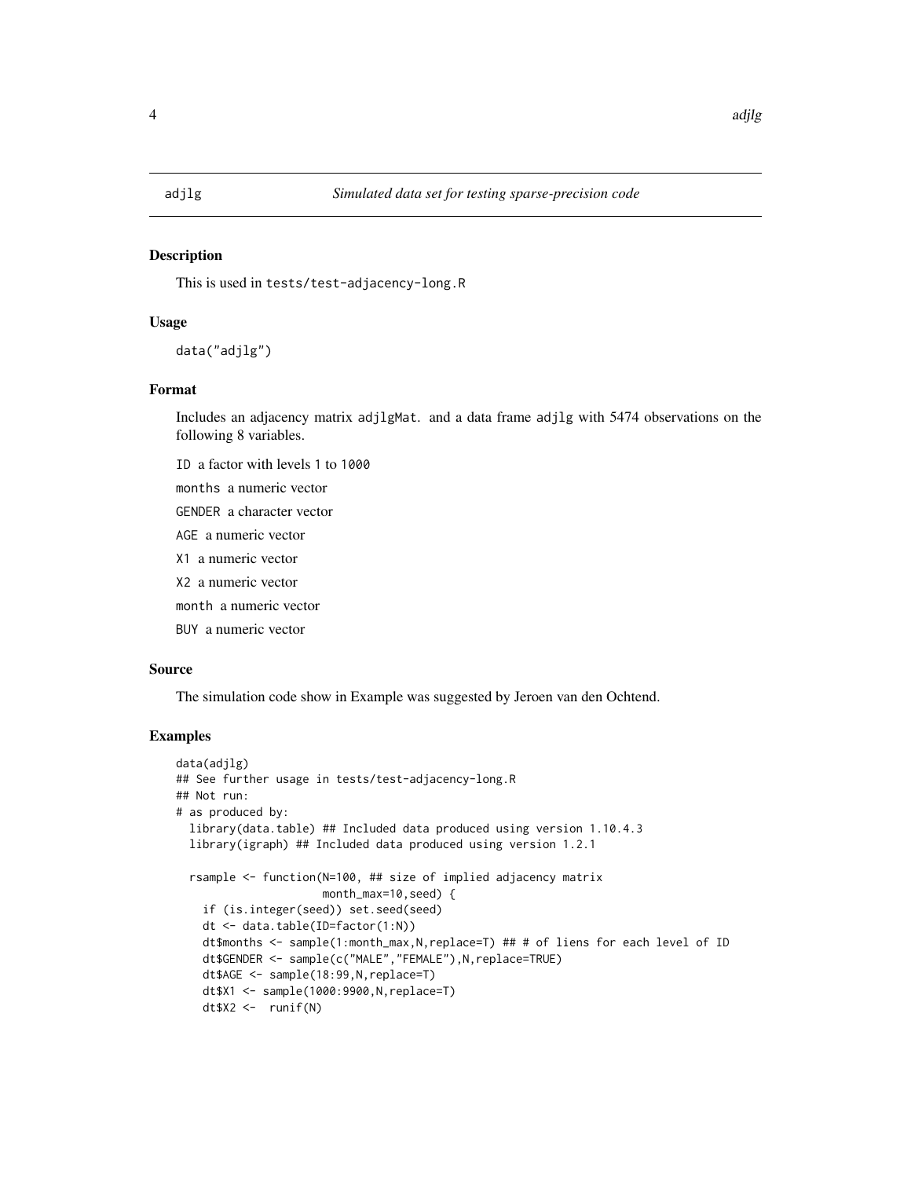adjlg *Simulated data set for testing sparse-precision code*

## Description

This is used in tests/test-adjacency-long.R

## Usage

```
data("adjlg")
```

## Format

Includes an adjacency matrix adjlgMat. and a data frame adjlg with 5474 observations on the following 8 variables.

ID a factor with levels 1 to 1000

months a numeric vector

GENDER a character vector

AGE a numeric vector

X1 a numeric vector

X2 a numeric vector

month a numeric vector

BUY a numeric vector

## Source

The simulation code show in Example was suggested by Jeroen van den Ochtend.

## Examples

```
data(adjlg)
## See further usage in tests/test-adjacency-long.R
## Not run:
# as produced by:
  library(data.table) ## Included data produced using version 1.10.4.3
  library(igraph) ## Included data produced using version 1.2.1

  rsample <- function(N=100, ## size of implied adjacency matrix
                      month_max=10,seed) {
    if (is.integer(seed)) set.seed(seed)
    dt <- data.table(ID=factor(1:N))
    dt$months <- sample(1:month_max,N,replace=T) ## # of liens for each level of ID
    dt$GENDER <- sample(c("MALE","FEMALE"),N,replace=TRUE)
    dt$AGE <- sample(18:99,N,replace=T)
    dt$X1 <- sample(1000:9900,N,replace=T)
    dt$X2 <-  runif(N)
```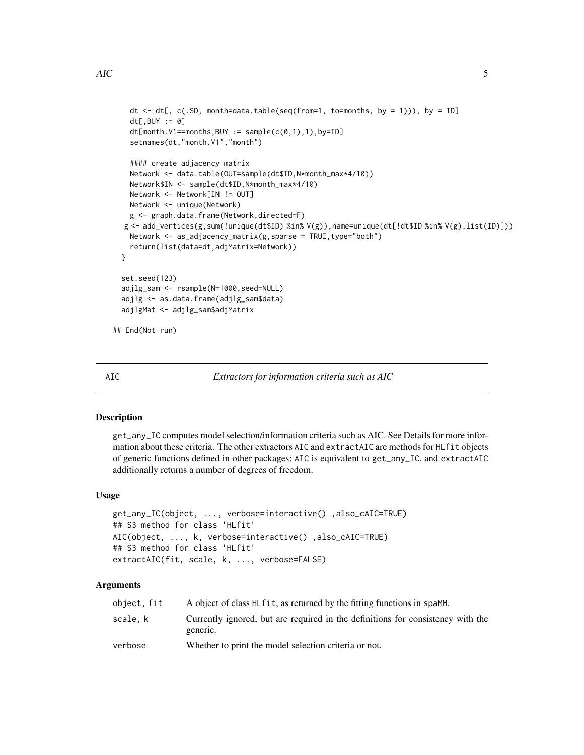```
    dt <- dt[, c(.SD, month=data.table(seq(from=1, to=months, by = 1))), by = ID]
    dt[,BUY := 0]
    dt[month.V1==months,BUY := sample(c(0,1),1),by=ID]
    setnames(dt,"month.V1","month")

    #### create adjacency matrix
    Network <- data.table(OUT=sample(dt$ID,N*month_max*4/10))
    Network$IN <- sample(dt$ID,N*month_max*4/10)
    Network <- Network[IN != OUT]
    Network <- unique(Network)
    g <- graph.data.frame(Network,directed=F)
   g <- add_vertices(g,sum(!unique(dt$ID) %in% V(g)),name=unique(dt[!dt$ID %in% V(g),list(ID)]))
    Network <- as_adjacency_matrix(g,sparse = TRUE,type="both")
    return(list(data=dt,adjMatrix=Network))
  }

  set.seed(123)
  adjlg_sam <- rsample(N=1000,seed=NULL)
  adjlg <- as.data.frame(adjlg_sam$data)
  adjlgMat <- adjlg_sam$adjMatrix

## End(Not run)
```

---

AIC — *Extractors for information criteria such as AIC*

---

## Description

get_any_IC computes model selection/information criteria such as AIC. See Details for more information about these criteria. The other extractors AIC and extractAIC are methods for HLfit objects of generic functions defined in other packages; AIC is equivalent to get_any_IC, and extractAIC additionally returns a number of degrees of freedom.

## Usage

```
get_any_IC(object, ..., verbose=interactive() ,also_cAIC=TRUE)
## S3 method for class 'HLfit'
AIC(object, ..., k, verbose=interactive() ,also_cAIC=TRUE)
## S3 method for class 'HLfit'
extractAIC(fit, scale, k, ..., verbose=FALSE)
```

## Arguments

| | |
|---|---|
| object, fit | A object of class HLfit, as returned by the fitting functions in spaMM. |
| scale, k | Currently ignored, but are required in the definitions for consistency with the generic. |
| verbose | Whether to print the model selection criteria or not. |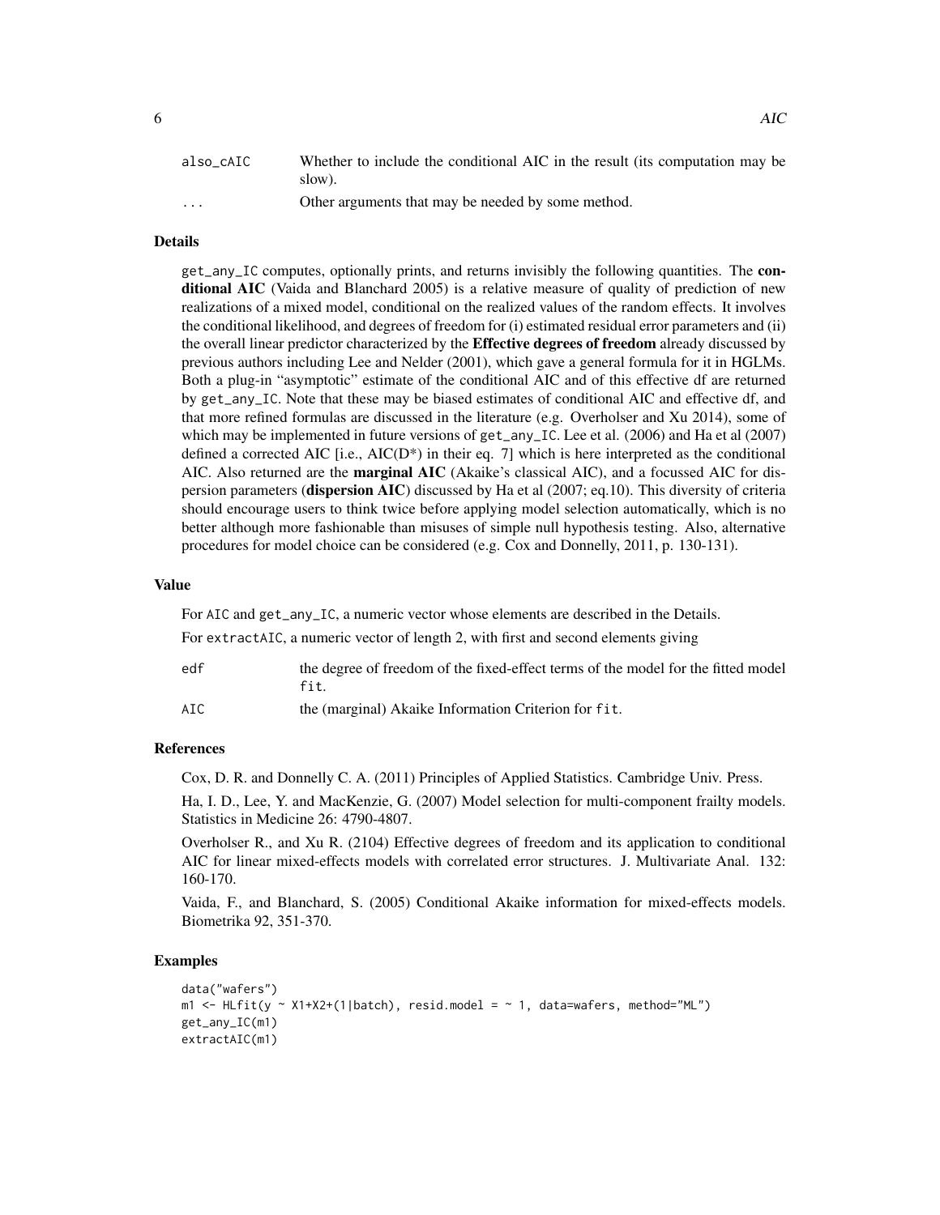| | |
|---|---|
| also_cAIC | Whether to include the conditional AIC in the result (its computation may be slow). |
| ... | Other arguments that may be needed by some method. |

## Details

get_any_IC computes, optionally prints, and returns invisibly the following quantities. The **conditional AIC** (Vaida and Blanchard 2005) is a relative measure of quality of prediction of new realizations of a mixed model, conditional on the realized values of the random effects. It involves the conditional likelihood, and degrees of freedom for (i) estimated residual error parameters and (ii) the overall linear predictor characterized by the **Effective degrees of freedom** already discussed by previous authors including Lee and Nelder (2001), which gave a general formula for it in HGLMs. Both a plug-in "asymptotic" estimate of the conditional AIC and of this effective df are returned by get_any_IC. Note that these may be biased estimates of conditional AIC and effective df, and that more refined formulas are discussed in the literature (e.g. Overholser and Xu 2014), some of which may be implemented in future versions of get_any_IC. Lee et al. (2006) and Ha et al (2007) defined a corrected AIC [i.e., AIC(D*) in their eq. 7] which is here interpreted as the conditional AIC. Also returned are the **marginal AIC** (Akaike's classical AIC), and a focussed AIC for dispersion parameters (**dispersion AIC**) discussed by Ha et al (2007; eq.10). This diversity of criteria should encourage users to think twice before applying model selection automatically, which is no better although more fashionable than misuses of simple null hypothesis testing. Also, alternative procedures for model choice can be considered (e.g. Cox and Donnelly, 2011, p. 130-131).

## Value

For AIC and get_any_IC, a numeric vector whose elements are described in the Details.

For extractAIC, a numeric vector of length 2, with first and second elements giving

| | |
|---|---|
| edf | the degree of freedom of the fixed-effect terms of the model for the fitted model fit. |
| AIC | the (marginal) Akaike Information Criterion for fit. |

## References

Cox, D. R. and Donnelly C. A. (2011) Principles of Applied Statistics. Cambridge Univ. Press.

Ha, I. D., Lee, Y. and MacKenzie, G. (2007) Model selection for multi-component frailty models. Statistics in Medicine 26: 4790-4807.

Overholser R., and Xu R. (2104) Effective degrees of freedom and its application to conditional AIC for linear mixed-effects models with correlated error structures. J. Multivariate Anal. 132: 160-170.

Vaida, F., and Blanchard, S. (2005) Conditional Akaike information for mixed-effects models. Biometrika 92, 351-370.

## Examples

```
data("wafers")
m1 <- HLfit(y ~ X1+X2+(1|batch), resid.model = ~ 1, data=wafers, method="ML")
get_any_IC(m1)
extractAIC(m1)
```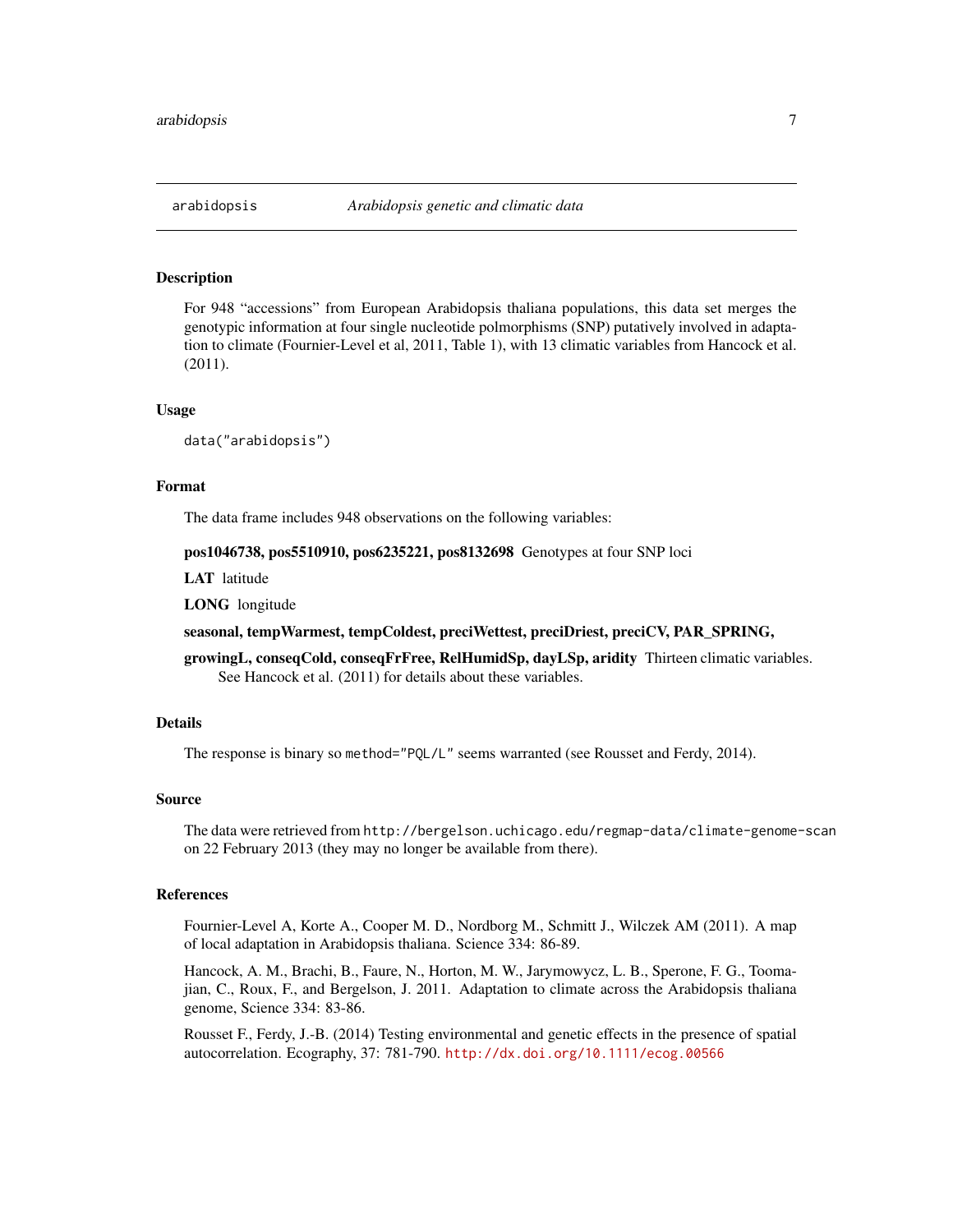## arabidopsis *Arabidopsis genetic and climatic data*

### Description

For 948 "accessions" from European Arabidopsis thaliana populations, this data set merges the genotypic information at four single nucleotide polmorphisms (SNP) putatively involved in adaptation to climate (Fournier-Level et al, 2011, Table 1), with 13 climatic variables from Hancock et al. (2011).

### Usage

```
data("arabidopsis")
```

### Format

The data frame includes 948 observations on the following variables:

**pos1046738, pos5510910, pos6235221, pos8132698** Genotypes at four SNP loci

**LAT** latitude

**LONG** longitude

**seasonal, tempWarmest, tempColdest, preciWettest, preciDriest, preciCV, PAR_SPRING,**

**growingL, conseqCold, conseqFrFree, RelHumidSp, dayLSp, aridity** Thirteen climatic variables. See Hancock et al. (2011) for details about these variables.

### Details

The response is binary so `method="PQL/L"` seems warranted (see Rousset and Ferdy, 2014).

### Source

The data were retrieved from `http://bergelson.uchicago.edu/regmap-data/climate-genome-scan` on 22 February 2013 (they may no longer be available from there).

### References

Fournier-Level A, Korte A., Cooper M. D., Nordborg M., Schmitt J., Wilczek AM (2011). A map of local adaptation in Arabidopsis thaliana. Science 334: 86-89.

Hancock, A. M., Brachi, B., Faure, N., Horton, M. W., Jarymowycz, L. B., Sperone, F. G., Toomajian, C., Roux, F., and Bergelson, J. 2011. Adaptation to climate across the Arabidopsis thaliana genome, Science 334: 83-86.

Rousset F., Ferdy, J.-B. (2014) Testing environmental and genetic effects in the presence of spatial autocorrelation. Ecography, 37: 781-790. http://dx.doi.org/10.1111/ecog.00566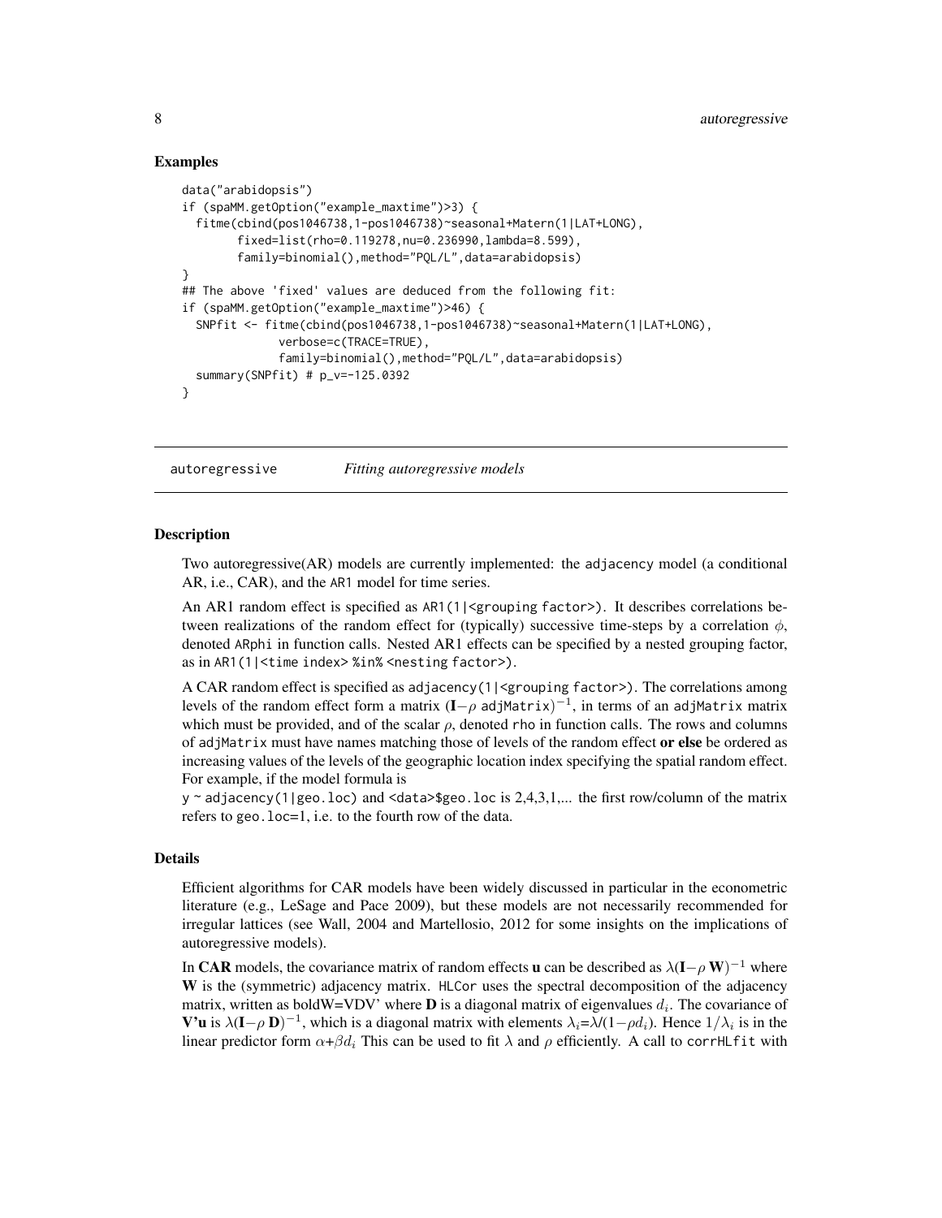### Examples

```
data("arabidopsis")
if (spaMM.getOption("example_maxtime")>3) {
  fitme(cbind(pos1046738,1-pos1046738)~seasonal+Matern(1|LAT+LONG),
        fixed=list(rho=0.119278,nu=0.236990,lambda=8.599),
        family=binomial(),method="PQL/L",data=arabidopsis)
}
## The above 'fixed' values are deduced from the following fit:
if (spaMM.getOption("example_maxtime")>46) {
  SNPfit <- fitme(cbind(pos1046738,1-pos1046738)~seasonal+Matern(1|LAT+LONG),
              verbose=c(TRACE=TRUE),
              family=binomial(),method="PQL/L",data=arabidopsis)
  summary(SNPfit) # p_v=-125.0392
}
```

---

## autoregressive *Fitting autoregressive models*

### Description

Two autoregressive(AR) models are currently implemented: the `adjacency` model (a conditional AR, i.e., CAR), and the `AR1` model for time series.

An AR1 random effect is specified as `AR1(1|<grouping factor>)`. It describes correlations between realizations of the random effect for (typically) successive time-steps by a correlation $\phi$, denoted `ARphi` in function calls. Nested AR1 effects can be specified by a nested grouping factor, as in `AR1(1|<time index> %in% <nesting factor>)`.

A CAR random effect is specified as `adjacency(1|<grouping factor>)`. The correlations among levels of the random effect form a matrix $(\mathbf{I}-\rho$ `adjMatrix`$)^{-1}$, in terms of an `adjMatrix` matrix which must be provided, and of the scalar $\rho$, denoted `rho` in function calls. The rows and columns of `adjMatrix` must have names matching those of levels of the random effect **or else** be ordered as increasing values of the levels of the geographic location index specifying the spatial random effect. For example, if the model formula is

`y ~ adjacency(1|geo.loc)` and `<data>$geo.loc` is 2,4,3,1,... the first row/column of the matrix refers to `geo.loc`=1, i.e. to the fourth row of the data.

### Details

Efficient algorithms for CAR models have been widely discussed in particular in the econometric literature (e.g., LeSage and Pace 2009), but these models are not necessarily recommended for irregular lattices (see Wall, 2004 and Martellosio, 2012 for some insights on the implications of autoregressive models).

In **CAR** models, the covariance matrix of random effects **u** can be described as $\lambda(\mathbf{I}-\rho\,\mathbf{W})^{-1}$ where **W** is the (symmetric) adjacency matrix. `HLCor` uses the spectral decomposition of the adjacency matrix, written as boldW=VDV' where **D** is a diagonal matrix of eigenvalues $d_i$. The covariance of **V'u** is $\lambda(\mathbf{I}-\rho\,\mathbf{D})^{-1}$, which is a diagonal matrix with elements $\lambda_i=\lambda/(1-\rho d_i)$. Hence $1/\lambda_i$ is in the linear predictor form $\alpha+\beta d_i$ This can be used to fit $\lambda$ and $\rho$ efficiently. A call to `corrHLfit` with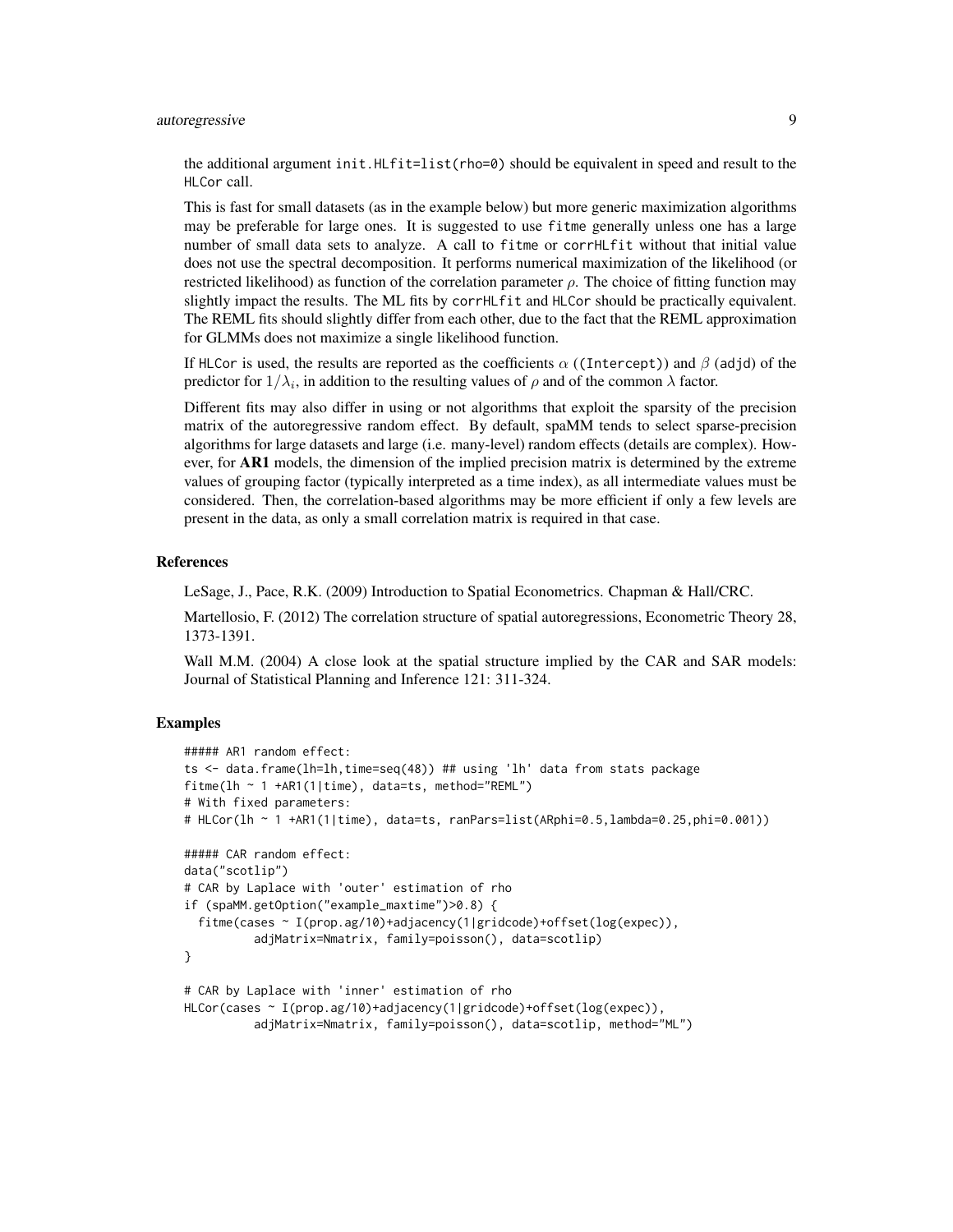the additional argument `init.HLfit=list(rho=0)` should be equivalent in speed and result to the `HLCor` call.

This is fast for small datasets (as in the example below) but more generic maximization algorithms may be preferable for large ones. It is suggested to use `fitme` generally unless one has a large number of small data sets to analyze. A call to `fitme` or `corrHLfit` without that initial value does not use the spectral decomposition. It performs numerical maximization of the likelihood (or restricted likelihood) as function of the correlation parameter $\rho$. The choice of fitting function may slightly impact the results. The ML fits by `corrHLfit` and `HLCor` should be practically equivalent. The REML fits should slightly differ from each other, due to the fact that the REML approximation for GLMMs does not maximize a single likelihood function.

If `HLCor` is used, the results are reported as the coefficients $\alpha$ (`(Intercept)`) and $\beta$ (`adjd`) of the predictor for $1/\lambda_i$, in addition to the resulting values of $\rho$ and of the common $\lambda$ factor.

Different fits may also differ in using or not algorithms that exploit the sparsity of the precision matrix of the autoregressive random effect. By default, spaMM tends to select sparse-precision algorithms for large datasets and large (i.e. many-level) random effects (details are complex). However, for **AR1** models, the dimension of the implied precision matrix is determined by the extreme values of grouping factor (typically interpreted as a time index), as all intermediate values must be considered. Then, the correlation-based algorithms may be more efficient if only a few levels are present in the data, as only a small correlation matrix is required in that case.

### References

LeSage, J., Pace, R.K. (2009) Introduction to Spatial Econometrics. Chapman & Hall/CRC.

Martellosio, F. (2012) The correlation structure of spatial autoregressions, Econometric Theory 28, 1373-1391.

Wall M.M. (2004) A close look at the spatial structure implied by the CAR and SAR models: Journal of Statistical Planning and Inference 121: 311-324.

### Examples

```
##### AR1 random effect:
ts <- data.frame(lh=lh,time=seq(48)) ## using 'lh' data from stats package
fitme(lh ~ 1 +AR1(1|time), data=ts, method="REML")
# With fixed parameters:
# HLCor(lh ~ 1 +AR1(1|time), data=ts, ranPars=list(ARphi=0.5,lambda=0.25,phi=0.001))

##### CAR random effect:
data("scotlip")
# CAR by Laplace with 'outer' estimation of rho
if (spaMM.getOption("example_maxtime")>0.8) {
  fitme(cases ~ I(prop.ag/10)+adjacency(1|gridcode)+offset(log(expec)),
          adjMatrix=Nmatrix, family=poisson(), data=scotlip)
}

# CAR by Laplace with 'inner' estimation of rho
HLCor(cases ~ I(prop.ag/10)+adjacency(1|gridcode)+offset(log(expec)),
          adjMatrix=Nmatrix, family=poisson(), data=scotlip, method="ML")
```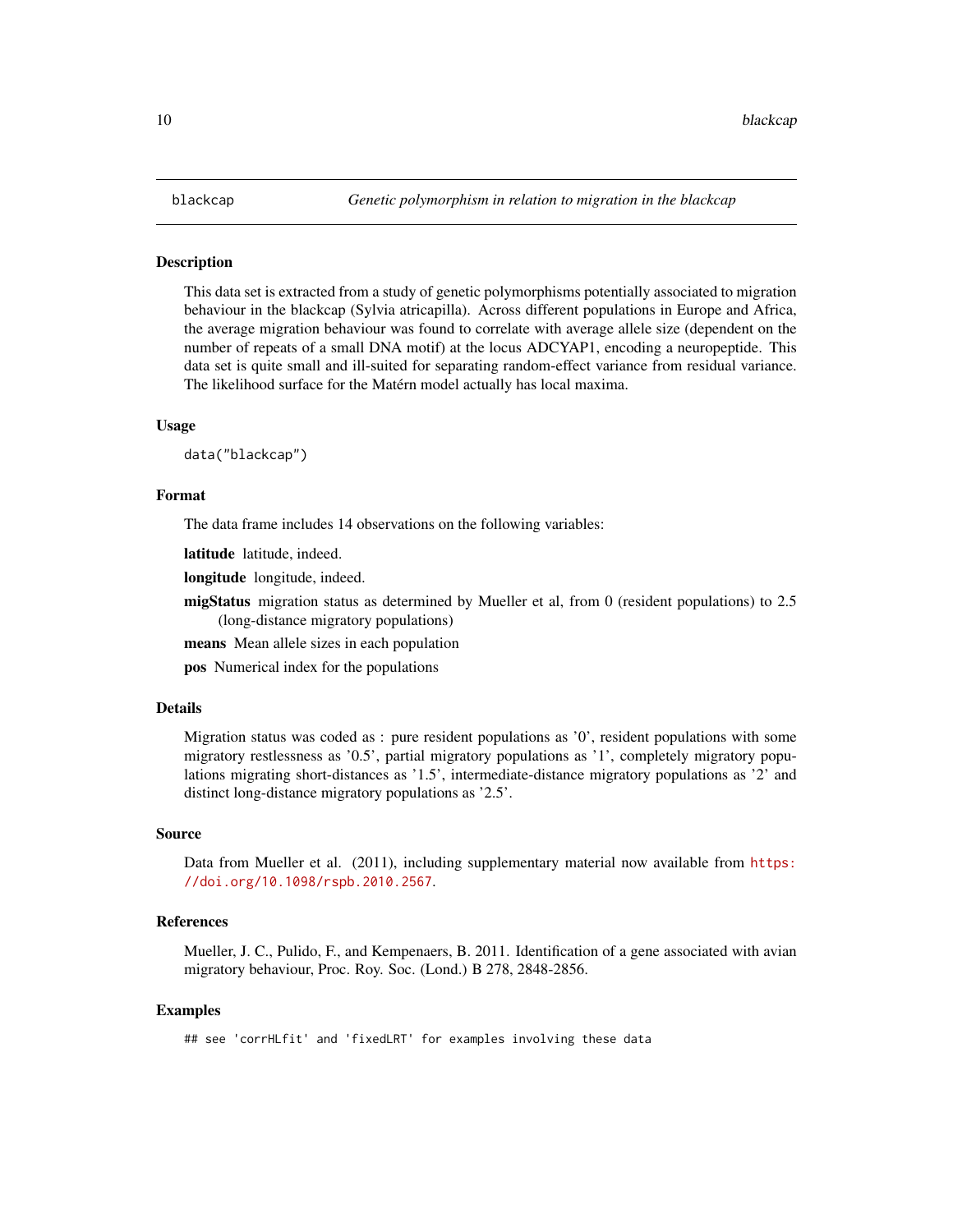# blackcap *Genetic polymorphism in relation to migration in the blackcap*

## Description

This data set is extracted from a study of genetic polymorphisms potentially associated to migration behaviour in the blackcap (Sylvia atricapilla). Across different populations in Europe and Africa, the average migration behaviour was found to correlate with average allele size (dependent on the number of repeats of a small DNA motif) at the locus ADCYAP1, encoding a neuropeptide. This data set is quite small and ill-suited for separating random-effect variance from residual variance. The likelihood surface for the Matérn model actually has local maxima.

## Usage

```
data("blackcap")
```

## Format

The data frame includes 14 observations on the following variables:

**latitude** latitude, indeed.

**longitude** longitude, indeed.

**migStatus** migration status as determined by Mueller et al, from 0 (resident populations) to 2.5 (long-distance migratory populations)

**means** Mean allele sizes in each population

**pos** Numerical index for the populations

## Details

Migration status was coded as : pure resident populations as '0', resident populations with some migratory restlessness as '0.5', partial migratory populations as '1', completely migratory populations migrating short-distances as '1.5', intermediate-distance migratory populations as '2' and distinct long-distance migratory populations as '2.5'.

## Source

Data from Mueller et al. (2011), including supplementary material now available from https://doi.org/10.1098/rspb.2010.2567.

## References

Mueller, J. C., Pulido, F., and Kempenaers, B. 2011. Identification of a gene associated with avian migratory behaviour, Proc. Roy. Soc. (Lond.) B 278, 2848-2856.

## Examples

```
## see 'corrHLfit' and 'fixedLRT' for examples involving these data
```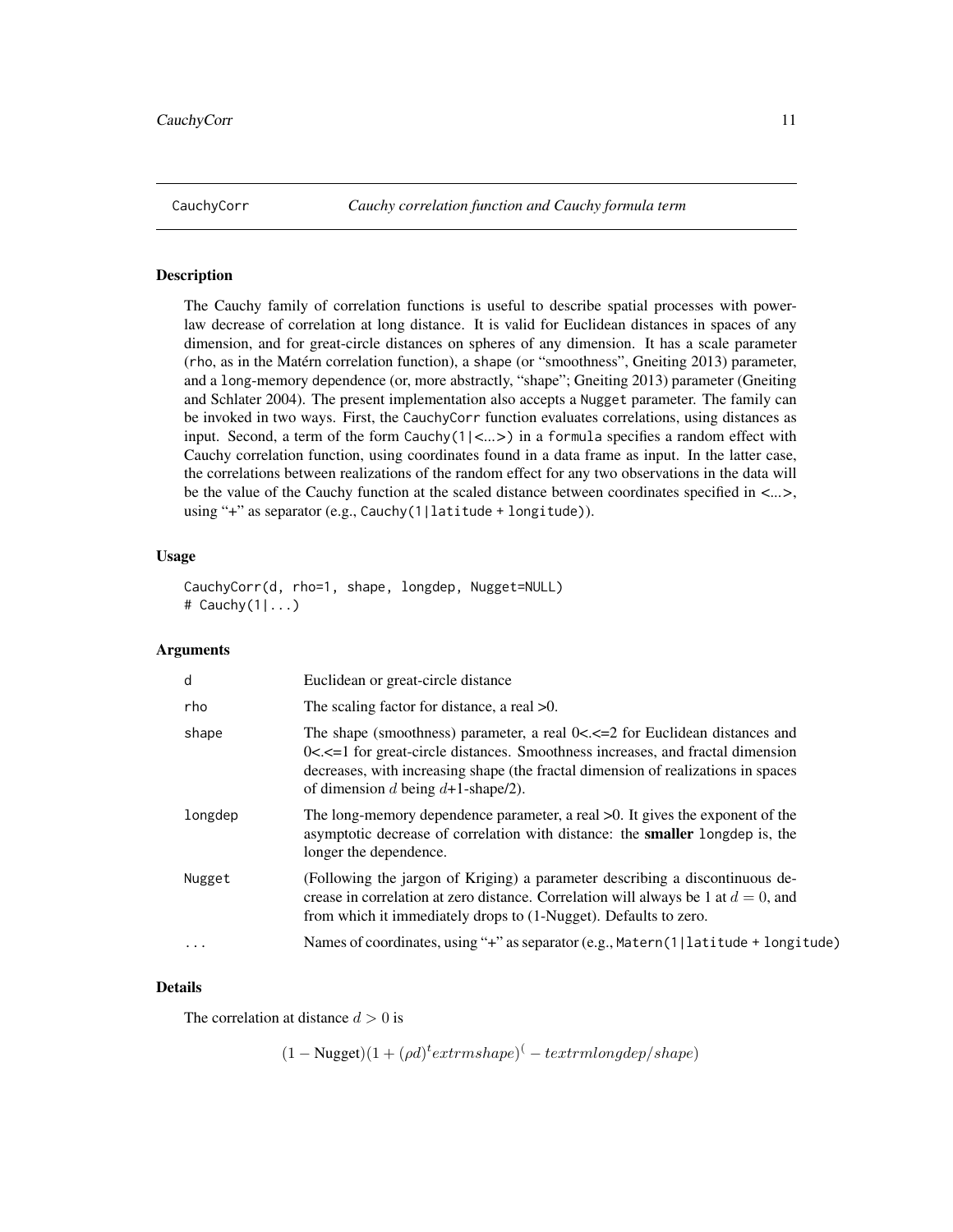CauchyCorr *Cauchy correlation function and Cauchy formula term*

## Description

The Cauchy family of correlation functions is useful to describe spatial processes with power-law decrease of correlation at long distance. It is valid for Euclidean distances in spaces of any dimension, and for great-circle distances on spheres of any dimension. It has a scale parameter (`rho`, as in the Matérn correlation function), a `shape` (or "smoothness", Gneiting 2013) parameter, and a `long`-memory dependence (or, more abstractly, "shape"; Gneiting 2013) parameter (Gneiting and Schlater 2004). The present implementation also accepts a `Nugget` parameter. The family can be invoked in two ways. First, the `CauchyCorr` function evaluates correlations, using distances as input. Second, a term of the form `Cauchy(1|<...>)` in a `formula` specifies a random effect with Cauchy correlation function, using coordinates found in a data frame as input. In the latter case, the correlations between realizations of the random effect for any two observations in the data will be the value of the Cauchy function at the scaled distance between coordinates specified in <...>, using "+" as separator (e.g., `Cauchy(1|latitude + longitude)`).

## Usage

```
CauchyCorr(d, rho=1, shape, longdep, Nugget=NULL)
# Cauchy(1|...)
```

## Arguments

| | |
|---|---|
| `d` | Euclidean or great-circle distance |
| `rho` | The scaling factor for distance, a real >0. |
| `shape` | The shape (smoothness) parameter, a real 0<.<=2 for Euclidean distances and 0<.<=1 for great-circle distances. Smoothness increases, and fractal dimension decreases, with increasing shape (the fractal dimension of realizations in spaces of dimension $d$ being $d$+1-shape/2). |
| `longdep` | The long-memory dependence parameter, a real >0. It gives the exponent of the asymptotic decrease of correlation with distance: the **smaller** `longdep` is, the longer the dependence. |
| `Nugget` | (Following the jargon of Kriging) a parameter describing a discontinuous decrease in correlation at zero distance. Correlation will always be 1 at $d = 0$, and from which it immediately drops to (1-Nugget). Defaults to zero. |
| `...` | Names of coordinates, using "+" as separator (e.g., `Matern(1|latitude + longitude)`) |

## Details

The correlation at distance $d > 0$ is

$$(1 - \text{Nugget})(1 + (\rho d)^textrmshape)^(-textrmlongdep/shape)$$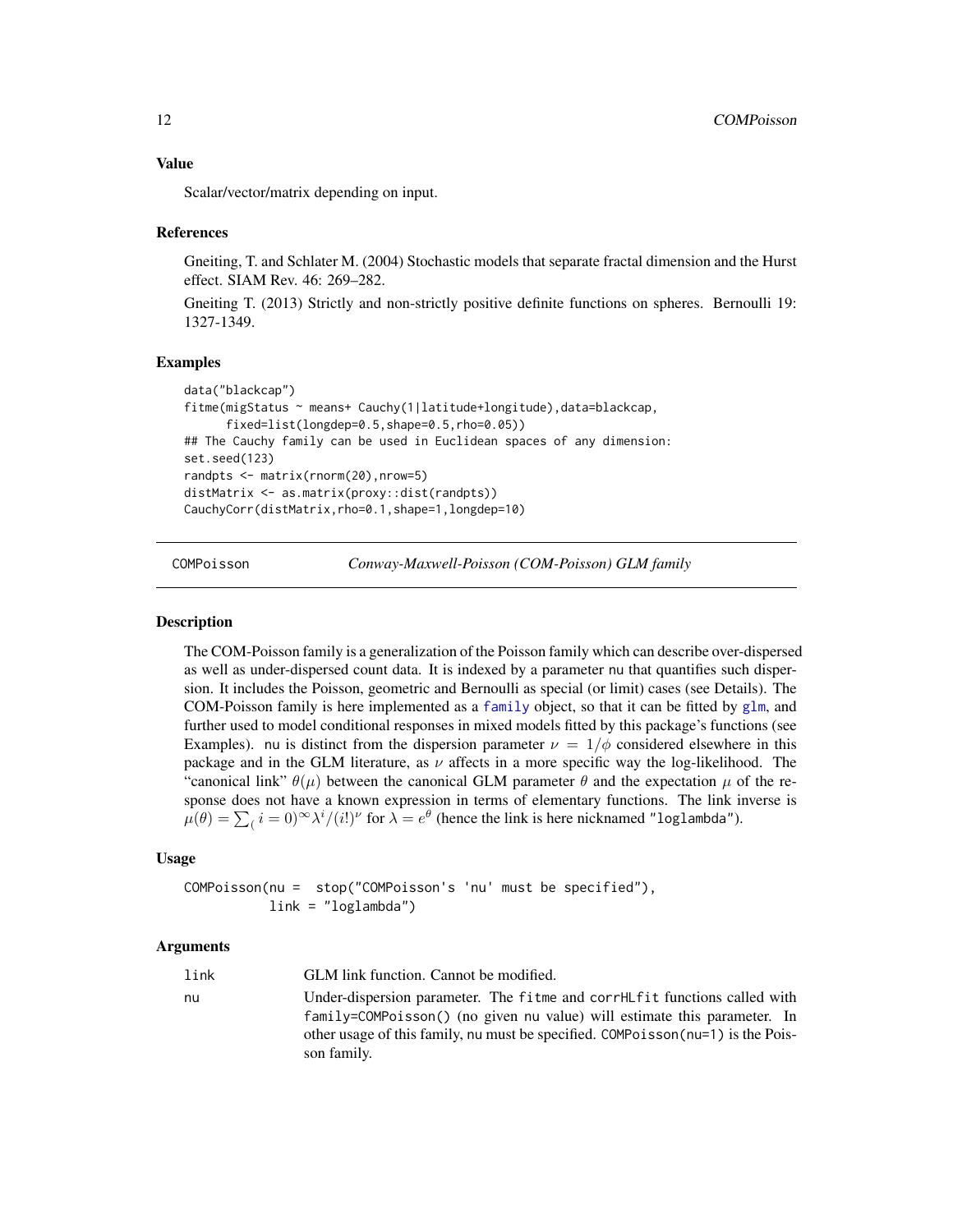### Value

Scalar/vector/matrix depending on input.

### References

Gneiting, T. and Schlater M. (2004) Stochastic models that separate fractal dimension and the Hurst effect. SIAM Rev. 46: 269–282.

Gneiting T. (2013) Strictly and non-strictly positive definite functions on spheres. Bernoulli 19: 1327-1349.

### Examples

```
data("blackcap")
fitme(migStatus ~ means+ Cauchy(1|latitude+longitude),data=blackcap,
      fixed=list(longdep=0.5,shape=0.5,rho=0.05))
## The Cauchy family can be used in Euclidean spaces of any dimension:
set.seed(123)
randpts <- matrix(rnorm(20),nrow=5)
distMatrix <- as.matrix(proxy::dist(randpts))
CauchyCorr(distMatrix,rho=0.1,shape=1,longdep=10)
```

---

## COMPoisson — *Conway-Maxwell-Poisson (COM-Poisson) GLM family*

### Description

The COM-Poisson family is a generalization of the Poisson family which can describe over-dispersed as well as under-dispersed count data. It is indexed by a parameter nu that quantifies such dispersion. It includes the Poisson, geometric and Bernoulli as special (or limit) cases (see Details). The COM-Poisson family is here implemented as a family object, so that it can be fitted by glm, and further used to model conditional responses in mixed models fitted by this package's functions (see Examples). nu is distinct from the dispersion parameter $\nu = 1/\phi$ considered elsewhere in this package and in the GLM literature, as $\nu$ affects in a more specific way the log-likelihood. The "canonical link" $\theta(\mu)$ between the canonical GLM parameter $\theta$ and the expectation $\mu$ of the response does not have a known expression in terms of elementary functions. The link inverse is $\mu(\theta) = \sum_( i = 0)^\infty \lambda^i/(i!)^\nu$ for $\lambda = e^\theta$ (hence the link is here nicknamed "loglambda").

### Usage

```
COMPoisson(nu =  stop("COMPoisson's 'nu' must be specified"),
           link = "loglambda")
```

### Arguments

| | |
|---|---|
| link | GLM link function. Cannot be modified. |
| nu | Under-dispersion parameter. The fitme and corrHLfit functions called with family=COMPoisson() (no given nu value) will estimate this parameter. In other usage of this family, nu must be specified. COMPoisson(nu=1) is the Poisson family. |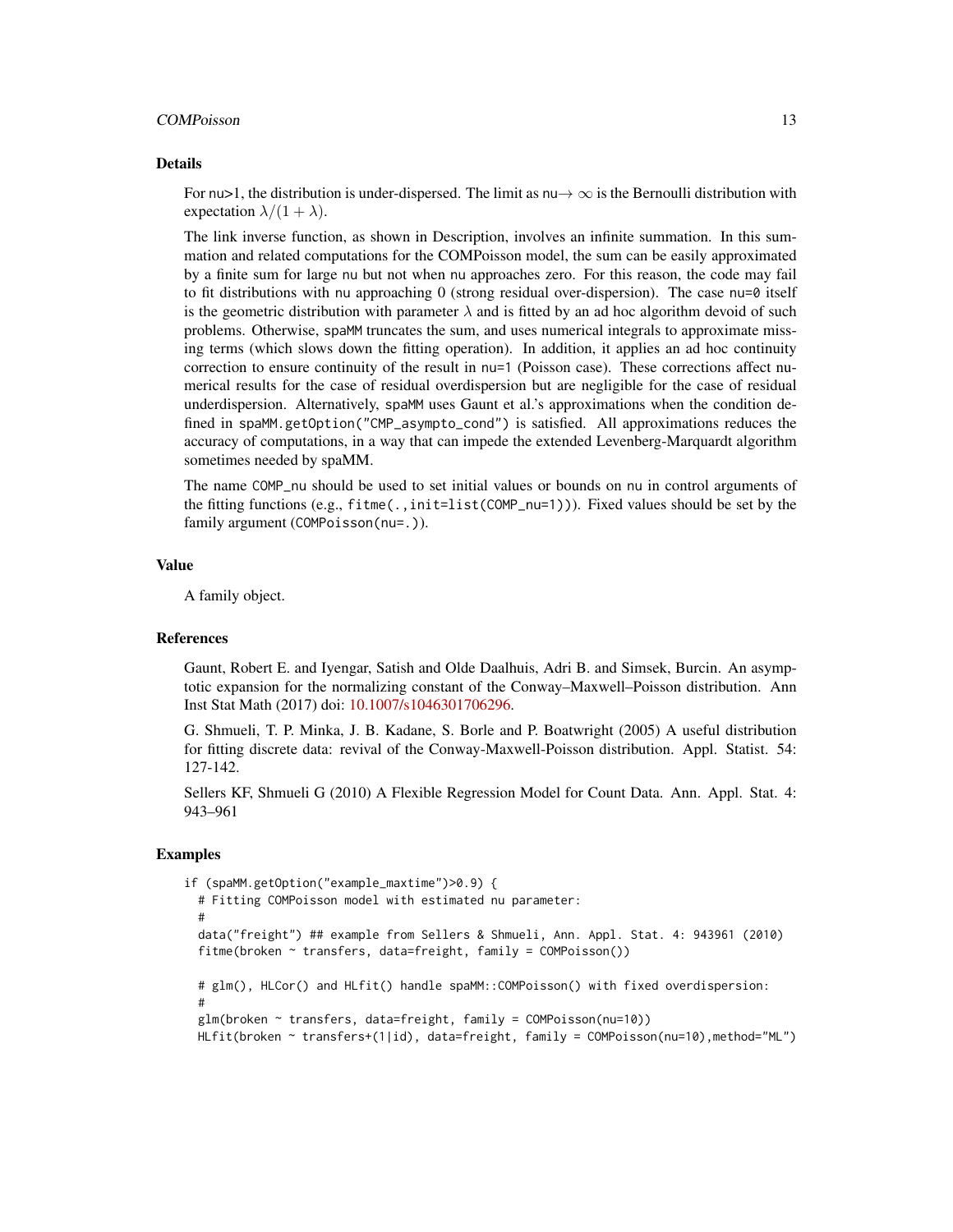## Details

For `nu`>1, the distribution is under-dispersed. The limit as `nu`$\to\infty$ is the Bernoulli distribution with expectation $\lambda/(1+\lambda)$.

The link inverse function, as shown in Description, involves an infinite summation. In this summation and related computations for the COMPoisson model, the sum can be easily approximated by a finite sum for large `nu` but not when `nu` approaches zero. For this reason, the code may fail to fit distributions with `nu` approaching 0 (strong residual over-dispersion). The case `nu=0` itself is the geometric distribution with parameter $\lambda$ and is fitted by an ad hoc algorithm devoid of such problems. Otherwise, `spaMM` truncates the sum, and uses numerical integrals to approximate missing terms (which slows down the fitting operation). In addition, it applies an ad hoc continuity correction to ensure continuity of the result in `nu=1` (Poisson case). These corrections affect numerical results for the case of residual overdispersion but are negligible for the case of residual underdispersion. Alternatively, `spaMM` uses Gaunt et al.'s approximations when the condition defined in `spaMM.getOption("CMP_asympto_cond")` is satisfied. All approximations reduces the accuracy of computations, in a way that can impede the extended Levenberg-Marquardt algorithm sometimes needed by spaMM.

The name `COMP_nu` should be used to set initial values or bounds on `nu` in control arguments of the fitting functions (e.g., `fitme(.,init=list(COMP_nu=1))`). Fixed values should be set by the family argument (`COMPoisson(nu=.)`).

## Value

A family object.

## References

Gaunt, Robert E. and Iyengar, Satish and Olde Daalhuis, Adri B. and Simsek, Burcin. An asymptotic expansion for the normalizing constant of the Conway–Maxwell–Poisson distribution. Ann Inst Stat Math (2017) doi: 10.1007/s1046301706296.

G. Shmueli, T. P. Minka, J. B. Kadane, S. Borle and P. Boatwright (2005) A useful distribution for fitting discrete data: revival of the Conway-Maxwell-Poisson distribution. Appl. Statist. 54: 127-142.

Sellers KF, Shmueli G (2010) A Flexible Regression Model for Count Data. Ann. Appl. Stat. 4: 943–961

## Examples

```
if (spaMM.getOption("example_maxtime")>0.9) {
  # Fitting COMPoisson model with estimated nu parameter:
  #
  data("freight") ## example from Sellers & Shmueli, Ann. Appl. Stat. 4: 943961 (2010)
  fitme(broken ~ transfers, data=freight, family = COMPoisson())

  # glm(), HLCor() and HLfit() handle spaMM::COMPoisson() with fixed overdispersion:
  #
  glm(broken ~ transfers, data=freight, family = COMPoisson(nu=10))
  HLfit(broken ~ transfers+(1|id), data=freight, family = COMPoisson(nu=10),method="ML")
```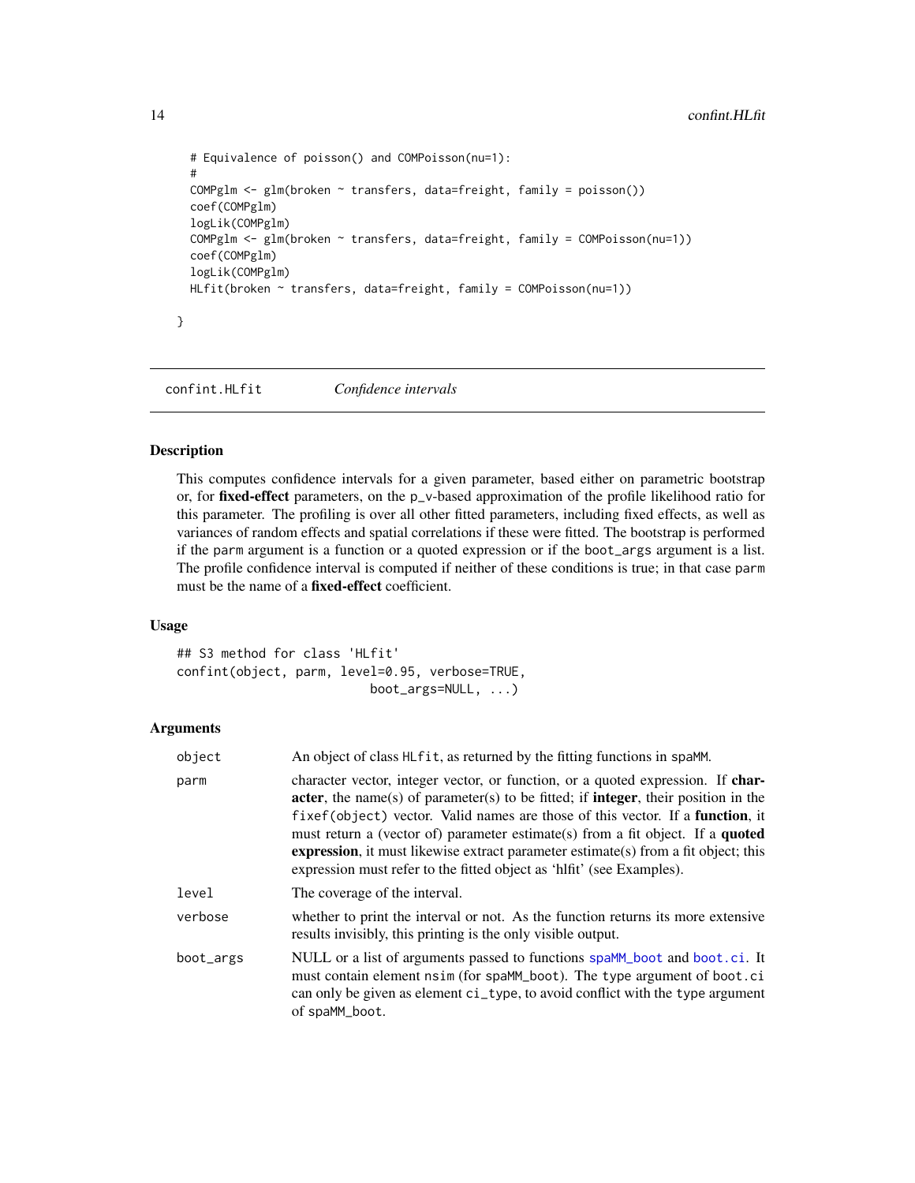```
  # Equivalence of poisson() and COMPoisson(nu=1):
  #
  COMPglm <- glm(broken ~ transfers, data=freight, family = poisson())
  coef(COMPglm)
  logLik(COMPglm)
  COMPglm <- glm(broken ~ transfers, data=freight, family = COMPoisson(nu=1))
  coef(COMPglm)
  logLik(COMPglm)
  HLfit(broken ~ transfers, data=freight, family = COMPoisson(nu=1))

}
```

---

## confint.HLfit — *Confidence intervals*

### Description

This computes confidence intervals for a given parameter, based either on parametric bootstrap or, for **fixed-effect** parameters, on the p_v-based approximation of the profile likelihood ratio for this parameter. The profiling is over all other fitted parameters, including fixed effects, as well as variances of random effects and spatial correlations if these were fitted. The bootstrap is performed if the `parm` argument is a function or a quoted expression or if the `boot_args` argument is a list. The profile confidence interval is computed if neither of these conditions is true; in that case `parm` must be the name of a **fixed-effect** coefficient.

### Usage

```
## S3 method for class 'HLfit'
confint(object, parm, level=0.95, verbose=TRUE,
                          boot_args=NULL, ...)
```

### Arguments

| | |
|---|---|
| `object` | An object of class `HLfit`, as returned by the fitting functions in `spaMM`. |
| `parm` | character vector, integer vector, or function, or a quoted expression. If **character**, the name(s) of parameter(s) to be fitted; if **integer**, their position in the `fixef(object)` vector. Valid names are those of this vector. If a **function**, it must return a (vector of) parameter estimate(s) from a fit object. If a **quoted expression**, it must likewise extract parameter estimate(s) from a fit object; this expression must refer to the fitted object as 'hlfit' (see Examples). |
| `level` | The coverage of the interval. |
| `verbose` | whether to print the interval or not. As the function returns its more extensive results invisibly, this printing is the only visible output. |
| `boot_args` | NULL or a list of arguments passed to functions `spaMM_boot` and `boot.ci`. It must contain element `nsim` (for `spaMM_boot`). The `type` argument of `boot.ci` can only be given as element `ci_type`, to avoid conflict with the `type` argument of `spaMM_boot`. |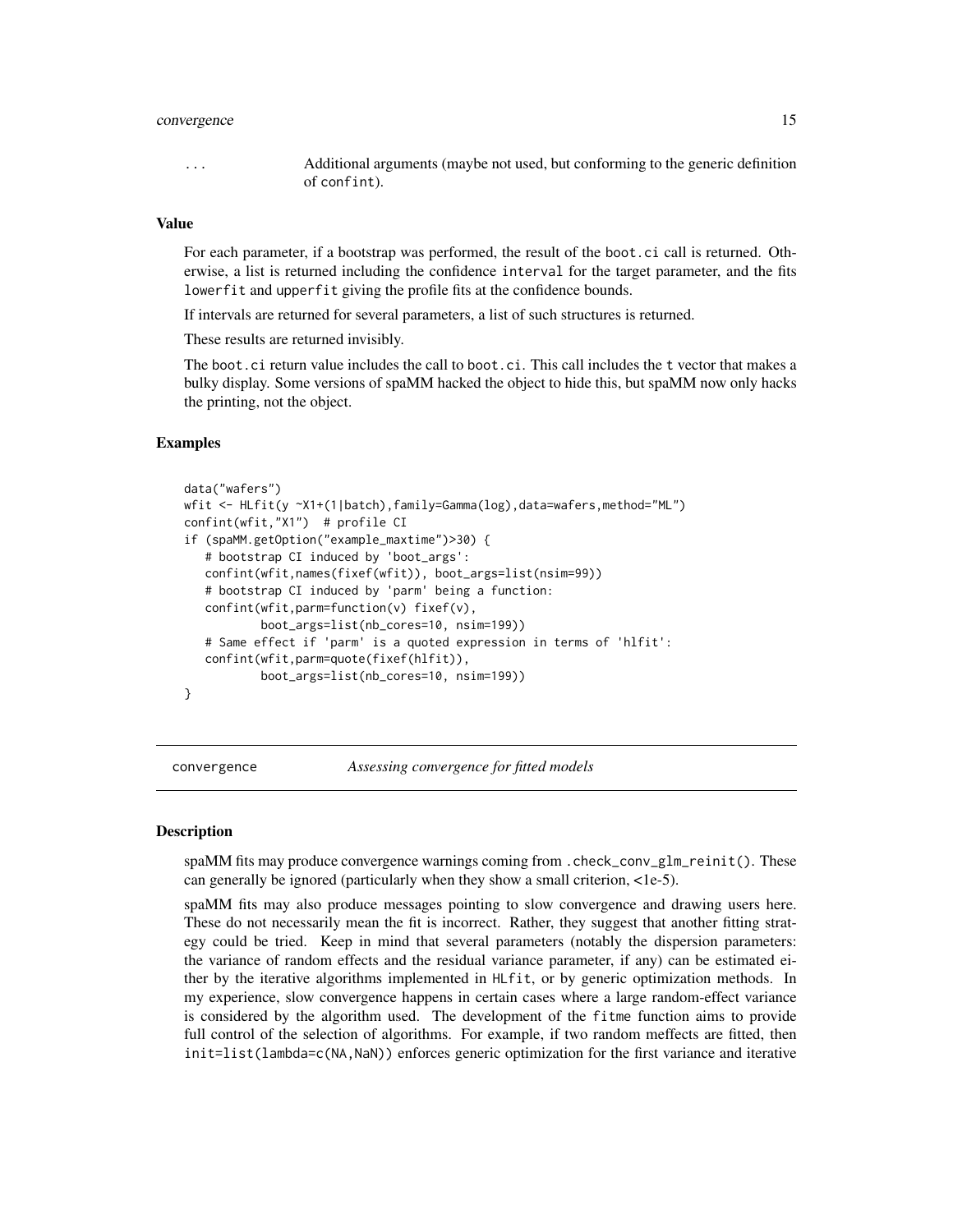... Additional arguments (maybe not used, but conforming to the generic definition of `confint`).

### Value

For each parameter, if a bootstrap was performed, the result of the `boot.ci` call is returned. Otherwise, a list is returned including the confidence `interval` for the target parameter, and the fits `lowerfit` and `upperfit` giving the profile fits at the confidence bounds.

If intervals are returned for several parameters, a list of such structures is returned.

These results are returned invisibly.

The `boot.ci` return value includes the call to `boot.ci`. This call includes the `t` vector that makes a bulky display. Some versions of spaMM hacked the object to hide this, but spaMM now only hacks the printing, not the object.

### Examples

```
data("wafers")
wfit <- HLfit(y ~X1+(1|batch),family=Gamma(log),data=wafers,method="ML")
confint(wfit,"X1")  # profile CI
if (spaMM.getOption("example_maxtime")>30) {
   # bootstrap CI induced by 'boot_args':
   confint(wfit,names(fixef(wfit)), boot_args=list(nsim=99))
   # bootstrap CI induced by 'parm' being a function:
   confint(wfit,parm=function(v) fixef(v),
           boot_args=list(nb_cores=10, nsim=199))
   # Same effect if 'parm' is a quoted expression in terms of 'hlfit':
   confint(wfit,parm=quote(fixef(hlfit)),
           boot_args=list(nb_cores=10, nsim=199))
}
```

---

## convergence — *Assessing convergence for fitted models*

### Description

spaMM fits may produce convergence warnings coming from `.check_conv_glm_reinit()`. These can generally be ignored (particularly when they show a small criterion, <1e-5).

spaMM fits may also produce messages pointing to slow convergence and drawing users here. These do not necessarily mean the fit is incorrect. Rather, they suggest that another fitting strategy could be tried. Keep in mind that several parameters (notably the dispersion parameters: the variance of random effects and the residual variance parameter, if any) can be estimated either by the iterative algorithms implemented in `HLfit`, or by generic optimization methods. In my experience, slow convergence happens in certain cases where a large random-effect variance is considered by the algorithm used. The development of the `fitme` function aims to provide full control of the selection of algorithms. For example, if two random meffects are fitted, then `init=list(lambda=c(NA,NaN))` enforces generic optimization for the first variance and iterative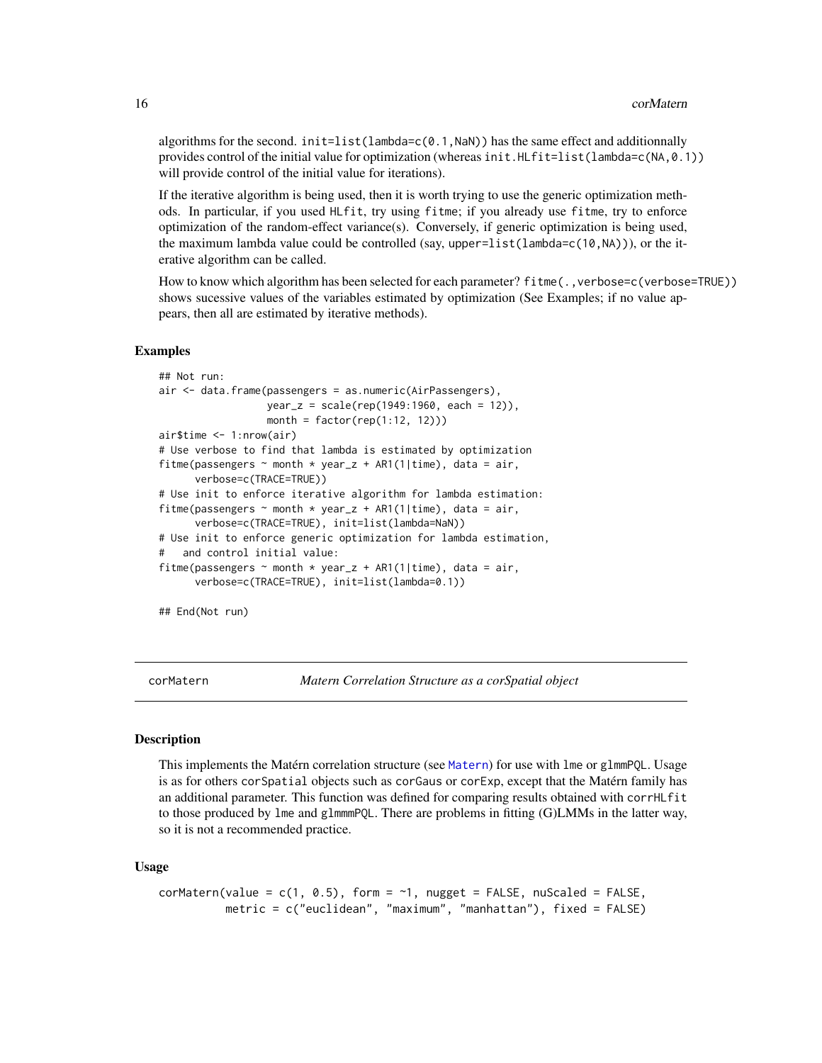algorithms for the second. `init=list(lambda=c(0.1,NaN))` has the same effect and additionnally provides control of the initial value for optimization (whereas `init.HLfit=list(lambda=c(NA,0.1))` will provide control of the initial value for iterations).

If the iterative algorithm is being used, then it is worth trying to use the generic optimization methods. In particular, if you used `HLfit`, try using `fitme`; if you already use `fitme`, try to enforce optimization of the random-effect variance(s). Conversely, if generic optimization is being used, the maximum lambda value could be controlled (say, `upper=list(lambda=c(10,NA))`), or the iterative algorithm can be called.

How to know which algorithm has been selected for each parameter? `fitme(.,verbose=c(verbose=TRUE))` shows sucessive values of the variables estimated by optimization (See Examples; if no value appears, then all are estimated by iterative methods).

### Examples

```
## Not run:
air <- data.frame(passengers = as.numeric(AirPassengers),
                  year_z = scale(rep(1949:1960, each = 12)),
                  month = factor(rep(1:12, 12)))
air$time <- 1:nrow(air)
# Use verbose to find that lambda is estimated by optimization
fitme(passengers ~ month * year_z + AR1(1|time), data = air,
      verbose=c(TRACE=TRUE))
# Use init to enforce iterative algorithm for lambda estimation:
fitme(passengers ~ month * year_z + AR1(1|time), data = air,
      verbose=c(TRACE=TRUE), init=list(lambda=NaN))
# Use init to enforce generic optimization for lambda estimation,
#   and control initial value:
fitme(passengers ~ month * year_z + AR1(1|time), data = air,
      verbose=c(TRACE=TRUE), init=list(lambda=0.1))

## End(Not run)
```

---

## corMatern — *Matern Correlation Structure as a corSpatial object*

### Description

This implements the Matérn correlation structure (see Matern) for use with `lme` or `glmmPQL`. Usage is as for others `corSpatial` objects such as `corGaus` or `corExp`, except that the Matérn family has an additional parameter. This function was defined for comparing results obtained with `corrHLfit` to those produced by `lme` and `glmmmPQL`. There are problems in fitting (G)LMMs in the latter way, so it is not a recommended practice.

### Usage

```
corMatern(value = c(1, 0.5), form = ~1, nugget = FALSE, nuScaled = FALSE,
          metric = c("euclidean", "maximum", "manhattan"), fixed = FALSE)
```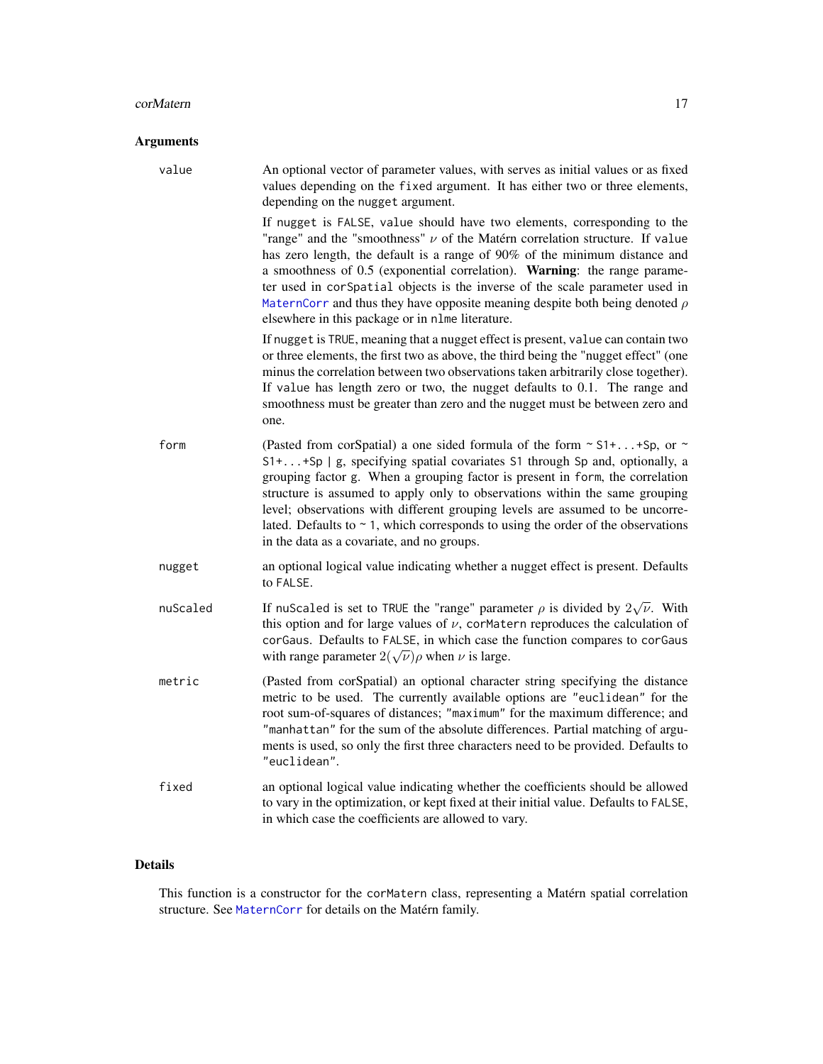## Arguments

**value** An optional vector of parameter values, with serves as initial values or as fixed values depending on the `fixed` argument. It has either two or three elements, depending on the `nugget` argument.

If `nugget` is `FALSE`, `value` should have two elements, corresponding to the "range" and the "smoothness" $\nu$ of the Matérn correlation structure. If `value` has zero length, the default is a range of 90% of the minimum distance and a smoothness of 0.5 (exponential correlation). **Warning**: the range parameter used in `corSpatial` objects is the inverse of the scale parameter used in `MaternCorr` and thus they have opposite meaning despite both being denoted $\rho$ elsewhere in this package or in `nlme` literature.

If `nugget` is `TRUE`, meaning that a nugget effect is present, `value` can contain two or three elements, the first two as above, the third being the "nugget effect" (one minus the correlation between two observations taken arbitrarily close together). If `value` has length zero or two, the nugget defaults to 0.1. The range and smoothness must be greater than zero and the nugget must be between zero and one.

**form** (Pasted from corSpatial) a one sided formula of the form `~ S1+...+Sp`, or `~ S1+...+Sp | g`, specifying spatial covariates `S1` through `Sp` and, optionally, a grouping factor `g`. When a grouping factor is present in `form`, the correlation structure is assumed to apply only to observations within the same grouping level; observations with different grouping levels are assumed to be uncorrelated. Defaults to `~ 1`, which corresponds to using the order of the observations in the data as a covariate, and no groups.

**nugget** an optional logical value indicating whether a nugget effect is present. Defaults to `FALSE`.

**nuScaled** If `nuScaled` is set to `TRUE` the "range" parameter $\rho$ is divided by $2\sqrt{\nu}$. With this option and for large values of $\nu$, `corMatern` reproduces the calculation of `corGaus`. Defaults to `FALSE`, in which case the function compares to `corGaus` with range parameter $2(\sqrt{\nu})\rho$ when $\nu$ is large.

**metric** (Pasted from corSpatial) an optional character string specifying the distance metric to be used. The currently available options are `"euclidean"` for the root sum-of-squares of distances; `"maximum"` for the maximum difference; and `"manhattan"` for the sum of the absolute differences. Partial matching of arguments is used, so only the first three characters need to be provided. Defaults to `"euclidean"`.

**fixed** an optional logical value indicating whether the coefficients should be allowed to vary in the optimization, or kept fixed at their initial value. Defaults to `FALSE`, in which case the coefficients are allowed to vary.

## Details

This function is a constructor for the `corMatern` class, representing a Matérn spatial correlation structure. See `MaternCorr` for details on the Matérn family.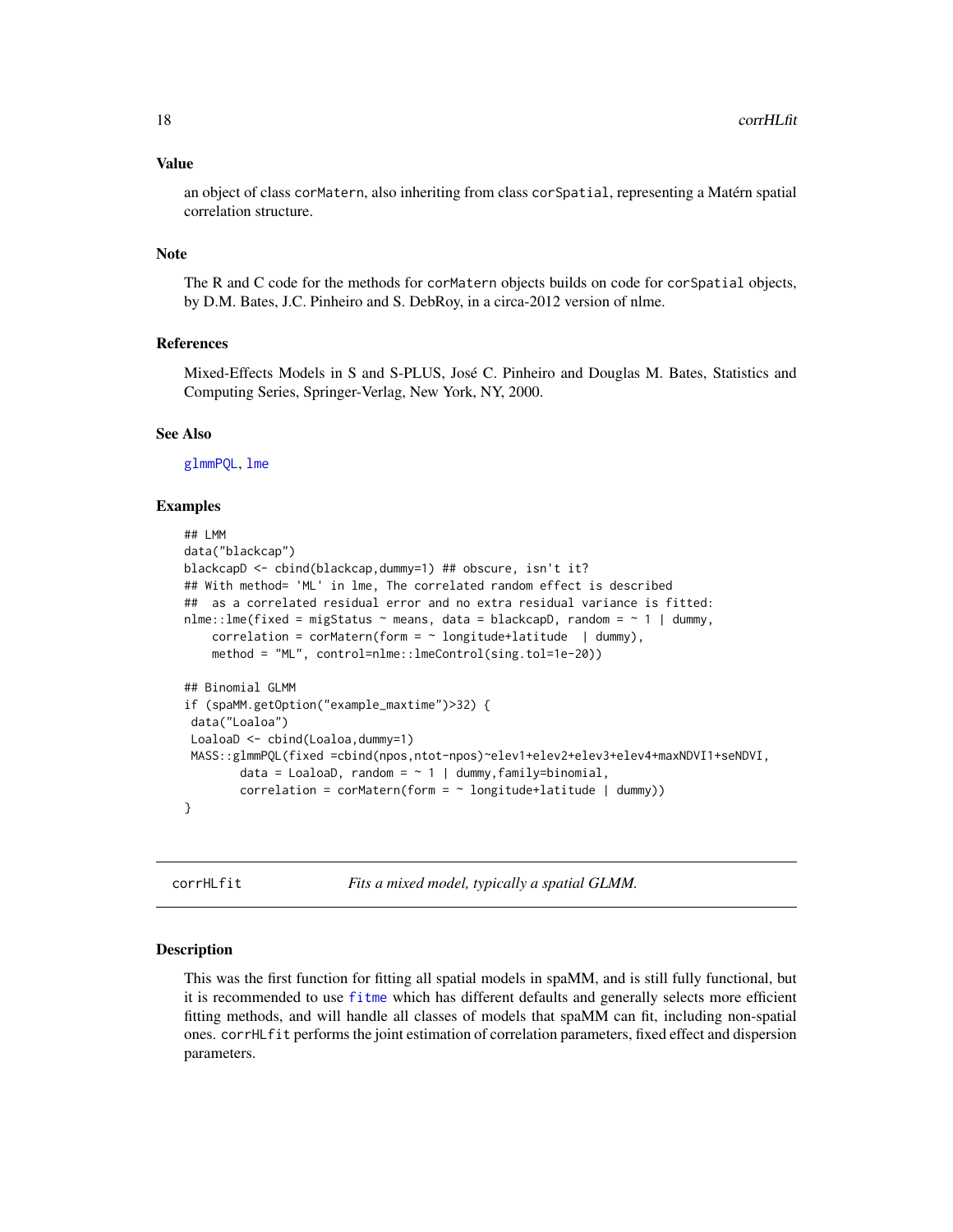### Value

an object of class corMatern, also inheriting from class corSpatial, representing a Matérn spatial correlation structure.

### Note

The R and C code for the methods for corMatern objects builds on code for corSpatial objects, by D.M. Bates, J.C. Pinheiro and S. DebRoy, in a circa-2012 version of nlme.

### References

Mixed-Effects Models in S and S-PLUS, José C. Pinheiro and Douglas M. Bates, Statistics and Computing Series, Springer-Verlag, New York, NY, 2000.

### See Also

glmmPQL, lme

### Examples

```
## LMM
data("blackcap")
blackcapD <- cbind(blackcap,dummy=1) ## obscure, isn't it?
## With method= 'ML' in lme, The correlated random effect is described
##  as a correlated residual error and no extra residual variance is fitted:
nlme::lme(fixed = migStatus ~ means, data = blackcapD, random = ~ 1 | dummy,
    correlation = corMatern(form = ~ longitude+latitude  | dummy),
    method = "ML", control=nlme::lmeControl(sing.tol=1e-20))

## Binomial GLMM
if (spaMM.getOption("example_maxtime")>32) {
 data("Loaloa")
 LoaloaD <- cbind(Loaloa,dummy=1)
 MASS::glmmPQL(fixed =cbind(npos,ntot-npos)~elev1+elev2+elev3+elev4+maxNDVI1+seNDVI,
        data = LoaloaD, random = ~ 1 | dummy,family=binomial,
        correlation = corMatern(form = ~ longitude+latitude | dummy))
}
```

## corrHLfit — *Fits a mixed model, typically a spatial GLMM.*

### Description

This was the first function for fitting all spatial models in spaMM, and is still fully functional, but it is recommended to use fitme which has different defaults and generally selects more efficient fitting methods, and will handle all classes of models that spaMM can fit, including non-spatial ones. corrHLfit performs the joint estimation of correlation parameters, fixed effect and dispersion parameters.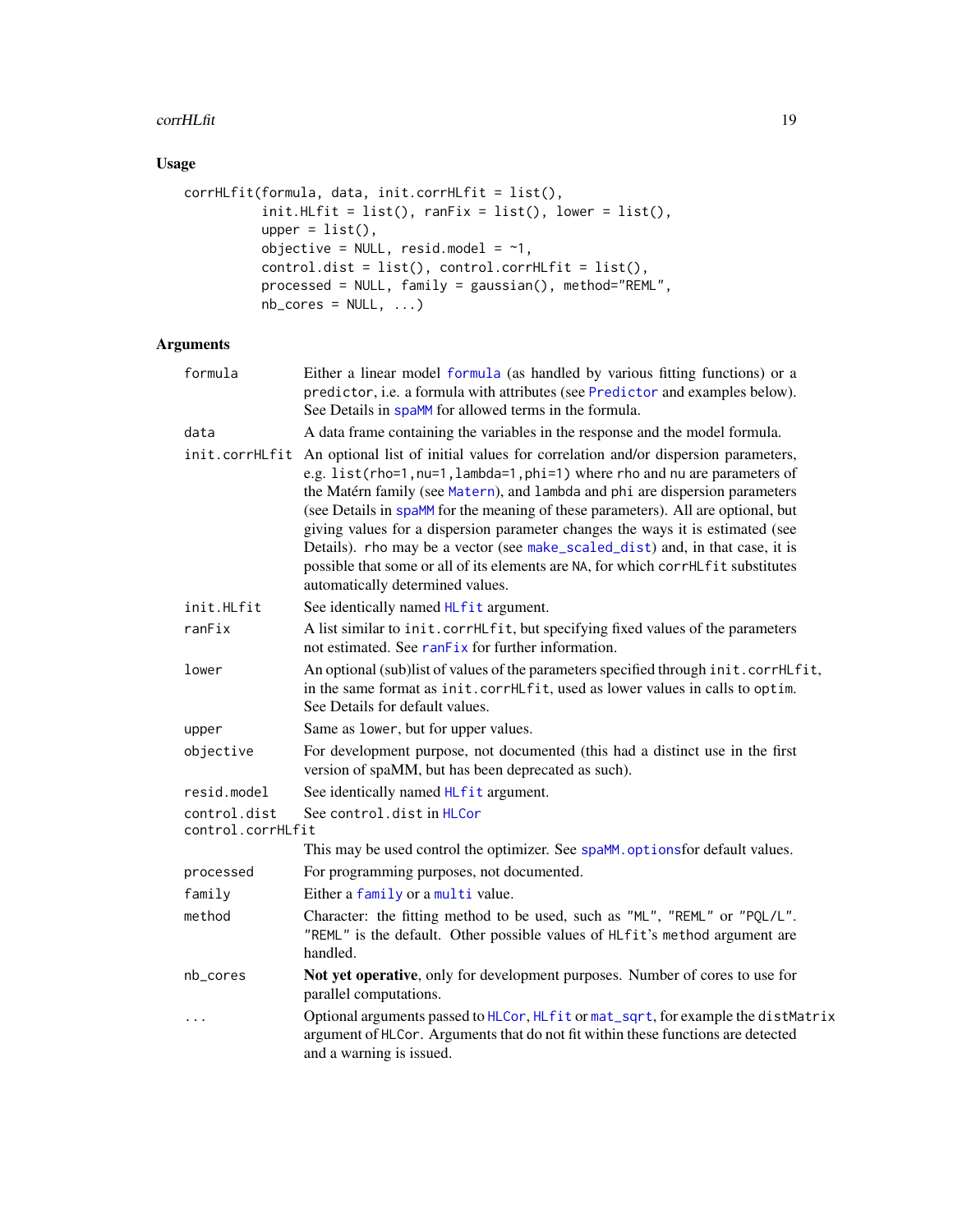## Usage

```
corrHLfit(formula, data, init.corrHLfit = list(),
          init.HLfit = list(), ranFix = list(), lower = list(),
          upper = list(),
          objective = NULL, resid.model = ~1,
          control.dist = list(), control.corrHLfit = list(),
          processed = NULL, family = gaussian(), method="REML",
          nb_cores = NULL, ...)
```

## Arguments

| | |
|---|---|
| `formula` | Either a linear model `formula` (as handled by various fitting functions) or a `predictor`, i.e. a formula with attributes (see `Predictor` and examples below). See Details in `spaMM` for allowed terms in the formula. |
| `data` | A data frame containing the variables in the response and the model formula. |
| `init.corrHLfit` | An optional list of initial values for correlation and/or dispersion parameters, e.g. `list(rho=1,nu=1,lambda=1,phi=1)` where `rho` and `nu` are parameters of the Matérn family (see `Matern`), and `lambda` and `phi` are dispersion parameters (see Details in `spaMM` for the meaning of these parameters). All are optional, but giving values for a dispersion parameter changes the ways it is estimated (see Details). `rho` may be a vector (see `make_scaled_dist`) and, in that case, it is possible that some or all of its elements are `NA`, for which `corrHLfit` substitutes automatically determined values. |
| `init.HLfit` | See identically named `HLfit` argument. |
| `ranFix` | A list similar to `init.corrHLfit`, but specifying fixed values of the parameters not estimated. See `ranFix` for further information. |
| `lower` | An optional (sub)list of values of the parameters specified through `init.corrHLfit`, in the same format as `init.corrHLfit`, used as lower values in calls to `optim`. See Details for default values. |
| `upper` | Same as `lower`, but for upper values. |
| `objective` | For development purpose, not documented (this had a distinct use in the first version of spaMM, but has been deprecated as such). |
| `resid.model` | See identically named `HLfit` argument. |
| `control.dist` | See `control.dist` in `HLCor` |
| `control.corrHLfit` | This may be used control the optimizer. See `spaMM.options`for default values. |
| `processed` | For programming purposes, not documented. |
| `family` | Either a `family` or a `multi` value. |
| `method` | Character: the fitting method to be used, such as `"ML"`, `"REML"` or `"PQL/L"`. `"REML"` is the default. Other possible values of `HLfit`'s `method` argument are handled. |
| `nb_cores` | **Not yet operative**, only for development purposes. Number of cores to use for parallel computations. |
| `...` | Optional arguments passed to `HLCor`, `HLfit` or `mat_sqrt`, for example the `distMatrix` argument of `HLCor`. Arguments that do not fit within these functions are detected and a warning is issued. |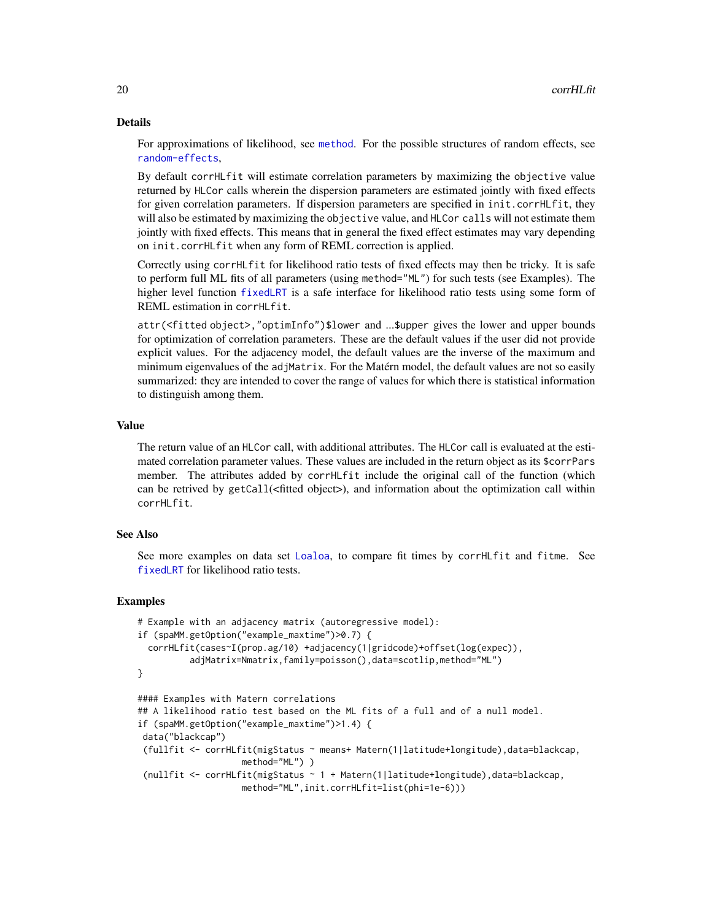## Details

For approximations of likelihood, see `method`. For the possible structures of random effects, see `random-effects`,

By default `corrHLfit` will estimate correlation parameters by maximizing the `objective` value returned by `HLCor` calls wherein the dispersion parameters are estimated jointly with fixed effects for given correlation parameters. If dispersion parameters are specified in `init.corrHLfit`, they will also be estimated by maximizing the `objective` value, and `HLCor calls` will not estimate them jointly with fixed effects. This means that in general the fixed effect estimates may vary depending on `init.corrHLfit` when any form of REML correction is applied.

Correctly using `corrHLfit` for likelihood ratio tests of fixed effects may then be tricky. It is safe to perform full ML fits of all parameters (using `method="ML"`) for such tests (see Examples). The higher level function `fixedLRT` is a safe interface for likelihood ratio tests using some form of REML estimation in `corrHLfit`.

`attr(<fitted object>,"optimInfo")$lower` and ...`$upper` gives the lower and upper bounds for optimization of correlation parameters. These are the default values if the user did not provide explicit values. For the adjacency model, the default values are the inverse of the maximum and minimum eigenvalues of the `adjMatrix`. For the Matérn model, the default values are not so easily summarized: they are intended to cover the range of values for which there is statistical information to distinguish among them.

## Value

The return value of an `HLCor` call, with additional attributes. The `HLCor` call is evaluated at the estimated correlation parameter values. These values are included in the return object as its `$corrPars` member. The attributes added by `corrHLfit` include the original call of the function (which can be retrived by `getCall`(<fitted object>), and information about the optimization call within `corrHLfit`.

## See Also

See more examples on data set `Loaloa`, to compare fit times by `corrHLfit` and `fitme`. See `fixedLRT` for likelihood ratio tests.

## Examples

```
# Example with an adjacency matrix (autoregressive model):
if (spaMM.getOption("example_maxtime")>0.7) {
  corrHLfit(cases~I(prop.ag/10) +adjacency(1|gridcode)+offset(log(expec)),
          adjMatrix=Nmatrix,family=poisson(),data=scotlip,method="ML")
}

#### Examples with Matern correlations
## A likelihood ratio test based on the ML fits of a full and of a null model.
if (spaMM.getOption("example_maxtime")>1.4) {
 data("blackcap")
 (fullfit <- corrHLfit(migStatus ~ means+ Matern(1|latitude+longitude),data=blackcap,
                    method="ML") )
 (nullfit <- corrHLfit(migStatus ~ 1 + Matern(1|latitude+longitude),data=blackcap,
                    method="ML",init.corrHLfit=list(phi=1e-6)))
```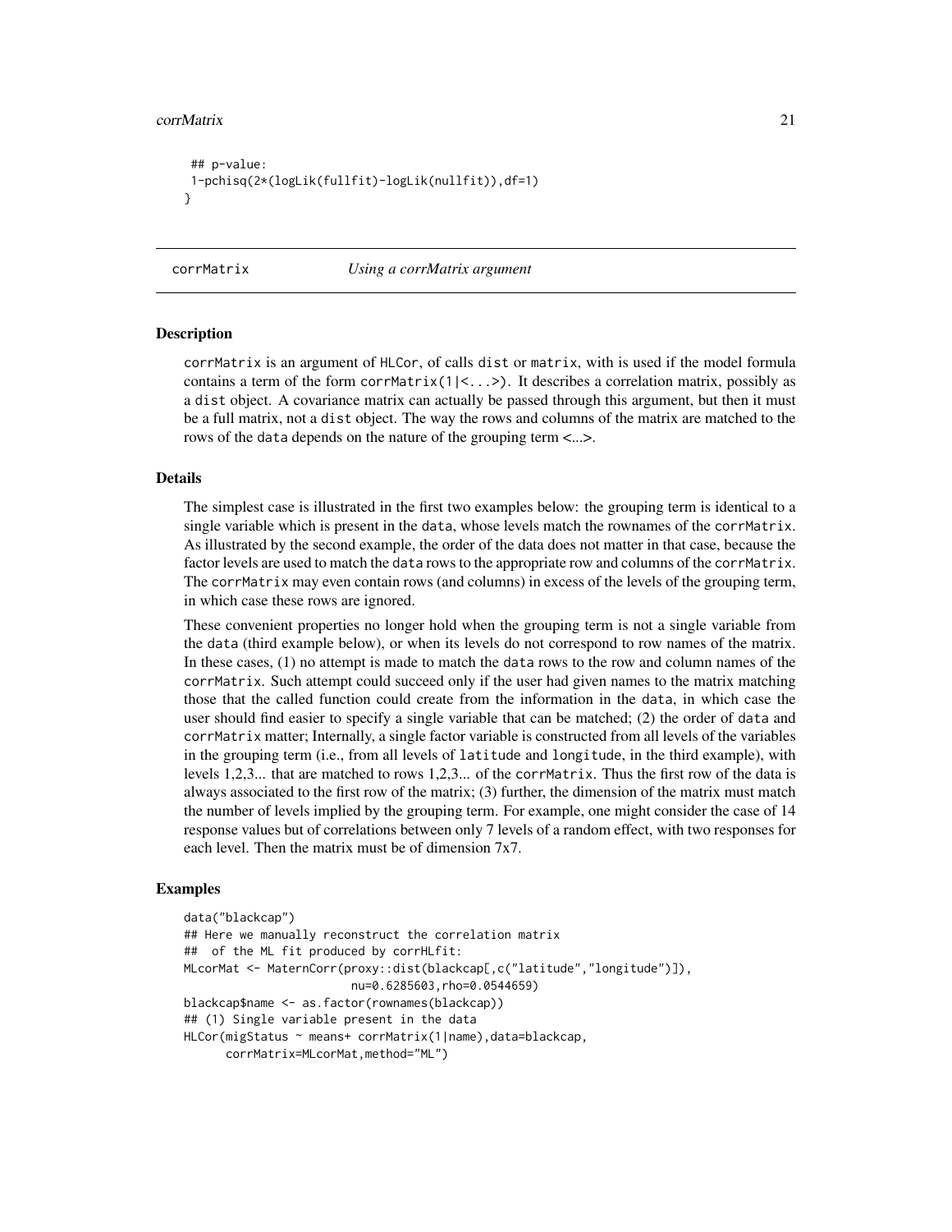```
 ## p-value:
 1-pchisq(2*(logLik(fullfit)-logLik(nullfit)),df=1)
}
```

## corrMatrix — *Using a corrMatrix argument*

### Description

corrMatrix is an argument of HLCor, of calls dist or matrix, with is used if the model formula contains a term of the form corrMatrix(1|<...>). It describes a correlation matrix, possibly as a dist object. A covariance matrix can actually be passed through this argument, but then it must be a full matrix, not a dist object. The way the rows and columns of the matrix are matched to the rows of the data depends on the nature of the grouping term <...>.

### Details

The simplest case is illustrated in the first two examples below: the grouping term is identical to a single variable which is present in the data, whose levels match the rownames of the corrMatrix. As illustrated by the second example, the order of the data does not matter in that case, because the factor levels are used to match the data rows to the appropriate row and columns of the corrMatrix. The corrMatrix may even contain rows (and columns) in excess of the levels of the grouping term, in which case these rows are ignored.

These convenient properties no longer hold when the grouping term is not a single variable from the data (third example below), or when its levels do not correspond to row names of the matrix. In these cases, (1) no attempt is made to match the data rows to the row and column names of the corrMatrix. Such attempt could succeed only if the user had given names to the matrix matching those that the called function could create from the information in the data, in which case the user should find easier to specify a single variable that can be matched; (2) the order of data and corrMatrix matter; Internally, a single factor variable is constructed from all levels of the variables in the grouping term (i.e., from all levels of latitude and longitude, in the third example), with levels 1,2,3... that are matched to rows 1,2,3... of the corrMatrix. Thus the first row of the data is always associated to the first row of the matrix; (3) further, the dimension of the matrix must match the number of levels implied by the grouping term. For example, one might consider the case of 14 response values but of correlations between only 7 levels of a random effect, with two responses for each level. Then the matrix must be of dimension 7x7.

### Examples

```
data("blackcap")
## Here we manually reconstruct the correlation matrix
##  of the ML fit produced by corrHLfit:
MLcorMat <- MaternCorr(proxy::dist(blackcap[,c("latitude","longitude")]),
                       nu=0.6285603,rho=0.0544659)
blackcap$name <- as.factor(rownames(blackcap))
## (1) Single variable present in the data
HLCor(migStatus ~ means+ corrMatrix(1|name),data=blackcap,
      corrMatrix=MLcorMat,method="ML")
```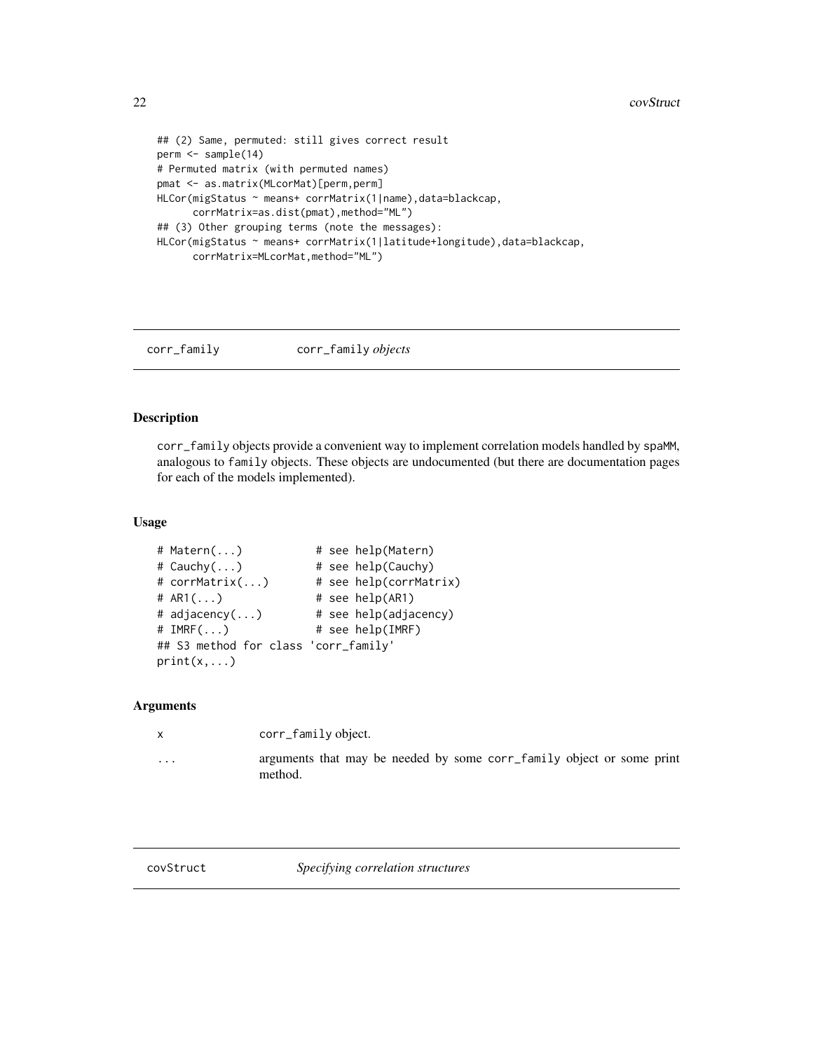```
## (2) Same, permuted: still gives correct result
perm <- sample(14)
# Permuted matrix (with permuted names)
pmat <- as.matrix(MLcorMat)[perm,perm]
HLCor(migStatus ~ means+ corrMatrix(1|name),data=blackcap,
      corrMatrix=as.dist(pmat),method="ML")
## (3) Other grouping terms (note the messages):
HLCor(migStatus ~ means+ corrMatrix(1|latitude+longitude),data=blackcap,
      corrMatrix=MLcorMat,method="ML")
```

---

corr_family *corr_family objects*

---

## Description

corr_family objects provide a convenient way to implement correlation models handled by spaMM, analogous to family objects. These objects are undocumented (but there are documentation pages for each of the models implemented).

## Usage

```
# Matern(...)           # see help(Matern)
# Cauchy(...)           # see help(Cauchy)
# corrMatrix(...)       # see help(corrMatrix)
# AR1(...)              # see help(AR1)
# adjacency(...)        # see help(adjacency)
# IMRF(...)             # see help(IMRF)
## S3 method for class 'corr_family'
print(x,...)
```

## Arguments

| | |
|---|---|
| x | corr_family object. |
| ... | arguments that may be needed by some corr_family object or some print method. |

---

covStruct *Specifying correlation structures*

---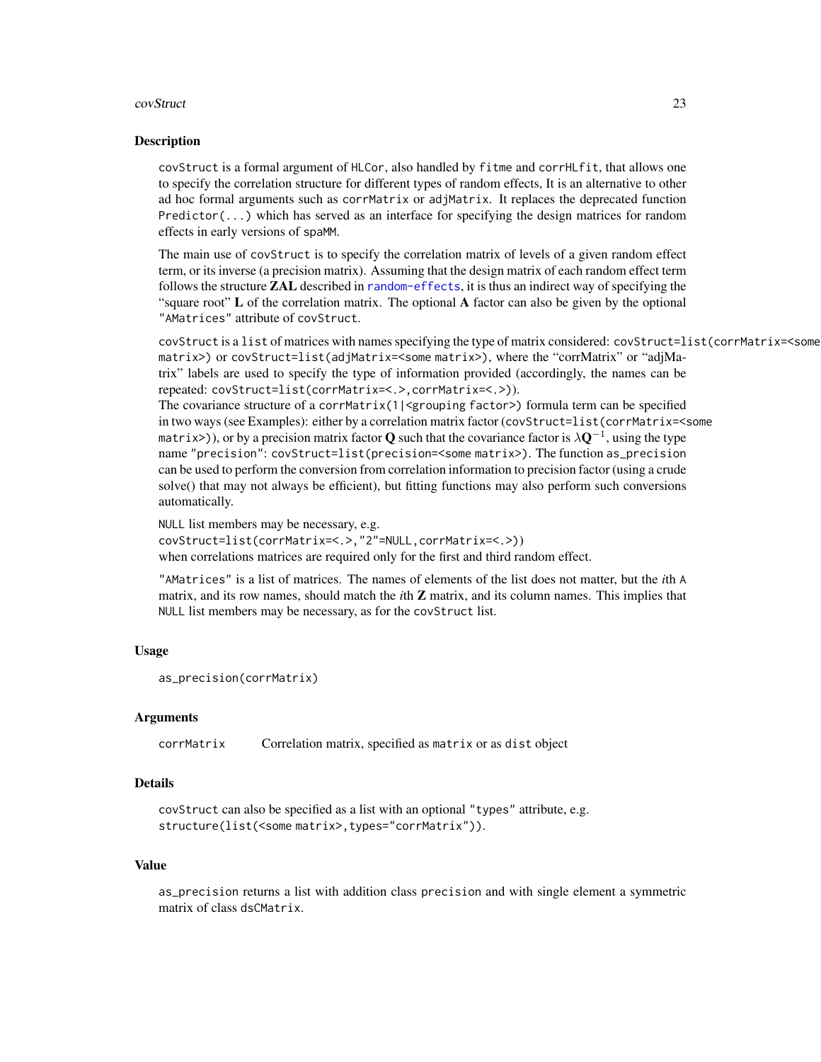## Description

`covStruct` is a formal argument of `HLCor`, also handled by `fitme` and `corrHLfit`, that allows one to specify the correlation structure for different types of random effects, It is an alternative to other ad hoc formal arguments such as `corrMatrix` or `adjMatrix`. It replaces the deprecated function `Predictor(...)` which has served as an interface for specifying the design matrices for random effects in early versions of `spaMM`.

The main use of `covStruct` is to specify the correlation matrix of levels of a given random effect term, or its inverse (a precision matrix). Assuming that the design matrix of each random effect term follows the structure **ZAL** described in random-effects, it is thus an indirect way of specifying the "square root" **L** of the correlation matrix. The optional **A** factor can also be given by the optional `"AMatrices"` attribute of `covStruct`.

`covStruct` is a `list` of matrices with names specifying the type of matrix considered: `covStruct=list(corrMatrix=<some matrix>)` or `covStruct=list(adjMatrix=<some matrix>)`, where the "corrMatrix" or "adjMatrix" labels are used to specify the type of information provided (accordingly, the names can be repeated: `covStruct=list(corrMatrix=<.>,corrMatrix=<.>)`).
The covariance structure of a `corrMatrix(1|<grouping factor>)` formula term can be specified in two ways (see Examples): either by a correlation matrix factor (`covStruct=list(corrMatrix=<some matrix>)`), or by a precision matrix factor **Q** such that the covariance factor is $\lambda\mathbf{Q}^{-1}$, using the type name `"precision"`: `covStruct=list(precision=<some matrix>)`. The function `as_precision` can be used to perform the conversion from correlation information to precision factor (using a crude solve() that may not always be efficient), but fitting functions may also perform such conversions automatically.

`NULL` list members may be necessary, e.g.
`covStruct=list(corrMatrix=<.>,"2"=NULL,corrMatrix=<.>))`
when correlations matrices are required only for the first and third random effect.

`"AMatrices"` is a list of matrices. The names of elements of the list does not matter, but the *i*th `A` matrix, and its row names, should match the *i*th **Z** matrix, and its column names. This implies that `NULL` list members may be necessary, as for the `covStruct` list.

## Usage

```
as_precision(corrMatrix)
```

## Arguments

| | |
|---|---|
| `corrMatrix` | Correlation matrix, specified as `matrix` or as `dist` object |

## Details

`covStruct` can also be specified as a list with an optional `"types"` attribute, e.g.
`structure(list(<some matrix>,types="corrMatrix"))`.

## Value

`as_precision` returns a list with addition class `precision` and with single element a symmetric matrix of class `dsCMatrix`.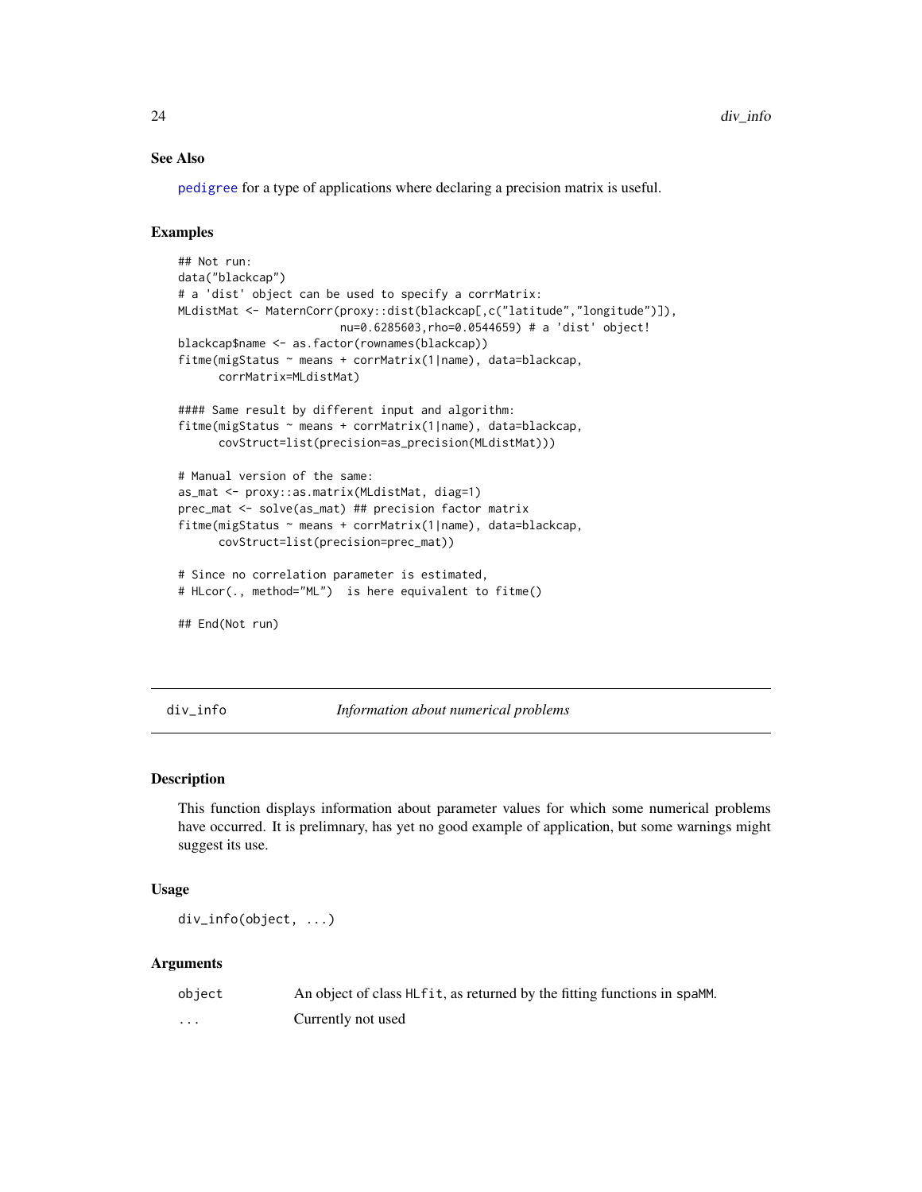## See Also

pedigree for a type of applications where declaring a precision matrix is useful.

## Examples

```
## Not run:
data("blackcap")
# a 'dist' object can be used to specify a corrMatrix:
MLdistMat <- MaternCorr(proxy::dist(blackcap[,c("latitude","longitude")]),
                        nu=0.6285603,rho=0.0544659) # a 'dist' object!
blackcap$name <- as.factor(rownames(blackcap))
fitme(migStatus ~ means + corrMatrix(1|name), data=blackcap,
      corrMatrix=MLdistMat)

#### Same result by different input and algorithm:
fitme(migStatus ~ means + corrMatrix(1|name), data=blackcap,
      covStruct=list(precision=as_precision(MLdistMat)))

# Manual version of the same:
as_mat <- proxy::as.matrix(MLdistMat, diag=1)
prec_mat <- solve(as_mat) ## precision factor matrix
fitme(migStatus ~ means + corrMatrix(1|name), data=blackcap,
      covStruct=list(precision=prec_mat))

# Since no correlation parameter is estimated,
# HLcor(., method="ML")  is here equivalent to fitme()

## End(Not run)
```

---

# div_info — *Information about numerical problems*

## Description

This function displays information about parameter values for which some numerical problems have occurred. It is prelimnary, has yet no good example of application, but some warnings might suggest its use.

## Usage

```
div_info(object, ...)
```

## Arguments

| | |
|---|---|
| object | An object of class HLfit, as returned by the fitting functions in spaMM. |
| ... | Currently not used |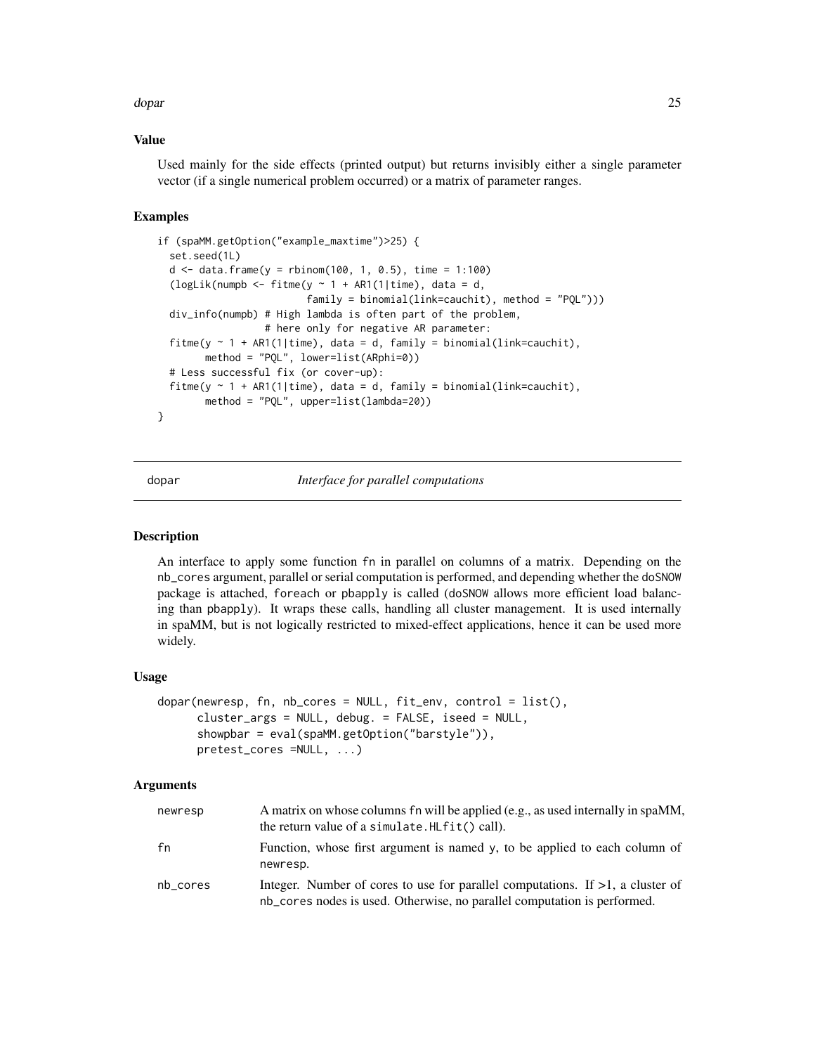### Value

Used mainly for the side effects (printed output) but returns invisibly either a single parameter vector (if a single numerical problem occurred) or a matrix of parameter ranges.

### Examples

```
if (spaMM.getOption("example_maxtime")>25) {
  set.seed(1L)
  d <- data.frame(y = rbinom(100, 1, 0.5), time = 1:100)
  (logLik(numpb <- fitme(y ~ 1 + AR1(1|time), data = d,
                         family = binomial(link=cauchit), method = "PQL")))
  div_info(numpb) # High lambda is often part of the problem,
                  # here only for negative AR parameter:
  fitme(y ~ 1 + AR1(1|time), data = d, family = binomial(link=cauchit),
        method = "PQL", lower=list(ARphi=0))
  # Less successful fix (or cover-up):
  fitme(y ~ 1 + AR1(1|time), data = d, family = binomial(link=cauchit),
        method = "PQL", upper=list(lambda=20))
}
```

---

## dopar — *Interface for parallel computations*

### Description

An interface to apply some function fn in parallel on columns of a matrix. Depending on the nb_cores argument, parallel or serial computation is performed, and depending whether the doSNOW package is attached, foreach or pbapply is called (doSNOW allows more efficient load balancing than pbapply). It wraps these calls, handling all cluster management. It is used internally in spaMM, but is not logically restricted to mixed-effect applications, hence it can be used more widely.

### Usage

```
dopar(newresp, fn, nb_cores = NULL, fit_env, control = list(),
      cluster_args = NULL, debug. = FALSE, iseed = NULL,
      showpbar = eval(spaMM.getOption("barstyle")),
      pretest_cores =NULL, ...)
```

### Arguments

| | |
|---|---|
| newresp | A matrix on whose columns fn will be applied (e.g., as used internally in spaMM, the return value of a simulate.HLfit() call). |
| fn | Function, whose first argument is named y, to be applied to each column of newresp. |
| nb_cores | Integer. Number of cores to use for parallel computations. If >1, a cluster of nb_cores nodes is used. Otherwise, no parallel computation is performed. |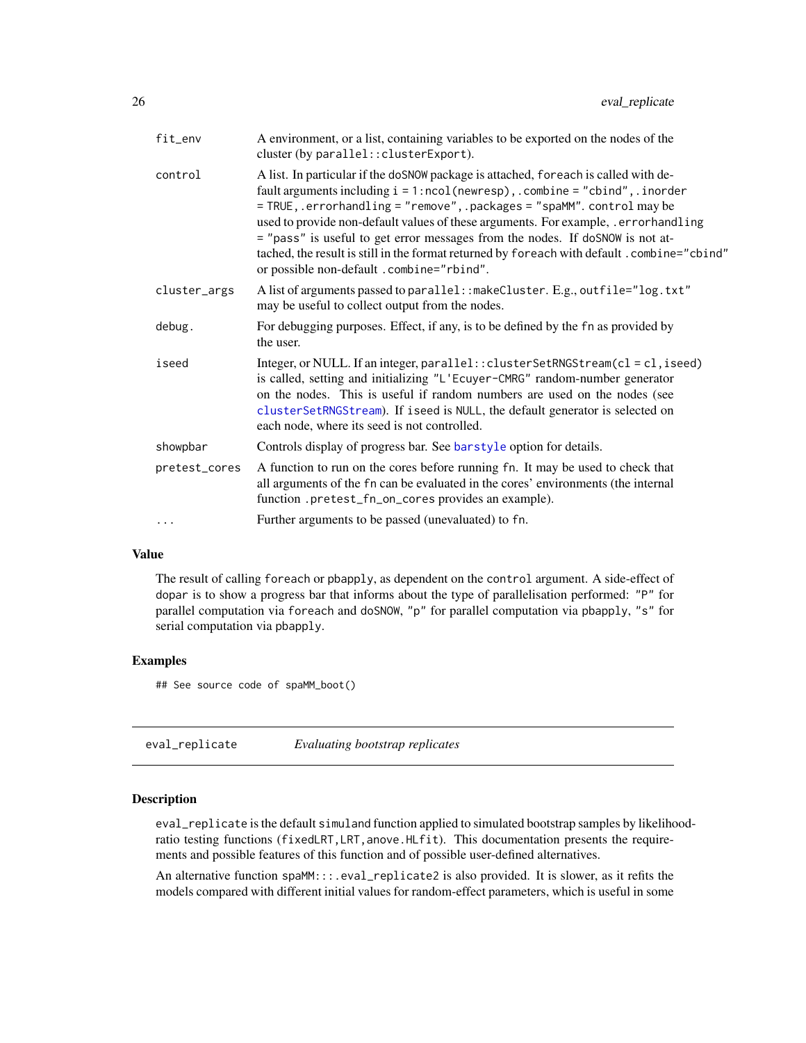| | |
|---|---|
| `fit_env` | A environment, or a list, containing variables to be exported on the nodes of the cluster (by `parallel::clusterExport`). |
| `control` | A list. In particular if the doSNOW package is attached, `foreach` is called with default arguments including `i = 1:ncol(newresp), .combine = "cbind", .inorder = TRUE, .errorhandling = "remove", .packages = "spaMM"`. `control` may be used to provide non-default values of these arguments. For example, `.errorhandling = "pass"` is useful to get error messages from the nodes. If doSNOW is not attached, the result is still in the format returned by `foreach` with default `.combine="cbind"` or possible non-default `.combine="rbind"`. |
| `cluster_args` | A list of arguments passed to `parallel::makeCluster`. E.g., `outfile="log.txt"` may be useful to collect output from the nodes. |
| `debug.` | For debugging purposes. Effect, if any, is to be defined by the `fn` as provided by the user. |
| `iseed` | Integer, or NULL. If an integer, `parallel::clusterSetRNGStream(cl = cl, iseed)` is called, setting and initializing `"L'Ecuyer-CMRG"` random-number generator on the nodes. This is useful if random numbers are used on the nodes (see `clusterSetRNGStream`). If `iseed` is NULL, the default generator is selected on each node, where its seed is not controlled. |
| `showpbar` | Controls display of progress bar. See `barstyle` option for details. |
| `pretest_cores` | A function to run on the cores before running `fn`. It may be used to check that all arguments of the `fn` can be evaluated in the cores' environments (the internal function `.pretest_fn_on_cores` provides an example). |
| `...` | Further arguments to be passed (unevaluated) to `fn`. |

## Value

The result of calling `foreach` or `pbapply`, as dependent on the `control` argument. A side-effect of `dopar` is to show a progress bar that informs about the type of parallelisation performed: `"P"` for parallel computation via `foreach` and `doSNOW`, `"p"` for parallel computation via `pbapply`, `"s"` for serial computation via `pbapply`.

## Examples

```
## See source code of spaMM_boot()
```

---

# eval_replicate — *Evaluating bootstrap replicates*

## Description

`eval_replicate` is the default `simuland` function applied to simulated bootstrap samples by likelihood-ratio testing functions (`fixedLRT`, `LRT`, `anove.HLfit`). This documentation presents the requirements and possible features of this function and of possible user-defined alternatives.

An alternative function `spaMM:::.eval_replicate2` is also provided. It is slower, as it refits the models compared with different initial values for random-effect parameters, which is useful in some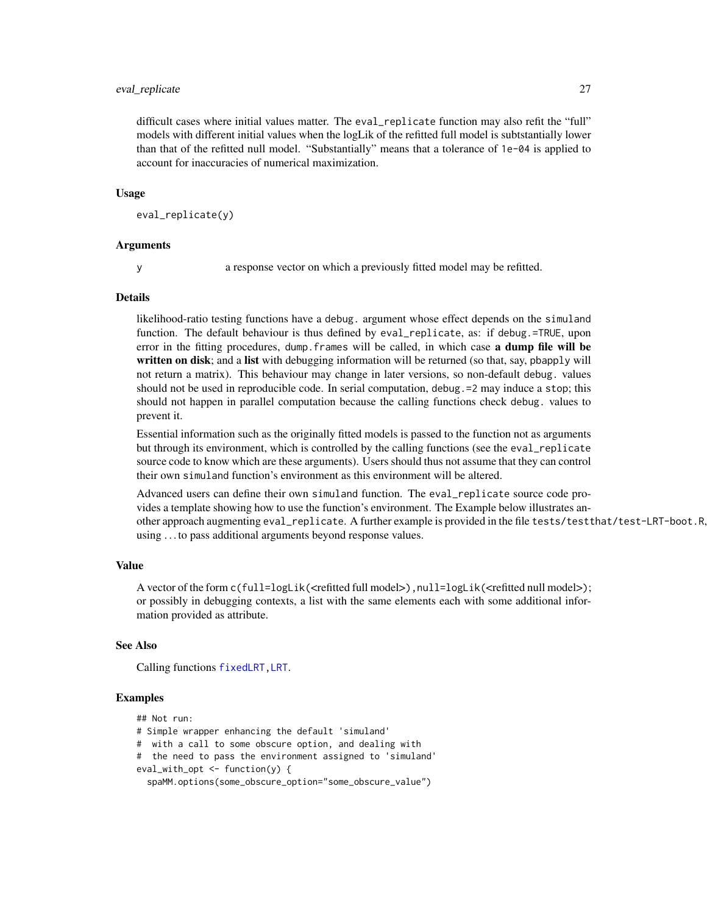difficult cases where initial values matter. The eval_replicate function may also refit the "full" models with different initial values when the logLik of the refitted full model is subtstantially lower than that of the refitted null model. "Substantially" means that a tolerance of 1e-04 is applied to account for inaccuracies of numerical maximization.

### Usage

```
eval_replicate(y)
```

### Arguments

y    a response vector on which a previously fitted model may be refitted.

### Details

likelihood-ratio testing functions have a debug. argument whose effect depends on the simuland function. The default behaviour is thus defined by eval_replicate, as: if debug.=TRUE, upon error in the fitting procedures, dump.frames will be called, in which case **a dump file will be written on disk**; and a **list** with debugging information will be returned (so that, say, pbapply will not return a matrix). This behaviour may change in later versions, so non-default debug. values should not be used in reproducible code. In serial computation, debug.=2 may induce a stop; this should not happen in parallel computation because the calling functions check debug. values to prevent it.

Essential information such as the originally fitted models is passed to the function not as arguments but through its environment, which is controlled by the calling functions (see the eval_replicate source code to know which are these arguments). Users should thus not assume that they can control their own simuland function's environment as this environment will be altered.

Advanced users can define their own simuland function. The eval_replicate source code provides a template showing how to use the function's environment. The Example below illustrates another approach augmenting eval_replicate. A further example is provided in the file tests/testthat/test-LRT-boot.R, using ... to pass additional arguments beyond response values.

### Value

A vector of the form c(full=logLik(<refitted full model>),null=logLik(<refitted null model>); or possibly in debugging contexts, a list with the same elements each with some additional information provided as attribute.

### See Also

Calling functions fixedLRT, LRT.

### Examples

```
## Not run:
# Simple wrapper enhancing the default 'simuland'
#  with a call to some obscure option, and dealing with
#  the need to pass the environment assigned to 'simuland'
eval_with_opt <- function(y) {
  spaMM.options(some_obscure_option="some_obscure_value")
```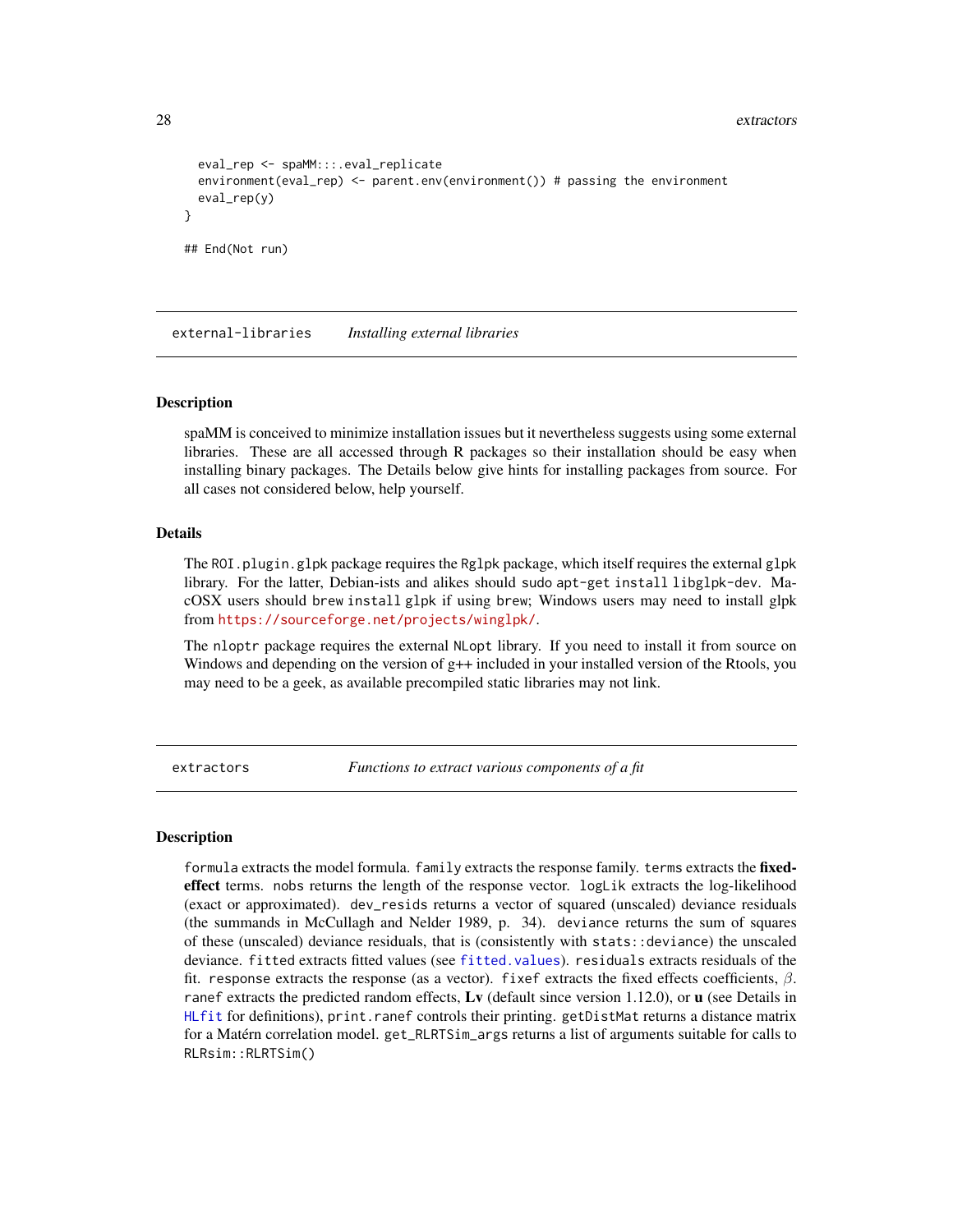```
  eval_rep <- spaMM:::.eval_replicate
  environment(eval_rep) <- parent.env(environment()) # passing the environment
  eval_rep(y)
}

## End(Not run)
```

## external-libraries *Installing external libraries*

### Description

spaMM is conceived to minimize installation issues but it nevertheless suggests using some external libraries. These are all accessed through R packages so their installation should be easy when installing binary packages. The Details below give hints for installing packages from source. For all cases not considered below, help yourself.

### Details

The `ROI.plugin.glpk` package requires the `Rglpk` package, which itself requires the external `glpk` library. For the latter, Debian-ists and alikes should `sudo apt-get install libglpk-dev`. MacOSX users should `brew install glpk` if using `brew`; Windows users may need to install glpk from https://sourceforge.net/projects/winglpk/.

The `nloptr` package requires the external `NLopt` library. If you need to install it from source on Windows and depending on the version of g++ included in your installed version of the Rtools, you may need to be a geek, as available precompiled static libraries may not link.

## extractors *Functions to extract various components of a fit*

### Description

`formula` extracts the model formula. `family` extracts the response family. `terms` extracts the **fixed-effect** terms. `nobs` returns the length of the response vector. `logLik` extracts the log-likelihood (exact or approximated). `dev_resids` returns a vector of squared (unscaled) deviance residuals (the summands in McCullagh and Nelder 1989, p. 34). `deviance` returns the sum of squares of these (unscaled) deviance residuals, that is (consistently with `stats::deviance`) the unscaled deviance. `fitted` extracts fitted values (see `fitted.values`). `residuals` extracts residuals of the fit. `response` extracts the response (as a vector). `fixef` extracts the fixed effects coefficients, $\beta$. `ranef` extracts the predicted random effects, **Lv** (default since version 1.12.0), or **u** (see Details in `HLfit` for definitions), `print.ranef` controls their printing. `getDistMat` returns a distance matrix for a Matérn correlation model. `get_RLRTSim_args` returns a list of arguments suitable for calls to `RLRsim::RLRTSim()`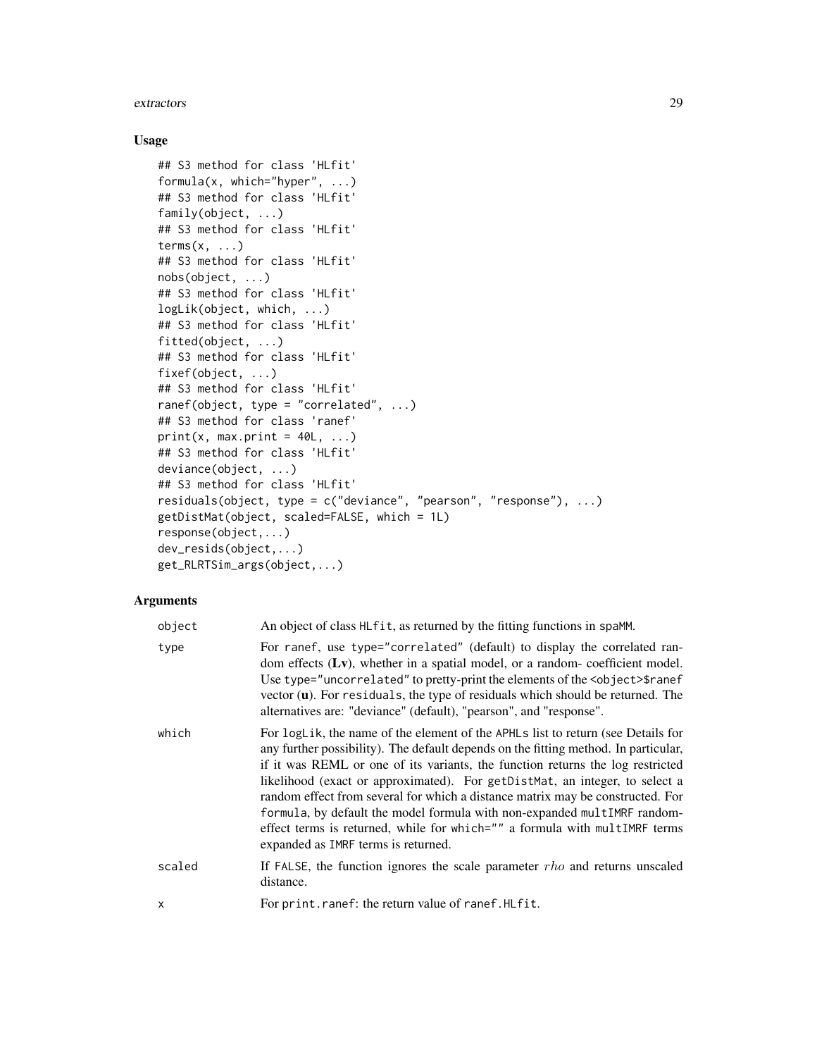## Usage

```
## S3 method for class 'HLfit'
formula(x, which="hyper", ...)
## S3 method for class 'HLfit'
family(object, ...)
## S3 method for class 'HLfit'
terms(x, ...)
## S3 method for class 'HLfit'
nobs(object, ...)
## S3 method for class 'HLfit'
logLik(object, which, ...)
## S3 method for class 'HLfit'
fitted(object, ...)
## S3 method for class 'HLfit'
fixef(object, ...)
## S3 method for class 'HLfit'
ranef(object, type = "correlated", ...)
## S3 method for class 'ranef'
print(x, max.print = 40L, ...)
## S3 method for class 'HLfit'
deviance(object, ...)
## S3 method for class 'HLfit'
residuals(object, type = c("deviance", "pearson", "response"), ...)
getDistMat(object, scaled=FALSE, which = 1L)
response(object,...)
dev_resids(object,...)
get_RLRTSim_args(object,...)
```

## Arguments

| | |
|---|---|
| object | An object of class HLfit, as returned by the fitting functions in spaMM. |
| type | For ranef, use type="correlated" (default) to display the correlated random effects (**Lv**), whether in a spatial model, or a random- coefficient model. Use type="uncorrelated" to pretty-print the elements of the <object>$ranef vector (**u**). For residuals, the type of residuals which should be returned. The alternatives are: "deviance" (default), "pearson", and "response". |
| which | For logLik, the name of the element of the APHLs list to return (see Details for any further possibility). The default depends on the fitting method. In particular, if it was REML or one of its variants, the function returns the log restricted likelihood (exact or approximated). For getDistMat, an integer, to select a random effect from several for which a distance matrix may be constructed. For formula, by default the model formula with non-expanded multIMRF random-effect terms is returned, while for which="" a formula with multIMRF terms expanded as IMRF terms is returned. |
| scaled | If FALSE, the function ignores the scale parameter $rho$ and returns unscaled distance. |
| x | For print.ranef: the return value of ranef.HLfit. |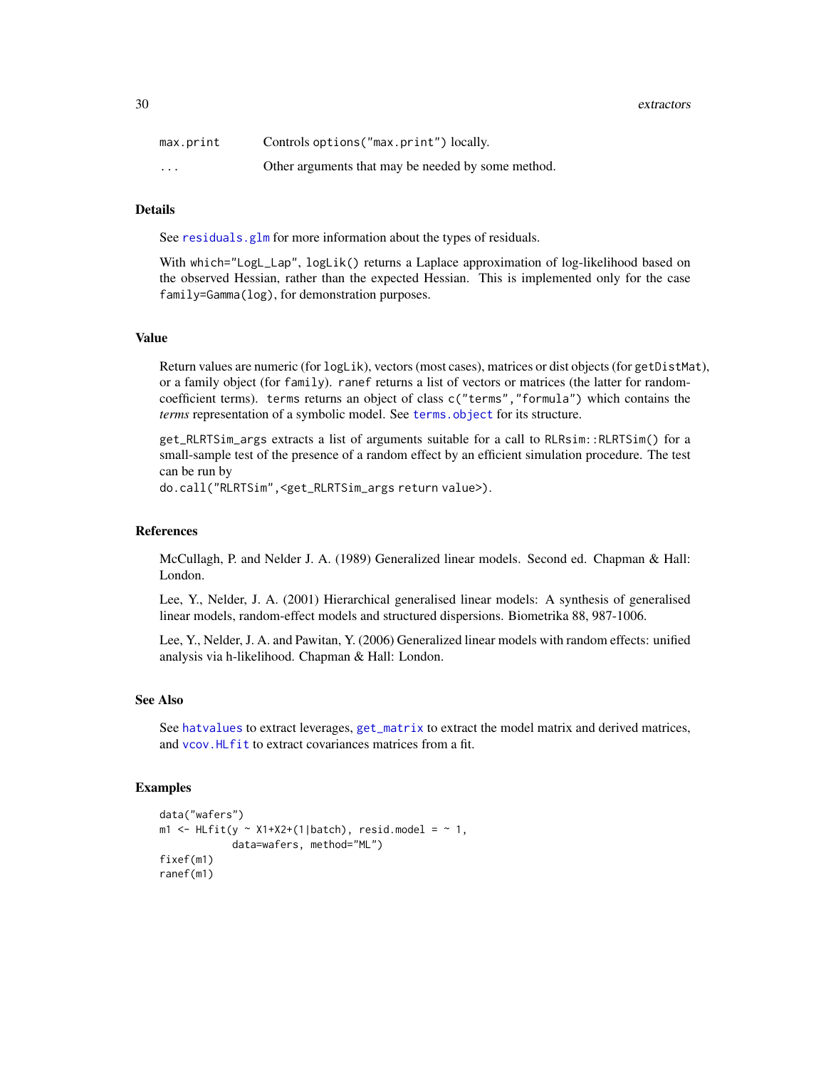| | |
|---|---|
| max.print | Controls options("max.print") locally. |
| ... | Other arguments that may be needed by some method. |

## Details

See residuals.glm for more information about the types of residuals.

With which="LogL_Lap", logLik() returns a Laplace approximation of log-likelihood based on the observed Hessian, rather than the expected Hessian. This is implemented only for the case family=Gamma(log), for demonstration purposes.

## Value

Return values are numeric (for logLik), vectors (most cases), matrices or dist objects (for getDistMat), or a family object (for family). ranef returns a list of vectors or matrices (the latter for random-coefficient terms). terms returns an object of class c("terms","formula") which contains the *terms* representation of a symbolic model. See terms.object for its structure.

get_RLRTSim_args extracts a list of arguments suitable for a call to RLRsim::RLRTSim() for a small-sample test of the presence of a random effect by an efficient simulation procedure. The test can be run by
do.call("RLRTSim",<get_RLRTSim_args return value>).

## References

McCullagh, P. and Nelder J. A. (1989) Generalized linear models. Second ed. Chapman & Hall: London.

Lee, Y., Nelder, J. A. (2001) Hierarchical generalised linear models: A synthesis of generalised linear models, random-effect models and structured dispersions. Biometrika 88, 987-1006.

Lee, Y., Nelder, J. A. and Pawitan, Y. (2006) Generalized linear models with random effects: unified analysis via h-likelihood. Chapman & Hall: London.

## See Also

See hatvalues to extract leverages, get_matrix to extract the model matrix and derived matrices, and vcov.HLfit to extract covariances matrices from a fit.

## Examples

```
data("wafers")
m1 <- HLfit(y ~ X1+X2+(1|batch), resid.model = ~ 1,
            data=wafers, method="ML")
fixef(m1)
ranef(m1)
```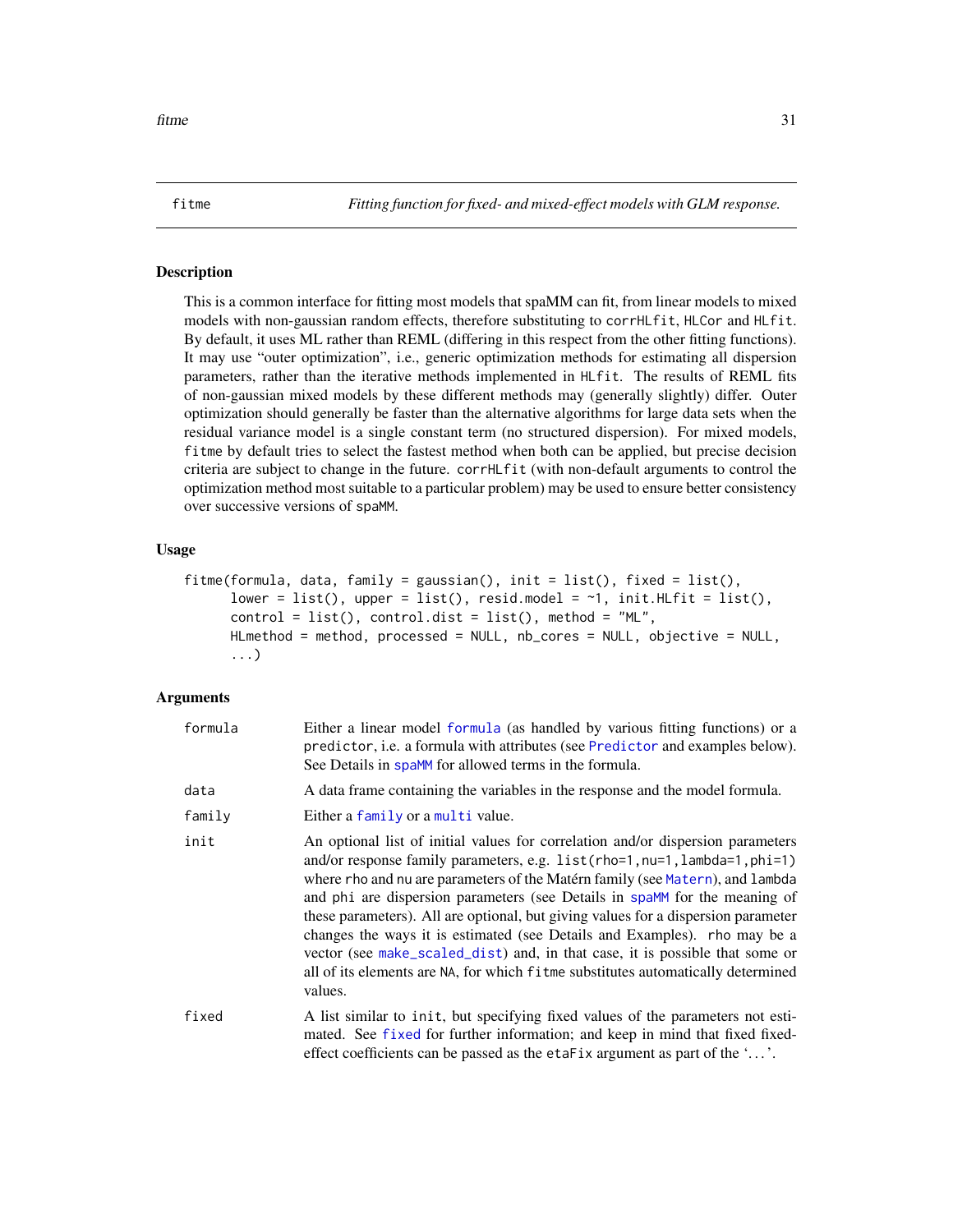fitme — *Fitting function for fixed- and mixed-effect models with GLM response.*

### Description

This is a common interface for fitting most models that spaMM can fit, from linear models to mixed models with non-gaussian random effects, therefore substituting to `corrHLfit`, `HLCor` and `HLfit`. By default, it uses ML rather than REML (differing in this respect from the other fitting functions). It may use "outer optimization", i.e., generic optimization methods for estimating all dispersion parameters, rather than the iterative methods implemented in `HLfit`. The results of REML fits of non-gaussian mixed models by these different methods may (generally slightly) differ. Outer optimization should generally be faster than the alternative algorithms for large data sets when the residual variance model is a single constant term (no structured dispersion). For mixed models, `fitme` by default tries to select the fastest method when both can be applied, but precise decision criteria are subject to change in the future. `corrHLfit` (with non-default arguments to control the optimization method most suitable to a particular problem) may be used to ensure better consistency over successive versions of `spaMM`.

### Usage

```
fitme(formula, data, family = gaussian(), init = list(), fixed = list(),
      lower = list(), upper = list(), resid.model = ~1, init.HLfit = list(),
      control = list(), control.dist = list(), method = "ML",
      HLmethod = method, processed = NULL, nb_cores = NULL, objective = NULL,
      ...)
```

### Arguments

| | |
|---|---|
| formula | Either a linear model formula (as handled by various fitting functions) or a `predictor`, i.e. a formula with attributes (see `Predictor` and examples below). See Details in `spaMM` for allowed terms in the formula. |
| data | A data frame containing the variables in the response and the model formula. |
| family | Either a `family` or a `multi` value. |
| init | An optional list of initial values for correlation and/or dispersion parameters and/or response family parameters, e.g. `list(rho=1,nu=1,lambda=1,phi=1)` where `rho` and `nu` are parameters of the Matérn family (see `Matern`), and `lambda` and `phi` are dispersion parameters (see Details in `spaMM` for the meaning of these parameters). All are optional, but giving values for a dispersion parameter changes the ways it is estimated (see Details and Examples). `rho` may be a vector (see `make_scaled_dist`) and, in that case, it is possible that some or all of its elements are `NA`, for which `fitme` substitutes automatically determined values. |
| fixed | A list similar to `init`, but specifying fixed values of the parameters not estimated. See `fixed` for further information; and keep in mind that fixed fixed-effect coefficients can be passed as the `etaFix` argument as part of the '...'. |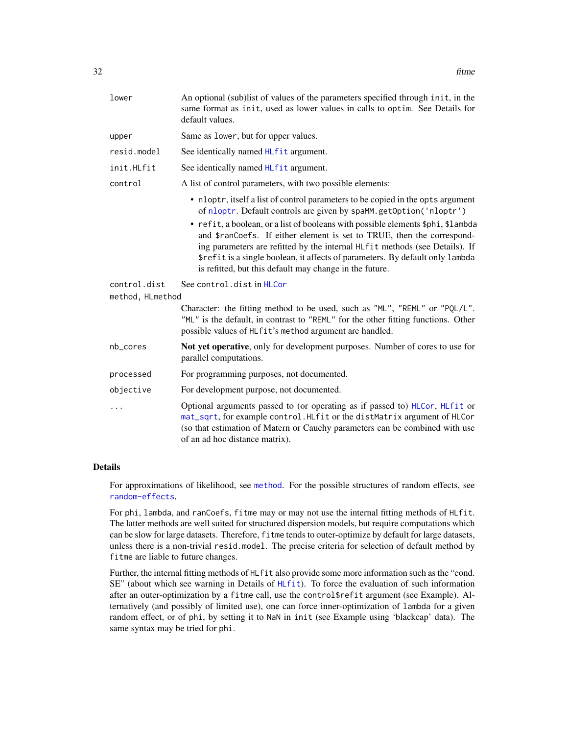| | |
|---|---|
| `lower` | An optional (sub)list of values of the parameters specified through `init`, in the same format as `init`, used as lower values in calls to `optim`. See Details for default values. |
| `upper` | Same as `lower`, but for upper values. |
| `resid.model` | See identically named `HLfit` argument. |
| `init.HLfit` | See identically named `HLfit` argument. |
| `control` | A list of control parameters, with two possible elements: <br>• `nloptr`, itself a list of control parameters to be copied in the `opts` argument of `nloptr`. Default controls are given by `spaMM.getOption('nloptr')` <br>• `refit`, a boolean, or a list of booleans with possible elements `$phi`, `$lambda` and `$ranCoefs`. If either element is set to TRUE, then the corresponding parameters are refitted by the internal `HLfit` methods (see Details). If `$refit` is a single boolean, it affects of parameters. By default only `lambda` is refitted, but this default may change in the future. |
| `control.dist` | See `control.dist` in `HLCor` |
| `method, HLmethod` | Character: the fitting method to be used, such as `"ML"`, `"REML"` or `"PQL/L"`. `"ML"` is the default, in contrast to `"REML"` for the other fitting functions. Other possible values of `HLfit`'s `method` argument are handled. |
| `nb_cores` | **Not yet operative**, only for development purposes. Number of cores to use for parallel computations. |
| `processed` | For programming purposes, not documented. |
| `objective` | For development purpose, not documented. |
| `...` | Optional arguments passed to (or operating as if passed to) `HLCor`, `HLfit` or `mat_sqrt`, for example `control.HLfit` or the `distMatrix` argument of `HLCor` (so that estimation of Matern or Cauchy parameters can be combined with use of an ad hoc distance matrix). |

## Details

For approximations of likelihood, see `method`. For the possible structures of random effects, see `random-effects`,

For `phi`, `lambda`, and `ranCoefs`, `fitme` may or may not use the internal fitting methods of `HLfit`. The latter methods are well suited for structured dispersion models, but require computations which can be slow for large datasets. Therefore, `fitme` tends to outer-optimize by default for large datasets, unless there is a non-trivial `resid.model`. The precise criteria for selection of default method by `fitme` are liable to future changes.

Further, the internal fitting methods of `HLfit` also provide some more information such as the "cond. SE" (about which see warning in Details of `HLfit`). To force the evaluation of such information after an outer-optimization by a `fitme` call, use the `control$refit` argument (see Example). Alternatively (and possibly of limited use), one can force inner-optimization of `lambda` for a given random effect, or of `phi`, by setting it to `NaN` in `init` (see Example using 'blackcap' data). The same syntax may be tried for `phi`.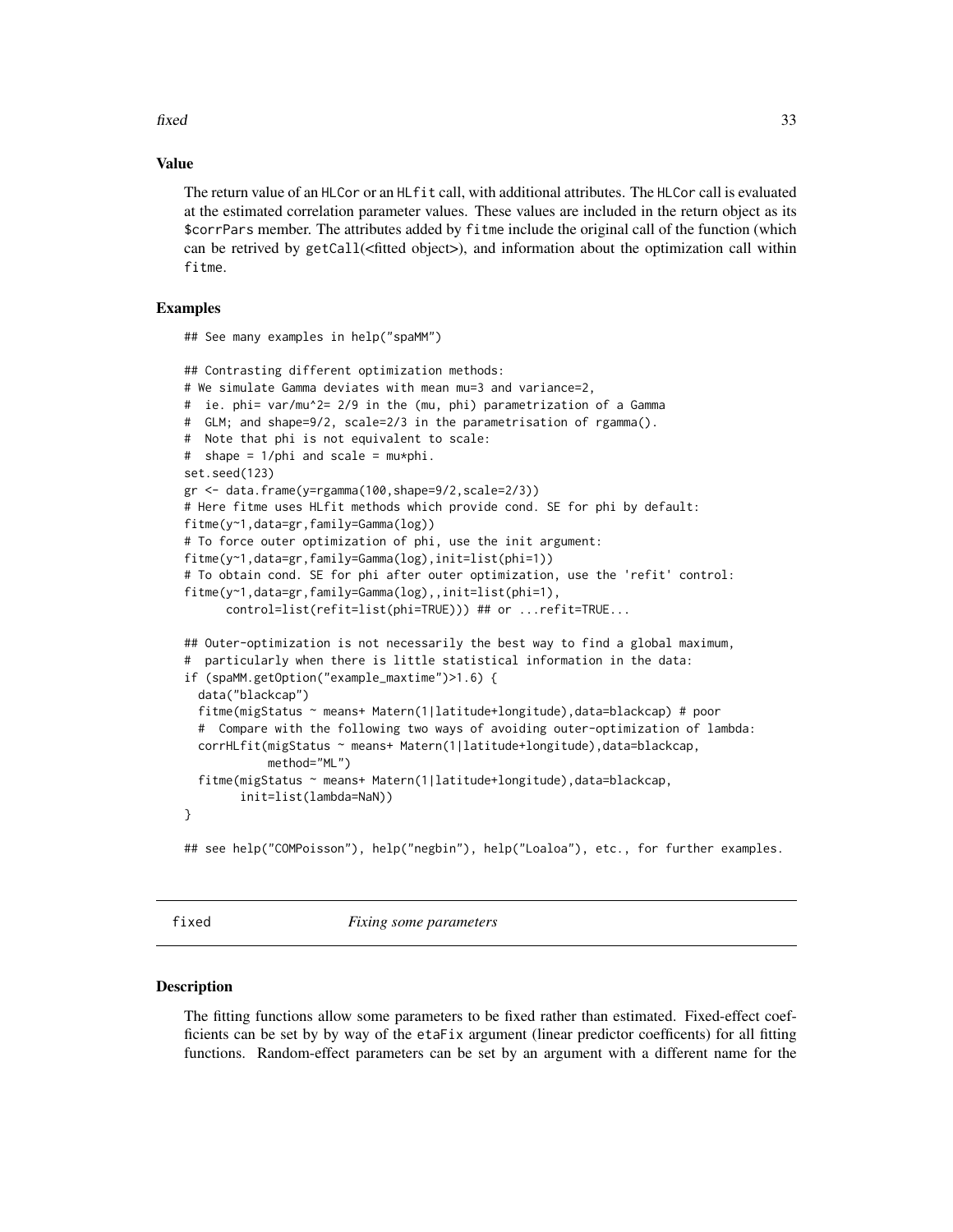## Value

The return value of an HLCor or an HLfit call, with additional attributes. The HLCor call is evaluated at the estimated correlation parameter values. These values are included in the return object as its $corrPars member. The attributes added by fitme include the original call of the function (which can be retrived by getCall(<fitted object>), and information about the optimization call within fitme.

## Examples

```
## See many examples in help("spaMM")

## Contrasting different optimization methods:
# We simulate Gamma deviates with mean mu=3 and variance=2,
#  ie. phi= var/mu^2= 2/9 in the (mu, phi) parametrization of a Gamma
#  GLM; and shape=9/2, scale=2/3 in the parametrisation of rgamma().
#  Note that phi is not equivalent to scale:
#  shape = 1/phi and scale = mu*phi.
set.seed(123)
gr <- data.frame(y=rgamma(100,shape=9/2,scale=2/3))
# Here fitme uses HLfit methods which provide cond. SE for phi by default:
fitme(y~1,data=gr,family=Gamma(log))
# To force outer optimization of phi, use the init argument:
fitme(y~1,data=gr,family=Gamma(log),init=list(phi=1))
# To obtain cond. SE for phi after outer optimization, use the 'refit' control:
fitme(y~1,data=gr,family=Gamma(log),,init=list(phi=1),
      control=list(refit=list(phi=TRUE))) ## or ...refit=TRUE...

## Outer-optimization is not necessarily the best way to find a global maximum,
#  particularly when there is little statistical information in the data:
if (spaMM.getOption("example_maxtime")>1.6) {
  data("blackcap")
  fitme(migStatus ~ means+ Matern(1|latitude+longitude),data=blackcap) # poor
  #  Compare with the following two ways of avoiding outer-optimization of lambda:
  corrHLfit(migStatus ~ means+ Matern(1|latitude+longitude),data=blackcap,
            method="ML")
  fitme(migStatus ~ means+ Matern(1|latitude+longitude),data=blackcap,
        init=list(lambda=NaN))
}

## see help("COMPoisson"), help("negbin"), help("Loaloa"), etc., for further examples.
```

---

# fixed — *Fixing some parameters*

## Description

The fitting functions allow some parameters to be fixed rather than estimated. Fixed-effect coefficients can be set by by way of the etaFix argument (linear predictor coefficents) for all fitting functions. Random-effect parameters can be set by an argument with a different name for the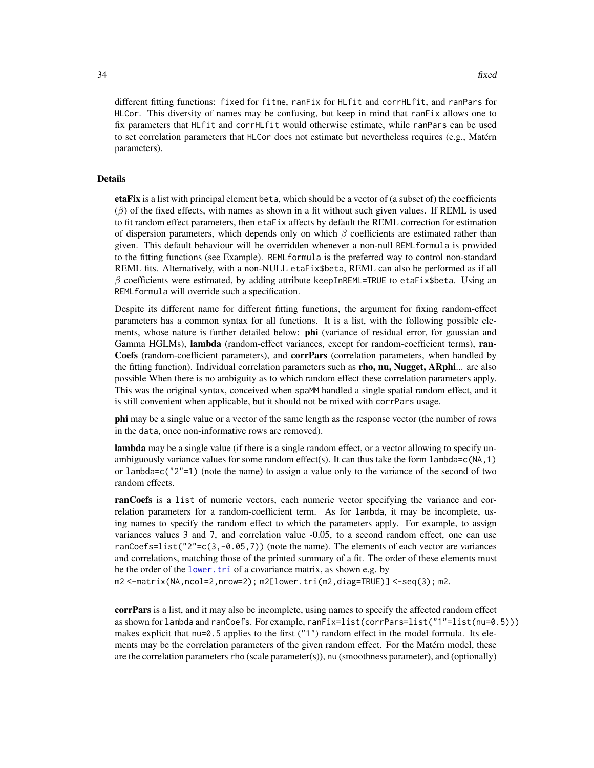different fitting functions: `fixed` for `fitme`, `ranFix` for `HLfit` and `corrHLfit`, and `ranPars` for `HLCor`. This diversity of names may be confusing, but keep in mind that `ranFix` allows one to fix parameters that `HLfit` and `corrHLfit` would otherwise estimate, while `ranPars` can be used to set correlation parameters that `HLCor` does not estimate but nevertheless requires (e.g., Matérn parameters).

## Details

**etaFix** is a list with principal element `beta`, which should be a vector of (a subset of) the coefficients ($\beta$) of the fixed effects, with names as shown in a fit without such given values. If REML is used to fit random effect parameters, then `etaFix` affects by default the REML correction for estimation of dispersion parameters, which depends only on which $\beta$ coefficients are estimated rather than given. This default behaviour will be overridden whenever a non-null `REMLformula` is provided to the fitting functions (see Example). `REMLformula` is the preferred way to control non-standard REML fits. Alternatively, with a non-NULL `etaFix$beta`, REML can also be performed as if all $\beta$ coefficients were estimated, by adding attribute `keepInREML=TRUE` to `etaFix$beta`. Using an `REMLformula` will override such a specification.

Despite its different name for different fitting functions, the argument for fixing random-effect parameters has a common syntax for all functions. It is a list, with the following possible elements, whose nature is further detailed below: **phi** (variance of residual error, for gaussian and Gamma HGLMs), **lambda** (random-effect variances, except for random-coefficient terms), **ranCoefs** (random-coefficient parameters), and **corrPars** (correlation parameters, when handled by the fitting function). Individual correlation parameters such as **rho, nu, Nugget, ARphi**... are also possible When there is no ambiguity as to which random effect these correlation parameters apply. This was the original syntax, conceived when `spaMM` handled a single spatial random effect, and it is still convenient when applicable, but it should not be mixed with `corrPars` usage.

**phi** may be a single value or a vector of the same length as the response vector (the number of rows in the `data`, once non-informative rows are removed).

**lambda** may be a single value (if there is a single random effect, or a vector allowing to specify unambiguously variance values for some random effect(s). It can thus take the form `lambda=c(NA,1)` or `lambda=c("2"=1)` (note the name) to assign a value only to the variance of the second of two random effects.

**ranCoefs** is a `list` of numeric vectors, each numeric vector specifying the variance and correlation parameters for a random-coefficient term. As for `lambda`, it may be incomplete, using names to specify the random effect to which the parameters apply. For example, to assign variances values 3 and 7, and correlation value -0.05, to a second random effect, one can use `ranCoefs=list("2"=c(3,-0.05,7))` (note the name). The elements of each vector are variances and correlations, matching those of the printed summary of a fit. The order of these elements must be the order of the `lower.tri` of a covariance matrix, as shown e.g. by
`m2 <-matrix(NA,ncol=2,nrow=2); m2[lower.tri(m2,diag=TRUE)] <-seq(3); m2`.

**corrPars** is a list, and it may also be incomplete, using names to specify the affected random effect as shown for `lambda` and `ranCoefs`. For example, `ranFix=list(corrPars=list("1"=list(nu=0.5)))` makes explicit that `nu=0.5` applies to the first (`"1"`) random effect in the model formula. Its elements may be the correlation parameters of the given random effect. For the Matérn model, these are the correlation parameters `rho` (scale parameter(s)), `nu` (smoothness parameter), and (optionally)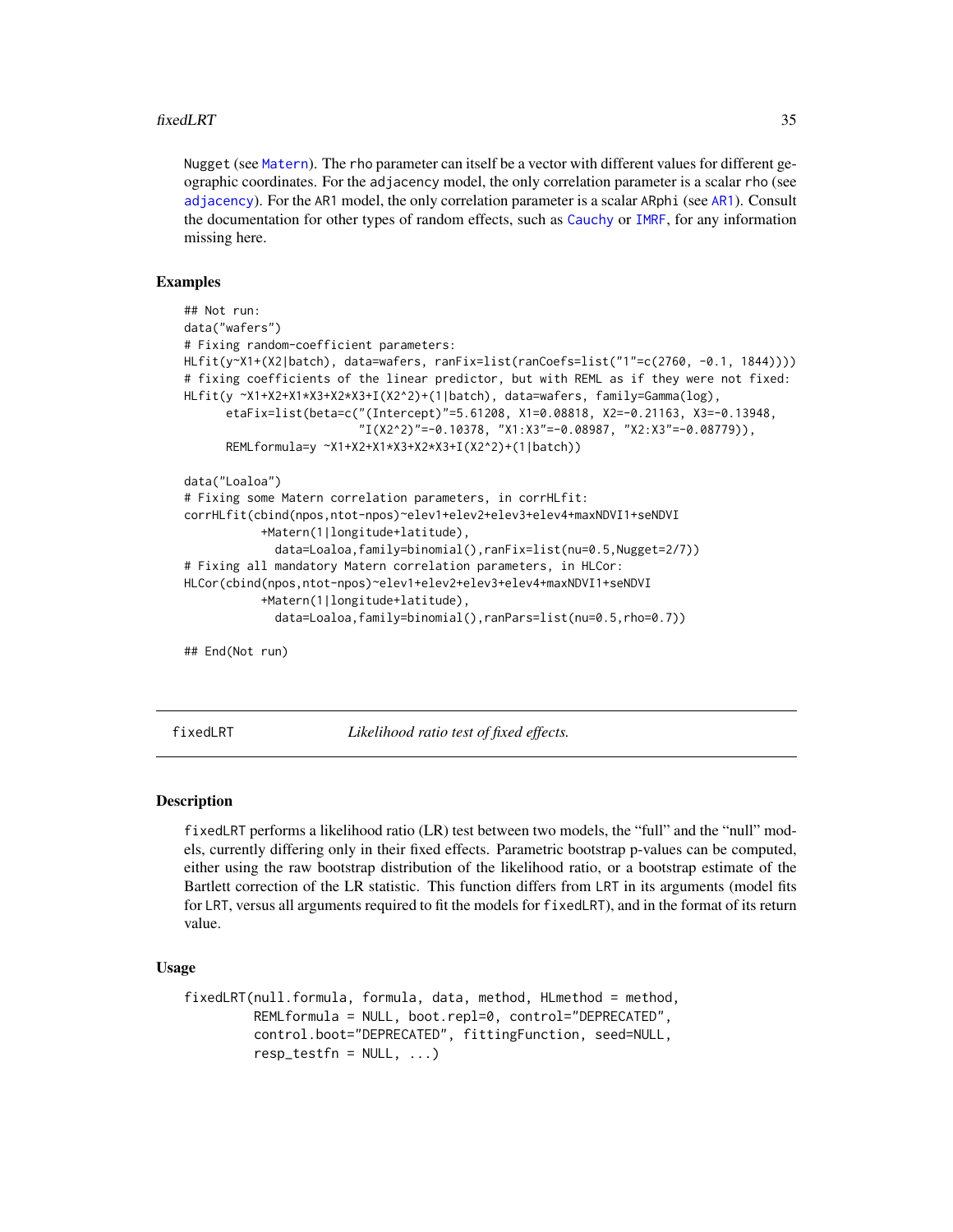Nugget (see Matern). The rho parameter can itself be a vector with different values for different geographic coordinates. For the adjacency model, the only correlation parameter is a scalar rho (see adjacency). For the AR1 model, the only correlation parameter is a scalar ARphi (see AR1). Consult the documentation for other types of random effects, such as Cauchy or IMRF, for any information missing here.

### Examples

```
## Not run:
data("wafers")
# Fixing random-coefficient parameters:
HLfit(y~X1+(X2|batch), data=wafers, ranFix=list(ranCoefs=list("1"=c(2760, -0.1, 1844))))
# fixing coefficients of the linear predictor, but with REML as if they were not fixed:
HLfit(y ~X1+X2+X1*X3+X2*X3+I(X2^2)+(1|batch), data=wafers, family=Gamma(log),
      etaFix=list(beta=c("(Intercept)"=5.61208, X1=0.08818, X2=-0.21163, X3=-0.13948,
                         "I(X2^2)"=-0.10378, "X1:X3"=-0.08987, "X2:X3"=-0.08779)),
      REMLformula=y ~X1+X2+X1*X3+X2*X3+I(X2^2)+(1|batch))

data("Loaloa")
# Fixing some Matern correlation parameters, in corrHLfit:
corrHLfit(cbind(npos,ntot-npos)~elev1+elev2+elev3+elev4+maxNDVI1+seNDVI
           +Matern(1|longitude+latitude),
             data=Loaloa,family=binomial(),ranFix=list(nu=0.5,Nugget=2/7))
# Fixing all mandatory Matern correlation parameters, in HLCor:
HLCor(cbind(npos,ntot-npos)~elev1+elev2+elev3+elev4+maxNDVI1+seNDVI
           +Matern(1|longitude+latitude),
             data=Loaloa,family=binomial(),ranPars=list(nu=0.5,rho=0.7))

## End(Not run)
```

---

## fixedLRT *Likelihood ratio test of fixed effects.*

### Description

fixedLRT performs a likelihood ratio (LR) test between two models, the "full" and the "null" models, currently differing only in their fixed effects. Parametric bootstrap p-values can be computed, either using the raw bootstrap distribution of the likelihood ratio, or a bootstrap estimate of the Bartlett correction of the LR statistic. This function differs from LRT in its arguments (model fits for LRT, versus all arguments required to fit the models for fixedLRT), and in the format of its return value.

### Usage

```
fixedLRT(null.formula, formula, data, method, HLmethod = method,
         REMLformula = NULL, boot.repl=0, control="DEPRECATED",
         control.boot="DEPRECATED", fittingFunction, seed=NULL,
         resp_testfn = NULL, ...)
```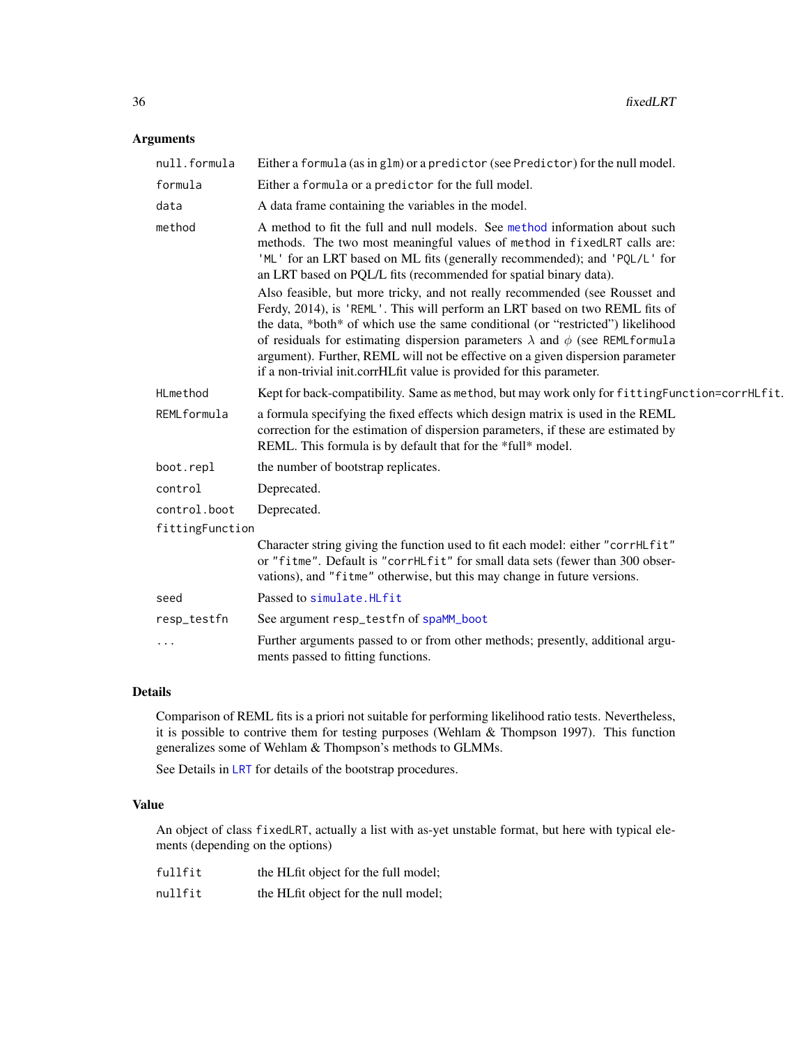## Arguments

| | |
|---|---|
| `null.formula` | Either a `formula` (as in `glm`) or a `predictor` (see `Predictor`) for the null model. |
| `formula` | Either a `formula` or a `predictor` for the full model. |
| `data` | A data frame containing the variables in the model. |
| `method` | A method to fit the full and null models. See `method` information about such methods. The two most meaningful values of `method` in `fixedLRT` calls are: `'ML'` for an LRT based on ML fits (generally recommended); and `'PQL/L'` for an LRT based on PQL/L fits (recommended for spatial binary data). Also feasible, but more tricky, and not really recommended (see Rousset and Ferdy, 2014), is `'REML'`. This will perform an LRT based on two REML fits of the data, \*both\* of which use the same conditional (or "restricted") likelihood of residuals for estimating dispersion parameters $\lambda$ and $\phi$ (see `REMLformula` argument). Further, REML will not be effective on a given dispersion parameter if a non-trivial init.corrHLfit value is provided for this parameter. |
| `HLmethod` | Kept for back-compatibility. Same as `method`, but may work only for `fittingFunction=corrHLfit`. |
| `REMLformula` | a formula specifying the fixed effects which design matrix is used in the REML correction for the estimation of dispersion parameters, if these are estimated by REML. This formula is by default that for the \*full\* model. |
| `boot.repl` | the number of bootstrap replicates. |
| `control` | Deprecated. |
| `control.boot` | Deprecated. |
| `fittingFunction` | Character string giving the function used to fit each model: either `"corrHLfit"` or `"fitme"`. Default is `"corrHLfit"` for small data sets (fewer than 300 observations), and `"fitme"` otherwise, but this may change in future versions. |
| `seed` | Passed to `simulate.HLfit` |
| `resp_testfn` | See argument `resp_testfn` of `spaMM_boot` |
| `...` | Further arguments passed to or from other methods; presently, additional arguments passed to fitting functions. |

## Details

Comparison of REML fits is a priori not suitable for performing likelihood ratio tests. Nevertheless, it is possible to contrive them for testing purposes (Wehlam & Thompson 1997). This function generalizes some of Wehlam & Thompson's methods to GLMMs.

See Details in `LRT` for details of the bootstrap procedures.

## Value

An object of class `fixedLRT`, actually a list with as-yet unstable format, but here with typical elements (depending on the options)

| | |
|---|---|
| `fullfit` | the HLfit object for the full model; |
| `nullfit` | the HLfit object for the null model; |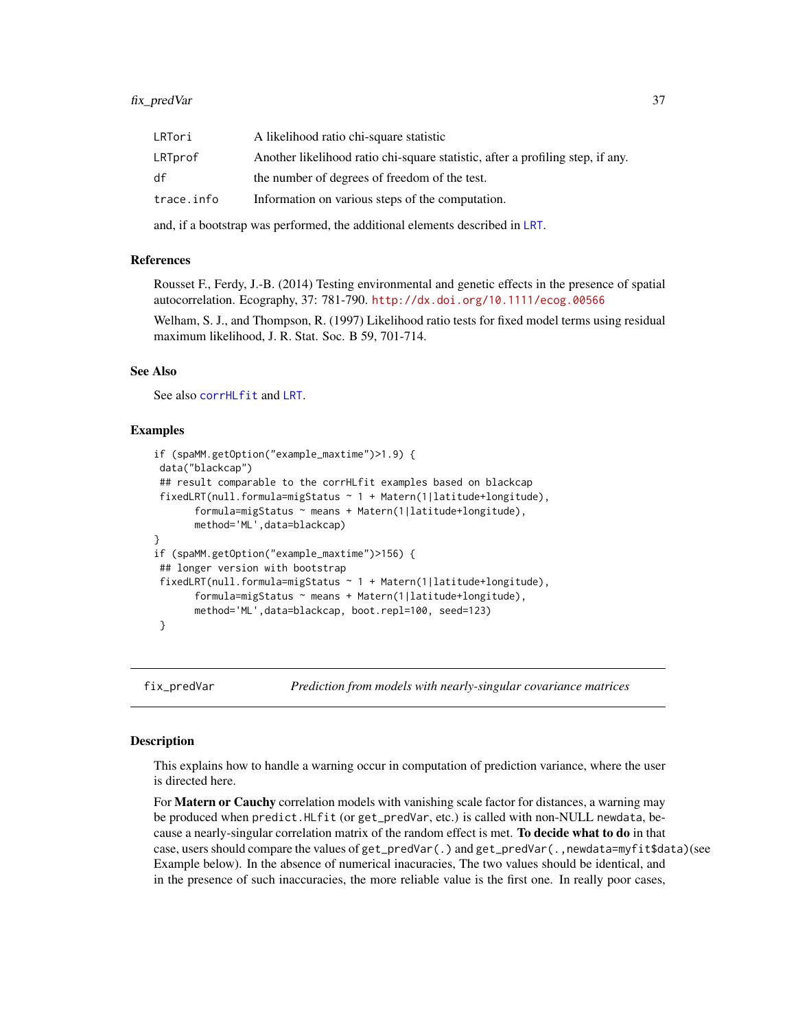| | |
|---|---|
| LRTori | A likelihood ratio chi-square statistic |
| LRTprof | Another likelihood ratio chi-square statistic, after a profiling step, if any. |
| df | the number of degrees of freedom of the test. |
| trace.info | Information on various steps of the computation. |

and, if a bootstrap was performed, the additional elements described in LRT.

### References

Rousset F., Ferdy, J.-B. (2014) Testing environmental and genetic effects in the presence of spatial autocorrelation. Ecography, 37: 781-790. http://dx.doi.org/10.1111/ecog.00566

Welham, S. J., and Thompson, R. (1997) Likelihood ratio tests for fixed model terms using residual maximum likelihood, J. R. Stat. Soc. B 59, 701-714.

### See Also

See also corrHLfit and LRT.

### Examples

```
if (spaMM.getOption("example_maxtime")>1.9) {
 data("blackcap")
 ## result comparable to the corrHLfit examples based on blackcap
 fixedLRT(null.formula=migStatus ~ 1 + Matern(1|latitude+longitude),
       formula=migStatus ~ means + Matern(1|latitude+longitude),
       method='ML',data=blackcap)
}
if (spaMM.getOption("example_maxtime")>156) {
 ## longer version with bootstrap
 fixedLRT(null.formula=migStatus ~ 1 + Matern(1|latitude+longitude),
       formula=migStatus ~ means + Matern(1|latitude+longitude),
       method='ML',data=blackcap, boot.repl=100, seed=123)
 }
```

---

## fix_predVar — *Prediction from models with nearly-singular covariance matrices*

---

### Description

This explains how to handle a warning occur in computation of prediction variance, where the user is directed here.

For **Matern or Cauchy** correlation models with vanishing scale factor for distances, a warning may be produced when predict.HLfit (or get_predVar, etc.) is called with non-NULL newdata, because a nearly-singular correlation matrix of the random effect is met. **To decide what to do** in that case, users should compare the values of get_predVar(.) and get_predVar(.,newdata=myfit$data)(see Example below). In the absence of numerical inacuracies, The two values should be identical, and in the presence of such inaccuracies, the more reliable value is the first one. In really poor cases,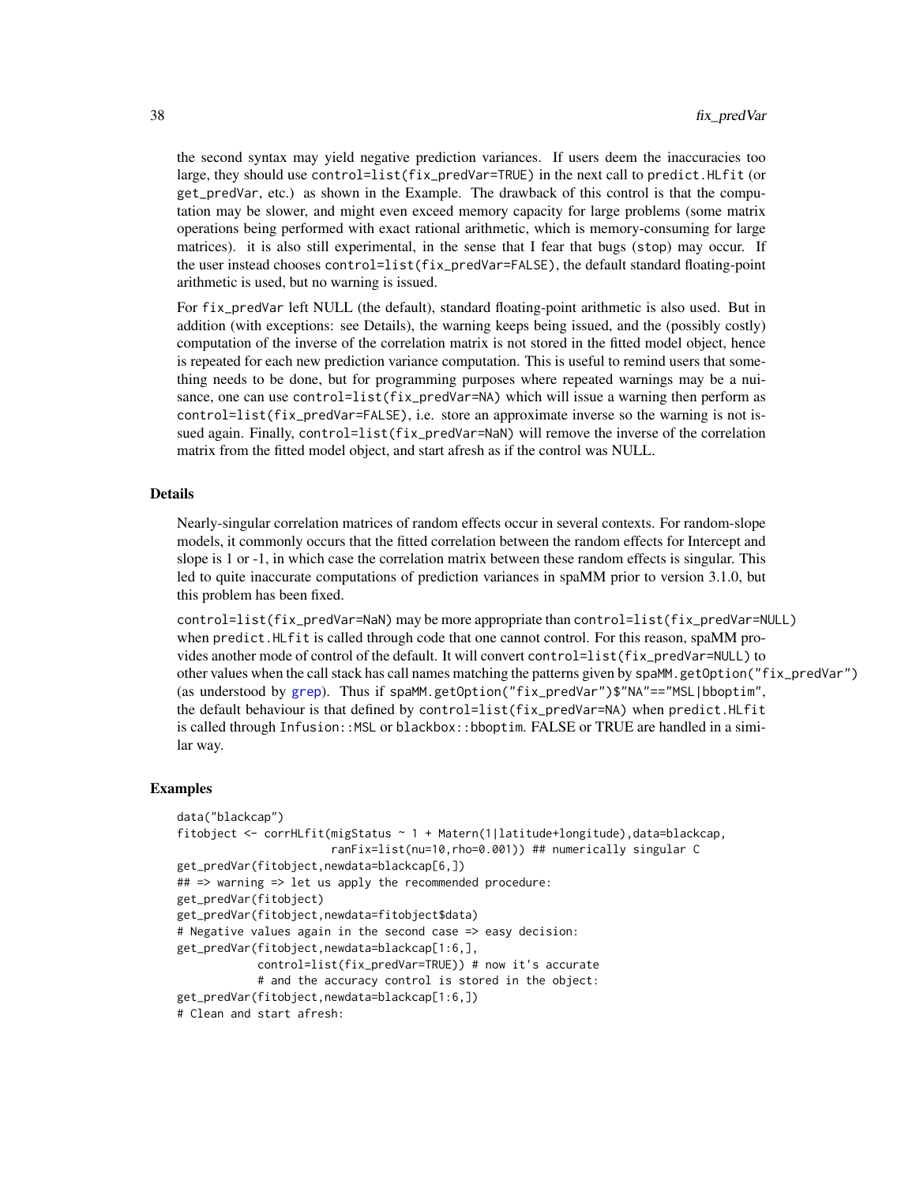the second syntax may yield negative prediction variances. If users deem the inaccuracies too large, they should use `control=list(fix_predVar=TRUE)` in the next call to `predict.HLfit` (or `get_predVar`, etc.) as shown in the Example. The drawback of this control is that the computation may be slower, and might even exceed memory capacity for large problems (some matrix operations being performed with exact rational arithmetic, which is memory-consuming for large matrices). it is also still experimental, in the sense that I fear that bugs (`stop`) may occur. If the user instead chooses `control=list(fix_predVar=FALSE)`, the default standard floating-point arithmetic is used, but no warning is issued.

For `fix_predVar` left NULL (the default), standard floating-point arithmetic is also used. But in addition (with exceptions: see Details), the warning keeps being issued, and the (possibly costly) computation of the inverse of the correlation matrix is not stored in the fitted model object, hence is repeated for each new prediction variance computation. This is useful to remind users that something needs to be done, but for programming purposes where repeated warnings may be a nuisance, one can use `control=list(fix_predVar=NA)` which will issue a warning then perform as `control=list(fix_predVar=FALSE)`, i.e. store an approximate inverse so the warning is not issued again. Finally, `control=list(fix_predVar=NaN)` will remove the inverse of the correlation matrix from the fitted model object, and start afresh as if the control was NULL.

## Details

Nearly-singular correlation matrices of random effects occur in several contexts. For random-slope models, it commonly occurs that the fitted correlation between the random effects for Intercept and slope is 1 or -1, in which case the correlation matrix between these random effects is singular. This led to quite inaccurate computations of prediction variances in spaMM prior to version 3.1.0, but this problem has been fixed.

`control=list(fix_predVar=NaN)` may be more appropriate than `control=list(fix_predVar=NULL)` when `predict.HLfit` is called through code that one cannot control. For this reason, spaMM provides another mode of control of the default. It will convert `control=list(fix_predVar=NULL)` to other values when the call stack has call names matching the patterns given by `spaMM.getOption("fix_predVar")` (as understood by grep). Thus if `spaMM.getOption("fix_predVar")$"NA"=="MSL|bboptim"`, the default behaviour is that defined by `control=list(fix_predVar=NA)` when `predict.HLfit` is called through `Infusion::MSL` or `blackbox::bboptim`. FALSE or TRUE are handled in a similar way.

## Examples

```
data("blackcap")
fitobject <- corrHLfit(migStatus ~ 1 + Matern(1|latitude+longitude),data=blackcap,
                       ranFix=list(nu=10,rho=0.001)) ## numerically singular C
get_predVar(fitobject,newdata=blackcap[6,])
## => warning => let us apply the recommended procedure:
get_predVar(fitobject)
get_predVar(fitobject,newdata=fitobject$data)
# Negative values again in the second case => easy decision:
get_predVar(fitobject,newdata=blackcap[1:6,],
            control=list(fix_predVar=TRUE)) # now it's accurate
            # and the accuracy control is stored in the object:
get_predVar(fitobject,newdata=blackcap[1:6,])
# Clean and start afresh:
```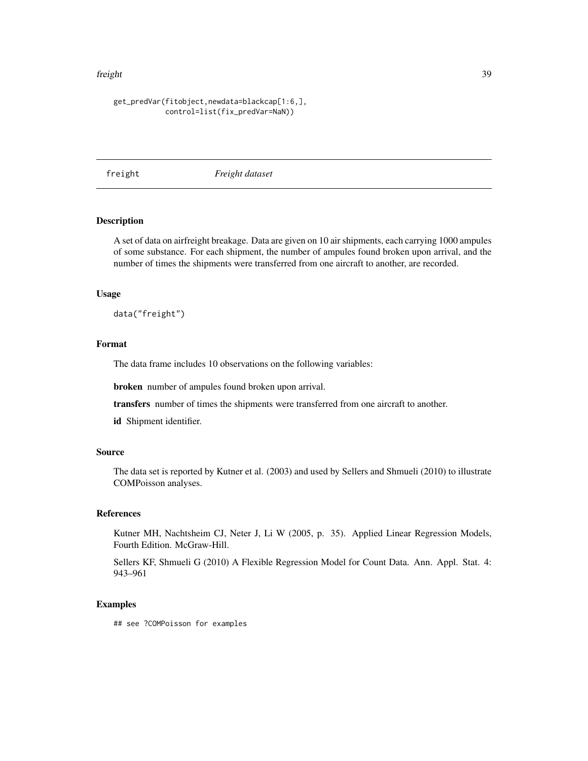```
get_predVar(fitobject,newdata=blackcap[1:6,],
            control=list(fix_predVar=NaN))
```

---

## freight — *Freight dataset*

---

### Description

A set of data on airfreight breakage. Data are given on 10 air shipments, each carrying 1000 ampules of some substance. For each shipment, the number of ampules found broken upon arrival, and the number of times the shipments were transferred from one aircraft to another, are recorded.

### Usage

```
data("freight")
```

### Format

The data frame includes 10 observations on the following variables:

**broken** number of ampules found broken upon arrival.

**transfers** number of times the shipments were transferred from one aircraft to another.

**id** Shipment identifier.

### Source

The data set is reported by Kutner et al. (2003) and used by Sellers and Shmueli (2010) to illustrate COMPoisson analyses.

### References

Kutner MH, Nachtsheim CJ, Neter J, Li W (2005, p. 35). Applied Linear Regression Models, Fourth Edition. McGraw-Hill.

Sellers KF, Shmueli G (2010) A Flexible Regression Model for Count Data. Ann. Appl. Stat. 4: 943–961

### Examples

```
## see ?COMPoisson for examples
```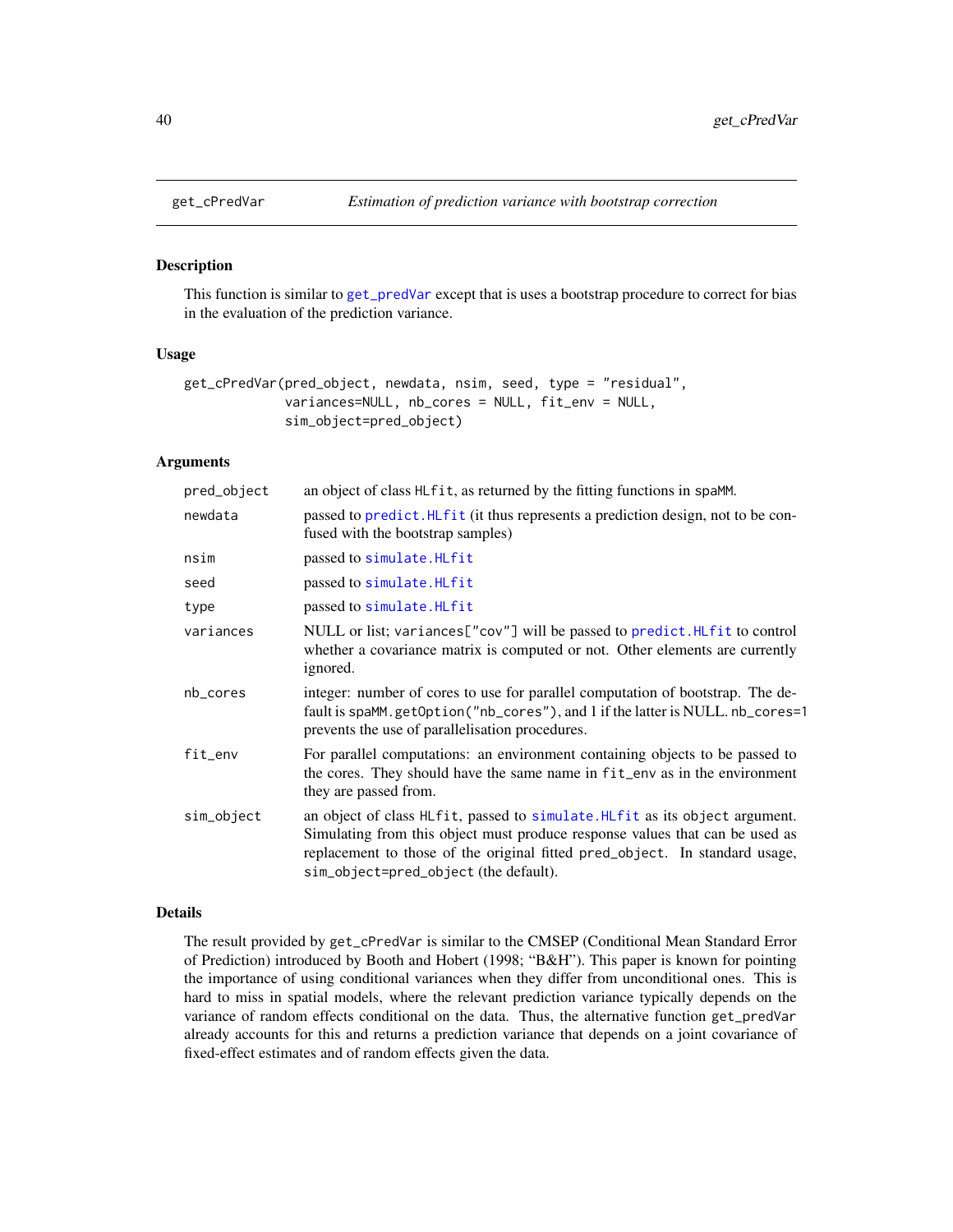## get_cPredVar *Estimation of prediction variance with bootstrap correction*

### Description

This function is similar to get_predVar except that is uses a bootstrap procedure to correct for bias in the evaluation of the prediction variance.

### Usage

```
get_cPredVar(pred_object, newdata, nsim, seed, type = "residual",
             variances=NULL, nb_cores = NULL, fit_env = NULL,
             sim_object=pred_object)
```

### Arguments

| | |
|---|---|
| pred_object | an object of class HLfit, as returned by the fitting functions in spaMM. |
| newdata | passed to predict.HLfit (it thus represents a prediction design, not to be confused with the bootstrap samples) |
| nsim | passed to simulate.HLfit |
| seed | passed to simulate.HLfit |
| type | passed to simulate.HLfit |
| variances | NULL or list; variances["cov"] will be passed to predict.HLfit to control whether a covariance matrix is computed or not. Other elements are currently ignored. |
| nb_cores | integer: number of cores to use for parallel computation of bootstrap. The default is spaMM.getOption("nb_cores"), and 1 if the latter is NULL. nb_cores=1 prevents the use of parallelisation procedures. |
| fit_env | For parallel computations: an environment containing objects to be passed to the cores. They should have the same name in fit_env as in the environment they are passed from. |
| sim_object | an object of class HLfit, passed to simulate.HLfit as its object argument. Simulating from this object must produce response values that can be used as replacement to those of the original fitted pred_object. In standard usage, sim_object=pred_object (the default). |

### Details

The result provided by get_cPredVar is similar to the CMSEP (Conditional Mean Standard Error of Prediction) introduced by Booth and Hobert (1998; "B&H"). This paper is known for pointing the importance of using conditional variances when they differ from unconditional ones. This is hard to miss in spatial models, where the relevant prediction variance typically depends on the variance of random effects conditional on the data. Thus, the alternative function get_predVar already accounts for this and returns a prediction variance that depends on a joint covariance of fixed-effect estimates and of random effects given the data.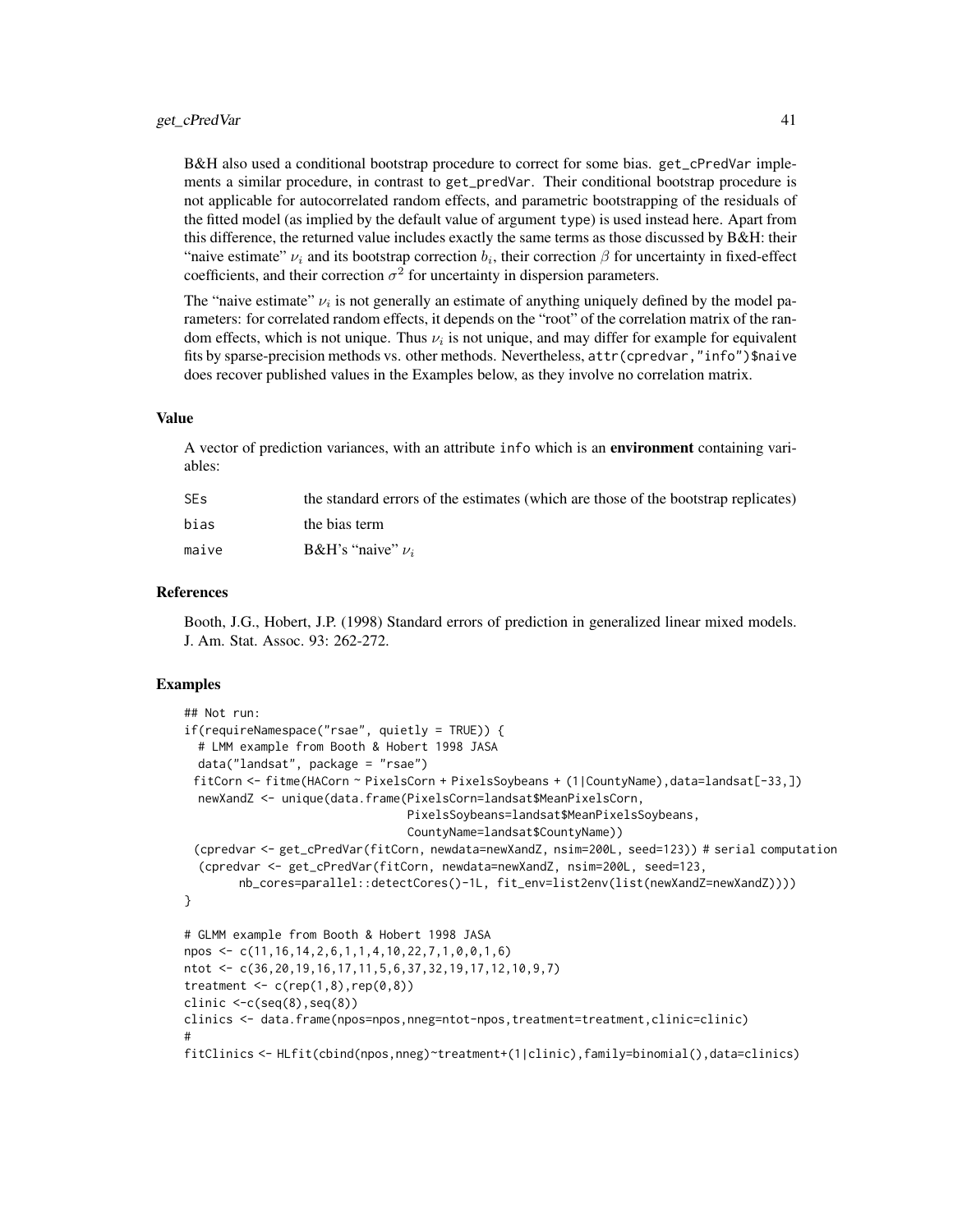B&H also used a conditional bootstrap procedure to correct for some bias. get_cPredVar implements a similar procedure, in contrast to get_predVar. Their conditional bootstrap procedure is not applicable for autocorrelated random effects, and parametric bootstrapping of the residuals of the fitted model (as implied by the default value of argument type) is used instead here. Apart from this difference, the returned value includes exactly the same terms as those discussed by B&H: their "naive estimate" $\nu_i$ and its bootstrap correction $b_i$, their correction $\beta$ for uncertainty in fixed-effect coefficients, and their correction $\sigma^2$ for uncertainty in dispersion parameters.

The "naive estimate" $\nu_i$ is not generally an estimate of anything uniquely defined by the model parameters: for correlated random effects, it depends on the "root" of the correlation matrix of the random effects, which is not unique. Thus $\nu_i$ is not unique, and may differ for example for equivalent fits by sparse-precision methods vs. other methods. Nevertheless, attr(cpredvar,"info")$naive does recover published values in the Examples below, as they involve no correlation matrix.

## Value

A vector of prediction variances, with an attribute info which is an **environment** containing variables:

| | |
|---|---|
| SEs | the standard errors of the estimates (which are those of the bootstrap replicates) |
| bias | the bias term |
| maive | B&H's "naive" $\nu_i$ |

## References

Booth, J.G., Hobert, J.P. (1998) Standard errors of prediction in generalized linear mixed models. J. Am. Stat. Assoc. 93: 262-272.

## Examples

```
## Not run:
if(requireNamespace("rsae", quietly = TRUE)) {
  # LMM example from Booth & Hobert 1998 JASA
  data("landsat", package = "rsae")
 fitCorn <- fitme(HACorn ~ PixelsCorn + PixelsSoybeans + (1|CountyName),data=landsat[-33,])
  newXandZ <- unique(data.frame(PixelsCorn=landsat$MeanPixelsCorn,
                                PixelsSoybeans=landsat$MeanPixelsSoybeans,
                                CountyName=landsat$CountyName))
 (cpredvar <- get_cPredVar(fitCorn, newdata=newXandZ, nsim=200L, seed=123)) # serial computation
  (cpredvar <- get_cPredVar(fitCorn, newdata=newXandZ, nsim=200L, seed=123,
        nb_cores=parallel::detectCores()-1L, fit_env=list2env(list(newXandZ=newXandZ))))
}

# GLMM example from Booth & Hobert 1998 JASA
npos <- c(11,16,14,2,6,1,1,4,10,22,7,1,0,0,1,6)
ntot <- c(36,20,19,16,17,11,5,6,37,32,19,17,12,10,9,7)
treatment <- c(rep(1,8),rep(0,8))
clinic <-c(seq(8),seq(8))
clinics <- data.frame(npos=npos,nneg=ntot-npos,treatment=treatment,clinic=clinic)
#
fitClinics <- HLfit(cbind(npos,nneg)~treatment+(1|clinic),family=binomial(),data=clinics)
```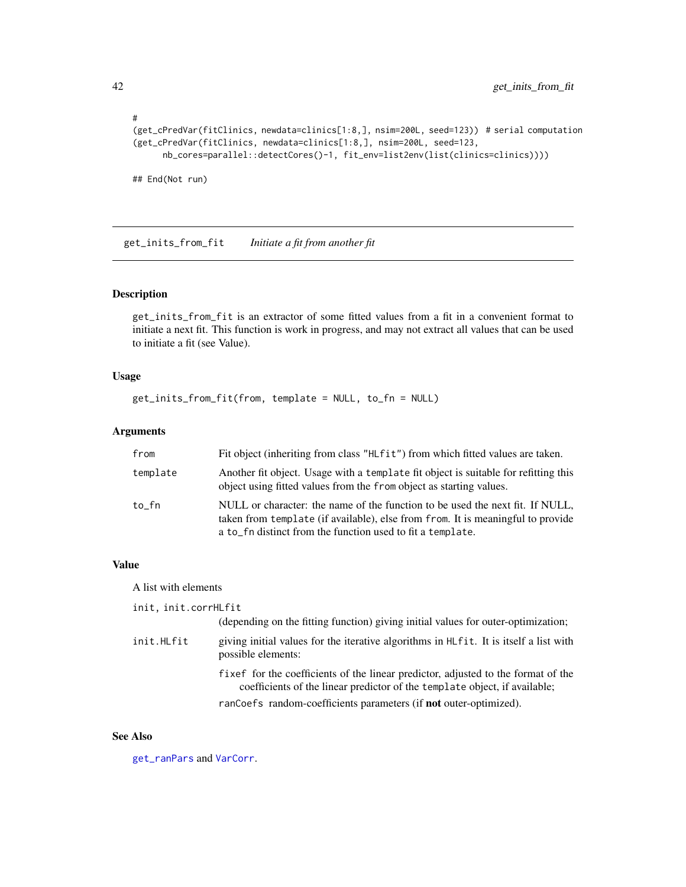```
#
(get_cPredVar(fitClinics, newdata=clinics[1:8,], nsim=200L, seed=123)) # serial computation
(get_cPredVar(fitClinics, newdata=clinics[1:8,], nsim=200L, seed=123,
      nb_cores=parallel::detectCores()-1, fit_env=list2env(list(clinics=clinics))))

## End(Not run)
```

---

## get_inits_from_fit — *Initiate a fit from another fit*

### Description

`get_inits_from_fit` is an extractor of some fitted values from a fit in a convenient format to initiate a next fit. This function is work in progress, and may not extract all values that can be used to initiate a fit (see Value).

### Usage

```
get_inits_from_fit(from, template = NULL, to_fn = NULL)
```

### Arguments

| | |
|---|---|
| `from` | Fit object (inheriting from class `"HLfit"`) from which fitted values are taken. |
| `template` | Another fit object. Usage with a `template` fit object is suitable for refitting this object using fitted values from the `from` object as starting values. |
| `to_fn` | NULL or character: the name of the function to be used the next fit. If NULL, taken from `template` (if available), else from `from`. It is meaningful to provide a `to_fn` distinct from the function used to fit a `template`. |

### Value

A list with elements

`init`, `init.corrHLfit`
(depending on the fitting function) giving initial values for outer-optimization;

`init.HLfit`
giving initial values for the iterative algorithms in `HLfit`. It is itself a list with possible elements:

- `fixef` for the coefficients of the linear predictor, adjusted to the format of the coefficients of the linear predictor of the `template` object, if available;
- `ranCoefs` random-coefficients parameters (if **not** outer-optimized).

### See Also

`get_ranPars` and `VarCorr`.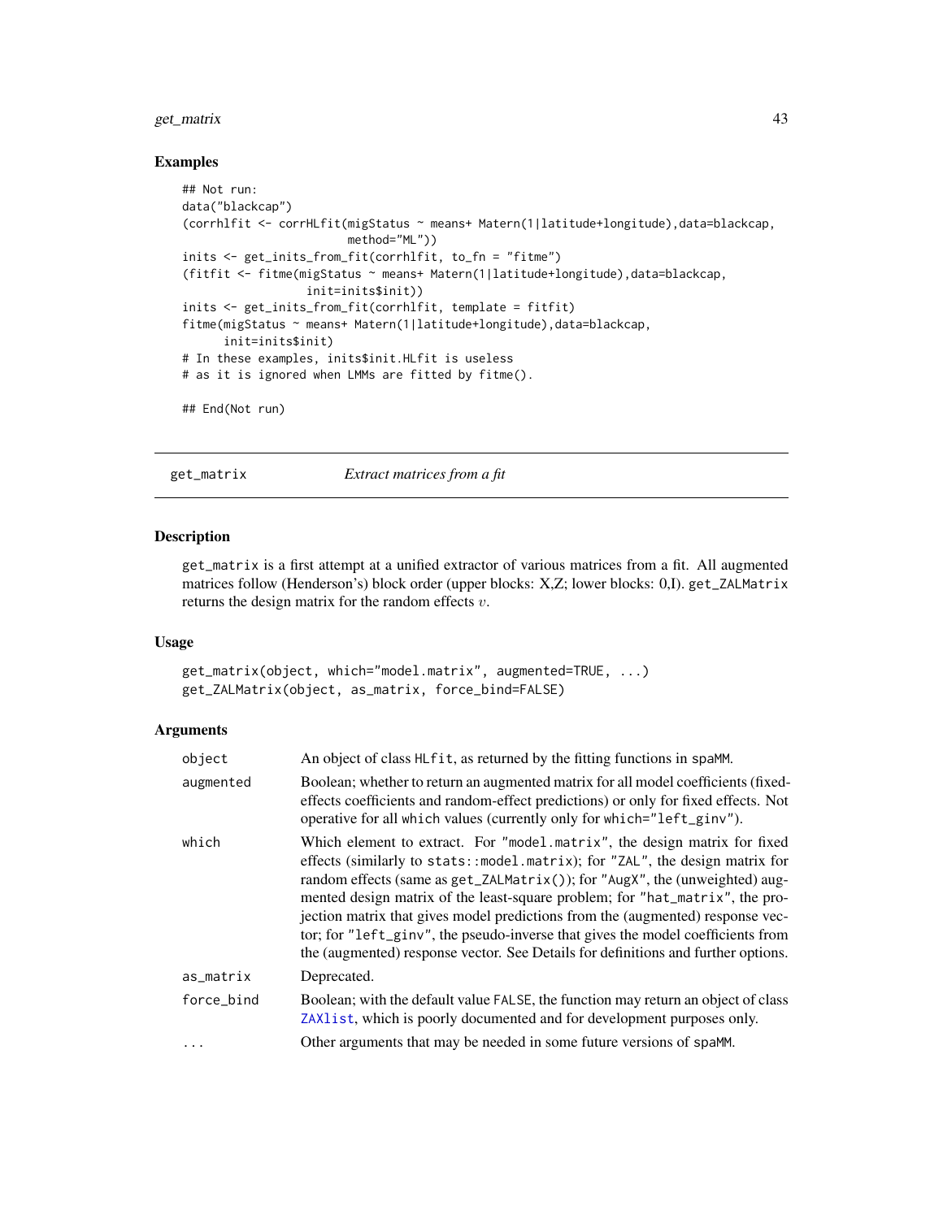### Examples

```
## Not run:
data("blackcap")
(corrhlfit <- corrHLfit(migStatus ~ means+ Matern(1|latitude+longitude),data=blackcap,
                        method="ML"))
inits <- get_inits_from_fit(corrhlfit, to_fn = "fitme")
(fitfit <- fitme(migStatus ~ means+ Matern(1|latitude+longitude),data=blackcap,
                 init=inits$init))
inits <- get_inits_from_fit(corrhlfit, template = fitfit)
fitme(migStatus ~ means+ Matern(1|latitude+longitude),data=blackcap,
      init=inits$init)
# In these examples, inits$init.HLfit is useless
# as it is ignored when LMMs are fitted by fitme().

## End(Not run)
```

## get_matrix — *Extract matrices from a fit*

### Description

get_matrix is a first attempt at a unified extractor of various matrices from a fit. All augmented matrices follow (Henderson's) block order (upper blocks: X,Z; lower blocks: 0,I). get_ZALMatrix returns the design matrix for the random effects $v$.

### Usage

```
get_matrix(object, which="model.matrix", augmented=TRUE, ...)
get_ZALMatrix(object, as_matrix, force_bind=FALSE)
```

### Arguments

| | |
|---|---|
| object | An object of class HLfit, as returned by the fitting functions in spaMM. |
| augmented | Boolean; whether to return an augmented matrix for all model coefficients (fixed-effects coefficients and random-effect predictions) or only for fixed effects. Not operative for all which values (currently only for which="left_ginv"). |
| which | Which element to extract. For "model.matrix", the design matrix for fixed effects (similarly to stats::model.matrix); for "ZAL", the design matrix for random effects (same as get_ZALMatrix()); for "AugX", the (unweighted) augmented design matrix of the least-square problem; for "hat_matrix", the projection matrix that gives model predictions from the (augmented) response vector; for "left_ginv", the pseudo-inverse that gives the model coefficients from the (augmented) response vector. See Details for definitions and further options. |
| as_matrix | Deprecated. |
| force_bind | Boolean; with the default value FALSE, the function may return an object of class ZAXlist, which is poorly documented and for development purposes only. |
| ... | Other arguments that may be needed in some future versions of spaMM. |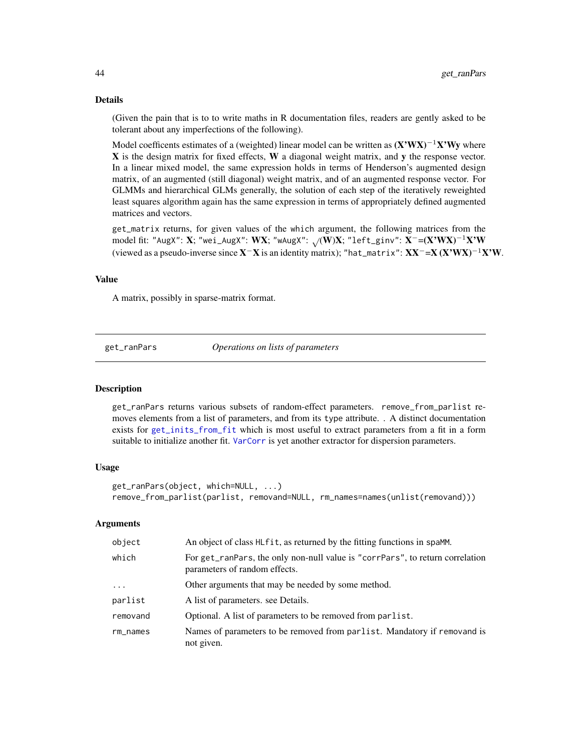## Details

(Given the pain that is to to write maths in R documentation files, readers are gently asked to be tolerant about any imperfections of the following).

Model coefficents estimates of a (weighted) linear model can be written as $\mathbf{(X'WX)}^{-1}\mathbf{X'Wy}$ where $\mathbf{X}$ is the design matrix for fixed effects, $\mathbf{W}$ a diagonal weight matrix, and $\mathbf{y}$ the response vector. In a linear mixed model, the same expression holds in terms of Henderson's augmented design matrix, of an augmented (still diagonal) weight matrix, and of an augmented response vector. For GLMMs and hierarchical GLMs generally, the solution of each step of the iteratively reweighted least squares algorithm again has the same expression in terms of appropriately defined augmented matrices and vectors.

`get_matrix` returns, for given values of the `which` argument, the following matrices from the model fit: `"AugX"`: $\mathbf{X}$; `"wei_AugX"`: $\mathbf{WX}$; `"wAugX"`: $\sqrt{(\mathbf{W})}\mathbf{X}$; `"left_ginv"`: $\mathbf{X}^{-}$=$\mathbf{(X'WX)}^{-1}\mathbf{X'W}$ (viewed as a pseudo-inverse since $\mathbf{X}^{-}\mathbf{X}$ is an identity matrix); `"hat_matrix"`: $\mathbf{XX}^{-}$=$\mathbf{X}\,\mathbf{(X'WX)}^{-1}\mathbf{X'W}$.

## Value

A matrix, possibly in sparse-matrix format.

---

`get_ranPars` *Operations on lists of parameters*

---

## Description

`get_ranPars` returns various subsets of random-effect parameters. `remove_from_parlist` removes elements from a list of parameters, and from its `type` attribute. . A distinct documentation exists for `get_inits_from_fit` which is most useful to extract parameters from a fit in a form suitable to initialize another fit. `VarCorr` is yet another extractor for dispersion parameters.

## Usage

```
get_ranPars(object, which=NULL, ...)
remove_from_parlist(parlist, removand=NULL, rm_names=names(unlist(removand)))
```

## Arguments

| | |
|---|---|
| `object` | An object of class `HLfit`, as returned by the fitting functions in `spaMM`. |
| `which` | For `get_ranPars`, the only non-null value is `"corrPars"`, to return correlation parameters of random effects. |
| `...` | Other arguments that may be needed by some method. |
| `parlist` | A list of parameters. see Details. |
| `removand` | Optional. A list of parameters to be removed from `parlist`. |
| `rm_names` | Names of parameters to be removed from `parlist`. Mandatory if `removand` is not given. |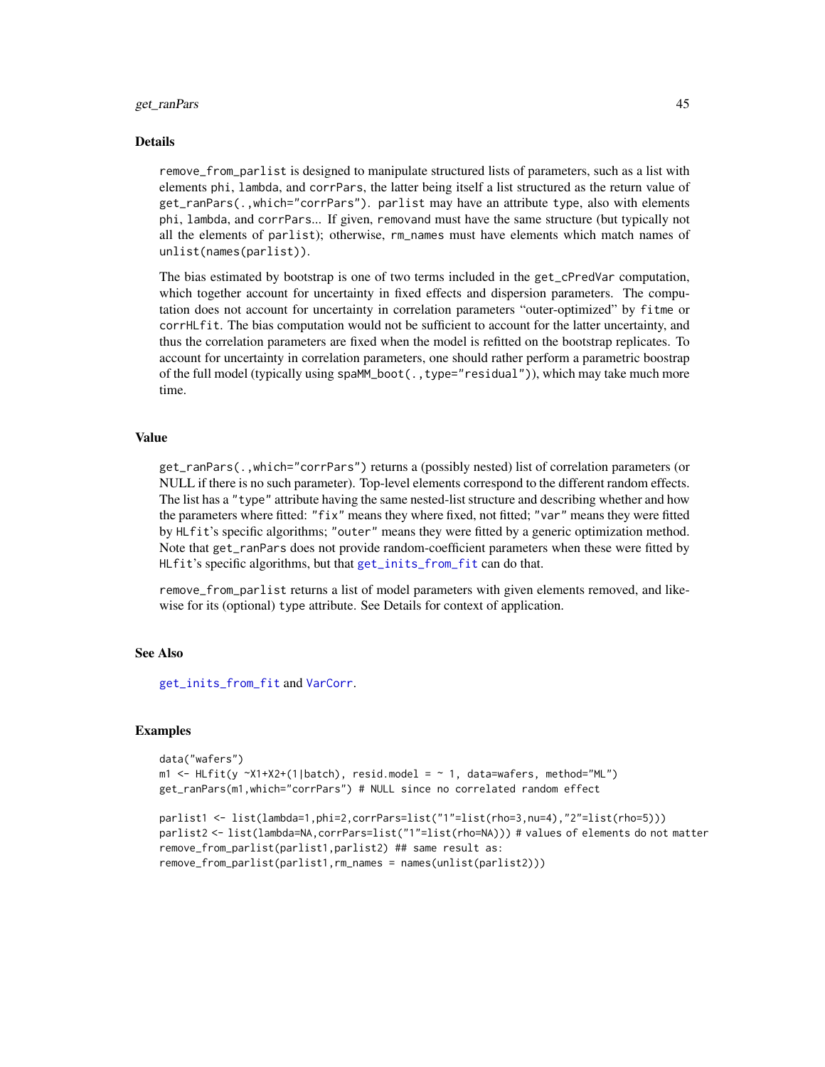## Details

`remove_from_parlist` is designed to manipulate structured lists of parameters, such as a list with elements `phi`, `lambda`, and `corrPars`, the latter being itself a list structured as the return value of `get_ranPars(.,which="corrPars")`. `parlist` may have an attribute `type`, also with elements `phi`, `lambda`, and `corrPars`... If given, `removand` must have the same structure (but typically not all the elements of `parlist`); otherwise, `rm_names` must have elements which match names of `unlist(names(parlist))`.

The bias estimated by bootstrap is one of two terms included in the `get_cPredVar` computation, which together account for uncertainty in fixed effects and dispersion parameters. The computation does not account for uncertainty in correlation parameters "outer-optimized" by `fitme` or `corrHLfit`. The bias computation would not be sufficient to account for the latter uncertainty, and thus the correlation parameters are fixed when the model is refitted on the bootstrap replicates. To account for uncertainty in correlation parameters, one should rather perform a parametric boostrap of the full model (typically using `spaMM_boot(.,type="residual")`), which may take much more time.

## Value

`get_ranPars(.,which="corrPars")` returns a (possibly nested) list of correlation parameters (or NULL if there is no such parameter). Top-level elements correspond to the different random effects. The list has a `"type"` attribute having the same nested-list structure and describing whether and how the parameters where fitted: `"fix"` means they where fixed, not fitted; `"var"` means they were fitted by `HLfit`'s specific algorithms; `"outer"` means they were fitted by a generic optimization method. Note that `get_ranPars` does not provide random-coefficient parameters when these were fitted by `HLfit`'s specific algorithms, but that `get_inits_from_fit` can do that.

`remove_from_parlist` returns a list of model parameters with given elements removed, and likewise for its (optional) `type` attribute. See Details for context of application.

## See Also

`get_inits_from_fit` and `VarCorr`.

## Examples

```
data("wafers")
m1 <- HLfit(y ~X1+X2+(1|batch), resid.model = ~ 1, data=wafers, method="ML")
get_ranPars(m1,which="corrPars") # NULL since no correlated random effect

parlist1 <- list(lambda=1,phi=2,corrPars=list("1"=list(rho=3,nu=4),"2"=list(rho=5)))
parlist2 <- list(lambda=NA,corrPars=list("1"=list(rho=NA))) # values of elements do not matter
remove_from_parlist(parlist1,parlist2) ## same result as:
remove_from_parlist(parlist1,rm_names = names(unlist(parlist2)))
```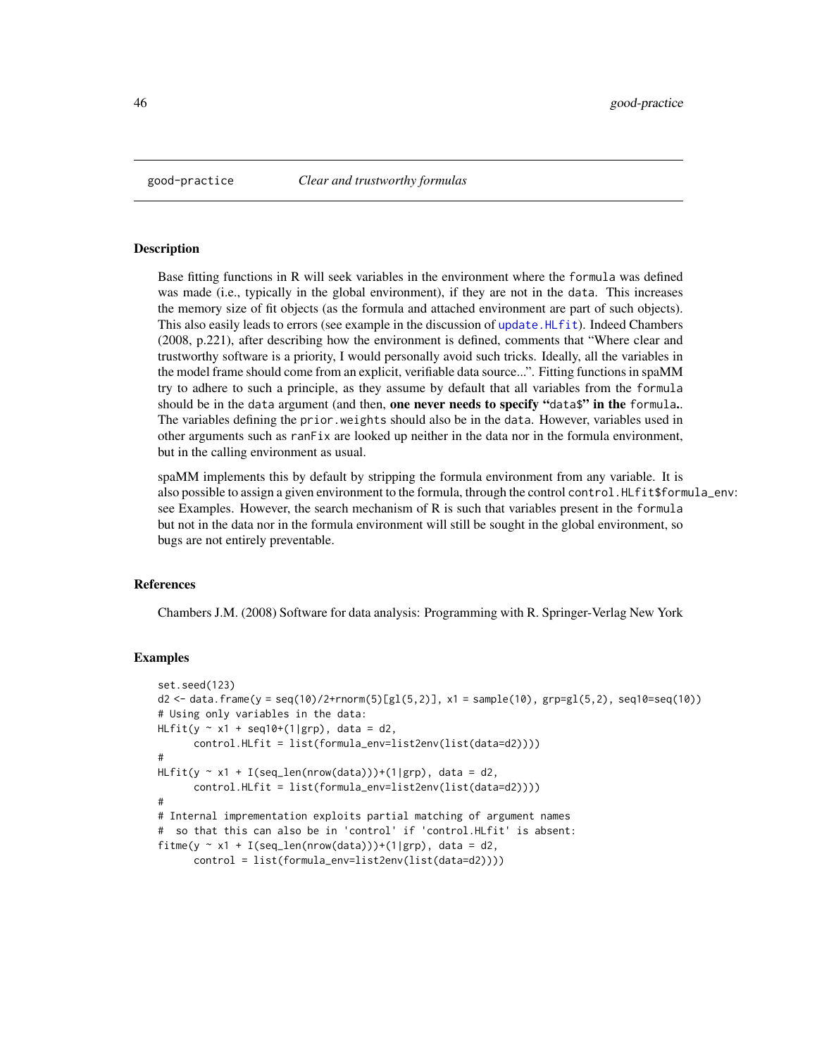good-practice *Clear and trustworthy formulas*

## Description

Base fitting functions in R will seek variables in the environment where the `formula` was defined was made (i.e., typically in the global environment), if they are not in the `data`. This increases the memory size of fit objects (as the formula and attached environment are part of such objects). This also easily leads to errors (see example in the discussion of `update.HLfit`). Indeed Chambers (2008, p.221), after describing how the environment is defined, comments that "Where clear and trustworthy software is a priority, I would personally avoid such tricks. Ideally, all the variables in the model frame should come from an explicit, verifiable data source...". Fitting functions in spaMM try to adhere to such a principle, as they assume by default that all variables from the `formula` should be in the `data` argument (and then, **one never needs to specify "`data$`" in the `formula`.**. The variables defining the `prior.weights` should also be in the `data`. However, variables used in other arguments such as `ranFix` are looked up neither in the data nor in the formula environment, but in the calling environment as usual.

spaMM implements this by default by stripping the formula environment from any variable. It is also possible to assign a given environment to the formula, through the control `control.HLfit$formula_env`: see Examples. However, the search mechanism of R is such that variables present in the `formula` but not in the data nor in the formula environment will still be sought in the global environment, so bugs are not entirely preventable.

## References

Chambers J.M. (2008) Software for data analysis: Programming with R. Springer-Verlag New York

## Examples

```
set.seed(123)
d2 <- data.frame(y = seq(10)/2+rnorm(5)[gl(5,2)], x1 = sample(10), grp=gl(5,2), seq10=seq(10))
# Using only variables in the data:
HLfit(y ~ x1 + seq10+(1|grp), data = d2,
      control.HLfit = list(formula_env=list2env(list(data=d2))))
#
HLfit(y ~ x1 + I(seq_len(nrow(data)))+(1|grp), data = d2,
      control.HLfit = list(formula_env=list2env(list(data=d2))))
#
# Internal imprementation exploits partial matching of argument names
#  so that this can also be in 'control' if 'control.HLfit' is absent:
fitme(y ~ x1 + I(seq_len(nrow(data)))+(1|grp), data = d2,
      control = list(formula_env=list2env(list(data=d2))))
```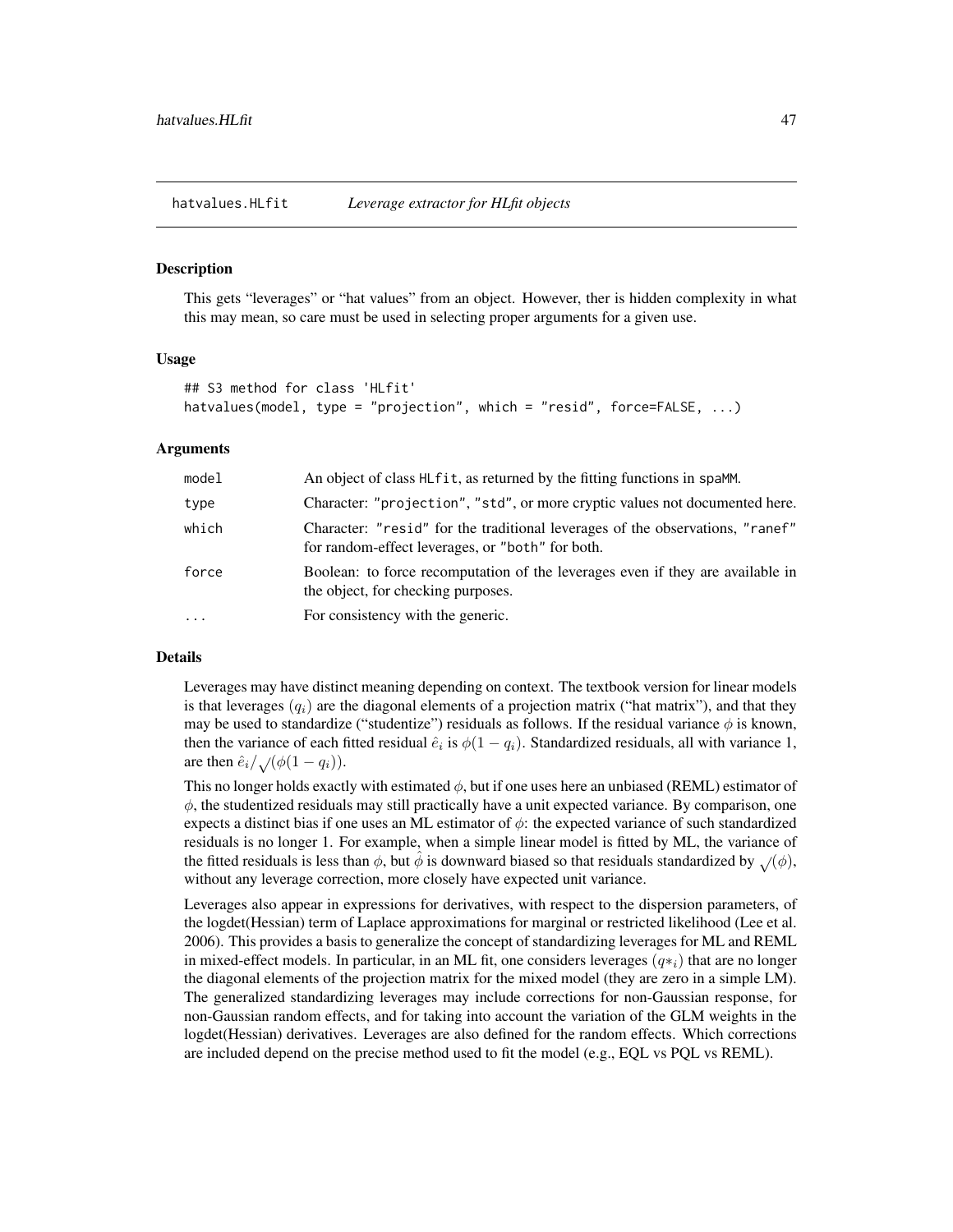## hatvalues.HLfit — *Leverage extractor for HLfit objects*

### Description

This gets "leverages" or "hat values" from an object. However, ther is hidden complexity in what this may mean, so care must be used in selecting proper arguments for a given use.

### Usage

```
## S3 method for class 'HLfit'
hatvalues(model, type = "projection", which = "resid", force=FALSE, ...)
```

### Arguments

| | |
|---|---|
| model | An object of class HLfit, as returned by the fitting functions in spaMM. |
| type | Character: "projection", "std", or more cryptic values not documented here. |
| which | Character: "resid" for the traditional leverages of the observations, "ranef" for random-effect leverages, or "both" for both. |
| force | Boolean: to force recomputation of the leverages even if they are available in the object, for checking purposes. |
| ... | For consistency with the generic. |

### Details

Leverages may have distinct meaning depending on context. The textbook version for linear models is that leverages $(q_i)$ are the diagonal elements of a projection matrix ("hat matrix"), and that they may be used to standardize ("studentize") residuals as follows. If the residual variance $\phi$ is known, then the variance of each fitted residual $\hat{e}_i$ is $\phi(1 - q_i)$. Standardized residuals, all with variance 1, are then $\hat{e}_i / \sqrt{(}\phi(1 - q_i))$.

This no longer holds exactly with estimated $\phi$, but if one uses here an unbiased (REML) estimator of $\phi$, the studentized residuals may still practically have a unit expected variance. By comparison, one expects a distinct bias if one uses an ML estimator of $\phi$: the expected variance of such standardized residuals is no longer 1. For example, when a simple linear model is fitted by ML, the variance of the fitted residuals is less than $\phi$, but $\hat{\phi}$ is downward biased so that residuals standardized by $\sqrt{(}\phi)$, without any leverage correction, more closely have expected unit variance.

Leverages also appear in expressions for derivatives, with respect to the dispersion parameters, of the logdet(Hessian) term of Laplace approximations for marginal or restricted likelihood (Lee et al. 2006). This provides a basis to generalize the concept of standardizing leverages for ML and REML in mixed-effect models. In particular, in an ML fit, one considers leverages $(q*_i)$ that are no longer the diagonal elements of the projection matrix for the mixed model (they are zero in a simple LM). The generalized standardizing leverages may include corrections for non-Gaussian response, for non-Gaussian random effects, and for taking into account the variation of the GLM weights in the logdet(Hessian) derivatives. Leverages are also defined for the random effects. Which corrections are included depend on the precise method used to fit the model (e.g., EQL vs PQL vs REML).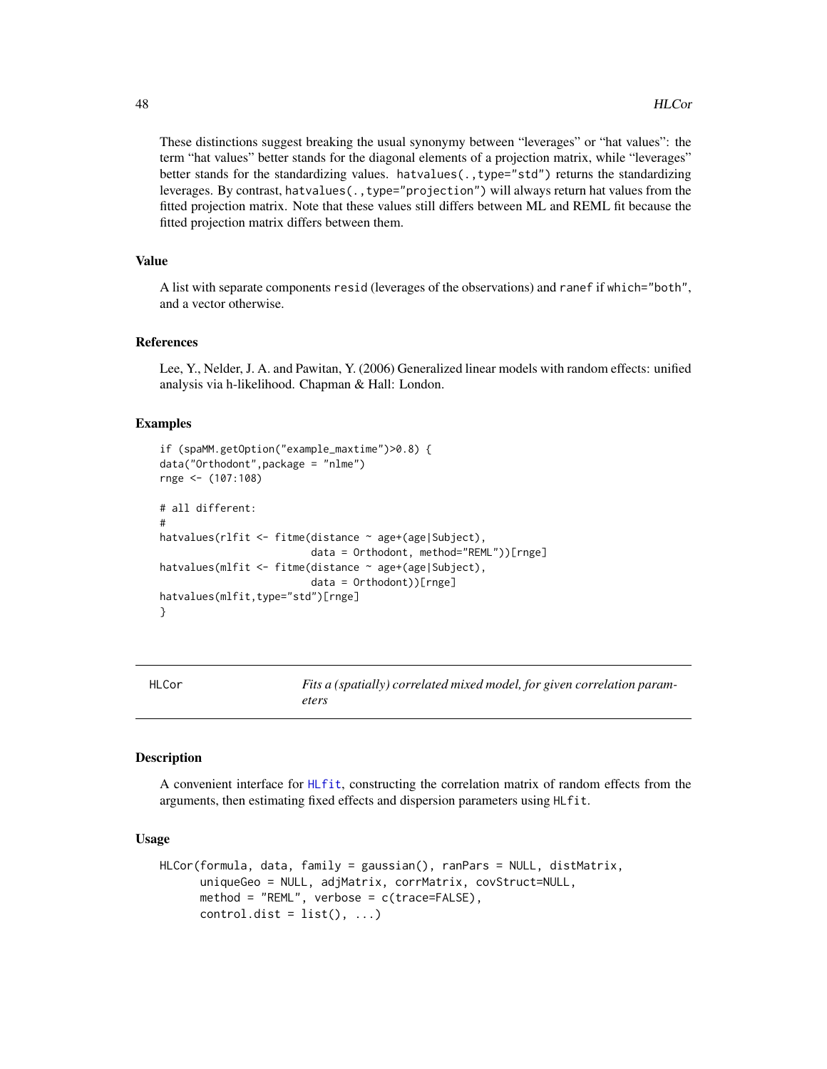These distinctions suggest breaking the usual synonymy between “leverages” or “hat values”: the term “hat values” better stands for the diagonal elements of a projection matrix, while “leverages” better stands for the standardizing values. `hatvalues(.,type="std")` returns the standardizing leverages. By contrast, `hatvalues(.,type="projection")` will always return hat values from the fitted projection matrix. Note that these values still differs between ML and REML fit because the fitted projection matrix differs between them.

### Value

A list with separate components `resid` (leverages of the observations) and `ranef` if `which="both"`, and a vector otherwise.

### References

Lee, Y., Nelder, J. A. and Pawitan, Y. (2006) Generalized linear models with random effects: unified analysis via h-likelihood. Chapman & Hall: London.

### Examples

```
if (spaMM.getOption("example_maxtime")>0.8) {
data("Orthodont",package = "nlme")
rnge <- (107:108)

# all different:
#
hatvalues(rlfit <- fitme(distance ~ age+(age|Subject),
                         data = Orthodont, method="REML"))[rnge]
hatvalues(mlfit <- fitme(distance ~ age+(age|Subject),
                         data = Orthodont))[rnge]
hatvalues(mlfit,type="std")[rnge]
}
```

---

## HLCor — *Fits a (spatially) correlated mixed model, for given correlation parameters*

### Description

A convenient interface for `HLfit`, constructing the correlation matrix of random effects from the arguments, then estimating fixed effects and dispersion parameters using `HLfit`.

### Usage

```
HLCor(formula, data, family = gaussian(), ranPars = NULL, distMatrix,
      uniqueGeo = NULL, adjMatrix, corrMatrix, covStruct=NULL,
      method = "REML", verbose = c(trace=FALSE),
      control.dist = list(), ...)
```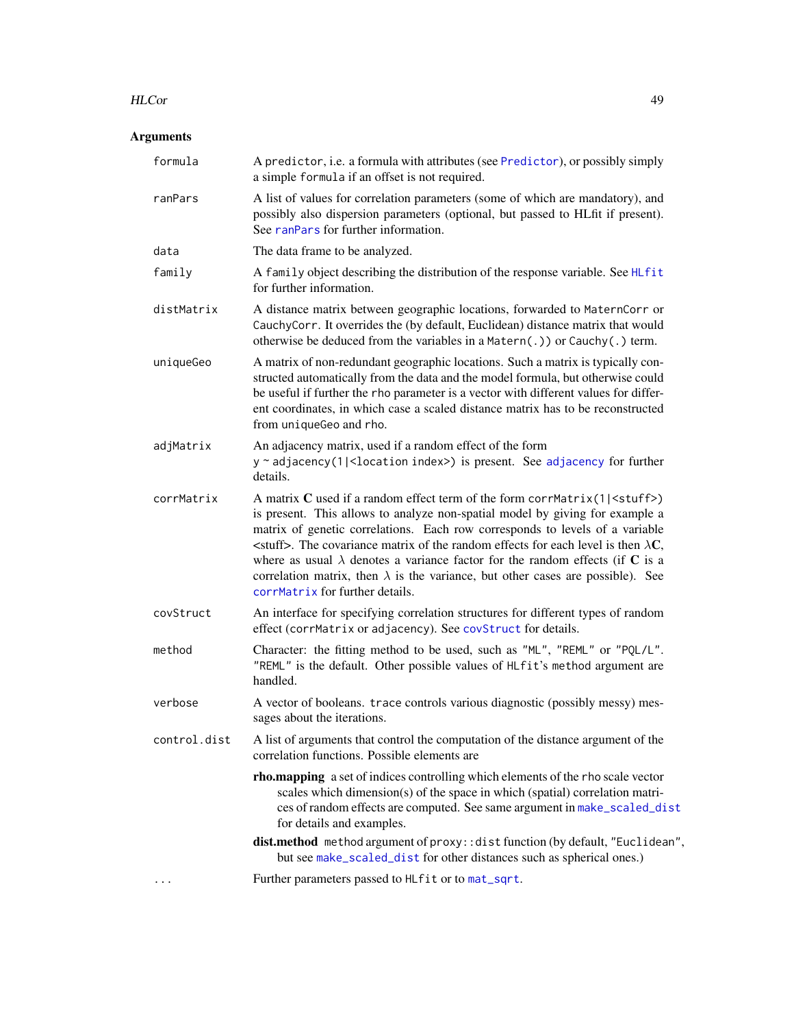## Arguments

**formula**
: A predictor, i.e. a formula with attributes (see Predictor), or possibly simply a simple formula if an offset is not required.

**ranPars**
: A list of values for correlation parameters (some of which are mandatory), and possibly also dispersion parameters (optional, but passed to HLfit if present). See ranPars for further information.

**data**
: The data frame to be analyzed.

**family**
: A family object describing the distribution of the response variable. See HLfit for further information.

**distMatrix**
: A distance matrix between geographic locations, forwarded to MaternCorr or CauchyCorr. It overrides the (by default, Euclidean) distance matrix that would otherwise be deduced from the variables in a Matern(.)) or Cauchy(.) term.

**uniqueGeo**
: A matrix of non-redundant geographic locations. Such a matrix is typically constructed automatically from the data and the model formula, but otherwise could be useful if further the rho parameter is a vector with different values for different coordinates, in which case a scaled distance matrix has to be reconstructed from uniqueGeo and rho.

**adjMatrix**
: An adjacency matrix, used if a random effect of the form `y ~ adjacency(1|<location index>)` is present. See adjacency for further details.

**corrMatrix**
: A matrix **C** used if a random effect term of the form `corrMatrix(1|<stuff>)` is present. This allows to analyze non-spatial model by giving for example a matrix of genetic correlations. Each row corresponds to levels of a variable <stuff>. The covariance matrix of the random effects for each level is then $\lambda\mathbf{C}$, where as usual $\lambda$ denotes a variance factor for the random effects (if **C** is a correlation matrix, then $\lambda$ is the variance, but other cases are possible). See corrMatrix for further details.

**covStruct**
: An interface for specifying correlation structures for different types of random effect (corrMatrix or adjacency). See covStruct for details.

**method**
: Character: the fitting method to be used, such as "ML", "REML" or "PQL/L". "REML" is the default. Other possible values of HLfit's method argument are handled.

**verbose**
: A vector of booleans. trace controls various diagnostic (possibly messy) messages about the iterations.

**control.dist**
: A list of arguments that control the computation of the distance argument of the correlation functions. Possible elements are

  **rho.mapping** a set of indices controlling which elements of the rho scale vector scales which dimension(s) of the space in which (spatial) correlation matrices of random effects are computed. See same argument in make_scaled_dist for details and examples.

  **dist.method** method argument of proxy::dist function (by default, "Euclidean", but see make_scaled_dist for other distances such as spherical ones.)

**...**
: Further parameters passed to HLfit or to mat_sqrt.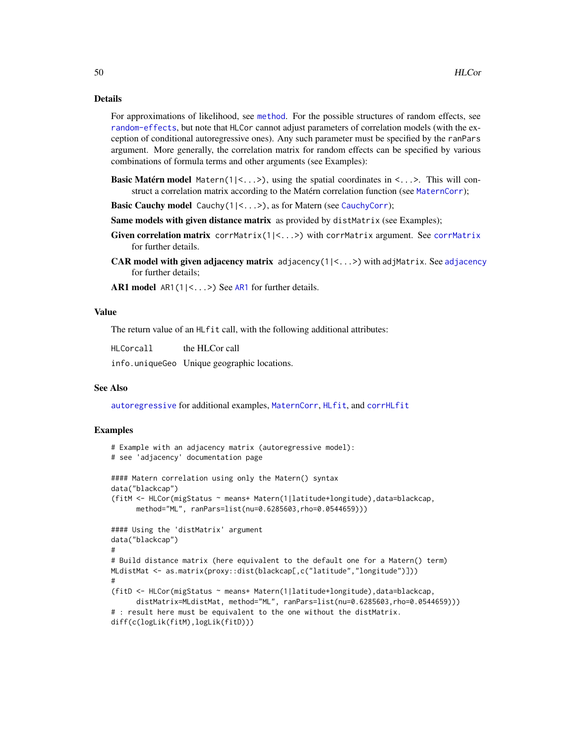## Details

For approximations of likelihood, see `method`. For the possible structures of random effects, see `random-effects`, but note that `HLCor` cannot adjust parameters of correlation models (with the exception of conditional autoregressive ones). Any such parameter must be specified by the `ranPars` argument. More generally, the correlation matrix for random effects can be specified by various combinations of formula terms and other arguments (see Examples):

**Basic Matérn model** `Matern(1|<...>)`, using the spatial coordinates in `<...>`. This will construct a correlation matrix according to the Matérn correlation function (see `MaternCorr`);

**Basic Cauchy model** `Cauchy(1|<...>)`, as for Matern (see `CauchyCorr`);

**Same models with given distance matrix** as provided by `distMatrix` (see Examples);

**Given correlation matrix** `corrMatrix(1|<...>)` with `corrMatrix` argument. See `corrMatrix` for further details.

**CAR model with given adjacency matrix** `adjacency(1|<...>)` with `adjMatrix`. See `adjacency` for further details;

**AR1 model** `AR1(1|<...>)` See `AR1` for further details.

## Value

The return value of an `HLfit` call, with the following additional attributes:

| | |
|---|---|
| `HLCorcall` | the HLCor call |
| `info.uniqueGeo` | Unique geographic locations. |

## See Also

`autoregressive` for additional examples, `MaternCorr`, `HLfit`, and `corrHLfit`

## Examples

```
# Example with an adjacency matrix (autoregressive model):
# see 'adjacency' documentation page

#### Matern correlation using only the Matern() syntax
data("blackcap")
(fitM <- HLCor(migStatus ~ means+ Matern(1|latitude+longitude),data=blackcap,
      method="ML", ranPars=list(nu=0.6285603,rho=0.0544659)))

#### Using the 'distMatrix' argument
data("blackcap")
#
# Build distance matrix (here equivalent to the default one for a Matern() term)
MLdistMat <- as.matrix(proxy::dist(blackcap[,c("latitude","longitude")]))
#
(fitD <- HLCor(migStatus ~ means+ Matern(1|latitude+longitude),data=blackcap,
      distMatrix=MLdistMat, method="ML", ranPars=list(nu=0.6285603,rho=0.0544659)))
# : result here must be equivalent to the one without the distMatrix.
diff(c(logLik(fitM),logLik(fitD)))
```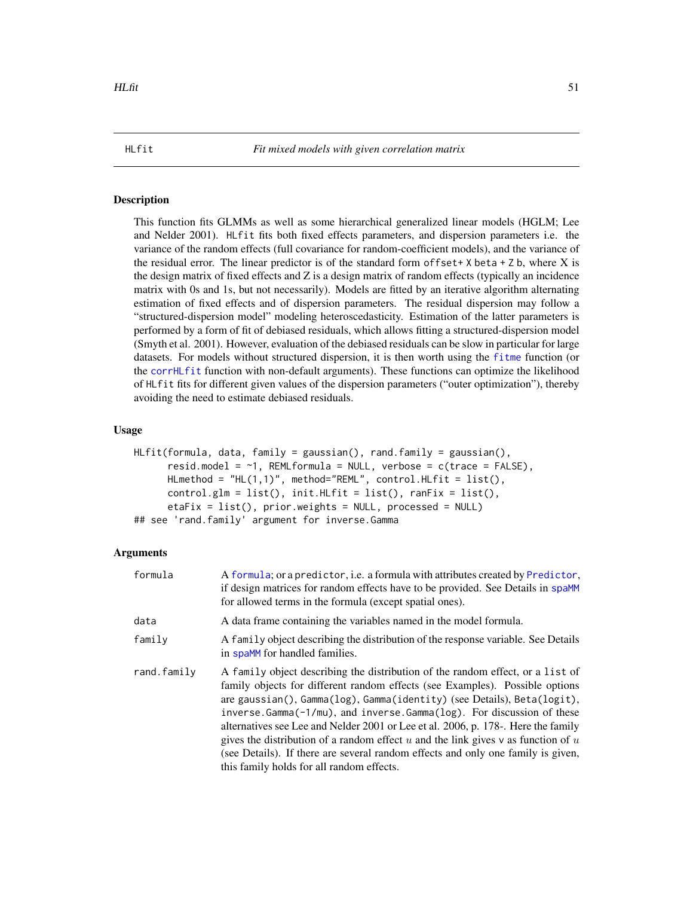HLfit *Fit mixed models with given correlation matrix*

## Description

This function fits GLMMs as well as some hierarchical generalized linear models (HGLM; Lee and Nelder 2001). `HLfit` fits both fixed effects parameters, and dispersion parameters i.e. the variance of the random effects (full covariance for random-coefficient models), and the variance of the residual error. The linear predictor is of the standard form `offset+ X beta + Z b`, where X is the design matrix of fixed effects and Z is a design matrix of random effects (typically an incidence matrix with 0s and 1s, but not necessarily). Models are fitted by an iterative algorithm alternating estimation of fixed effects and of dispersion parameters. The residual dispersion may follow a "structured-dispersion model" modeling heteroscedasticity. Estimation of the latter parameters is performed by a form of fit of debiased residuals, which allows fitting a structured-dispersion model (Smyth et al. 2001). However, evaluation of the debiased residuals can be slow in particular for large datasets. For models without structured dispersion, it is then worth using the `fitme` function (or the `corrHLfit` function with non-default arguments). These functions can optimize the likelihood of `HLfit` fits for different given values of the dispersion parameters ("outer optimization"), thereby avoiding the need to estimate debiased residuals.

## Usage

```
HLfit(formula, data, family = gaussian(), rand.family = gaussian(),
      resid.model = ~1, REMLformula = NULL, verbose = c(trace = FALSE),
      HLmethod = "HL(1,1)", method="REML", control.HLfit = list(),
      control.glm = list(), init.HLfit = list(), ranFix = list(),
      etaFix = list(), prior.weights = NULL, processed = NULL)
## see 'rand.family' argument for inverse.Gamma
```

## Arguments

| | |
|---|---|
| `formula` | A `formula`; or a `predictor`, i.e. a formula with attributes created by `Predictor`, if design matrices for random effects have to be provided. See Details in `spaMM` for allowed terms in the formula (except spatial ones). |
| `data` | A data frame containing the variables named in the model formula. |
| `family` | A `family` object describing the distribution of the response variable. See Details in `spaMM` for handled families. |
| `rand.family` | A `family` object describing the distribution of the random effect, or a `list` of family objects for different random effects (see Examples). Possible options are `gaussian()`, `Gamma(log)`, `Gamma(identity)` (see Details), `Beta(logit)`, `inverse.Gamma(-1/mu)`, and `inverse.Gamma(log)`. For discussion of these alternatives see Lee and Nelder 2001 or Lee et al. 2006, p. 178-. Here the family gives the distribution of a random effect $u$ and the link gives `v` as function of $u$ (see Details). If there are several random effects and only one family is given, this family holds for all random effects. |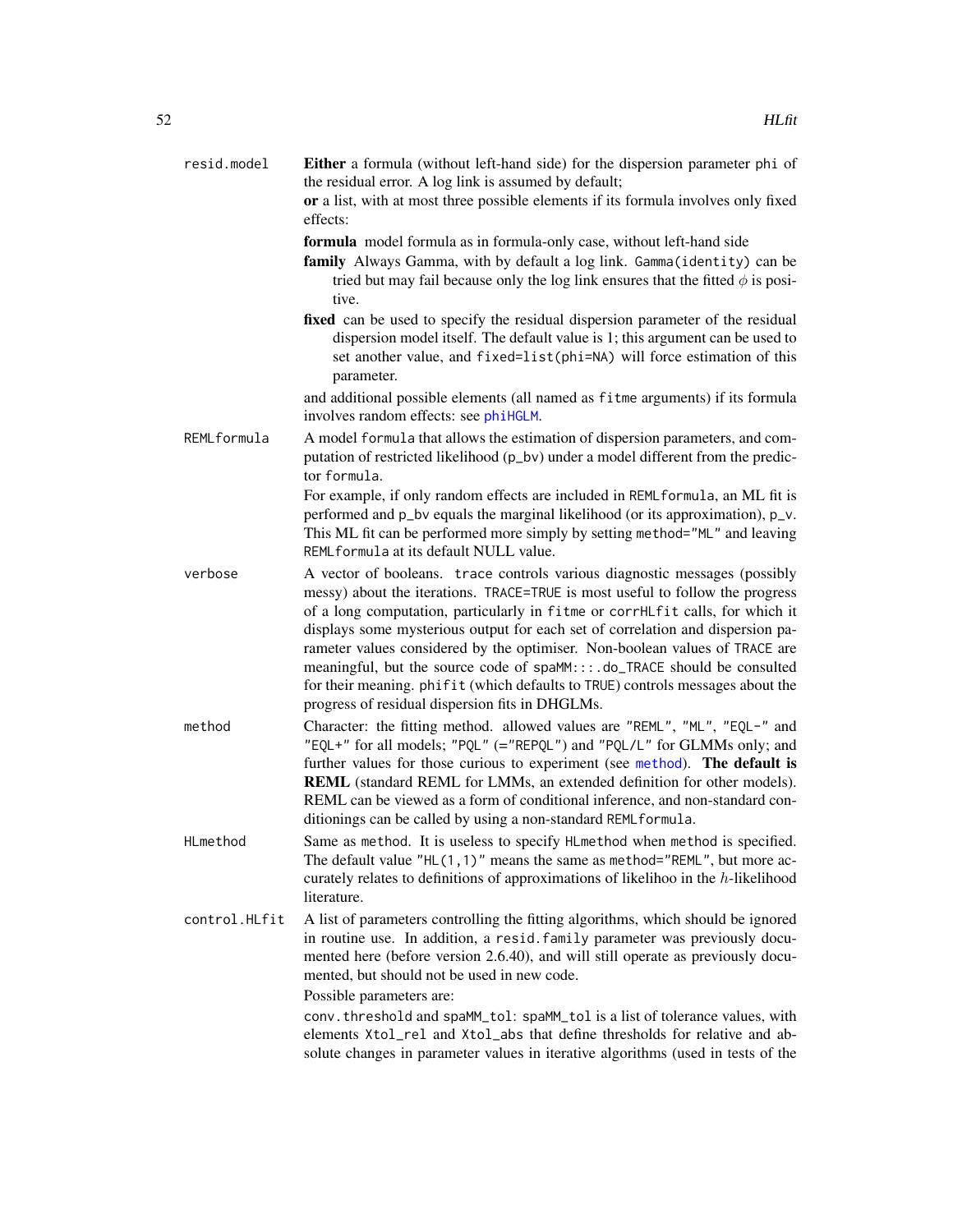**resid.model** Either a formula (without left-hand side) for the dispersion parameter phi of the residual error. A log link is assumed by default;
**or** a list, with at most three possible elements if its formula involves only fixed effects:

- **formula** model formula as in formula-only case, without left-hand side
- **family** Always Gamma, with by default a log link. Gamma(identity) can be tried but may fail because only the log link ensures that the fitted $\phi$ is positive.
- **fixed** can be used to specify the residual dispersion parameter of the residual dispersion model itself. The default value is 1; this argument can be used to set another value, and fixed=list(phi=NA) will force estimation of this parameter.

and additional possible elements (all named as fitme arguments) if its formula involves random effects: see phiHGLM.

**REMLformula** A model formula that allows the estimation of dispersion parameters, and computation of restricted likelihood (p_bv) under a model different from the predictor formula.
For example, if only random effects are included in REMLformula, an ML fit is performed and p_bv equals the marginal likelihood (or its approximation), p_v. This ML fit can be performed more simply by setting method="ML" and leaving REMLformula at its default NULL value.

**verbose** A vector of booleans. trace controls various diagnostic messages (possibly messy) about the iterations. TRACE=TRUE is most useful to follow the progress of a long computation, particularly in fitme or corrHLfit calls, for which it displays some mysterious output for each set of correlation and dispersion parameter values considered by the optimiser. Non-boolean values of TRACE are meaningful, but the source code of spaMM:::.do_TRACE should be consulted for their meaning. phifit (which defaults to TRUE) controls messages about the progress of residual dispersion fits in DHGLMs.

**method** Character: the fitting method. allowed values are "REML", "ML", "EQL-" and "EQL+" for all models; "PQL" (="REPQL") and "PQL/L" for GLMMs only; and further values for those curious to experiment (see method). **The default is REML** (standard REML for LMMs, an extended definition for other models). REML can be viewed as a form of conditional inference, and non-standard conditionings can be called by using a non-standard REMLformula.

**HLmethod** Same as method. It is useless to specify HLmethod when method is specified. The default value "HL(1,1)" means the same as method="REML", but more accurately relates to definitions of approximations of likelihoo in the $h$-likelihood literature.

**control.HLfit** A list of parameters controlling the fitting algorithms, which should be ignored in routine use. In addition, a resid.family parameter was previously documented here (before version 2.6.40), and will still operate as previously documented, but should not be used in new code.
Possible parameters are:
conv.threshold and spaMM_tol: spaMM_tol is a list of tolerance values, with elements Xtol_rel and Xtol_abs that define thresholds for relative and absolute changes in parameter values in iterative algorithms (used in tests of the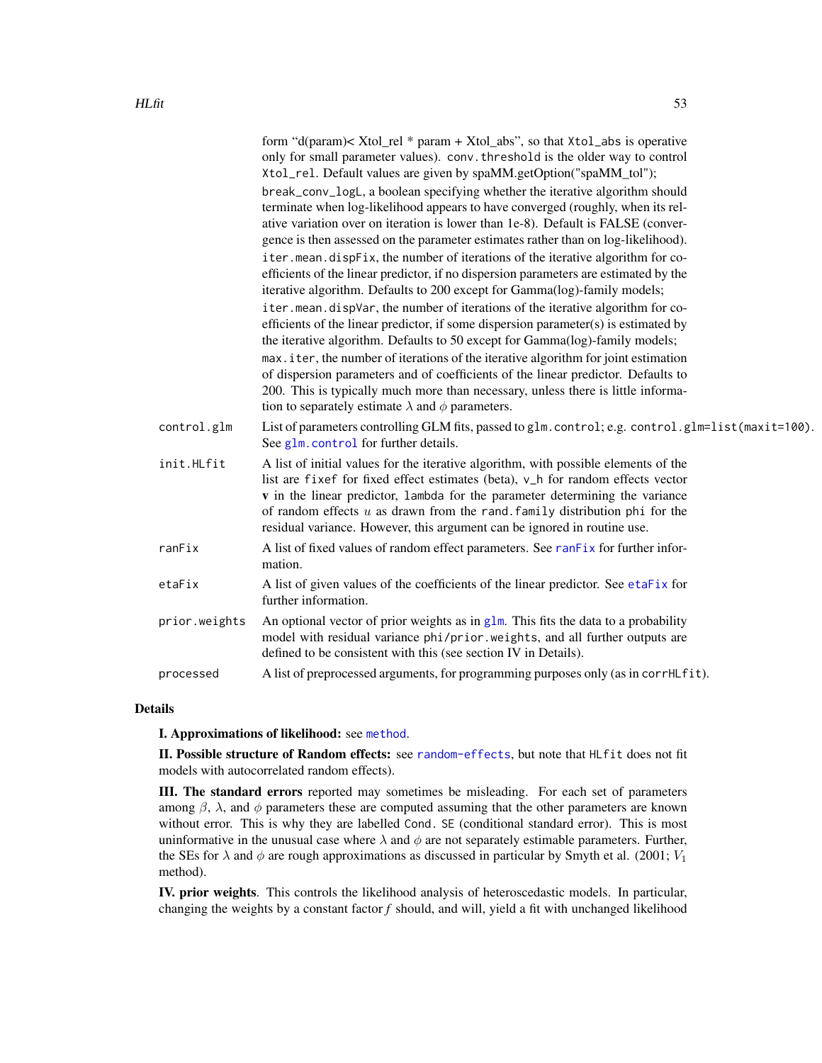form “d(param)< Xtol_rel * param + Xtol_abs”, so that `Xtol_abs` is operative only for small parameter values). `conv.threshold` is the older way to control `Xtol_rel`. Default values are given by spaMM.getOption("spaMM_tol");

`break_conv_logL`, a boolean specifying whether the iterative algorithm should terminate when log-likelihood appears to have converged (roughly, when its relative variation over on iteration is lower than 1e-8). Default is FALSE (convergence is then assessed on the parameter estimates rather than on log-likelihood).

`iter.mean.dispFix`, the number of iterations of the iterative algorithm for coefficients of the linear predictor, if no dispersion parameters are estimated by the iterative algorithm. Defaults to 200 except for Gamma(log)-family models;

`iter.mean.dispVar`, the number of iterations of the iterative algorithm for coefficients of the linear predictor, if some dispersion parameter(s) is estimated by the iterative algorithm. Defaults to 50 except for Gamma(log)-family models;

`max.iter`, the number of iterations of the iterative algorithm for joint estimation of dispersion parameters and of coefficients of the linear predictor. Defaults to 200. This is typically much more than necessary, unless there is little information to separately estimate $\lambda$ and $\phi$ parameters.

`control.glm`
: List of parameters controlling GLM fits, passed to `glm.control`; e.g. `control.glm=list(maxit=100)`. See `glm.control` for further details.

`init.HLfit`
: A list of initial values for the iterative algorithm, with possible elements of the list are `fixef` for fixed effect estimates (beta), `v_h` for random effects vector **v** in the linear predictor, `lambda` for the parameter determining the variance of random effects $u$ as drawn from the `rand.family` distribution `phi` for the residual variance. However, this argument can be ignored in routine use.

`ranFix`
: A list of fixed values of random effect parameters. See `ranFix` for further information.

`etaFix`
: A list of given values of the coefficients of the linear predictor. See `etaFix` for further information.

`prior.weights`
: An optional vector of prior weights as in `glm`. This fits the data to a probability model with residual variance `phi/prior.weights`, and all further outputs are defined to be consistent with this (see section IV in Details).

`processed`
: A list of preprocessed arguments, for programming purposes only (as in `corrHLfit`).

## Details

**I. Approximations of likelihood:** see `method`.

**II. Possible structure of Random effects:** see `random-effects`, but note that `HLfit` does not fit models with autocorrelated random effects).

**III. The standard errors** reported may sometimes be misleading. For each set of parameters among $\beta$, $\lambda$, and $\phi$ parameters these are computed assuming that the other parameters are known without error. This is why they are labelled `Cond. SE` (conditional standard error). This is most uninformative in the unusual case where $\lambda$ and $\phi$ are not separately estimable parameters. Further, the SEs for $\lambda$ and $\phi$ are rough approximations as discussed in particular by Smyth et al. (2001; $V_1$ method).

**IV. prior weights**. This controls the likelihood analysis of heteroscedastic models. In particular, changing the weights by a constant factor *f* should, and will, yield a fit with unchanged likelihood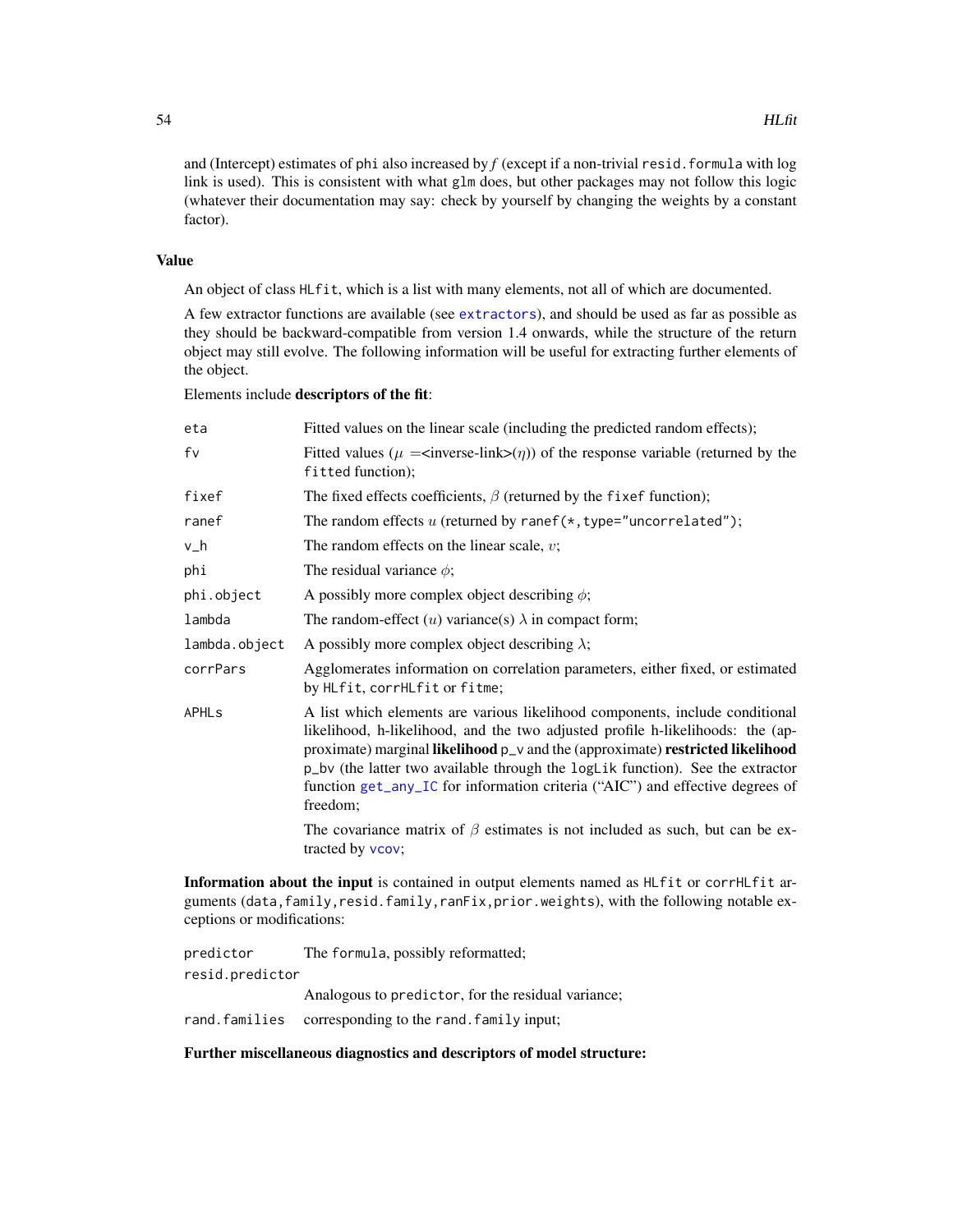and (Intercept) estimates of phi also increased by $f$ (except if a non-trivial resid.formula with log link is used). This is consistent with what glm does, but other packages may not follow this logic (whatever their documentation may say: check by yourself by changing the weights by a constant factor).

## Value

An object of class HLfit, which is a list with many elements, not all of which are documented.

A few extractor functions are available (see extractors), and should be used as far as possible as they should be backward-compatible from version 1.4 onwards, while the structure of the return object may still evolve. The following information will be useful for extracting further elements of the object.

Elements include **descriptors of the fit**:

| | |
|---|---|
| eta | Fitted values on the linear scale (including the predicted random effects); |
| fv | Fitted values ($\mu$ =<inverse-link>($\eta$)) of the response variable (returned by the fitted function); |
| fixef | The fixed effects coefficients, $\beta$ (returned by the fixef function); |
| ranef | The random effects $u$ (returned by ranef(*,type="uncorrelated"); |
| v_h | The random effects on the linear scale, $v$; |
| phi | The residual variance $\phi$; |
| phi.object | A possibly more complex object describing $\phi$; |
| lambda | The random-effect ($u$) variance(s) $\lambda$ in compact form; |
| lambda.object | A possibly more complex object describing $\lambda$; |
| corrPars | Agglomerates information on correlation parameters, either fixed, or estimated by HLfit, corrHLfit or fitme; |
| APHLs | A list which elements are various likelihood components, include conditional likelihood, h-likelihood, and the two adjusted profile h-likelihoods: the (approximate) marginal **likelihood** p_v and the (approximate) **restricted likelihood** p_bv (the latter two available through the logLik function). See the extractor function get_any_IC for information criteria ("AIC") and effective degrees of freedom; The covariance matrix of $\beta$ estimates is not included as such, but can be extracted by vcov; |

**Information about the input** is contained in output elements named as HLfit or corrHLfit arguments (data,family,resid.family,ranFix,prior.weights), with the following notable exceptions or modifications:

| | |
|---|---|
| predictor | The formula, possibly reformatted; |
| resid.predictor | Analogous to predictor, for the residual variance; |
| rand.families | corresponding to the rand.family input; |

**Further miscellaneous diagnostics and descriptors of model structure:**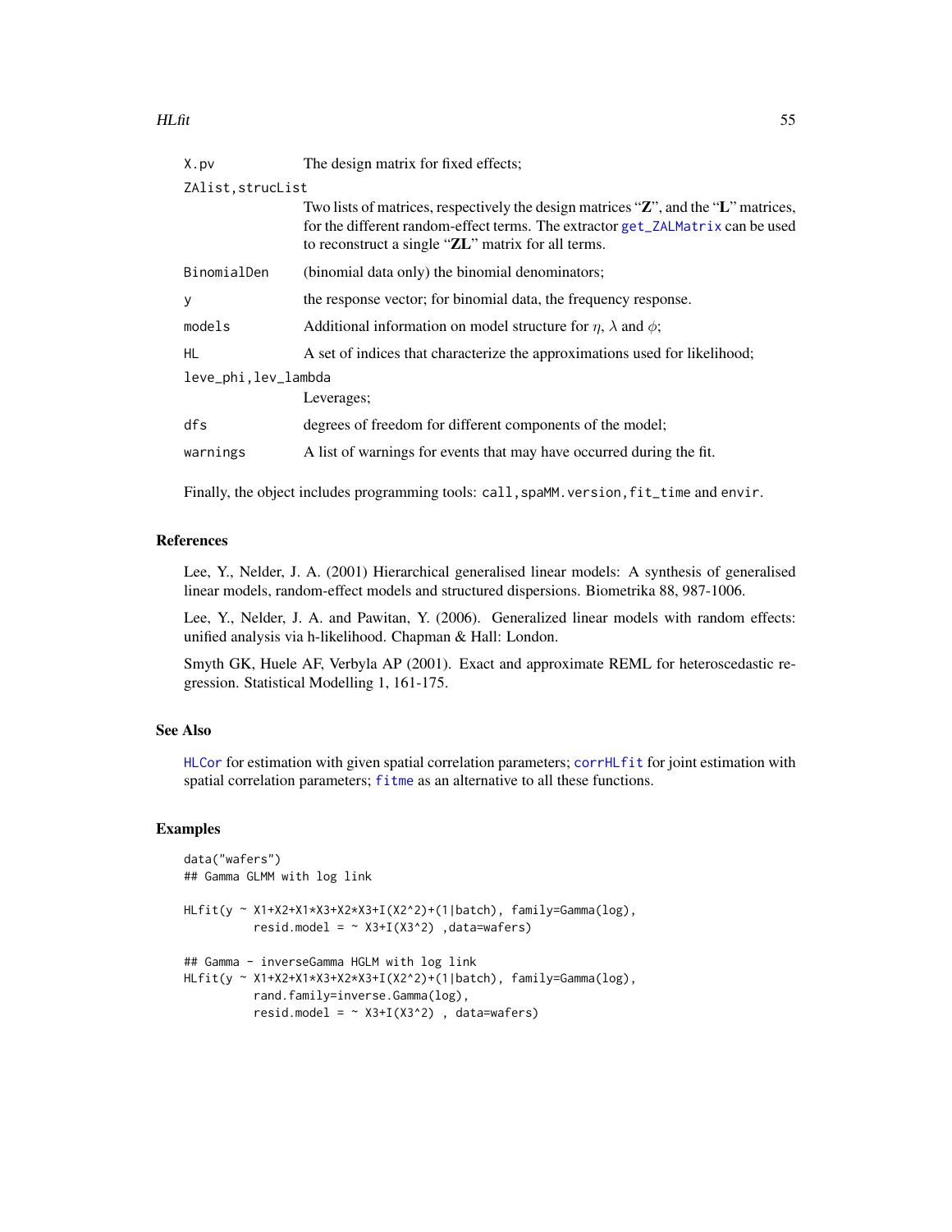| | |
|---|---|
| X.pv | The design matrix for fixed effects; |
| ZAlist,strucList | Two lists of matrices, respectively the design matrices "**Z**", and the "**L**" matrices, for the different random-effect terms. The extractor get_ZALMatrix can be used to reconstruct a single "**ZL**" matrix for all terms. |
| BinomialDen | (binomial data only) the binomial denominators; |
| y | the response vector; for binomial data, the frequency response. |
| models | Additional information on model structure for $\eta$, $\lambda$ and $\phi$; |
| HL | A set of indices that characterize the approximations used for likelihood; |
| leve_phi,lev_lambda | Leverages; |
| dfs | degrees of freedom for different components of the model; |
| warnings | A list of warnings for events that may have occurred during the fit. |

Finally, the object includes programming tools: `call,spaMM.version,fit_time` and `envir`.

## References

Lee, Y., Nelder, J. A. (2001) Hierarchical generalised linear models: A synthesis of generalised linear models, random-effect models and structured dispersions. Biometrika 88, 987-1006.

Lee, Y., Nelder, J. A. and Pawitan, Y. (2006). Generalized linear models with random effects: unified analysis via h-likelihood. Chapman & Hall: London.

Smyth GK, Huele AF, Verbyla AP (2001). Exact and approximate REML for heteroscedastic regression. Statistical Modelling 1, 161-175.

## See Also

HLCor for estimation with given spatial correlation parameters; corrHLfit for joint estimation with spatial correlation parameters; fitme as an alternative to all these functions.

## Examples

```
data("wafers")
## Gamma GLMM with log link

HLfit(y ~ X1+X2+X1*X3+X2*X3+I(X2^2)+(1|batch), family=Gamma(log),
          resid.model = ~ X3+I(X3^2) ,data=wafers)

## Gamma - inverseGamma HGLM with log link
HLfit(y ~ X1+X2+X1*X3+X2*X3+I(X2^2)+(1|batch), family=Gamma(log),
          rand.family=inverse.Gamma(log),
          resid.model = ~ X3+I(X3^2) , data=wafers)
```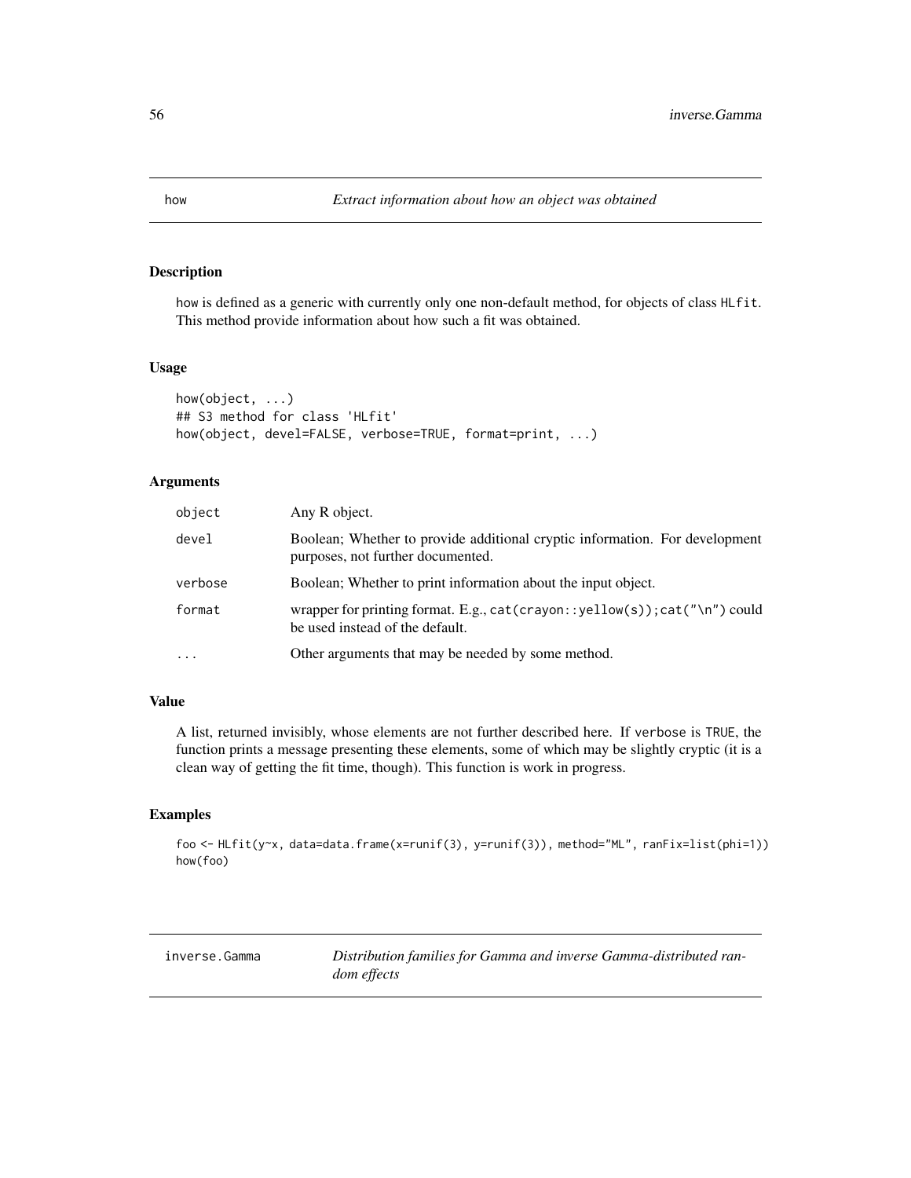## how — *Extract information about how an object was obtained*

### Description

how is defined as a generic with currently only one non-default method, for objects of class HLfit. This method provide information about how such a fit was obtained.

### Usage

```
how(object, ...)
## S3 method for class 'HLfit'
how(object, devel=FALSE, verbose=TRUE, format=print, ...)
```

### Arguments

| | |
|---|---|
| object | Any R object. |
| devel | Boolean; Whether to provide additional cryptic information. For development purposes, not further documented. |
| verbose | Boolean; Whether to print information about the input object. |
| format | wrapper for printing format. E.g., cat(crayon::yellow(s));cat("\n") could be used instead of the default. |
| ... | Other arguments that may be needed by some method. |

### Value

A list, returned invisibly, whose elements are not further described here. If verbose is TRUE, the function prints a message presenting these elements, some of which may be slightly cryptic (it is a clean way of getting the fit time, though). This function is work in progress.

### Examples

```
foo <- HLfit(y~x, data=data.frame(x=runif(3), y=runif(3)), method="ML", ranFix=list(phi=1))
how(foo)
```

## inverse.Gamma — *Distribution families for Gamma and inverse Gamma-distributed random effects*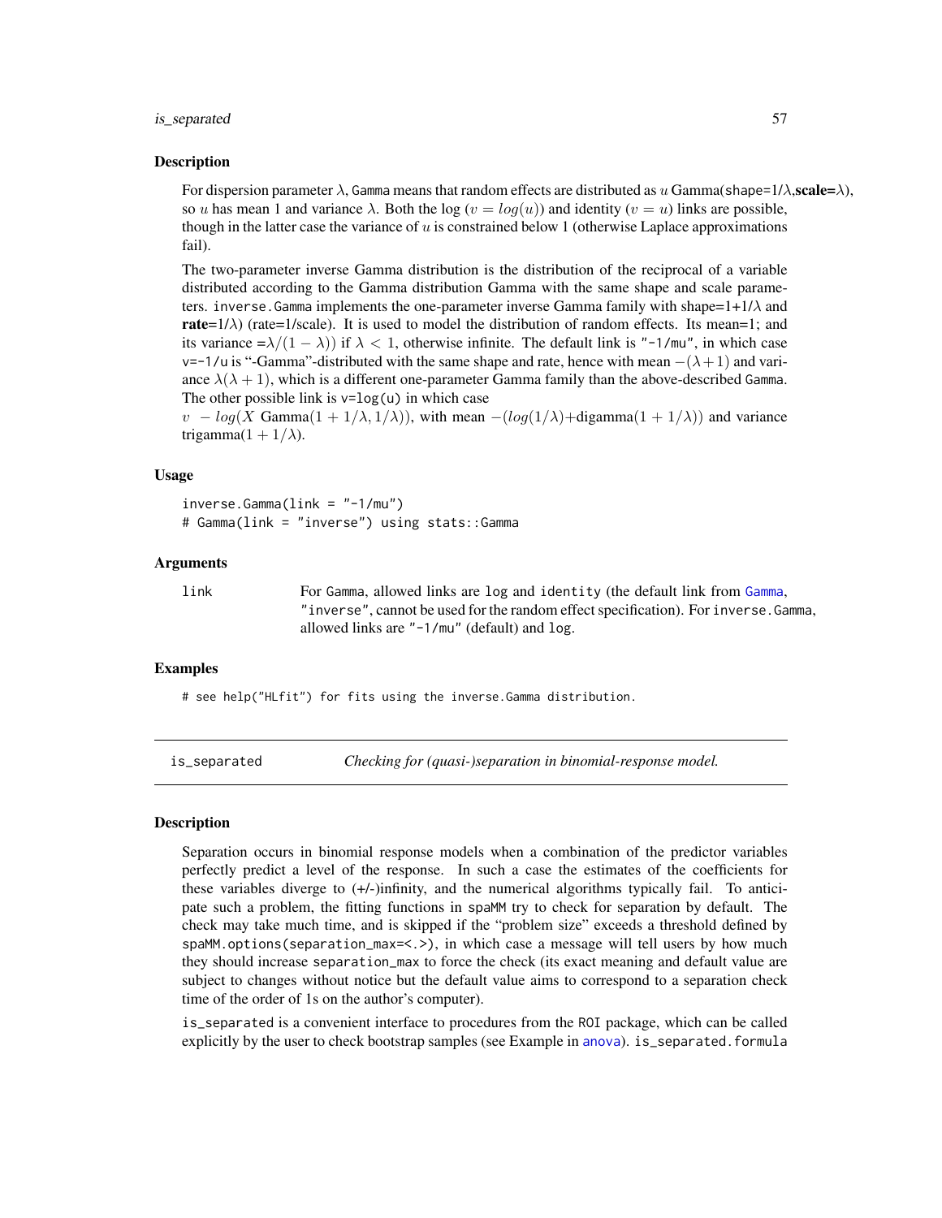### Description

For dispersion parameter $\lambda$, `Gamma` means that random effects are distributed as $u$ Gamma(`shape=`1/$\lambda$,**scale=**$\lambda$), so $u$ has mean 1 and variance $\lambda$. Both the log ($v = log(u)$) and identity ($v = u$) links are possible, though in the latter case the variance of $u$ is constrained below 1 (otherwise Laplace approximations fail).

The two-parameter inverse Gamma distribution is the distribution of the reciprocal of a variable distributed according to the Gamma distribution Gamma with the same shape and scale parameters. `inverse.Gamma` implements the one-parameter inverse Gamma family with shape=1+1/$\lambda$ and **rate**=1/$\lambda$) (rate=1/scale). It is used to model the distribution of random effects. Its mean=1; and its variance $=\lambda/(1-\lambda))$ if $\lambda < 1$, otherwise infinite. The default link is `"-1/mu"`, in which case `v=-1/u` is "-Gamma"-distributed with the same shape and rate, hence with mean $-(\lambda+1)$ and variance $\lambda(\lambda+1)$, which is a different one-parameter Gamma family than the above-described `Gamma`. The other possible link is `v=log(u)` in which case $v\ -log(X$ Gamma$(1+1/\lambda, 1/\lambda))$, with mean $-(log(1/\lambda)+$digamma$(1+1/\lambda))$ and variance trigamma$(1+1/\lambda)$.

### Usage

```
inverse.Gamma(link = "-1/mu")
# Gamma(link = "inverse") using stats::Gamma
```

### Arguments

| | |
|---|---|
| link | For `Gamma`, allowed links are `log` and `identity` (the default link from `Gamma`, `"inverse"`, cannot be used for the random effect specification). For `inverse.Gamma`, allowed links are `"-1/mu"` (default) and `log`. |

### Examples

```
# see help("HLfit") for fits using the inverse.Gamma distribution.
```

---

## is_separated — *Checking for (quasi-)separation in binomial-response model.*

### Description

Separation occurs in binomial response models when a combination of the predictor variables perfectly predict a level of the response. In such a case the estimates of the coefficients for these variables diverge to (+/-)infinity, and the numerical algorithms typically fail. To anticipate such a problem, the fitting functions in `spaMM` try to check for separation by default. The check may take much time, and is skipped if the "problem size" exceeds a threshold defined by `spaMM.options(separation_max=<.>)`, in which case a message will tell users by how much they should increase `separation_max` to force the check (its exact meaning and default value are subject to changes without notice but the default value aims to correspond to a separation check time of the order of 1s on the author's computer).

`is_separated` is a convenient interface to procedures from the `ROI` package, which can be called explicitly by the user to check bootstrap samples (see Example in `anova`). `is_separated.formula`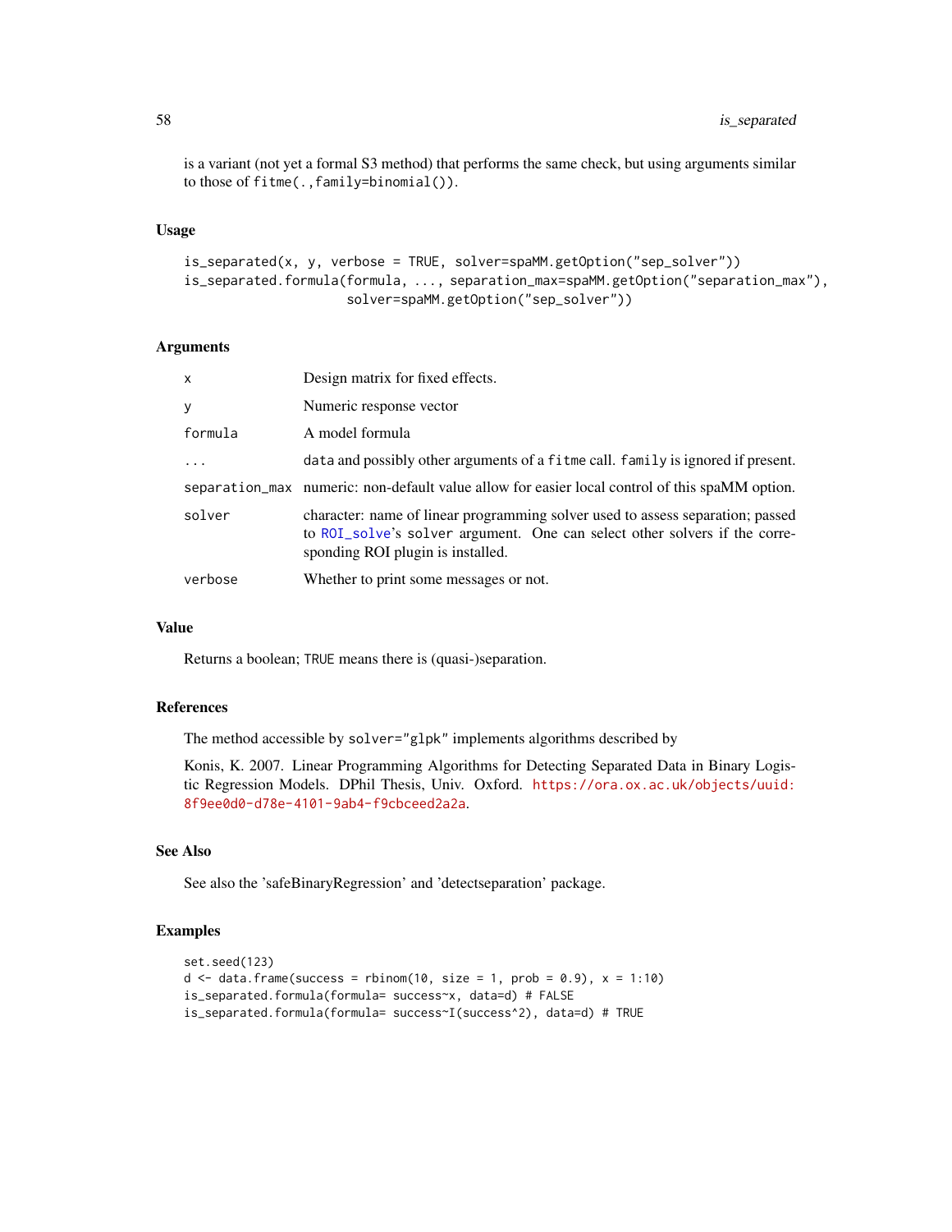is a variant (not yet a formal S3 method) that performs the same check, but using arguments similar to those of `fitme(.,family=binomial())`.

### Usage

```
is_separated(x, y, verbose = TRUE, solver=spaMM.getOption("sep_solver"))
is_separated.formula(formula, ..., separation_max=spaMM.getOption("separation_max"),
                     solver=spaMM.getOption("sep_solver"))
```

### Arguments

| | |
|---|---|
| `x` | Design matrix for fixed effects. |
| `y` | Numeric response vector |
| `formula` | A model formula |
| `...` | `data` and possibly other arguments of a `fitme` call. `family` is ignored if present. |
| `separation_max` | numeric: non-default value allow for easier local control of this spaMM option. |
| `solver` | character: name of linear programming solver used to assess separation; passed to `ROI_solve`'s `solver` argument. One can select other solvers if the corresponding ROI plugin is installed. |
| `verbose` | Whether to print some messages or not. |

### Value

Returns a boolean; `TRUE` means there is (quasi-)separation.

### References

The method accessible by `solver="glpk"` implements algorithms described by

Konis, K. 2007. Linear Programming Algorithms for Detecting Separated Data in Binary Logistic Regression Models. DPhil Thesis, Univ. Oxford. https://ora.ox.ac.uk/objects/uuid:8f9ee0d0-d78e-4101-9ab4-f9cbceed2a2a.

### See Also

See also the 'safeBinaryRegression' and 'detectseparation' package.

### Examples

```
set.seed(123)
d <- data.frame(success = rbinom(10, size = 1, prob = 0.9), x = 1:10)
is_separated.formula(formula= success~x, data=d) # FALSE
is_separated.formula(formula= success~I(success^2), data=d) # TRUE
```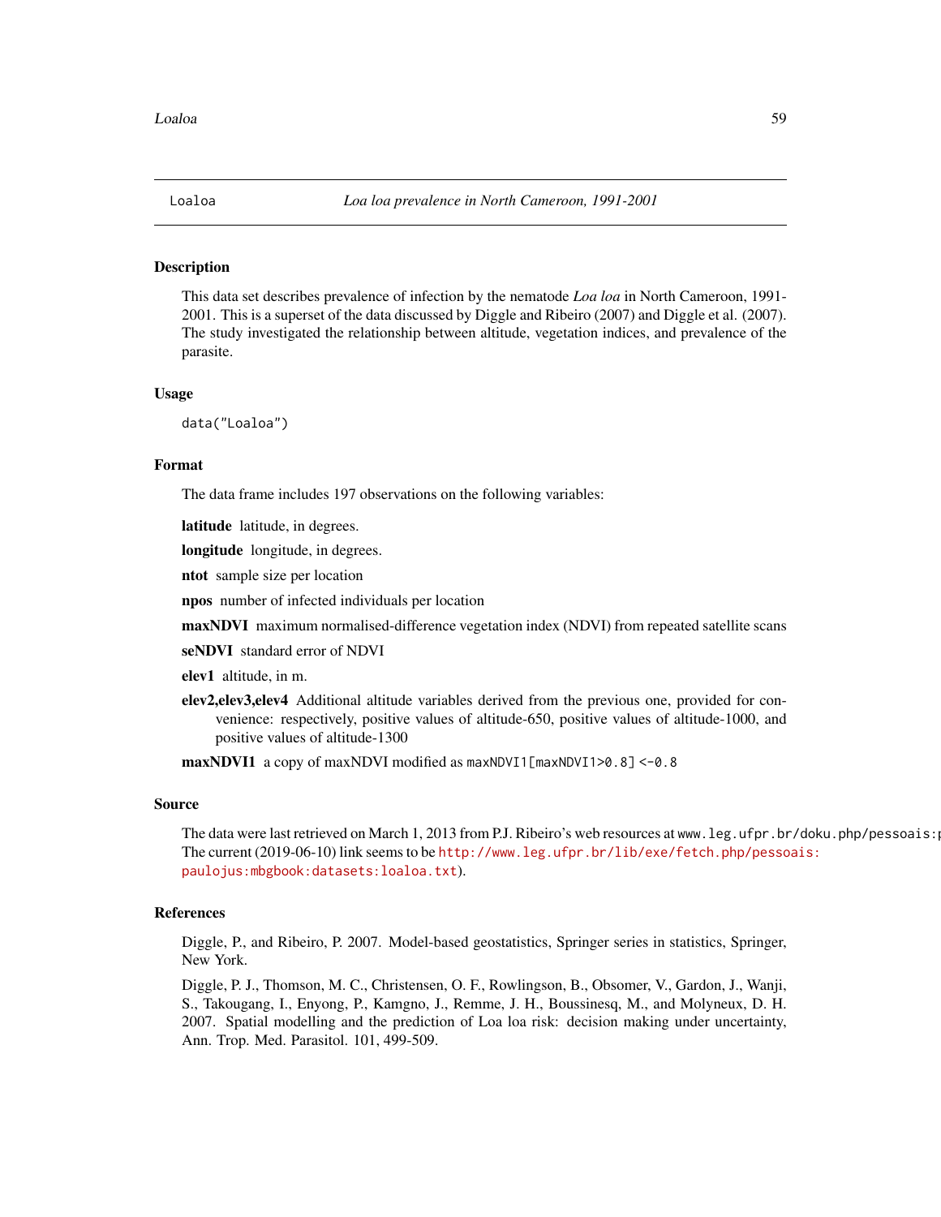Loaloa — *Loa loa prevalence in North Cameroon, 1991-2001*

## Description

This data set describes prevalence of infection by the nematode *Loa loa* in North Cameroon, 1991-2001. This is a superset of the data discussed by Diggle and Ribeiro (2007) and Diggle et al. (2007). The study investigated the relationship between altitude, vegetation indices, and prevalence of the parasite.

## Usage

```
data("Loaloa")
```

## Format

The data frame includes 197 observations on the following variables:

**latitude** latitude, in degrees.

**longitude** longitude, in degrees.

**ntot** sample size per location

**npos** number of infected individuals per location

**maxNDVI** maximum normalised-difference vegetation index (NDVI) from repeated satellite scans

**seNDVI** standard error of NDVI

**elev1** altitude, in m.

**elev2,elev3,elev4** Additional altitude variables derived from the previous one, provided for convenience: respectively, positive values of altitude-650, positive values of altitude-1000, and positive values of altitude-1300

**maxNDVI1** a copy of maxNDVI modified as `maxNDVI1[maxNDVI1>0.8] <-0.8`

## Source

The data were last retrieved on March 1, 2013 from P.J. Ribeiro's web resources at `www.leg.ufpr.br/doku.php/pessoais:p` The current (2019-06-10) link seems to be `http://www.leg.ufpr.br/lib/exe/fetch.php/pessoais:paulojus:mbgbook:datasets:loaloa.txt`).

## References

Diggle, P., and Ribeiro, P. 2007. Model-based geostatistics, Springer series in statistics, Springer, New York.

Diggle, P. J., Thomson, M. C., Christensen, O. F., Rowlingson, B., Obsomer, V., Gardon, J., Wanji, S., Takougang, I., Enyong, P., Kamgno, J., Remme, J. H., Boussinesq, M., and Molyneux, D. H. 2007. Spatial modelling and the prediction of Loa loa risk: decision making under uncertainty, Ann. Trop. Med. Parasitol. 101, 499-509.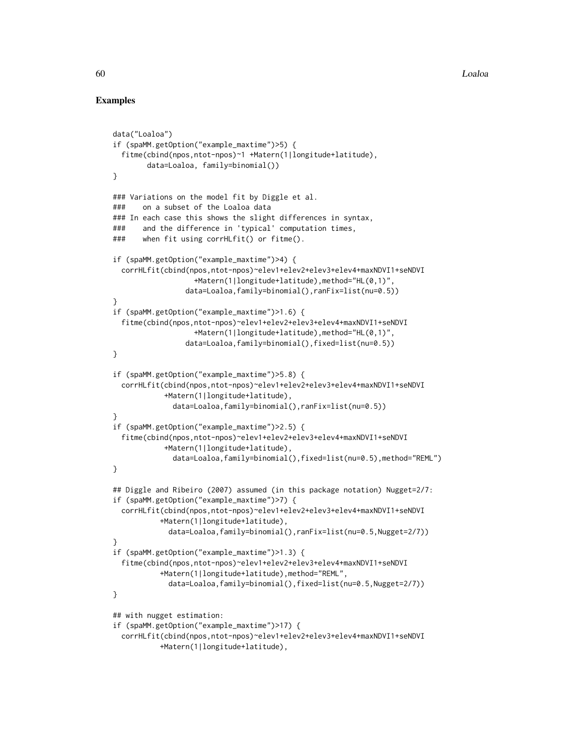## Examples

```
data("Loaloa")
if (spaMM.getOption("example_maxtime")>5) {
  fitme(cbind(npos,ntot-npos)~1 +Matern(1|longitude+latitude),
        data=Loaloa, family=binomial())
}

### Variations on the model fit by Diggle et al.
###    on a subset of the Loaloa data
### In each case this shows the slight differences in syntax,
###    and the difference in 'typical' computation times,
###    when fit using corrHLfit() or fitme().

if (spaMM.getOption("example_maxtime")>4) {
  corrHLfit(cbind(npos,ntot-npos)~elev1+elev2+elev3+elev4+maxNDVI1+seNDVI
                   +Matern(1|longitude+latitude),method="HL(0,1)",
                 data=Loaloa,family=binomial(),ranFix=list(nu=0.5))
}
if (spaMM.getOption("example_maxtime")>1.6) {
  fitme(cbind(npos,ntot-npos)~elev1+elev2+elev3+elev4+maxNDVI1+seNDVI
                   +Matern(1|longitude+latitude),method="HL(0,1)",
                 data=Loaloa,family=binomial(),fixed=list(nu=0.5))
}

if (spaMM.getOption("example_maxtime")>5.8) {
  corrHLfit(cbind(npos,ntot-npos)~elev1+elev2+elev3+elev4+maxNDVI1+seNDVI
            +Matern(1|longitude+latitude),
              data=Loaloa,family=binomial(),ranFix=list(nu=0.5))
}
if (spaMM.getOption("example_maxtime")>2.5) {
  fitme(cbind(npos,ntot-npos)~elev1+elev2+elev3+elev4+maxNDVI1+seNDVI
            +Matern(1|longitude+latitude),
              data=Loaloa,family=binomial(),fixed=list(nu=0.5),method="REML")
}

## Diggle and Ribeiro (2007) assumed (in this package notation) Nugget=2/7:
if (spaMM.getOption("example_maxtime")>7) {
  corrHLfit(cbind(npos,ntot-npos)~elev1+elev2+elev3+elev4+maxNDVI1+seNDVI
           +Matern(1|longitude+latitude),
             data=Loaloa,family=binomial(),ranFix=list(nu=0.5,Nugget=2/7))
}
if (spaMM.getOption("example_maxtime")>1.3) {
  fitme(cbind(npos,ntot-npos)~elev1+elev2+elev3+elev4+maxNDVI1+seNDVI
           +Matern(1|longitude+latitude),method="REML",
             data=Loaloa,family=binomial(),fixed=list(nu=0.5,Nugget=2/7))
}

## with nugget estimation:
if (spaMM.getOption("example_maxtime")>17) {
  corrHLfit(cbind(npos,ntot-npos)~elev1+elev2+elev3+elev4+maxNDVI1+seNDVI
           +Matern(1|longitude+latitude),
```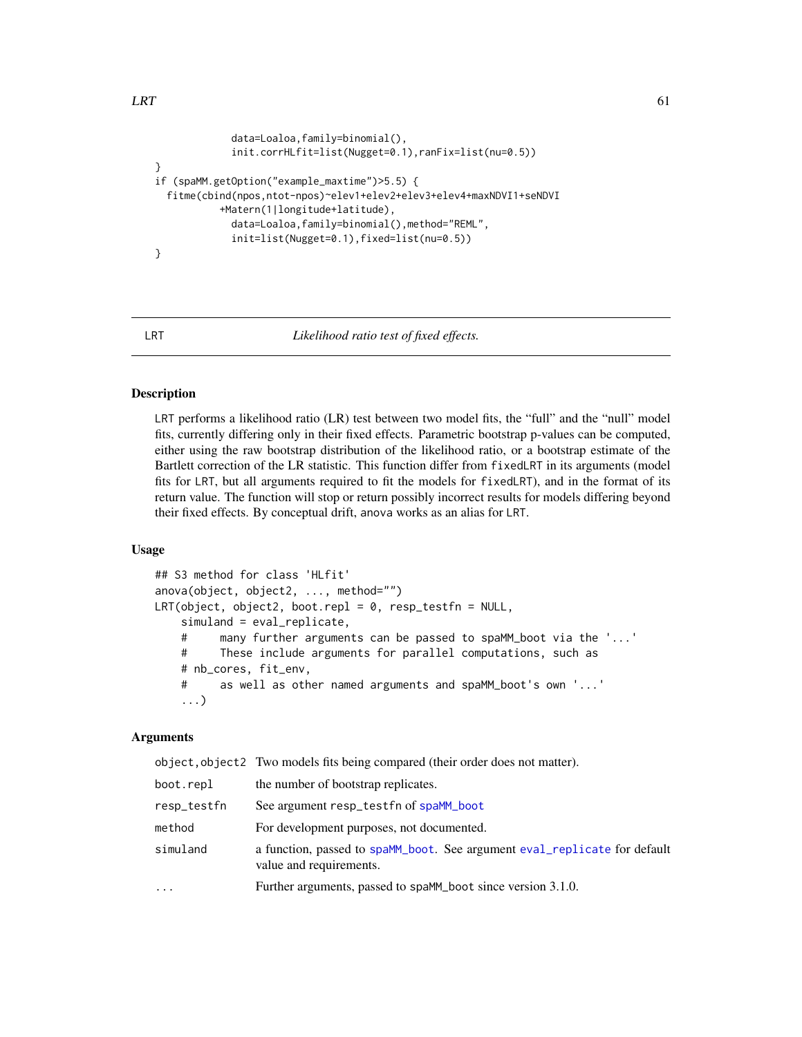```
            data=Loaloa,family=binomial(),
            init.corrHLfit=list(Nugget=0.1),ranFix=list(nu=0.5))
}
if (spaMM.getOption("example_maxtime")>5.5) {
  fitme(cbind(npos,ntot-npos)~elev1+elev2+elev3+elev4+maxNDVI1+seNDVI
          +Matern(1|longitude+latitude),
            data=Loaloa,family=binomial(),method="REML",
            init=list(Nugget=0.1),fixed=list(nu=0.5))
}
```

## LRT — *Likelihood ratio test of fixed effects.*

### Description

LRT performs a likelihood ratio (LR) test between two model fits, the "full" and the "null" model fits, currently differing only in their fixed effects. Parametric bootstrap p-values can be computed, either using the raw bootstrap distribution of the likelihood ratio, or a bootstrap estimate of the Bartlett correction of the LR statistic. This function differ from fixedLRT in its arguments (model fits for LRT, but all arguments required to fit the models for fixedLRT), and in the format of its return value. The function will stop or return possibly incorrect results for models differing beyond their fixed effects. By conceptual drift, anova works as an alias for LRT.

### Usage

```
## S3 method for class 'HLfit'
anova(object, object2, ..., method="")
LRT(object, object2, boot.repl = 0, resp_testfn = NULL,
    simuland = eval_replicate,
    #     many further arguments can be passed to spaMM_boot via the '...'
    #     These include arguments for parallel computations, such as
    # nb_cores, fit_env,
    #     as well as other named arguments and spaMM_boot's own '...'
    ...)
```

### Arguments

| | |
|---|---|
| object,object2 | Two models fits being compared (their order does not matter). |
| boot.repl | the number of bootstrap replicates. |
| resp_testfn | See argument resp_testfn of spaMM_boot |
| method | For development purposes, not documented. |
| simuland | a function, passed to spaMM_boot. See argument eval_replicate for default value and requirements. |
| ... | Further arguments, passed to spaMM_boot since version 3.1.0. |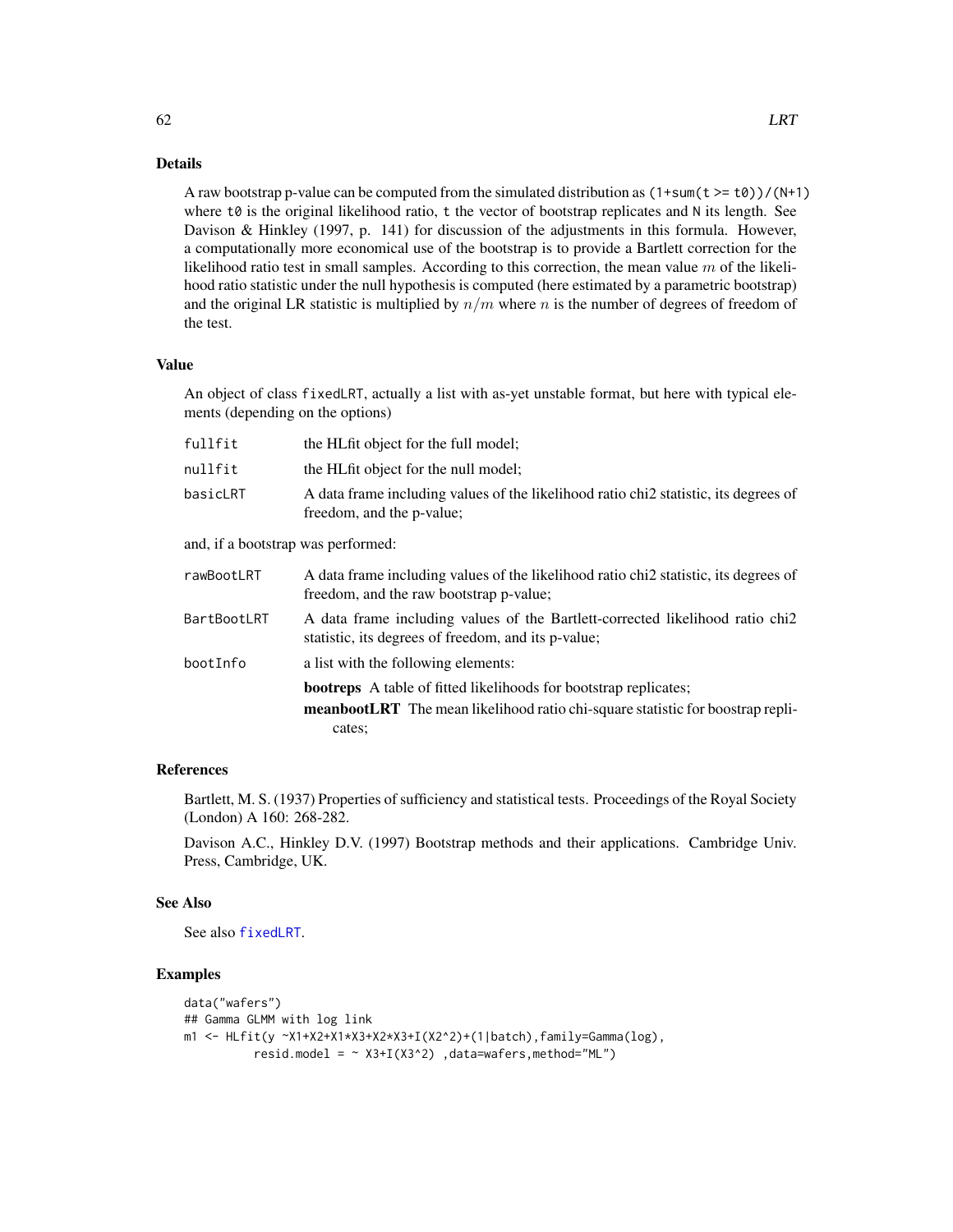## Details

A raw bootstrap p-value can be computed from the simulated distribution as `(1+sum(t >= t0))/(N+1)` where `t0` is the original likelihood ratio, `t` the vector of bootstrap replicates and `N` its length. See Davison & Hinkley (1997, p. 141) for discussion of the adjustments in this formula. However, a computationally more economical use of the bootstrap is to provide a Bartlett correction for the likelihood ratio test in small samples. According to this correction, the mean value $m$ of the likelihood ratio statistic under the null hypothesis is computed (here estimated by a parametric bootstrap) and the original LR statistic is multiplied by $n/m$ where $n$ is the number of degrees of freedom of the test.

## Value

An object of class `fixedLRT`, actually a list with as-yet unstable format, but here with typical elements (depending on the options)

- `fullfit` the HLfit object for the full model;
- `nullfit` the HLfit object for the null model;
- `basicLRT` A data frame including values of the likelihood ratio chi2 statistic, its degrees of freedom, and the p-value;

and, if a bootstrap was performed:

- `rawBootLRT` A data frame including values of the likelihood ratio chi2 statistic, its degrees of freedom, and the raw bootstrap p-value;
- `BartBootLRT` A data frame including values of the Bartlett-corrected likelihood ratio chi2 statistic, its degrees of freedom, and its p-value;
- `bootInfo` a list with the following elements:
  - **bootreps** A table of fitted likelihoods for bootstrap replicates;
  - **meanbootLRT** The mean likelihood ratio chi-square statistic for boostrap replicates;

## References

Bartlett, M. S. (1937) Properties of sufficiency and statistical tests. Proceedings of the Royal Society (London) A 160: 268-282.

Davison A.C., Hinkley D.V. (1997) Bootstrap methods and their applications. Cambridge Univ. Press, Cambridge, UK.

## See Also

See also `fixedLRT`.

## Examples

```
data("wafers")
## Gamma GLMM with log link
m1 <- HLfit(y ~X1+X2+X1*X3+X2*X3+I(X2^2)+(1|batch),family=Gamma(log),
          resid.model = ~ X3+I(X3^2) ,data=wafers,method="ML")
```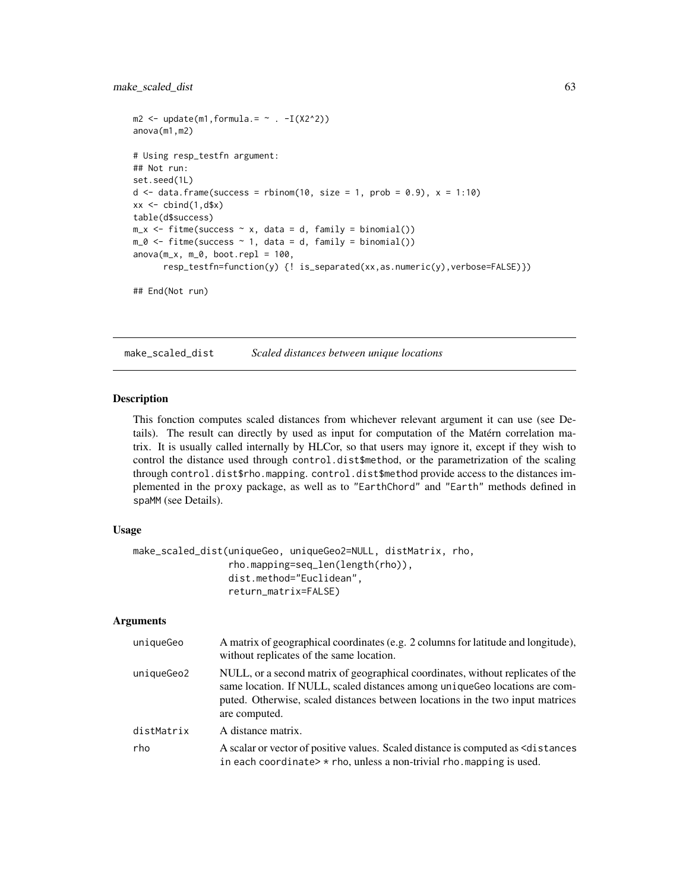```
m2 <- update(m1,formula.= ~ . -I(X2^2))
anova(m1,m2)

# Using resp_testfn argument:
## Not run:
set.seed(1L)
d <- data.frame(success = rbinom(10, size = 1, prob = 0.9), x = 1:10)
xx <- cbind(1,d$x)
table(d$success)
m_x <- fitme(success ~ x, data = d, family = binomial())
m_0 <- fitme(success ~ 1, data = d, family = binomial())
anova(m_x, m_0, boot.repl = 100,
      resp_testfn=function(y) {! is_separated(xx,as.numeric(y),verbose=FALSE)})

## End(Not run)
```

## make_scaled_dist — *Scaled distances between unique locations*

### Description

This fonction computes scaled distances from whichever relevant argument it can use (see Details). The result can directly by used as input for computation of the Matérn correlation matrix. It is usually called internally by HLCor, so that users may ignore it, except if they wish to control the distance used through `control.dist$method`, or the parametrization of the scaling through `control.dist$rho.mapping`. `control.dist$method` provide access to the distances implemented in the `proxy` package, as well as to `"EarthChord"` and `"Earth"` methods defined in `spaMM` (see Details).

### Usage

```
make_scaled_dist(uniqueGeo, uniqueGeo2=NULL, distMatrix, rho,
                 rho.mapping=seq_len(length(rho)),
                 dist.method="Euclidean",
                 return_matrix=FALSE)
```

### Arguments

| | |
|---|---|
| `uniqueGeo` | A matrix of geographical coordinates (e.g. 2 columns for latitude and longitude), without replicates of the same location. |
| `uniqueGeo2` | NULL, or a second matrix of geographical coordinates, without replicates of the same location. If NULL, scaled distances among `uniqueGeo` locations are computed. Otherwise, scaled distances between locations in the two input matrices are computed. |
| `distMatrix` | A distance matrix. |
| `rho` | A scalar or vector of positive values. Scaled distance is computed as `<distances in each coordinate> * rho`, unless a non-trivial `rho.mapping` is used. |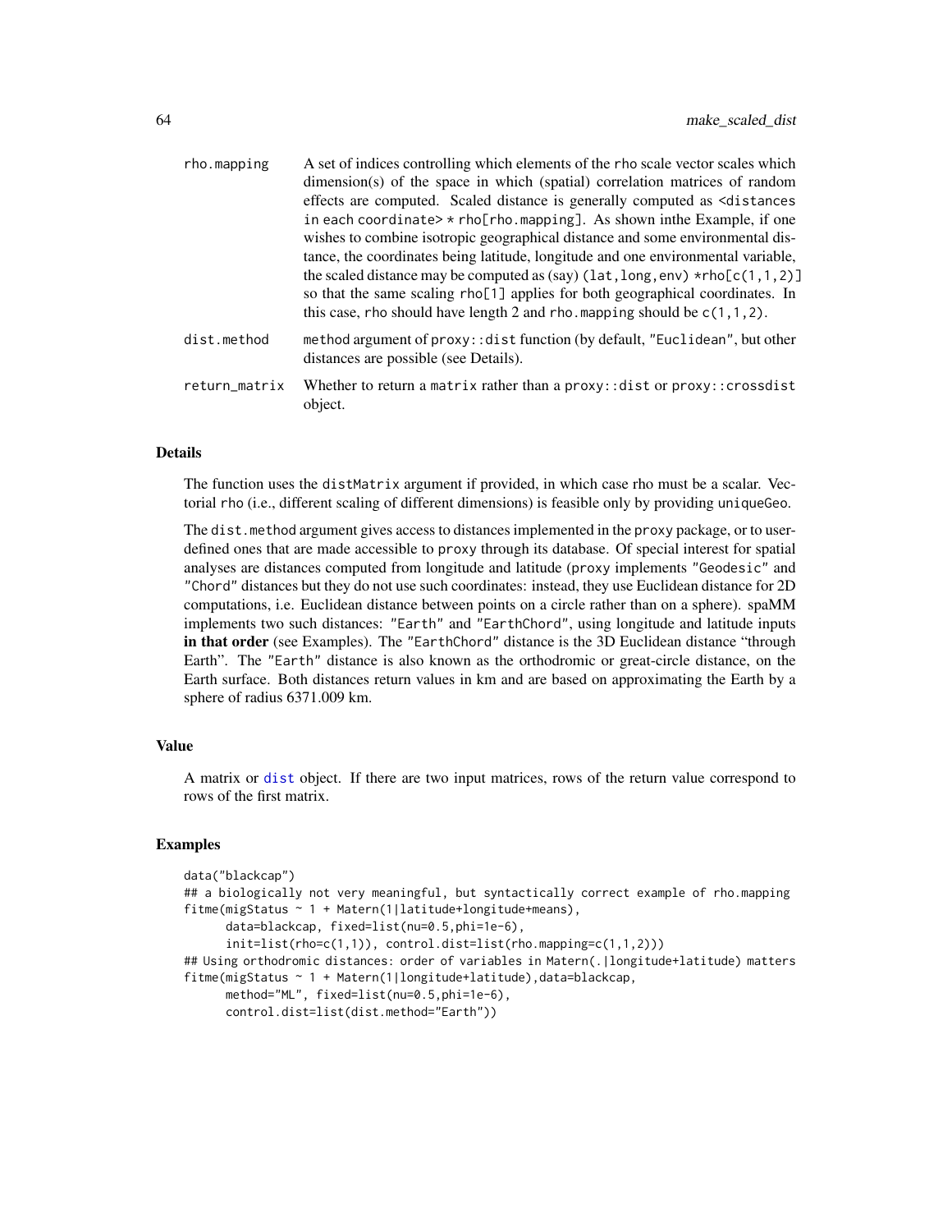| | |
|---|---|
| rho.mapping | A set of indices controlling which elements of the rho scale vector scales which dimension(s) of the space in which (spatial) correlation matrices of random effects are computed. Scaled distance is generally computed as `<distances in each coordinate> * rho[rho.mapping]`. As shown inthe Example, if one wishes to combine isotropic geographical distance and some environmental distance, the coordinates being latitude, longitude and one environmental variable, the scaled distance may be computed as (say) `(lat,long,env) *rho[c(1,1,2)]` so that the same scaling `rho[1]` applies for both geographical coordinates. In this case, rho should have length 2 and `rho.mapping` should be `c(1,1,2)`. |
| dist.method | `method` argument of `proxy::dist` function (by default, `"Euclidean"`, but other distances are possible (see Details). |
| return_matrix | Whether to return a `matrix` rather than a `proxy::dist` or `proxy::crossdist` object. |

## Details

The function uses the `distMatrix` argument if provided, in which case rho must be a scalar. Vectorial rho (i.e., different scaling of different dimensions) is feasible only by providing `uniqueGeo`.

The `dist.method` argument gives access to distances implemented in the `proxy` package, or to user-defined ones that are made accessible to `proxy` through its database. Of special interest for spatial analyses are distances computed from longitude and latitude (`proxy` implements `"Geodesic"` and `"Chord"` distances but they do not use such coordinates: instead, they use Euclidean distance for 2D computations, i.e. Euclidean distance between points on a circle rather than on a sphere). spaMM implements two such distances: `"Earth"` and `"EarthChord"`, using longitude and latitude inputs **in that order** (see Examples). The `"EarthChord"` distance is the 3D Euclidean distance "through Earth". The `"Earth"` distance is also known as the orthodromic or great-circle distance, on the Earth surface. Both distances return values in km and are based on approximating the Earth by a sphere of radius 6371.009 km.

## Value

A matrix or `dist` object. If there are two input matrices, rows of the return value correspond to rows of the first matrix.

## Examples

```
data("blackcap")
## a biologically not very meaningful, but syntactically correct example of rho.mapping
fitme(migStatus ~ 1 + Matern(1|latitude+longitude+means),
      data=blackcap, fixed=list(nu=0.5,phi=1e-6),
      init=list(rho=c(1,1)), control.dist=list(rho.mapping=c(1,1,2)))
## Using orthodromic distances: order of variables in Matern(.|longitude+latitude) matters
fitme(migStatus ~ 1 + Matern(1|longitude+latitude),data=blackcap,
      method="ML", fixed=list(nu=0.5,phi=1e-6),
      control.dist=list(dist.method="Earth"))
```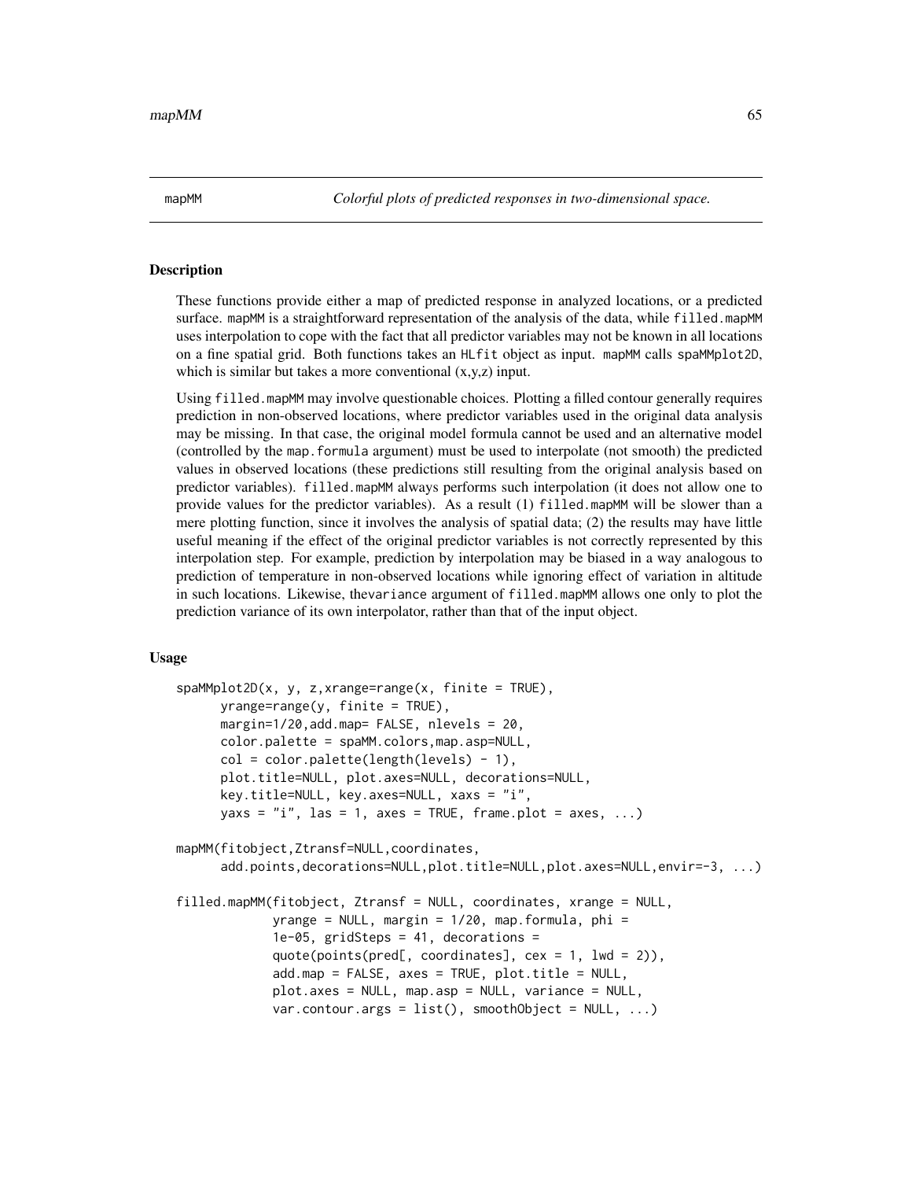mapMM *Colorful plots of predicted responses in two-dimensional space.*

## Description

These functions provide either a map of predicted response in analyzed locations, or a predicted surface. `mapMM` is a straightforward representation of the analysis of the data, while `filled.mapMM` uses interpolation to cope with the fact that all predictor variables may not be known in all locations on a fine spatial grid. Both functions takes an `HLfit` object as input. `mapMM` calls `spaMMplot2D`, which is similar but takes a more conventional (x,y,z) input.

Using `filled.mapMM` may involve questionable choices. Plotting a filled contour generally requires prediction in non-observed locations, where predictor variables used in the original data analysis may be missing. In that case, the original model formula cannot be used and an alternative model (controlled by the `map.formula` argument) must be used to interpolate (not smooth) the predicted values in observed locations (these predictions still resulting from the original analysis based on predictor variables). `filled.mapMM` always performs such interpolation (it does not allow one to provide values for the predictor variables). As a result (1) `filled.mapMM` will be slower than a mere plotting function, since it involves the analysis of spatial data; (2) the results may have little useful meaning if the effect of the original predictor variables is not correctly represented by this interpolation step. For example, prediction by interpolation may be biased in a way analogous to prediction of temperature in non-observed locations while ignoring effect of variation in altitude in such locations. Likewise, the`variance` argument of `filled.mapMM` allows one only to plot the prediction variance of its own interpolator, rather than that of the input object.

## Usage

```
spaMMplot2D(x, y, z,xrange=range(x, finite = TRUE),
      yrange=range(y, finite = TRUE),
      margin=1/20,add.map= FALSE, nlevels = 20,
      color.palette = spaMM.colors,map.asp=NULL,
      col = color.palette(length(levels) - 1),
      plot.title=NULL, plot.axes=NULL, decorations=NULL,
      key.title=NULL, key.axes=NULL, xaxs = "i",
      yaxs = "i", las = 1, axes = TRUE, frame.plot = axes, ...)

mapMM(fitobject,Ztransf=NULL,coordinates,
      add.points,decorations=NULL,plot.title=NULL,plot.axes=NULL,envir=-3, ...)

filled.mapMM(fitobject, Ztransf = NULL, coordinates, xrange = NULL,
             yrange = NULL, margin = 1/20, map.formula, phi =
             1e-05, gridSteps = 41, decorations =
             quote(points(pred[, coordinates], cex = 1, lwd = 2)),
             add.map = FALSE, axes = TRUE, plot.title = NULL,
             plot.axes = NULL, map.asp = NULL, variance = NULL,
             var.contour.args = list(), smoothObject = NULL, ...)
```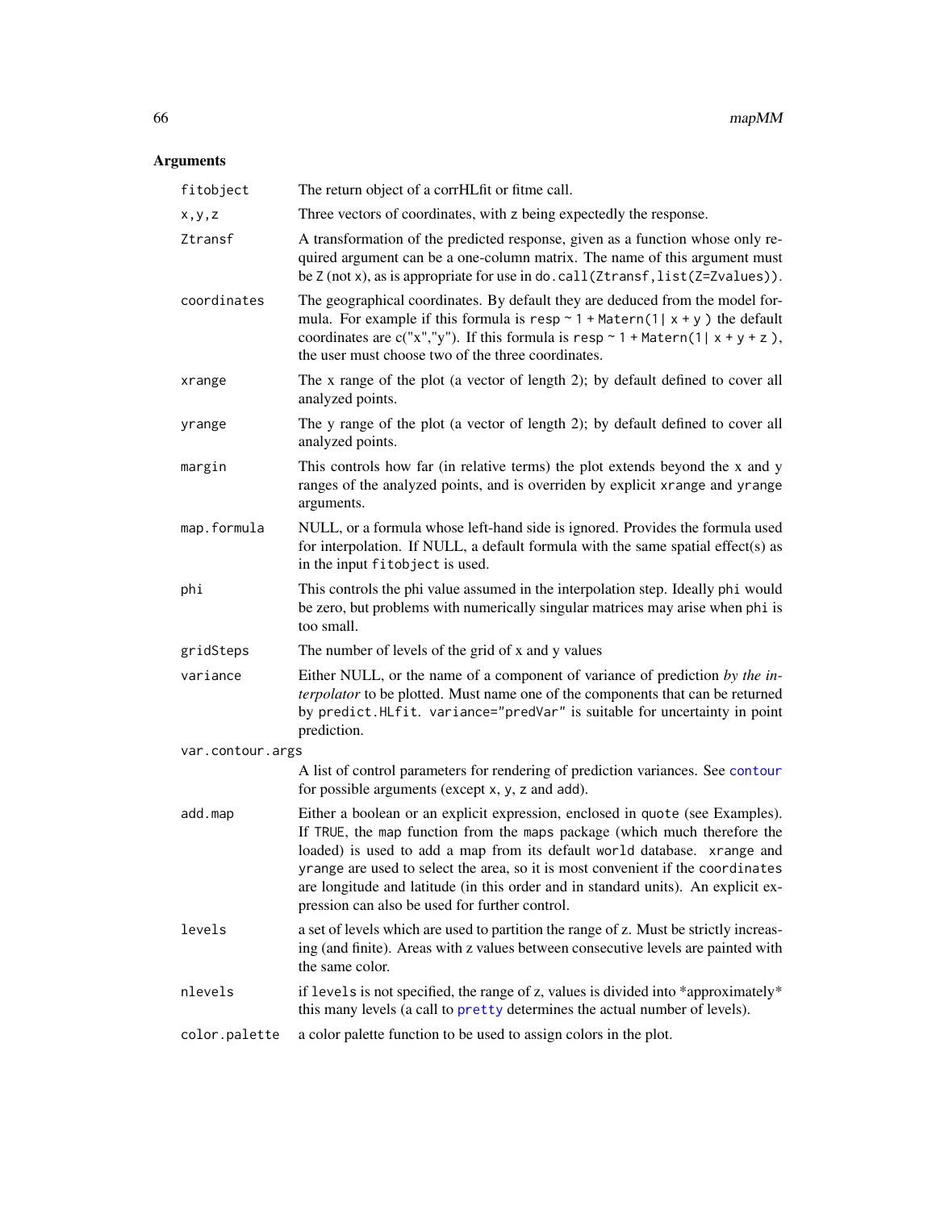## Arguments

| | |
|---|---|
| `fitobject` | The return object of a corrHLfit or fitme call. |
| `x,y,z` | Three vectors of coordinates, with z being expectedly the response. |
| `Ztransf` | A transformation of the predicted response, given as a function whose only required argument can be a one-column matrix. The name of this argument must be `Z` (not `x`), as is appropriate for use in `do.call(Ztransf,list(Z=Zvalues))`. |
| `coordinates` | The geographical coordinates. By default they are deduced from the model formula. For example if this formula is `resp ~ 1 + Matern(1| x + y )` the default coordinates are c("x","y"). If this formula is `resp ~ 1 + Matern(1| x + y + z )`, the user must choose two of the three coordinates. |
| `xrange` | The x range of the plot (a vector of length 2); by default defined to cover all analyzed points. |
| `yrange` | The y range of the plot (a vector of length 2); by default defined to cover all analyzed points. |
| `margin` | This controls how far (in relative terms) the plot extends beyond the x and y ranges of the analyzed points, and is overriden by explicit `xrange` and `yrange` arguments. |
| `map.formula` | NULL, or a formula whose left-hand side is ignored. Provides the formula used for interpolation. If NULL, a default formula with the same spatial effect(s) as in the input `fitobject` is used. |
| `phi` | This controls the phi value assumed in the interpolation step. Ideally `phi` would be zero, but problems with numerically singular matrices may arise when `phi` is too small. |
| `gridSteps` | The number of levels of the grid of x and y values |
| `variance` | Either NULL, or the name of a component of variance of prediction *by the interpolator* to be plotted. Must name one of the components that can be returned by `predict.HLfit`. `variance="predVar"` is suitable for uncertainty in point prediction. |
| `var.contour.args` | A list of control parameters for rendering of prediction variances. See `contour` for possible arguments (except `x`, `y`, `z` and `add`). |
| `add.map` | Either a boolean or an explicit expression, enclosed in `quote` (see Examples). If `TRUE`, the `map` function from the `maps` package (which much therefore the loaded) is used to add a map from its default `world` database. `xrange` and `yrange` are used to select the area, so it is most convenient if the `coordinates` are longitude and latitude (in this order and in standard units). An explicit expression can also be used for further control. |
| `levels` | a set of levels which are used to partition the range of z. Must be strictly increasing (and finite). Areas with z values between consecutive levels are painted with the same color. |
| `nlevels` | if `levels` is not specified, the range of z, values is divided into *approximately* this many levels (a call to `pretty` determines the actual number of levels). |
| `color.palette` | a color palette function to be used to assign colors in the plot. |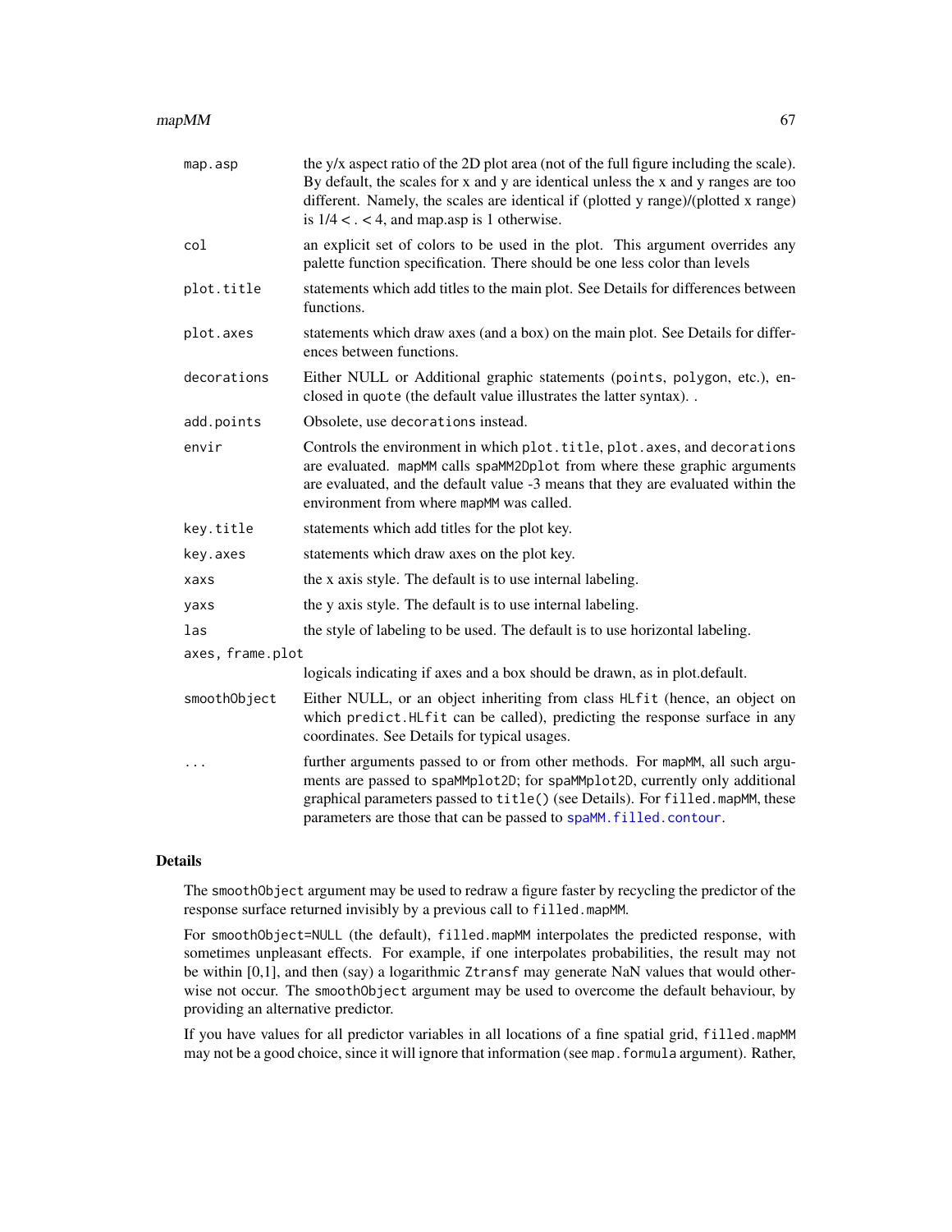| | |
|---|---|
| map.asp | the y/x aspect ratio of the 2D plot area (not of the full figure including the scale). By default, the scales for x and y are identical unless the x and y ranges are too different. Namely, the scales are identical if (plotted y range)/(plotted x range) is 1/4 < . < 4, and map.asp is 1 otherwise. |
| col | an explicit set of colors to be used in the plot. This argument overrides any palette function specification. There should be one less color than levels |
| plot.title | statements which add titles to the main plot. See Details for differences between functions. |
| plot.axes | statements which draw axes (and a box) on the main plot. See Details for differences between functions. |
| decorations | Either NULL or Additional graphic statements (`points`, `polygon`, etc.), enclosed in `quote` (the default value illustrates the latter syntax). . |
| add.points | Obsolete, use `decorations` instead. |
| envir | Controls the environment in which `plot.title`, `plot.axes`, and `decorations` are evaluated. `mapMM` calls `spaMM2Dplot` from where these graphic arguments are evaluated, and the default value -3 means that they are evaluated within the environment from where `mapMM` was called. |
| key.title | statements which add titles for the plot key. |
| key.axes | statements which draw axes on the plot key. |
| xaxs | the x axis style. The default is to use internal labeling. |
| yaxs | the y axis style. The default is to use internal labeling. |
| las | the style of labeling to be used. The default is to use horizontal labeling. |
| axes, frame.plot | logicals indicating if axes and a box should be drawn, as in plot.default. |
| smoothObject | Either NULL, or an object inheriting from class `HLfit` (hence, an object on which `predict.HLfit` can be called), predicting the response surface in any coordinates. See Details for typical usages. |
| ... | further arguments passed to or from other methods. For `mapMM`, all such arguments are passed to `spaMMplot2D`; for `spaMMplot2D`, currently only additional graphical parameters passed to `title()` (see Details). For `filled.mapMM`, these parameters are those that can be passed to `spaMM.filled.contour`. |

## Details

The `smoothObject` argument may be used to redraw a figure faster by recycling the predictor of the response surface returned invisibly by a previous call to `filled.mapMM`.

For `smoothObject=NULL` (the default), `filled.mapMM` interpolates the predicted response, with sometimes unpleasant effects. For example, if one interpolates probabilities, the result may not be within [0,1], and then (say) a logarithmic `Ztransf` may generate NaN values that would otherwise not occur. The `smoothObject` argument may be used to overcome the default behaviour, by providing an alternative predictor.

If you have values for all predictor variables in all locations of a fine spatial grid, `filled.mapMM` may not be a good choice, since it will ignore that information (see `map.formula` argument). Rather,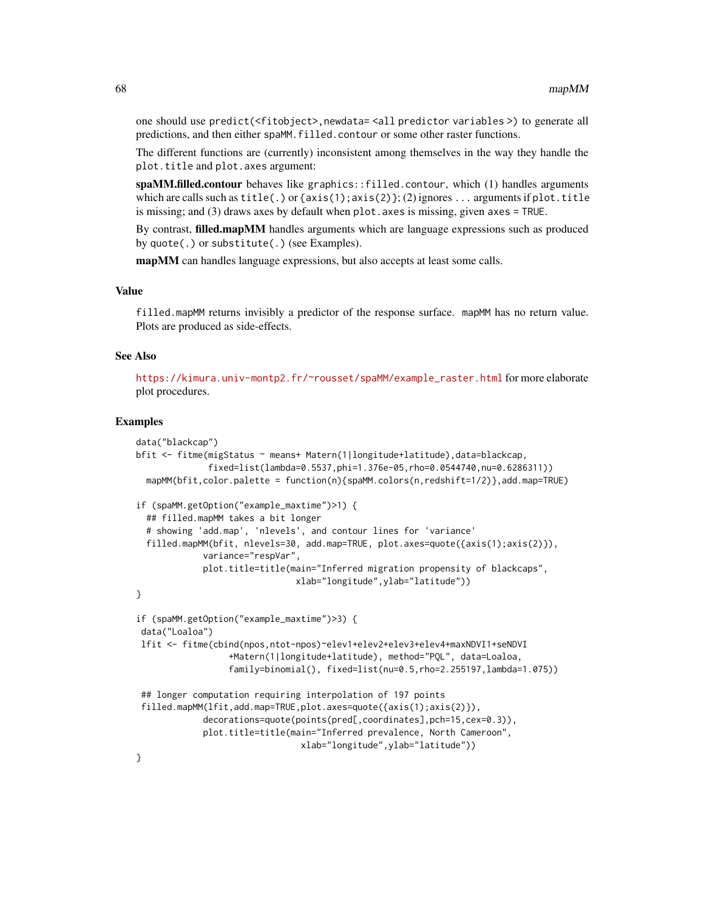one should use `predict(<fitobject>,newdata= <all predictor variables >)` to generate all predictions, and then either `spaMM.filled.contour` or some other raster functions.

The different functions are (currently) inconsistent among themselves in the way they handle the `plot.title` and `plot.axes` argument:

**spaMM.filled.contour** behaves like `graphics::filled.contour`, which (1) handles arguments which are calls such as `title(.)` or `{axis(1);axis(2)}`; (2) ignores `...` arguments if `plot.title` is missing; and (3) draws axes by default when `plot.axes` is missing, given `axes = TRUE`.

By contrast, **filled.mapMM** handles arguments which are language expressions such as produced by `quote(.)` or `substitute(.)` (see Examples).

**mapMM** can handles language expressions, but also accepts at least some calls.

## Value

`filled.mapMM` returns invisibly a predictor of the response surface. `mapMM` has no return value. Plots are produced as side-effects.

## See Also

https://kimura.univ-montp2.fr/~rousset/spaMM/example_raster.html for more elaborate plot procedures.

## Examples

```
data("blackcap")
bfit <- fitme(migStatus ~ means+ Matern(1|longitude+latitude),data=blackcap,
              fixed=list(lambda=0.5537,phi=1.376e-05,rho=0.0544740,nu=0.6286311))
  mapMM(bfit,color.palette = function(n){spaMM.colors(n,redshift=1/2)},add.map=TRUE)

if (spaMM.getOption("example_maxtime")>1) {
  ## filled.mapMM takes a bit longer
  # showing 'add.map', 'nlevels', and contour lines for 'variance'
  filled.mapMM(bfit, nlevels=30, add.map=TRUE, plot.axes=quote({axis(1);axis(2)}),
             variance="respVar",
             plot.title=title(main="Inferred migration propensity of blackcaps",
                              xlab="longitude",ylab="latitude"))
}

if (spaMM.getOption("example_maxtime")>3) {
 data("Loaloa")
 lfit <- fitme(cbind(npos,ntot-npos)~elev1+elev2+elev3+elev4+maxNDVI1+seNDVI
                 +Matern(1|longitude+latitude), method="PQL", data=Loaloa,
                 family=binomial(), fixed=list(nu=0.5,rho=2.255197,lambda=1.075))

 ## longer computation requiring interpolation of 197 points
 filled.mapMM(lfit,add.map=TRUE,plot.axes=quote({axis(1);axis(2)}),
             decorations=quote(points(pred[,coordinates],pch=15,cex=0.3)),
             plot.title=title(main="Inferred prevalence, North Cameroon",
                               xlab="longitude",ylab="latitude"))
}
```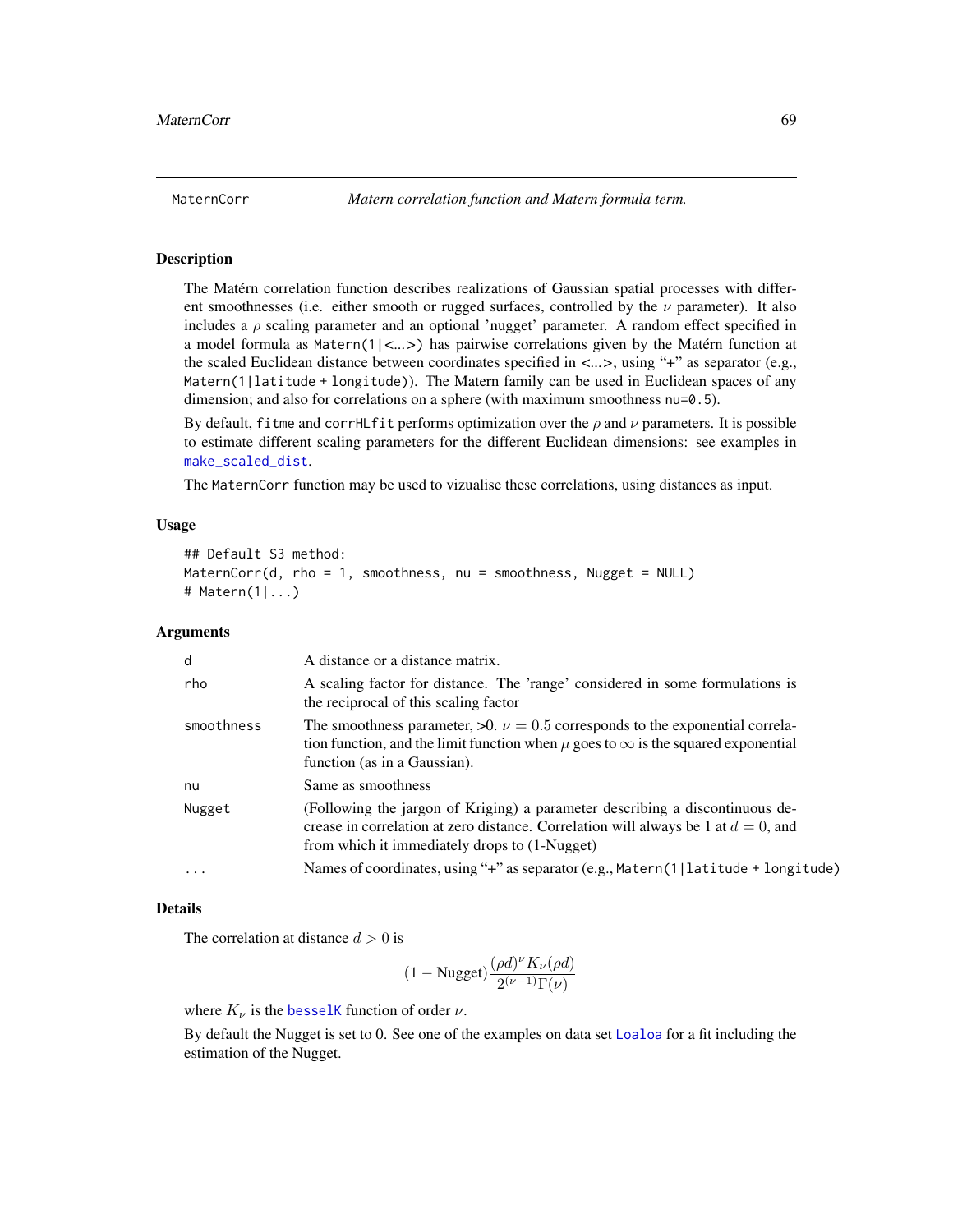## MaternCorr — *Matern correlation function and Matern formula term.*

### Description

The Matérn correlation function describes realizations of Gaussian spatial processes with different smoothnesses (i.e. either smooth or rugged surfaces, controlled by the $\nu$ parameter). It also includes a $\rho$ scaling parameter and an optional 'nugget' parameter. A random effect specified in a model formula as `Matern(1|<...>)` has pairwise correlations given by the Matérn function at the scaled Euclidean distance between coordinates specified in <...>, using "+" as separator (e.g., `Matern(1|latitude + longitude)`). The Matern family can be used in Euclidean spaces of any dimension; and also for correlations on a sphere (with maximum smoothness `nu=0.5`).

By default, `fitme` and `corrHLfit` performs optimization over the $\rho$ and $\nu$ parameters. It is possible to estimate different scaling parameters for the different Euclidean dimensions: see examples in `make_scaled_dist`.

The `MaternCorr` function may be used to vizualise these correlations, using distances as input.

### Usage

```
## Default S3 method:
MaternCorr(d, rho = 1, smoothness, nu = smoothness, Nugget = NULL)
# Matern(1|...)
```

### Arguments

| | |
|---|---|
| `d` | A distance or a distance matrix. |
| `rho` | A scaling factor for distance. The 'range' considered in some formulations is the reciprocal of this scaling factor |
| `smoothness` | The smoothness parameter, >0. $\nu = 0.5$ corresponds to the exponential correlation function, and the limit function when $\mu$ goes to $\infty$ is the squared exponential function (as in a Gaussian). |
| `nu` | Same as smoothness |
| `Nugget` | (Following the jargon of Kriging) a parameter describing a discontinuous decrease in correlation at zero distance. Correlation will always be 1 at $d = 0$, and from which it immediately drops to (1-Nugget) |
| `...` | Names of coordinates, using "+" as separator (e.g., `Matern(1|latitude + longitude)`) |

### Details

The correlation at distance $d > 0$ is

$$(1 - \text{Nugget})\frac{(\rho d)^{\nu} K_{\nu}(\rho d)}{2^{(\nu-1)}\Gamma(\nu)}$$

where $K_\nu$ is the `besselK` function of order $\nu$.

By default the Nugget is set to 0. See one of the examples on data set `Loaloa` for a fit including the estimation of the Nugget.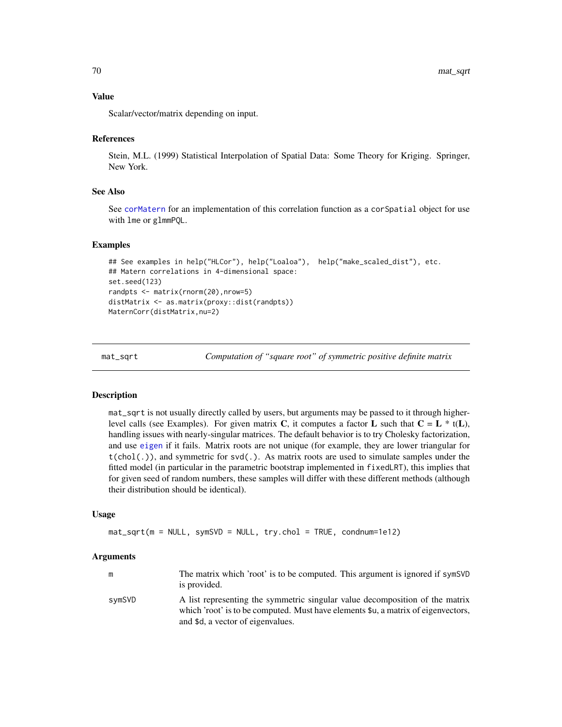## Value

Scalar/vector/matrix depending on input.

## References

Stein, M.L. (1999) Statistical Interpolation of Spatial Data: Some Theory for Kriging. Springer, New York.

## See Also

See `corMatern` for an implementation of this correlation function as a `corSpatial` object for use with `lme` or `glmmPQL`.

## Examples

```
## See examples in help("HLCor"), help("Loaloa"),  help("make_scaled_dist"), etc.
## Matern correlations in 4-dimensional space:
set.seed(123)
randpts <- matrix(rnorm(20),nrow=5)
distMatrix <- as.matrix(proxy::dist(randpts))
MaternCorr(distMatrix,nu=2)
```

---

# mat_sqrt — *Computation of "square root" of symmetric positive definite matrix*

---

## Description

`mat_sqrt` is not usually directly called by users, but arguments may be passed to it through higher-level calls (see Examples). For given matrix **C**, it computes a factor **L** such that **C** = **L** * t(**L**), handling issues with nearly-singular matrices. The default behavior is to try Cholesky factorization, and use `eigen` if it fails. Matrix roots are not unique (for example, they are lower triangular for `t(chol(.))`, and symmetric for `svd(.)`. As matrix roots are used to simulate samples under the fitted model (in particular in the parametric bootstrap implemented in `fixedLRT`), this implies that for given seed of random numbers, these samples will differ with these different methods (although their distribution should be identical).

## Usage

```
mat_sqrt(m = NULL, symSVD = NULL, try.chol = TRUE, condnum=1e12)
```

## Arguments

| | |
|---|---|
| `m` | The matrix which 'root' is to be computed. This argument is ignored if `symSVD` is provided. |
| `symSVD` | A list representing the symmetric singular value decomposition of the matrix which 'root' is to be computed. Must have elements `$u`, a matrix of eigenvectors, and `$d`, a vector of eigenvalues. |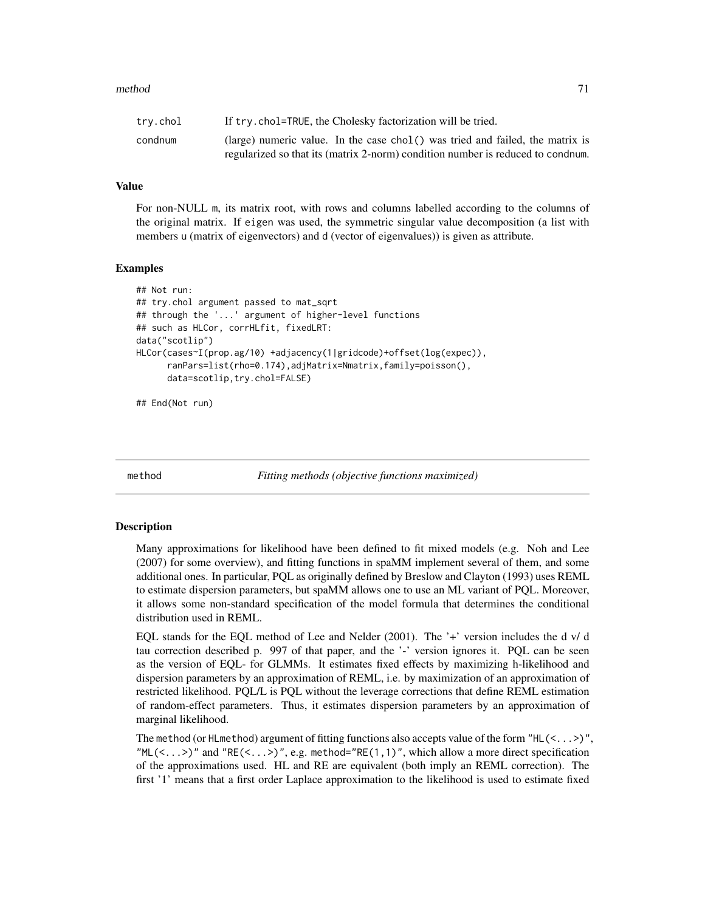| | |
|---|---|
| try.chol | If try.chol=TRUE, the Cholesky factorization will be tried. |
| condnum | (large) numeric value. In the case chol() was tried and failed, the matrix is regularized so that its (matrix 2-norm) condition number is reduced to condnum. |

### Value

For non-NULL m, its matrix root, with rows and columns labelled according to the columns of the original matrix. If eigen was used, the symmetric singular value decomposition (a list with members u (matrix of eigenvectors) and d (vector of eigenvalues)) is given as attribute.

### Examples

```
## Not run:
## try.chol argument passed to mat_sqrt
## through the '...' argument of higher-level functions
## such as HLCor, corrHLfit, fixedLRT:
data("scotlip")
HLCor(cases~I(prop.ag/10) +adjacency(1|gridcode)+offset(log(expec)),
      ranPars=list(rho=0.174),adjMatrix=Nmatrix,family=poisson(),
      data=scotlip,try.chol=FALSE)

## End(Not run)
```

---

## method — *Fitting methods (objective functions maximized)*

---

### Description

Many approximations for likelihood have been defined to fit mixed models (e.g. Noh and Lee (2007) for some overview), and fitting functions in spaMM implement several of them, and some additional ones. In particular, PQL as originally defined by Breslow and Clayton (1993) uses REML to estimate dispersion parameters, but spaMM allows one to use an ML variant of PQL. Moreover, it allows some non-standard specification of the model formula that determines the conditional distribution used in REML.

EQL stands for the EQL method of Lee and Nelder (2001). The '+' version includes the d v/ d tau correction described p. 997 of that paper, and the '-' version ignores it. PQL can be seen as the version of EQL- for GLMMs. It estimates fixed effects by maximizing h-likelihood and dispersion parameters by an approximation of REML, i.e. by maximization of an approximation of restricted likelihood. PQL/L is PQL without the leverage corrections that define REML estimation of random-effect parameters. Thus, it estimates dispersion parameters by an approximation of marginal likelihood.

The method (or HLmethod) argument of fitting functions also accepts value of the form "HL(<...>)", "ML(<...>)" and "RE(<...>)", e.g. method="RE(1,1)", which allow a more direct specification of the approximations used. HL and RE are equivalent (both imply an REML correction). The first '1' means that a first order Laplace approximation to the likelihood is used to estimate fixed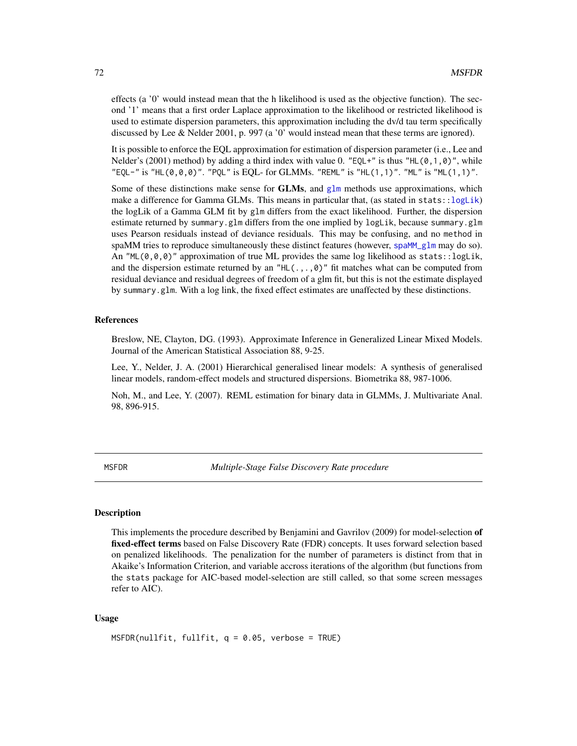effects (a '0' would instead mean that the h likelihood is used as the objective function). The second '1' means that a first order Laplace approximation to the likelihood or restricted likelihood is used to estimate dispersion parameters, this approximation including the dv/d tau term specifically discussed by Lee & Nelder 2001, p. 997 (a '0' would instead mean that these terms are ignored).

It is possible to enforce the EQL approximation for estimation of dispersion parameter (i.e., Lee and Nelder's (2001) method) by adding a third index with value 0. `"EQL+"` is thus `"HL(0,1,0)"`, while `"EQL-"` is `"HL(0,0,0)"`. `"PQL"` is EQL- for GLMMs. `"REML"` is `"HL(1,1)"`. `"ML"` is `"ML(1,1)"`.

Some of these distinctions make sense for **GLMs**, and `glm` methods use approximations, which make a difference for Gamma GLMs. This means in particular that, (as stated in `stats::logLik`) the logLik of a Gamma GLM fit by `glm` differs from the exact likelihood. Further, the dispersion estimate returned by `summary.glm` differs from the one implied by `logLik`, because `summary.glm` uses Pearson residuals instead of deviance residuals. This may be confusing, and no `method` in spaMM tries to reproduce simultaneously these distinct features (however, `spaMM_glm` may do so). An `"ML(0,0,0)"` approximation of true ML provides the same log likelihood as `stats::logLik`, and the dispersion estimate returned by an `"HL(.,.,0)"` fit matches what can be computed from residual deviance and residual degrees of freedom of a glm fit, but this is not the estimate displayed by `summary.glm`. With a log link, the fixed effect estimates are unaffected by these distinctions.

### References

Breslow, NE, Clayton, DG. (1993). Approximate Inference in Generalized Linear Mixed Models. Journal of the American Statistical Association 88, 9-25.

Lee, Y., Nelder, J. A. (2001) Hierarchical generalised linear models: A synthesis of generalised linear models, random-effect models and structured dispersions. Biometrika 88, 987-1006.

Noh, M., and Lee, Y. (2007). REML estimation for binary data in GLMMs, J. Multivariate Anal. 98, 896-915.

---

## MSFDR — *Multiple-Stage False Discovery Rate procedure*

### Description

This implements the procedure described by Benjamini and Gavrilov (2009) for model-selection **of fixed-effect terms** based on False Discovery Rate (FDR) concepts. It uses forward selection based on penalized likelihoods. The penalization for the number of parameters is distinct from that in Akaike's Information Criterion, and variable accross iterations of the algorithm (but functions from the `stats` package for AIC-based model-selection are still called, so that some screen messages refer to AIC).

### Usage

```
MSFDR(nullfit, fullfit, q = 0.05, verbose = TRUE)
```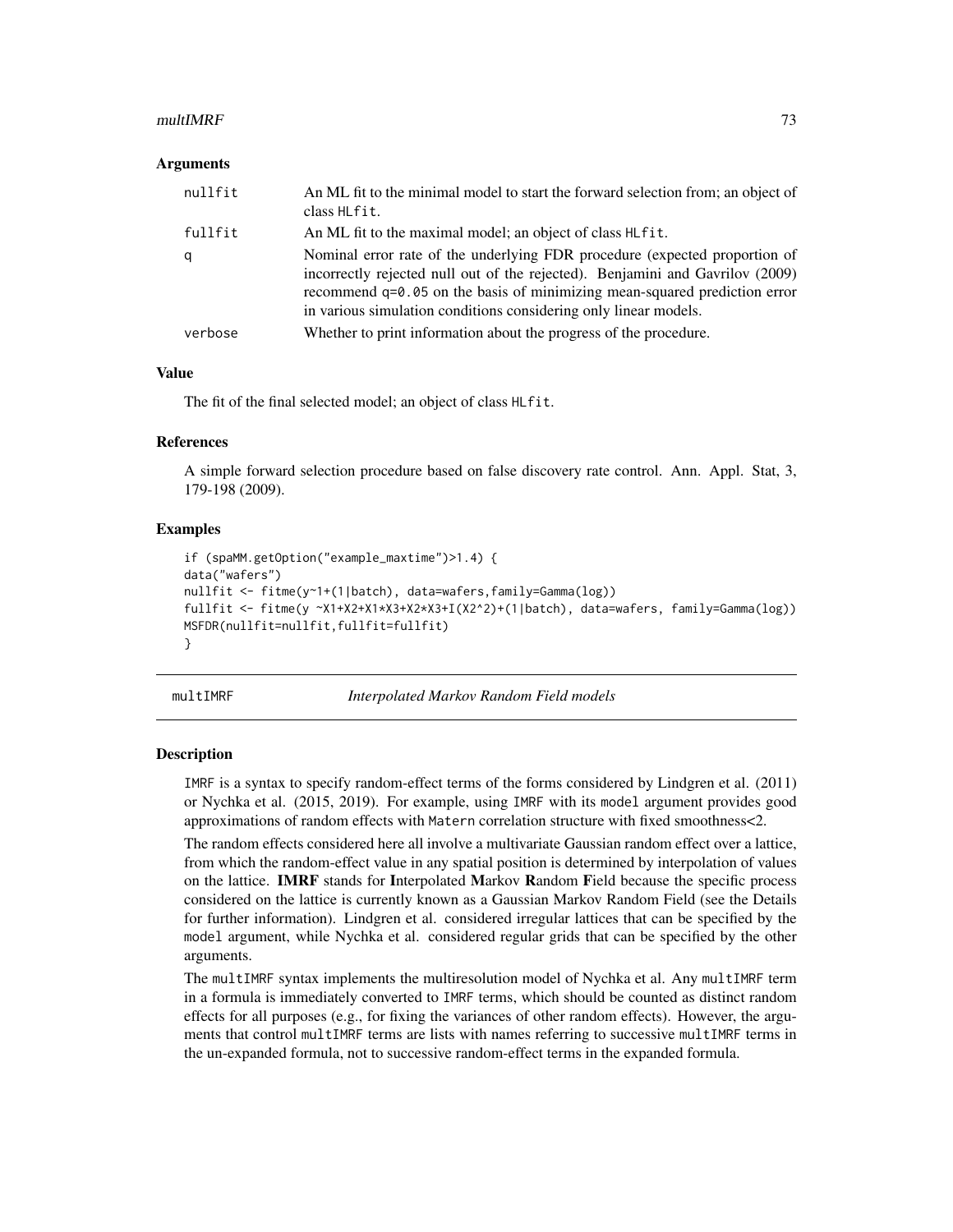### Arguments

| | |
|---|---|
| nullfit | An ML fit to the minimal model to start the forward selection from; an object of class HLfit. |
| fullfit | An ML fit to the maximal model; an object of class HLfit. |
| q | Nominal error rate of the underlying FDR procedure (expected proportion of incorrectly rejected null out of the rejected). Benjamini and Gavrilov (2009) recommend q=0.05 on the basis of minimizing mean-squared prediction error in various simulation conditions considering only linear models. |
| verbose | Whether to print information about the progress of the procedure. |

### Value

The fit of the final selected model; an object of class HLfit.

### References

A simple forward selection procedure based on false discovery rate control. Ann. Appl. Stat, 3, 179-198 (2009).

### Examples

```
if (spaMM.getOption("example_maxtime")>1.4) {
data("wafers")
nullfit <- fitme(y~1+(1|batch), data=wafers,family=Gamma(log))
fullfit <- fitme(y ~X1+X2+X1*X3+X2*X3+I(X2^2)+(1|batch), data=wafers, family=Gamma(log))
MSFDR(nullfit=nullfit,fullfit=fullfit)
}
```

## multIMRF — *Interpolated Markov Random Field models*

### Description

IMRF is a syntax to specify random-effect terms of the forms considered by Lindgren et al. (2011) or Nychka et al. (2015, 2019). For example, using IMRF with its model argument provides good approximations of random effects with Matern correlation structure with fixed smoothness<2.

The random effects considered here all involve a multivariate Gaussian random effect over a lattice, from which the random-effect value in any spatial position is determined by interpolation of values on the lattice. **IMRF** stands for **I**nterpolated **M**arkov **R**andom **F**ield because the specific process considered on the lattice is currently known as a Gaussian Markov Random Field (see the Details for further information). Lindgren et al. considered irregular lattices that can be specified by the model argument, while Nychka et al. considered regular grids that can be specified by the other arguments.

The multIMRF syntax implements the multiresolution model of Nychka et al. Any multIMRF term in a formula is immediately converted to IMRF terms, which should be counted as distinct random effects for all purposes (e.g., for fixing the variances of other random effects). However, the arguments that control multIMRF terms are lists with names referring to successive multIMRF terms in the un-expanded formula, not to successive random-effect terms in the expanded formula.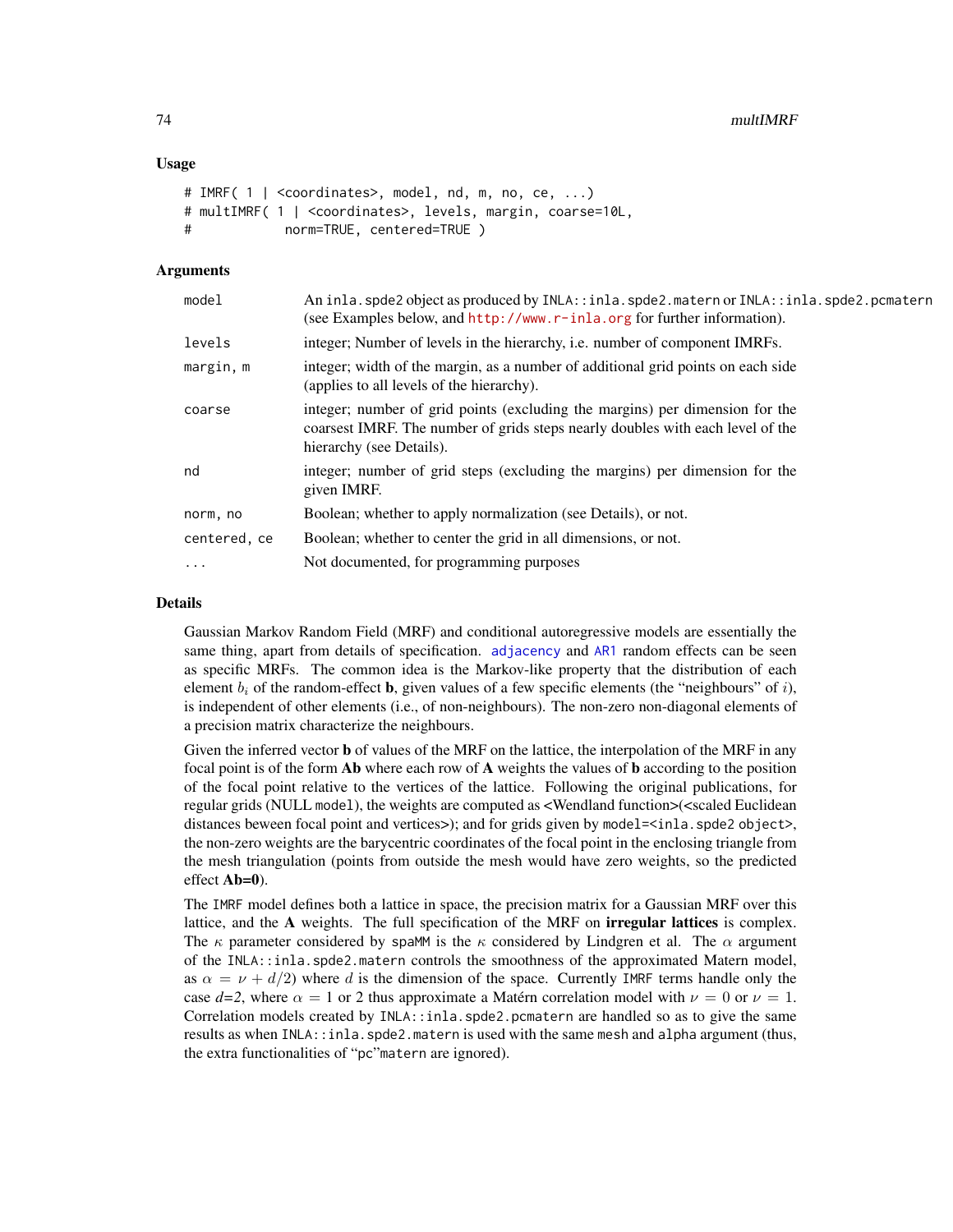## Usage

```
# IMRF( 1 | <coordinates>, model, nd, m, no, ce, ...)
# multIMRF( 1 | <coordinates>, levels, margin, coarse=10L,
#            norm=TRUE, centered=TRUE )
```

## Arguments

| | |
|---|---|
| model | An inla.spde2 object as produced by INLA::inla.spde2.matern or INLA::inla.spde2.pcmatern (see Examples below, and http://www.r-inla.org for further information). |
| levels | integer; Number of levels in the hierarchy, i.e. number of component IMRFs. |
| margin, m | integer; width of the margin, as a number of additional grid points on each side (applies to all levels of the hierarchy). |
| coarse | integer; number of grid points (excluding the margins) per dimension for the coarsest IMRF. The number of grids steps nearly doubles with each level of the hierarchy (see Details). |
| nd | integer; number of grid steps (excluding the margins) per dimension for the given IMRF. |
| norm, no | Boolean; whether to apply normalization (see Details), or not. |
| centered, ce | Boolean; whether to center the grid in all dimensions, or not. |
| ... | Not documented, for programming purposes |

## Details

Gaussian Markov Random Field (MRF) and conditional autoregressive models are essentially the same thing, apart from details of specification. adjacency and AR1 random effects can be seen as specific MRFs. The common idea is the Markov-like property that the distribution of each element $b_i$ of the random-effect **b**, given values of a few specific elements (the "neighbours" of $i$), is independent of other elements (i.e., of non-neighbours). The non-zero non-diagonal elements of a precision matrix characterize the neighbours.

Given the inferred vector **b** of values of the MRF on the lattice, the interpolation of the MRF in any focal point is of the form **Ab** where each row of **A** weights the values of **b** according to the position of the focal point relative to the vertices of the lattice. Following the original publications, for regular grids (NULL model), the weights are computed as <Wendland function>(<scaled Euclidean distances beween focal point and vertices>); and for grids given by model=<inla.spde2 object>, the non-zero weights are the barycentric coordinates of the focal point in the enclosing triangle from the mesh triangulation (points from outside the mesh would have zero weights, so the predicted effect **Ab=0**).

The IMRF model defines both a lattice in space, the precision matrix for a Gaussian MRF over this lattice, and the **A** weights. The full specification of the MRF on **irregular lattices** is complex. The $\kappa$ parameter considered by spaMM is the $\kappa$ considered by Lindgren et al. The $\alpha$ argument of the INLA::inla.spde2.matern controls the smoothness of the approximated Matern model, as $\alpha = \nu + d/2$) where $d$ is the dimension of the space. Currently IMRF terms handle only the case $d$=2, where $\alpha = 1$ or 2 thus approximate a Matérn correlation model with $\nu = 0$ or $\nu = 1$. Correlation models created by INLA::inla.spde2.pcmatern are handled so as to give the same results as when INLA::inla.spde2.matern is used with the same mesh and alpha argument (thus, the extra functionalities of "pc"matern are ignored).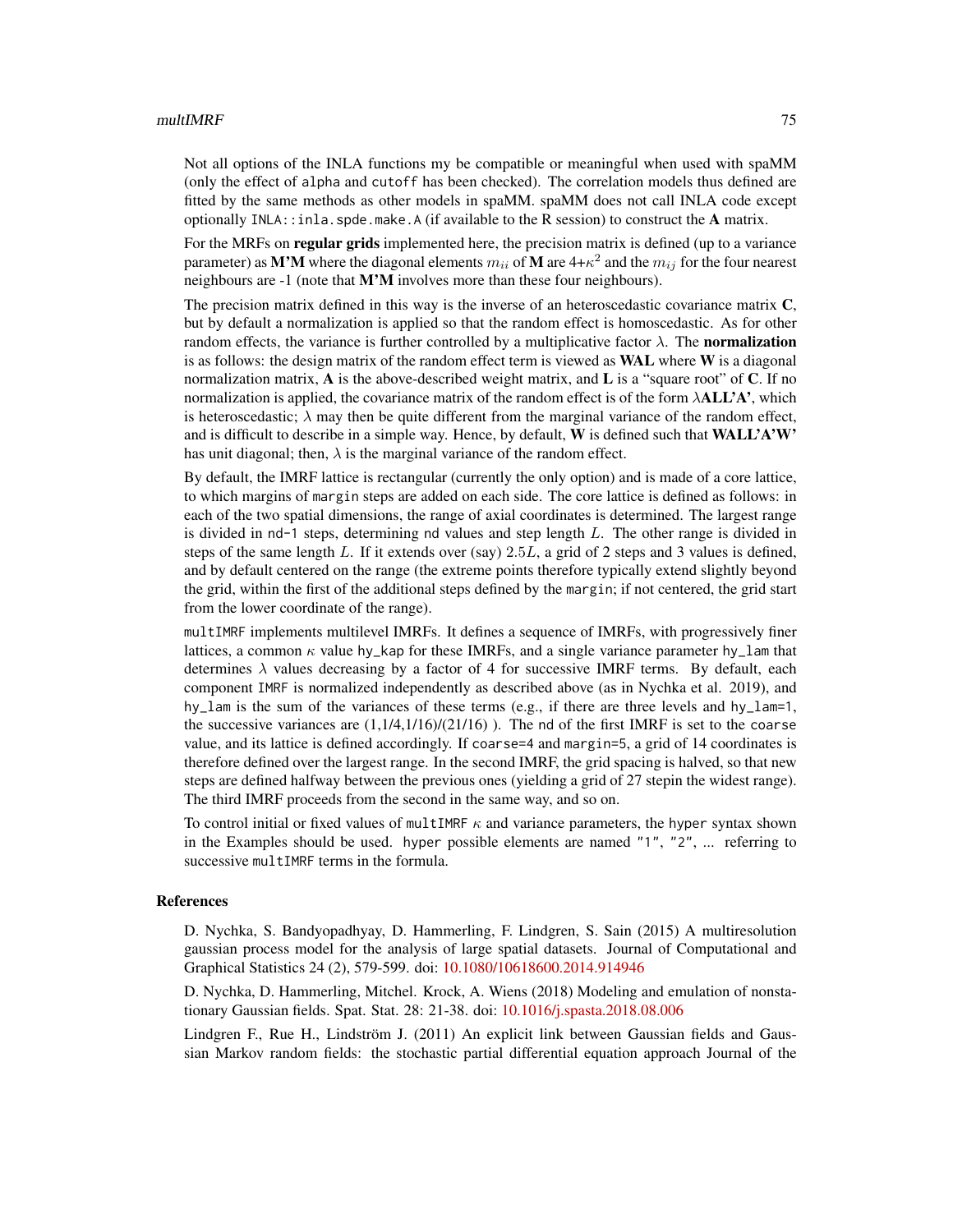Not all options of the INLA functions my be compatible or meaningful when used with spaMM (only the effect of `alpha` and `cutoff` has been checked). The correlation models thus defined are fitted by the same methods as other models in spaMM. spaMM does not call INLA code except optionally `INLA::inla.spde.make.A` (if available to the R session) to construct the **A** matrix.

For the MRFs on **regular grids** implemented here, the precision matrix is defined (up to a variance parameter) as **M'M** where the diagonal elements $m_{ii}$ of **M** are 4+$\kappa^2$ and the $m_{ij}$ for the four nearest neighbours are -1 (note that **M'M** involves more than these four neighbours).

The precision matrix defined in this way is the inverse of an heteroscedastic covariance matrix **C**, but by default a normalization is applied so that the random effect is homoscedastic. As for other random effects, the variance is further controlled by a multiplicative factor $\lambda$. The **normalization** is as follows: the design matrix of the random effect term is viewed as **WAL** where **W** is a diagonal normalization matrix, **A** is the above-described weight matrix, and **L** is a "square root" of **C**. If no normalization is applied, the covariance matrix of the random effect is of the form $\lambda$**ALL'A'**, which is heteroscedastic; $\lambda$ may then be quite different from the marginal variance of the random effect, and is difficult to describe in a simple way. Hence, by default, **W** is defined such that **WALL'A'W'** has unit diagonal; then, $\lambda$ is the marginal variance of the random effect.

By default, the IMRF lattice is rectangular (currently the only option) and is made of a core lattice, to which margins of `margin` steps are added on each side. The core lattice is defined as follows: in each of the two spatial dimensions, the range of axial coordinates is determined. The largest range is divided in `nd-1` steps, determining `nd` values and step length $L$. The other range is divided in steps of the same length $L$. If it extends over (say) $2.5L$, a grid of 2 steps and 3 values is defined, and by default centered on the range (the extreme points therefore typically extend slightly beyond the grid, within the first of the additional steps defined by the `margin`; if not centered, the grid start from the lower coordinate of the range).

`multIMRF` implements multilevel IMRFs. It defines a sequence of IMRFs, with progressively finer lattices, a common $\kappa$ value `hy_kap` for these IMRFs, and a single variance parameter `hy_lam` that determines $\lambda$ values decreasing by a factor of 4 for successive IMRF terms. By default, each component `IMRF` is normalized independently as described above (as in Nychka et al. 2019), and `hy_lam` is the sum of the variances of these terms (e.g., if there are three levels and `hy_lam=1`, the successive variances are (1,1/4,1/16)/(21/16) ). The `nd` of the first IMRF is set to the `coarse` value, and its lattice is defined accordingly. If `coarse=4` and `margin=5`, a grid of 14 coordinates is therefore defined over the largest range. In the second IMRF, the grid spacing is halved, so that new steps are defined halfway between the previous ones (yielding a grid of 27 stepin the widest range). The third IMRF proceeds from the second in the same way, and so on.

To control initial or fixed values of `multIMRF` $\kappa$ and variance parameters, the `hyper` syntax shown in the Examples should be used. `hyper` possible elements are named `"1"`, `"2"`, ... referring to successive `multIMRF` terms in the formula.

## References

D. Nychka, S. Bandyopadhyay, D. Hammerling, F. Lindgren, S. Sain (2015) A multiresolution gaussian process model for the analysis of large spatial datasets. Journal of Computational and Graphical Statistics 24 (2), 579-599. doi: 10.1080/10618600.2014.914946

D. Nychka, D. Hammerling, Mitchel. Krock, A. Wiens (2018) Modeling and emulation of nonstationary Gaussian fields. Spat. Stat. 28: 21-38. doi: 10.1016/j.spasta.2018.08.006

Lindgren F., Rue H., Lindström J. (2011) An explicit link between Gaussian fields and Gaussian Markov random fields: the stochastic partial differential equation approach Journal of the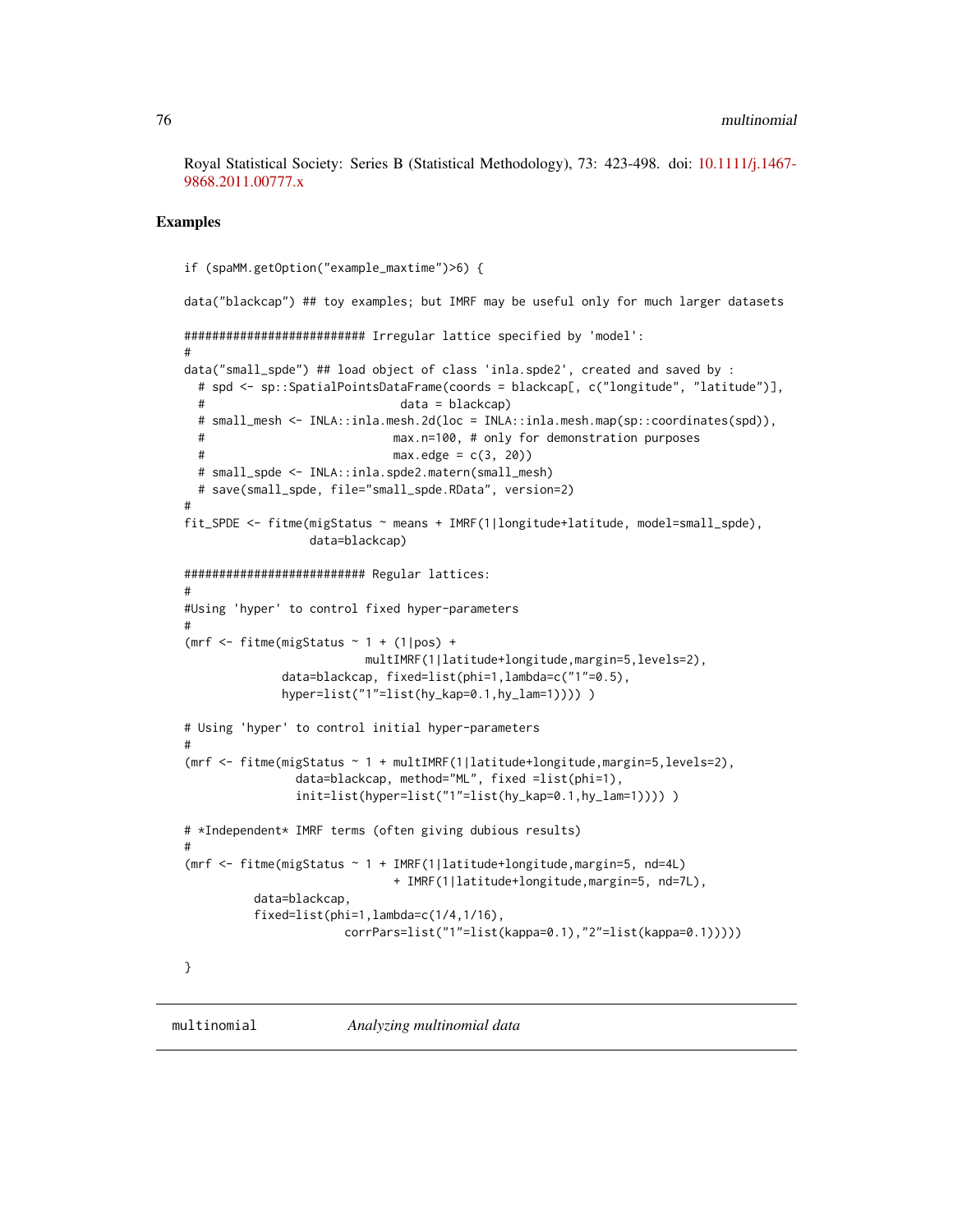Royal Statistical Society: Series B (Statistical Methodology), 73: 423-498. doi: 10.1111/j.1467-9868.2011.00777.x

## Examples

```
if (spaMM.getOption("example_maxtime")>6) {

data("blackcap") ## toy examples; but IMRF may be useful only for much larger datasets

########################## Irregular lattice specified by 'model':
#
data("small_spde") ## load object of class 'inla.spde2', created and saved by :
  # spd <- sp::SpatialPointsDataFrame(coords = blackcap[, c("longitude", "latitude")],
  #                              data = blackcap)
  # small_mesh <- INLA::inla.mesh.2d(loc = INLA::inla.mesh.map(sp::coordinates(spd)),
  #                             max.n=100, # only for demonstration purposes
  #                             max.edge = c(3, 20))
  # small_spde <- INLA::inla.spde2.matern(small_mesh)
  # save(small_spde, file="small_spde.RData", version=2)
#
fit_SPDE <- fitme(migStatus ~ means + IMRF(1|longitude+latitude, model=small_spde),
                  data=blackcap)

########################## Regular lattices:
#
#Using 'hyper' to control fixed hyper-parameters
#
(mrf <- fitme(migStatus ~ 1 + (1|pos) +
                          multIMRF(1|latitude+longitude,margin=5,levels=2),
              data=blackcap, fixed=list(phi=1,lambda=c("1"=0.5),
              hyper=list("1"=list(hy_kap=0.1,hy_lam=1)))) )

# Using 'hyper' to control initial hyper-parameters
#
(mrf <- fitme(migStatus ~ 1 + multIMRF(1|latitude+longitude,margin=5,levels=2),
                data=blackcap, method="ML", fixed =list(phi=1),
                init=list(hyper=list("1"=list(hy_kap=0.1,hy_lam=1)))) )

# *Independent* IMRF terms (often giving dubious results)
#
(mrf <- fitme(migStatus ~ 1 + IMRF(1|latitude+longitude,margin=5, nd=4L)
                            + IMRF(1|latitude+longitude,margin=5, nd=7L),
          data=blackcap,
          fixed=list(phi=1,lambda=c(1/4,1/16),
                     corrPars=list("1"=list(kappa=0.1),"2"=list(kappa=0.1)))))

}
```

---

**multinomial** *Analyzing multinomial data*

---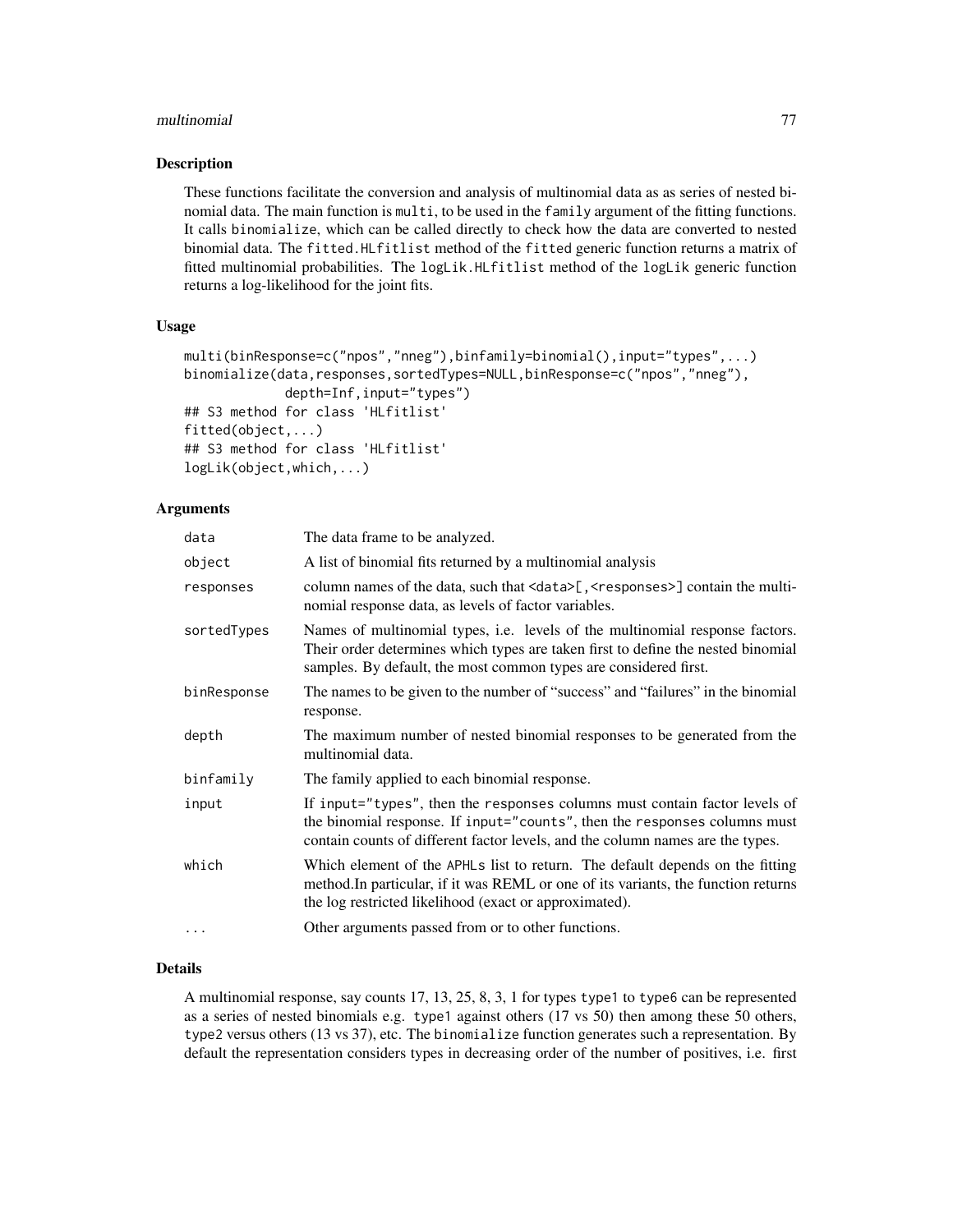## Description

These functions facilitate the conversion and analysis of multinomial data as as series of nested binomial data. The main function is `multi`, to be used in the `family` argument of the fitting functions. It calls `binomialize`, which can be called directly to check how the data are converted to nested binomial data. The `fitted.HLfitlist` method of the `fitted` generic function returns a matrix of fitted multinomial probabilities. The `logLik.HLfitlist` method of the `logLik` generic function returns a log-likelihood for the joint fits.

## Usage

```
multi(binResponse=c("npos","nneg"),binfamily=binomial(),input="types",...)
binomialize(data,responses,sortedTypes=NULL,binResponse=c("npos","nneg"),
            depth=Inf,input="types")
## S3 method for class 'HLfitlist'
fitted(object,...)
## S3 method for class 'HLfitlist'
logLik(object,which,...)
```

## Arguments

| | |
|---|---|
| `data` | The data frame to be analyzed. |
| `object` | A list of binomial fits returned by a multinomial analysis |
| `responses` | column names of the data, such that `<data>[,<responses>]` contain the multinomial response data, as levels of factor variables. |
| `sortedTypes` | Names of multinomial types, i.e. levels of the multinomial response factors. Their order determines which types are taken first to define the nested binomial samples. By default, the most common types are considered first. |
| `binResponse` | The names to be given to the number of "success" and "failures" in the binomial response. |
| `depth` | The maximum number of nested binomial responses to be generated from the multinomial data. |
| `binfamily` | The family applied to each binomial response. |
| `input` | If `input="types"`, then the `responses` columns must contain factor levels of the binomial response. If `input="counts"`, then the `responses` columns must contain counts of different factor levels, and the column names are the types. |
| `which` | Which element of the `APHLs` list to return. The default depends on the fitting method.In particular, if it was REML or one of its variants, the function returns the log restricted likelihood (exact or approximated). |
| `...` | Other arguments passed from or to other functions. |

## Details

A multinomial response, say counts 17, 13, 25, 8, 3, 1 for types `type1` to `type6` can be represented as a series of nested binomials e.g. `type1` against others (17 vs 50) then among these 50 others, `type2` versus others (13 vs 37), etc. The `binomialize` function generates such a representation. By default the representation considers types in decreasing order of the number of positives, i.e. first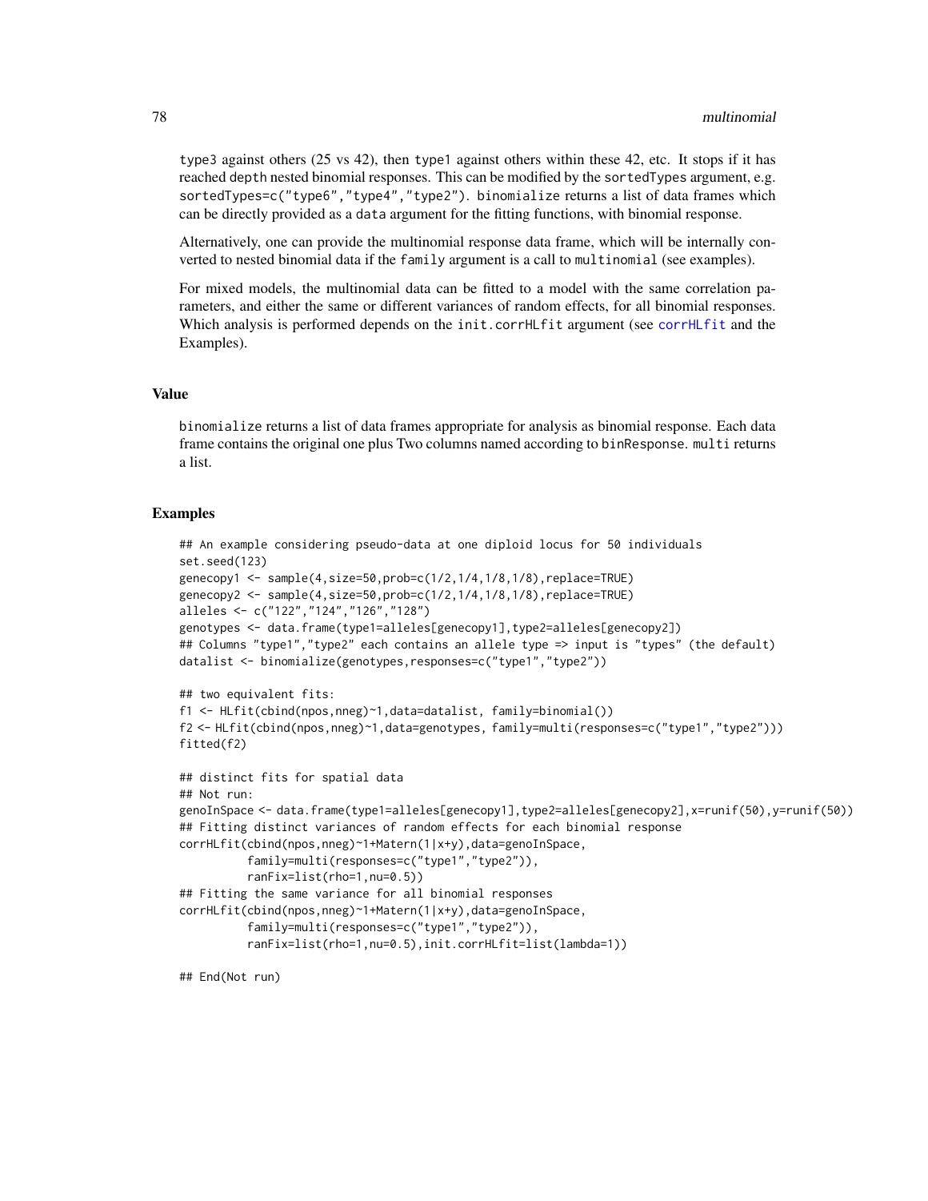type3 against others (25 vs 42), then type1 against others within these 42, etc. It stops if it has reached depth nested binomial responses. This can be modified by the sortedTypes argument, e.g. sortedTypes=c("type6","type4","type2"). binomialize returns a list of data frames which can be directly provided as a data argument for the fitting functions, with binomial response.

Alternatively, one can provide the multinomial response data frame, which will be internally converted to nested binomial data if the family argument is a call to multinomial (see examples).

For mixed models, the multinomial data can be fitted to a model with the same correlation parameters, and either the same or different variances of random effects, for all binomial responses. Which analysis is performed depends on the init.corrHLfit argument (see corrHLfit and the Examples).

## Value

binomialize returns a list of data frames appropriate for analysis as binomial response. Each data frame contains the original one plus Two columns named according to binResponse. multi returns a list.

## Examples

```
## An example considering pseudo-data at one diploid locus for 50 individuals
set.seed(123)
genecopy1 <- sample(4,size=50,prob=c(1/2,1/4,1/8,1/8),replace=TRUE)
genecopy2 <- sample(4,size=50,prob=c(1/2,1/4,1/8,1/8),replace=TRUE)
alleles <- c("122","124","126","128")
genotypes <- data.frame(type1=alleles[genecopy1],type2=alleles[genecopy2])
## Columns "type1","type2" each contains an allele type => input is "types" (the default)
datalist <- binomialize(genotypes,responses=c("type1","type2"))

## two equivalent fits:
f1 <- HLfit(cbind(npos,nneg)~1,data=datalist, family=binomial())
f2 <- HLfit(cbind(npos,nneg)~1,data=genotypes, family=multi(responses=c("type1","type2")))
fitted(f2)

## distinct fits for spatial data
## Not run:
genoInSpace <- data.frame(type1=alleles[genecopy1],type2=alleles[genecopy2],x=runif(50),y=runif(50))
## Fitting distinct variances of random effects for each binomial response
corrHLfit(cbind(npos,nneg)~1+Matern(1|x+y),data=genoInSpace,
          family=multi(responses=c("type1","type2")),
          ranFix=list(rho=1,nu=0.5))
## Fitting the same variance for all binomial responses
corrHLfit(cbind(npos,nneg)~1+Matern(1|x+y),data=genoInSpace,
          family=multi(responses=c("type1","type2")),
          ranFix=list(rho=1,nu=0.5),init.corrHLfit=list(lambda=1))

## End(Not run)
```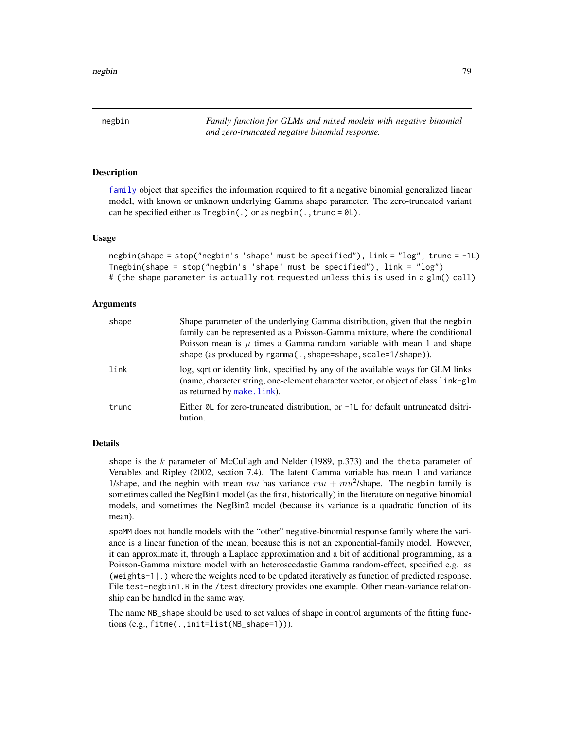## negbin — *Family function for GLMs and mixed models with negative binomial and zero-truncated negative binomial response.*

### Description

family object that specifies the information required to fit a negative binomial generalized linear model, with known or unknown underlying Gamma shape parameter. The zero-truncated variant can be specified either as Tnegbin(.) or as negbin(.,trunc = 0L).

### Usage

```
negbin(shape = stop("negbin's 'shape' must be specified"), link = "log", trunc = -1L)
Tnegbin(shape = stop("negbin's 'shape' must be specified"), link = "log")
# (the shape parameter is actually not requested unless this is used in a glm() call)
```

### Arguments

| | |
|---|---|
| shape | Shape parameter of the underlying Gamma distribution, given that the negbin family can be represented as a Poisson-Gamma mixture, where the conditional Poisson mean is $\mu$ times a Gamma random variable with mean 1 and shape shape (as produced by rgamma(.,shape=shape,scale=1/shape)). |
| link | log, sqrt or identity link, specified by any of the available ways for GLM links (name, character string, one-element character vector, or object of class link-glm as returned by make.link). |
| trunc | Either 0L for zero-truncated distribution, or -1L for default untruncated dsitribution. |

### Details

shape is the $k$ parameter of McCullagh and Nelder (1989, p.373) and the theta parameter of Venables and Ripley (2002, section 7.4). The latent Gamma variable has mean 1 and variance 1/shape, and the negbin with mean $mu$ has variance $mu + mu^2$/shape. The negbin family is sometimes called the NegBin1 model (as the first, historically) in the literature on negative binomial models, and sometimes the NegBin2 model (because its variance is a quadratic function of its mean).

spaMM does not handle models with the "other" negative-binomial response family where the variance is a linear function of the mean, because this is not an exponential-family model. However, it can approximate it, through a Laplace approximation and a bit of additional programming, as a Poisson-Gamma mixture model with an heteroscedastic Gamma random-effect, specified e.g. as (weights-1|.) where the weights need to be updated iteratively as function of predicted response. File test-negbin1.R in the /test directory provides one example. Other mean-variance relationship can be handled in the same way.

The name NB_shape should be used to set values of shape in control arguments of the fitting functions (e.g., fitme(.,init=list(NB_shape=1))).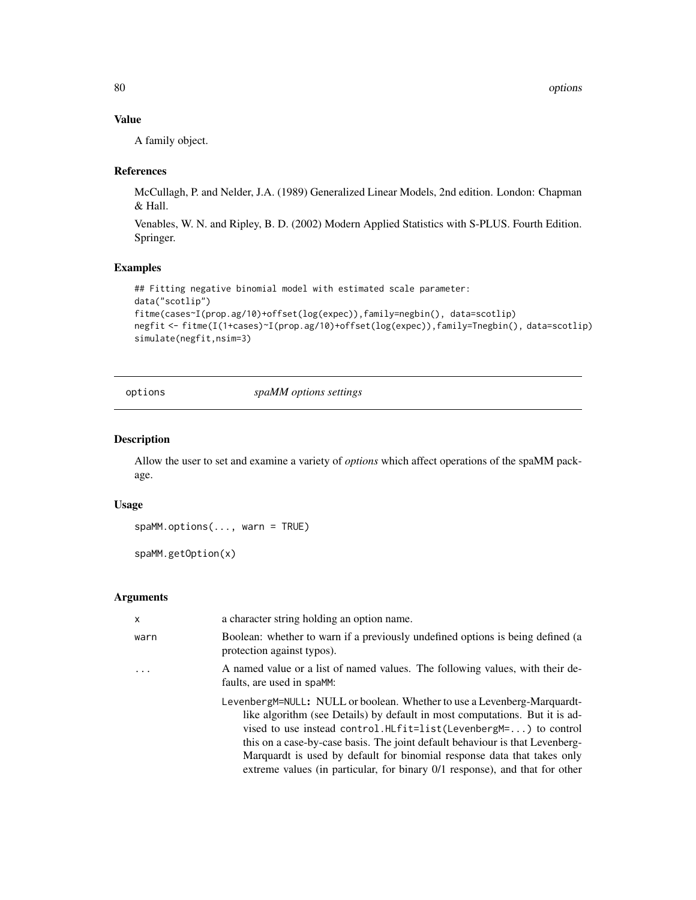## Value

A family object.

## References

McCullagh, P. and Nelder, J.A. (1989) Generalized Linear Models, 2nd edition. London: Chapman & Hall.

Venables, W. N. and Ripley, B. D. (2002) Modern Applied Statistics with S-PLUS. Fourth Edition. Springer.

## Examples

```
## Fitting negative binomial model with estimated scale parameter:
data("scotlip")
fitme(cases~I(prop.ag/10)+offset(log(expec)),family=negbin(), data=scotlip)
negfit <- fitme(I(1+cases)~I(prop.ag/10)+offset(log(expec)),family=Tnegbin(), data=scotlip)
simulate(negfit,nsim=3)
```

---

# options — *spaMM options settings*

## Description

Allow the user to set and examine a variety of *options* which affect operations of the spaMM package.

## Usage

```
spaMM.options(..., warn = TRUE)

spaMM.getOption(x)
```

## Arguments

| | |
|---|---|
| `x` | a character string holding an option name. |
| `warn` | Boolean: whether to warn if a previously undefined options is being defined (a protection against typos). |
| `...` | A named value or a list of named values. The following values, with their defaults, are used in `spaMM`: |

`LevenbergM=NULL`**:** NULL or boolean. Whether to use a Levenberg-Marquardt-like algorithm (see Details) by default in most computations. But it is advised to use instead `control.HLfit=list(LevenbergM=...)` to control this on a case-by-case basis. The joint default behaviour is that Levenberg-Marquardt is used by default for binomial response data that takes only extreme values (in particular, for binary 0/1 response), and that for other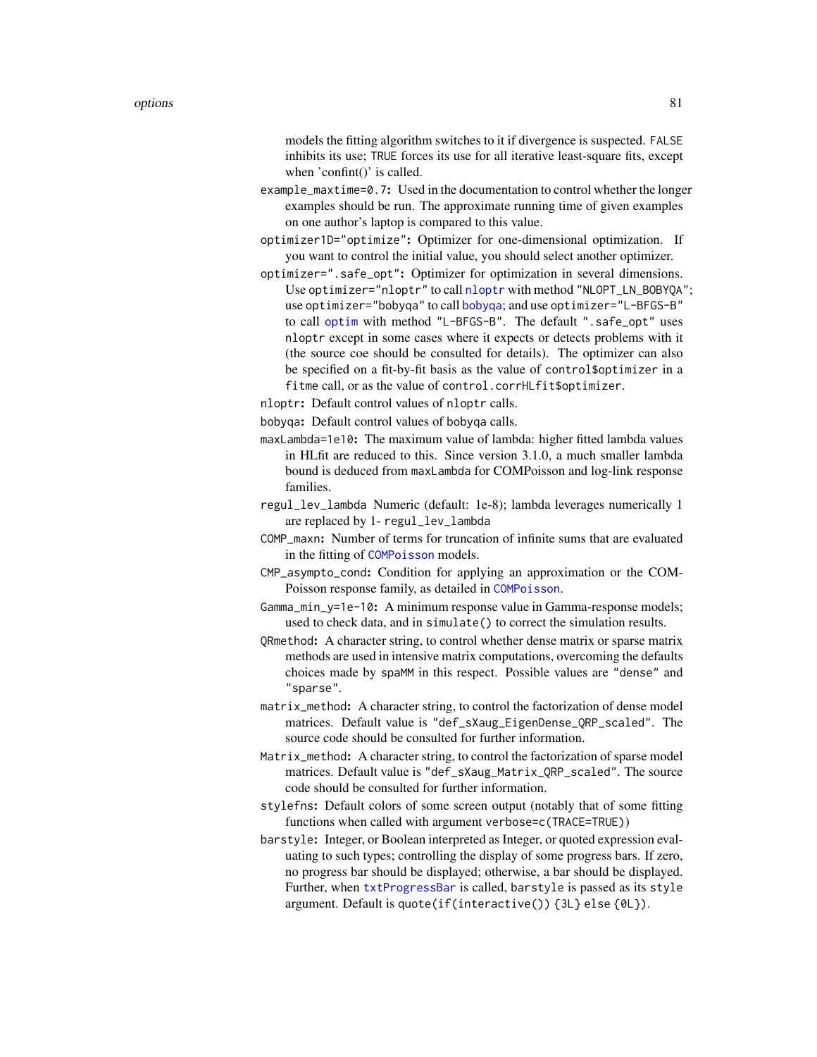models the fitting algorithm switches to it if divergence is suspected. `FALSE` inhibits its use; `TRUE` forces its use for all iterative least-square fits, except when 'confint()' is called.

**`example_maxtime=0.7`:** Used in the documentation to control whether the longer examples should be run. The approximate running time of given examples on one author's laptop is compared to this value.

**`optimizer1D="optimize"`:** Optimizer for one-dimensional optimization. If you want to control the initial value, you should select another optimizer.

**`optimizer=".safe_opt"`:** Optimizer for optimization in several dimensions. Use `optimizer="nloptr"` to call `nloptr` with method `"NLOPT_LN_BOBYQA"`; use `optimizer="bobyqa"` to call `bobyqa`; and use `optimizer="L-BFGS-B"` to call `optim` with method `"L-BFGS-B"`. The default `".safe_opt"` uses `nloptr` except in some cases where it expects or detects problems with it (the source coe should be consulted for details). The optimizer can also be specified on a fit-by-fit basis as the value of `control$optimizer` in a `fitme` call, or as the value of `control.corrHLfit$optimizer`.

**`nloptr`:** Default control values of `nloptr` calls.

**`bobyqa`:** Default control values of `bobyqa` calls.

**`maxLambda=1e10`:** The maximum value of lambda: higher fitted lambda values in HLfit are reduced to this. Since version 3.1.0, a much smaller lambda bound is deduced from `maxLambda` for COMPoisson and log-link response families.

**`regul_lev_lambda`** Numeric (default: 1e-8); lambda leverages numerically 1 are replaced by 1- `regul_lev_lambda`

**`COMP_maxn`:** Number of terms for truncation of infinite sums that are evaluated in the fitting of `COMPoisson` models.

**`CMP_asympto_cond`:** Condition for applying an approximation or the COM-Poisson response family, as detailed in `COMPoisson`.

**`Gamma_min_y=1e-10`:** A minimum response value in Gamma-response models; used to check data, and in `simulate()` to correct the simulation results.

**`QRmethod`:** A character string, to control whether dense matrix or sparse matrix methods are used in intensive matrix computations, overcoming the defaults choices made by `spaMM` in this respect. Possible values are `"dense"` and `"sparse"`.

**`matrix_method`:** A character string, to control the factorization of dense model matrices. Default value is `"def_sXaug_EigenDense_QRP_scaled"`. The source code should be consulted for further information.

**`Matrix_method`:** A character string, to control the factorization of sparse model matrices. Default value is `"def_sXaug_Matrix_QRP_scaled"`. The source code should be consulted for further information.

**`stylefns`:** Default colors of some screen output (notably that of some fitting functions when called with argument `verbose=c(TRACE=TRUE)`)

**`barstyle`:** Integer, or Boolean interpreted as Integer, or quoted expression evaluating to such types; controlling the display of some progress bars. If zero, no progress bar should be displayed; otherwise, a bar should be displayed. Further, when `txtProgressBar` is called, `barstyle` is passed as its `style` argument. Default is `quote(if(interactive()) {3L} else {0L})`.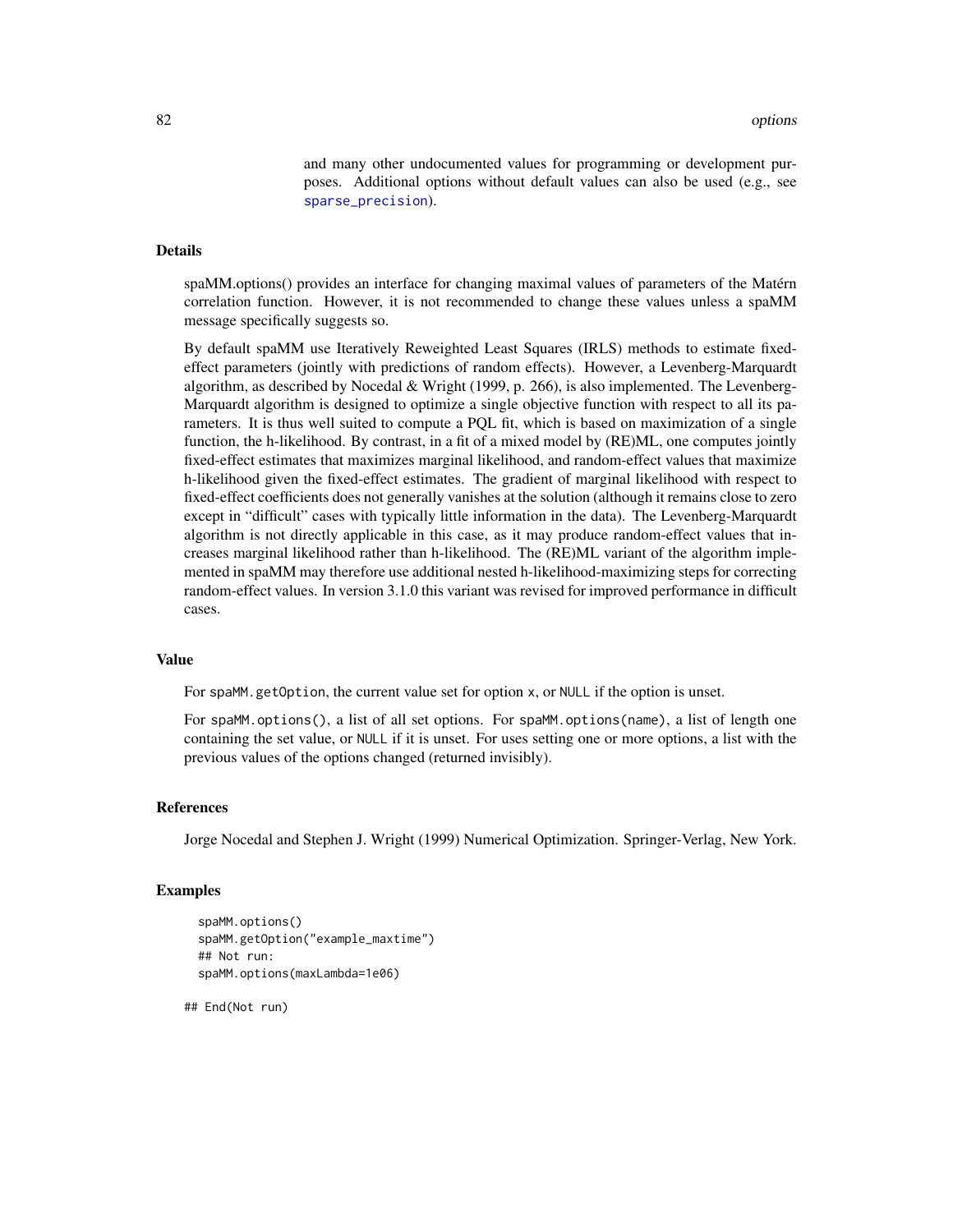and many other undocumented values for programming or development purposes. Additional options without default values can also be used (e.g., see sparse_precision).

## Details

spaMM.options() provides an interface for changing maximal values of parameters of the Matérn correlation function. However, it is not recommended to change these values unless a spaMM message specifically suggests so.

By default spaMM use Iteratively Reweighted Least Squares (IRLS) methods to estimate fixed-effect parameters (jointly with predictions of random effects). However, a Levenberg-Marquardt algorithm, as described by Nocedal & Wright (1999, p. 266), is also implemented. The Levenberg-Marquardt algorithm is designed to optimize a single objective function with respect to all its parameters. It is thus well suited to compute a PQL fit, which is based on maximization of a single function, the h-likelihood. By contrast, in a fit of a mixed model by (RE)ML, one computes jointly fixed-effect estimates that maximizes marginal likelihood, and random-effect values that maximize h-likelihood given the fixed-effect estimates. The gradient of marginal likelihood with respect to fixed-effect coefficients does not generally vanishes at the solution (although it remains close to zero except in "difficult" cases with typically little information in the data). The Levenberg-Marquardt algorithm is not directly applicable in this case, as it may produce random-effect values that increases marginal likelihood rather than h-likelihood. The (RE)ML variant of the algorithm implemented in spaMM may therefore use additional nested h-likelihood-maximizing steps for correcting random-effect values. In version 3.1.0 this variant was revised for improved performance in difficult cases.

## Value

For `spaMM.getOption`, the current value set for option `x`, or `NULL` if the option is unset.

For `spaMM.options()`, a list of all set options. For `spaMM.options(name)`, a list of length one containing the set value, or `NULL` if it is unset. For uses setting one or more options, a list with the previous values of the options changed (returned invisibly).

## References

Jorge Nocedal and Stephen J. Wright (1999) Numerical Optimization. Springer-Verlag, New York.

## Examples

```
  spaMM.options()
  spaMM.getOption("example_maxtime")
  ## Not run:
  spaMM.options(maxLambda=1e06)

## End(Not run)
```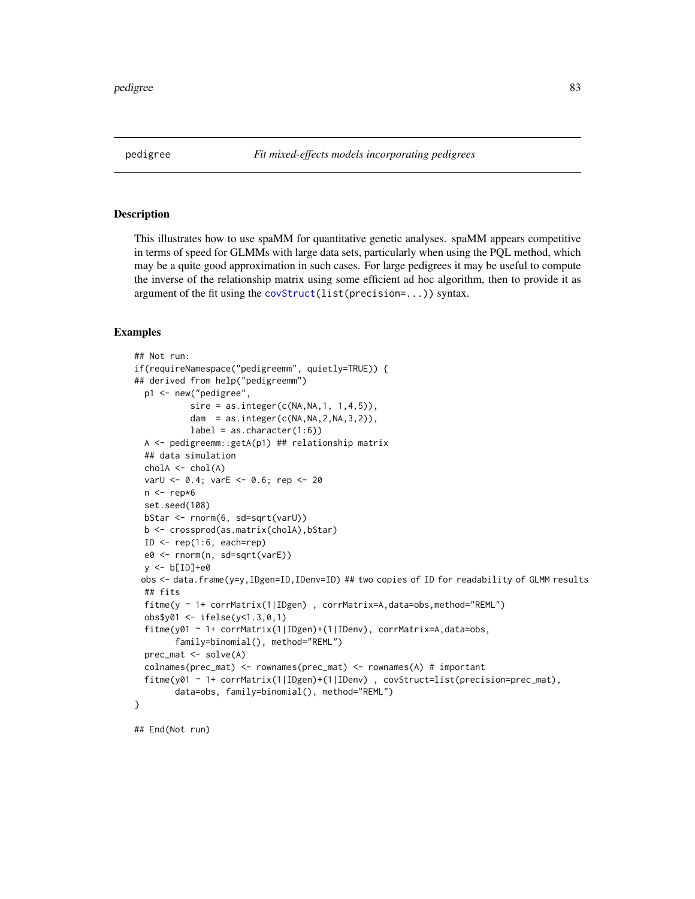## pedigree *Fit mixed-effects models incorporating pedigrees*

### Description

This illustrates how to use spaMM for quantitative genetic analyses. spaMM appears competitive in terms of speed for GLMMs with large data sets, particularly when using the PQL method, which may be a quite good approximation in such cases. For large pedigrees it may be useful to compute the inverse of the relationship matrix using some efficient ad hoc algorithm, then to provide it as argument of the fit using the covStruct(list(precision=...)) syntax.

### Examples

```
## Not run:
if(requireNamespace("pedigreemm", quietly=TRUE)) {
## derived from help("pedigreemm")
  p1 <- new("pedigree",
           sire = as.integer(c(NA,NA,1, 1,4,5)),
           dam  = as.integer(c(NA,NA,2,NA,3,2)),
           label = as.character(1:6))
  A <- pedigreemm::getA(p1) ## relationship matrix
  ## data simulation
  cholA <- chol(A)
  varU <- 0.4; varE <- 0.6; rep <- 20
  n <- rep*6
  set.seed(108)
  bStar <- rnorm(6, sd=sqrt(varU))
  b <- crossprod(as.matrix(cholA),bStar)
  ID <- rep(1:6, each=rep)
  e0 <- rnorm(n, sd=sqrt(varE))
  y <- b[ID]+e0
 obs <- data.frame(y=y,IDgen=ID,IDenv=ID) ## two copies of ID for readability of GLMM results
  ## fits
  fitme(y ~ 1+ corrMatrix(1|IDgen) , corrMatrix=A,data=obs,method="REML")
  obs$y01 <- ifelse(y<1.3,0,1)
  fitme(y01 ~ 1+ corrMatrix(1|IDgen)+(1|IDenv), corrMatrix=A,data=obs,
        family=binomial(), method="REML")
  prec_mat <- solve(A)
  colnames(prec_mat) <- rownames(prec_mat) <- rownames(A) # important
  fitme(y01 ~ 1+ corrMatrix(1|IDgen)+(1|IDenv) , covStruct=list(precision=prec_mat),
        data=obs, family=binomial(), method="REML")
}

## End(Not run)
```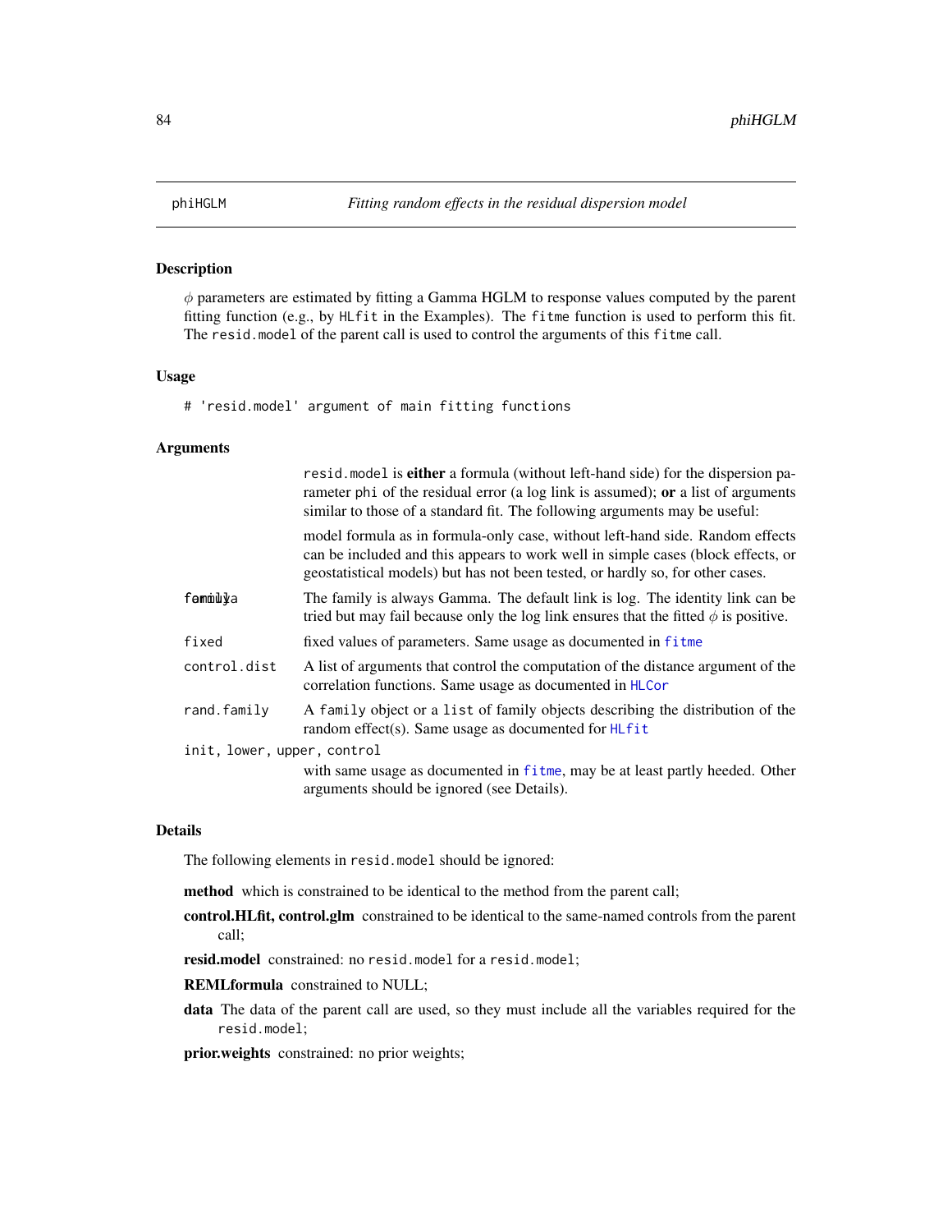# phiHGLM — *Fitting random effects in the residual dispersion model*

## Description

$\phi$ parameters are estimated by fitting a Gamma HGLM to response values computed by the parent fitting function (e.g., by `HLfit` in the Examples). The `fitme` function is used to perform this fit. The `resid.model` of the parent call is used to control the arguments of this `fitme` call.

## Usage

```
# 'resid.model' argument of main fitting functions
```

## Arguments

`resid.model` is **either** a formula (without left-hand side) for the dispersion parameter `phi` of the residual error (a log link is assumed); **or** a list of arguments similar to those of a standard fit. The following arguments may be useful:

| | |
|---|---|
| `formula` | model formula as in formula-only case, without left-hand side. Random effects can be included and this appears to work well in simple cases (block effects, or geostatistical models) but has not been tested, or hardly so, for other cases. |
| `family` | The family is always Gamma. The default link is log. The identity link can be tried but may fail because only the log link ensures that the fitted $\phi$ is positive. |
| `fixed` | fixed values of parameters. Same usage as documented in `fitme` |
| `control.dist` | A list of arguments that control the computation of the distance argument of the correlation functions. Same usage as documented in `HLCor` |
| `rand.family` | A `family` object or a `list` of family objects describing the distribution of the random effect(s). Same usage as documented for `HLfit` |
| `init, lower, upper, control` | with same usage as documented in `fitme`, may be at least partly heeded. Other arguments should be ignored (see Details). |

## Details

The following elements in `resid.model` should be ignored:

**method** which is constrained to be identical to the method from the parent call;

**control.HLfit, control.glm** constrained to be identical to the same-named controls from the parent call;

**resid.model** constrained: no `resid.model` for a `resid.model`;

**REMLformula** constrained to NULL;

**data** The data of the parent call are used, so they must include all the variables required for the `resid.model`;

**prior.weights** constrained: no prior weights;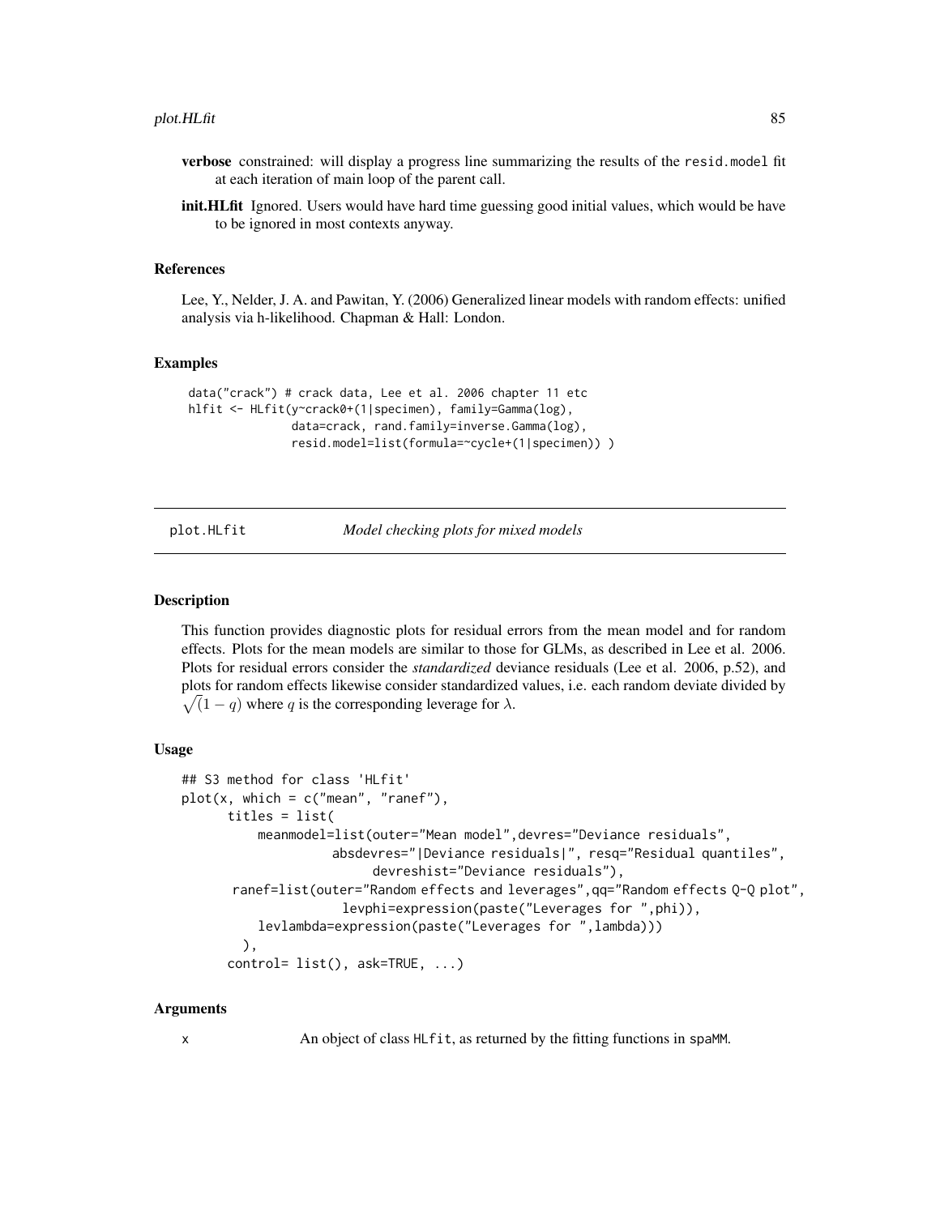**verbose** constrained: will display a progress line summarizing the results of the resid.model fit at each iteration of main loop of the parent call.

**init.HLfit** Ignored. Users would have hard time guessing good initial values, which would be have to be ignored in most contexts anyway.

### References

Lee, Y., Nelder, J. A. and Pawitan, Y. (2006) Generalized linear models with random effects: unified analysis via h-likelihood. Chapman & Hall: London.

### Examples

```
data("crack") # crack data, Lee et al. 2006 chapter 11 etc
hlfit <- HLfit(y~crack0+(1|specimen), family=Gamma(log),
               data=crack, rand.family=inverse.Gamma(log),
               resid.model=list(formula=~cycle+(1|specimen)) )
```

---

## plot.HLfit *Model checking plots for mixed models*

### Description

This function provides diagnostic plots for residual errors from the mean model and for random effects. Plots for the mean models are similar to those for GLMs, as described in Lee et al. 2006. Plots for residual errors consider the *standardized* deviance residuals (Lee et al. 2006, p.52), and plots for random effects likewise consider standardized values, i.e. each random deviate divided by $\sqrt(1-q)$ where $q$ is the corresponding leverage for $\lambda$.

### Usage

```
## S3 method for class 'HLfit'
plot(x, which = c("mean", "ranef"),
      titles = list(
          meanmodel=list(outer="Mean model",devres="Deviance residuals",
                 absdevres="|Deviance residuals|", resq="Residual quantiles",
                       devreshist="Deviance residuals"),
       ranef=list(outer="Random effects and leverages",qq="Random effects Q-Q plot",
                  levphi=expression(paste("Leverages for ",phi)),
          levlambda=expression(paste("Leverages for ",lambda)))
        ),
      control= list(), ask=TRUE, ...)
```

### Arguments

x An object of class HLfit, as returned by the fitting functions in spaMM.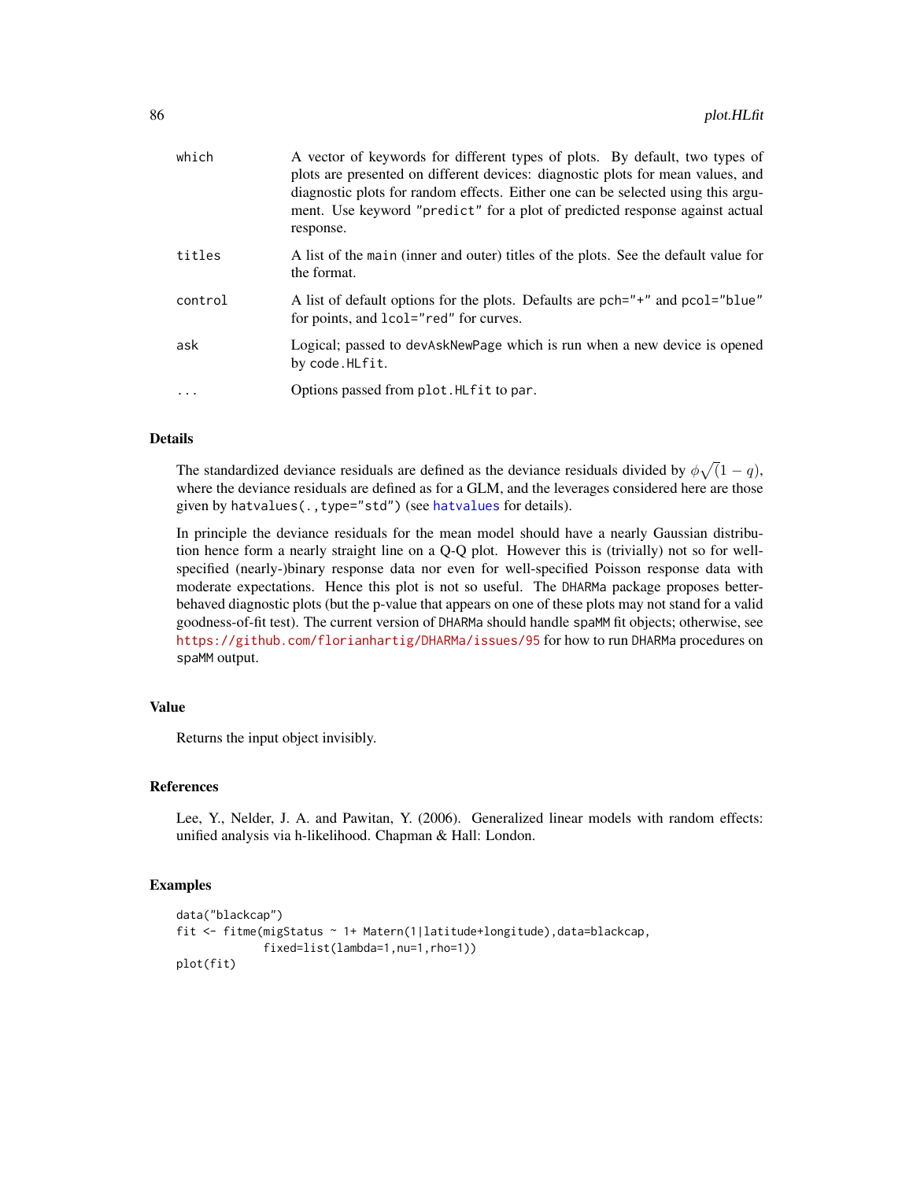| | |
|---|---|
| `which` | A vector of keywords for different types of plots. By default, two types of plots are presented on different devices: diagnostic plots for mean values, and diagnostic plots for random effects. Either one can be selected using this argument. Use keyword `"predict"` for a plot of predicted response against actual response. |
| `titles` | A list of the `main` (inner and outer) titles of the plots. See the default value for the format. |
| `control` | A list of default options for the plots. Defaults are `pch="+"` and `pcol="blue"` for points, and `lcol="red"` for curves. |
| `ask` | Logical; passed to `devAskNewPage` which is run when a new device is opened by `code.HLfit`. |
| `...` | Options passed from `plot.HLfit` to `par`. |

## Details

The standardized deviance residuals are defined as the deviance residuals divided by $\phi\sqrt(1-q)$, where the deviance residuals are defined as for a GLM, and the leverages considered here are those given by `hatvalues(.,type="std")` (see `hatvalues` for details).

In principle the deviance residuals for the mean model should have a nearly Gaussian distribution hence form a nearly straight line on a Q-Q plot. However this is (trivially) not so for well-specified (nearly-)binary response data nor even for well-specified Poisson response data with moderate expectations. Hence this plot is not so useful. The `DHARMa` package proposes better-behaved diagnostic plots (but the p-value that appears on one of these plots may not stand for a valid goodness-of-fit test). The current version of `DHARMa` should handle `spaMM` fit objects; otherwise, see https://github.com/florianhartig/DHARMa/issues/95 for how to run `DHARMa` procedures on `spaMM` output.

## Value

Returns the input object invisibly.

## References

Lee, Y., Nelder, J. A. and Pawitan, Y. (2006). Generalized linear models with random effects: unified analysis via h-likelihood. Chapman & Hall: London.

## Examples

```
data("blackcap")
fit <- fitme(migStatus ~ 1+ Matern(1|latitude+longitude),data=blackcap,
             fixed=list(lambda=1,nu=1,rho=1))
plot(fit)
```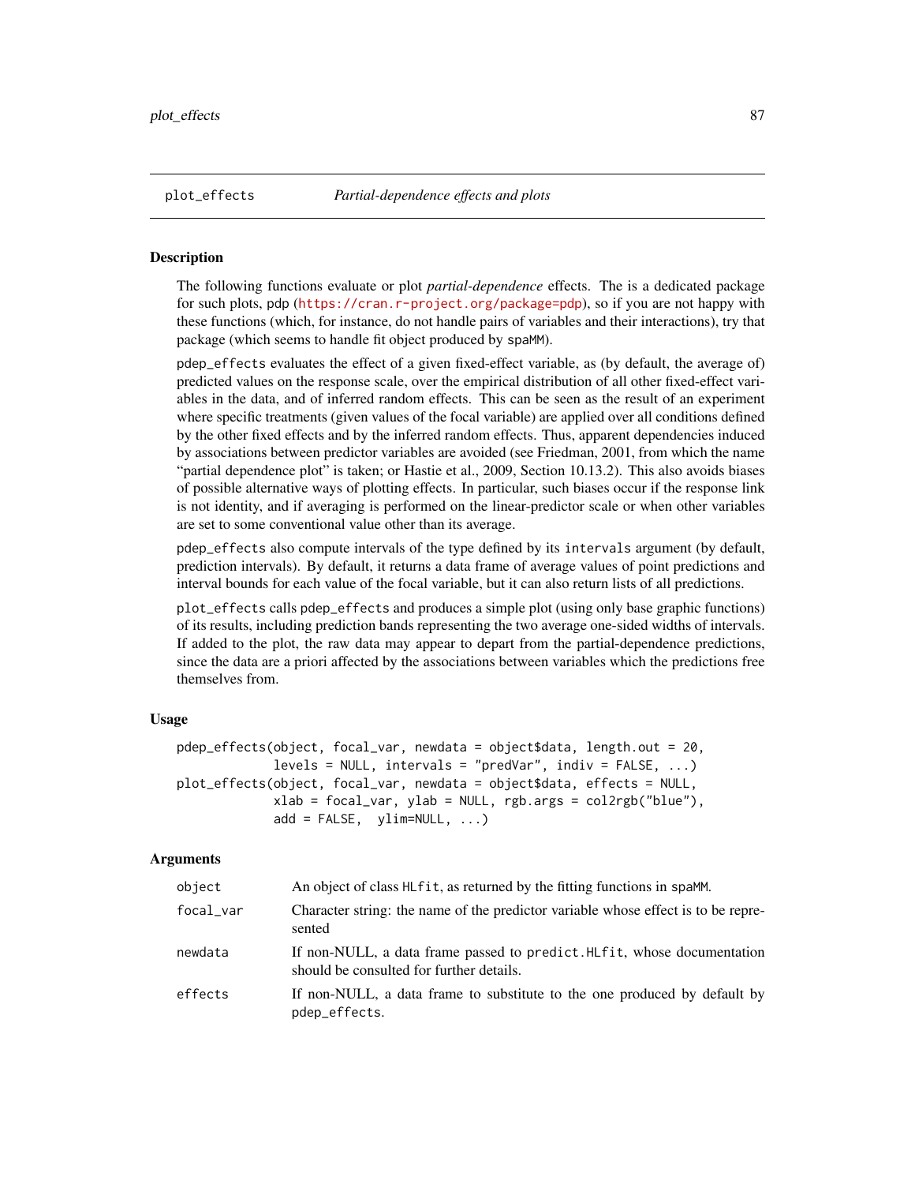plot_effects *Partial-dependence effects and plots*

## Description

The following functions evaluate or plot *partial-dependence* effects. The is a dedicated package for such plots, pdp (https://cran.r-project.org/package=pdp), so if you are not happy with these functions (which, for instance, do not handle pairs of variables and their interactions), try that package (which seems to handle fit object produced by spaMM).

pdep_effects evaluates the effect of a given fixed-effect variable, as (by default, the average of) predicted values on the response scale, over the empirical distribution of all other fixed-effect variables in the data, and of inferred random effects. This can be seen as the result of an experiment where specific treatments (given values of the focal variable) are applied over all conditions defined by the other fixed effects and by the inferred random effects. Thus, apparent dependencies induced by associations between predictor variables are avoided (see Friedman, 2001, from which the name "partial dependence plot" is taken; or Hastie et al., 2009, Section 10.13.2). This also avoids biases of possible alternative ways of plotting effects. In particular, such biases occur if the response link is not identity, and if averaging is performed on the linear-predictor scale or when other variables are set to some conventional value other than its average.

pdep_effects also compute intervals of the type defined by its intervals argument (by default, prediction intervals). By default, it returns a data frame of average values of point predictions and interval bounds for each value of the focal variable, but it can also return lists of all predictions.

plot_effects calls pdep_effects and produces a simple plot (using only base graphic functions) of its results, including prediction bands representing the two average one-sided widths of intervals. If added to the plot, the raw data may appear to depart from the partial-dependence predictions, since the data are a priori affected by the associations between variables which the predictions free themselves from.

## Usage

```
pdep_effects(object, focal_var, newdata = object$data, length.out = 20,
             levels = NULL, intervals = "predVar", indiv = FALSE, ...)
plot_effects(object, focal_var, newdata = object$data, effects = NULL,
             xlab = focal_var, ylab = NULL, rgb.args = col2rgb("blue"),
             add = FALSE,  ylim=NULL, ...)
```

## Arguments

| | |
|---|---|
| object | An object of class HLfit, as returned by the fitting functions in spaMM. |
| focal_var | Character string: the name of the predictor variable whose effect is to be represented |
| newdata | If non-NULL, a data frame passed to predict.HLfit, whose documentation should be consulted for further details. |
| effects | If non-NULL, a data frame to substitute to the one produced by default by pdep_effects. |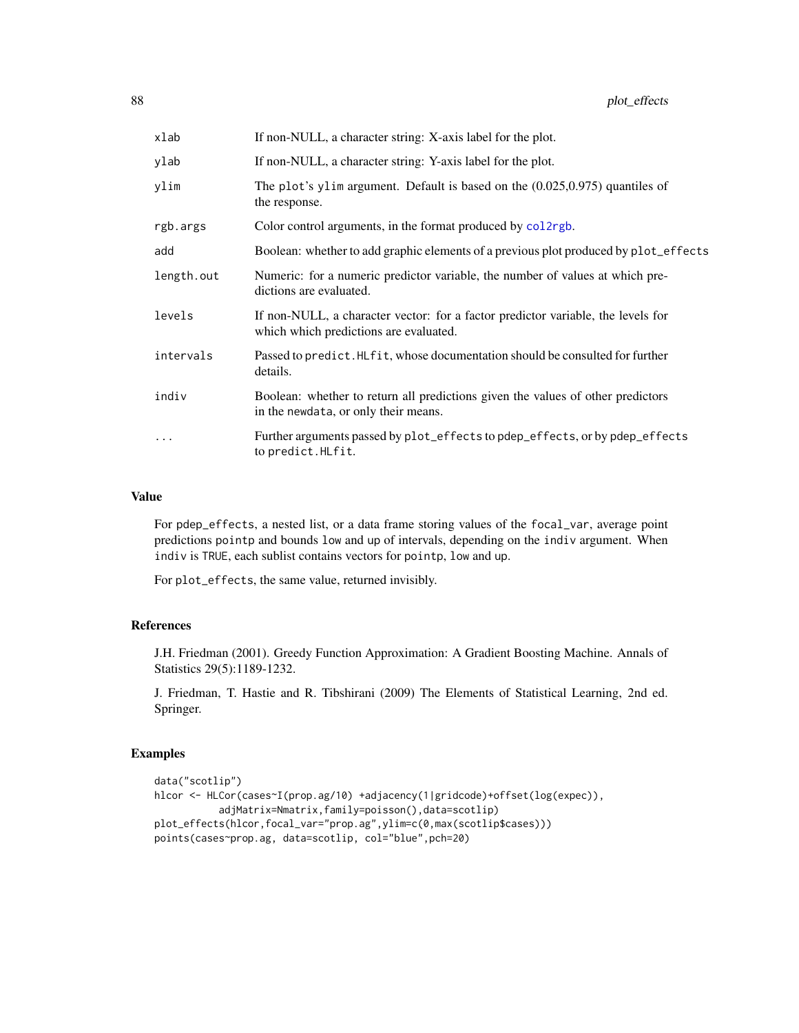| | |
|---|---|
| `xlab` | If non-NULL, a character string: X-axis label for the plot. |
| `ylab` | If non-NULL, a character string: Y-axis label for the plot. |
| `ylim` | The `plot`'s `ylim` argument. Default is based on the (0.025,0.975) quantiles of the response. |
| `rgb.args` | Color control arguments, in the format produced by `col2rgb`. |
| `add` | Boolean: whether to add graphic elements of a previous plot produced by `plot_effects` |
| `length.out` | Numeric: for a numeric predictor variable, the number of values at which predictions are evaluated. |
| `levels` | If non-NULL, a character vector: for a factor predictor variable, the levels for which which predictions are evaluated. |
| `intervals` | Passed to `predict.HLfit`, whose documentation should be consulted for further details. |
| `indiv` | Boolean: whether to return all predictions given the values of other predictors in the `newdata`, or only their means. |
| `...` | Further arguments passed by `plot_effects` to `pdep_effects`, or by `pdep_effects` to `predict.HLfit`. |

## Value

For `pdep_effects`, a nested list, or a data frame storing values of the `focal_var`, average point predictions `pointp` and bounds `low` and `up` of intervals, depending on the `indiv` argument. When `indiv` is `TRUE`, each sublist contains vectors for `pointp`, `low` and `up`.

For `plot_effects`, the same value, returned invisibly.

## References

J.H. Friedman (2001). Greedy Function Approximation: A Gradient Boosting Machine. Annals of Statistics 29(5):1189-1232.

J. Friedman, T. Hastie and R. Tibshirani (2009) The Elements of Statistical Learning, 2nd ed. Springer.

## Examples

```
data("scotlip")
hlcor <- HLCor(cases~I(prop.ag/10) +adjacency(1|gridcode)+offset(log(expec)),
           adjMatrix=Nmatrix,family=poisson(),data=scotlip)
plot_effects(hlcor,focal_var="prop.ag",ylim=c(0,max(scotlip$cases)))
points(cases~prop.ag, data=scotlip, col="blue",pch=20)
```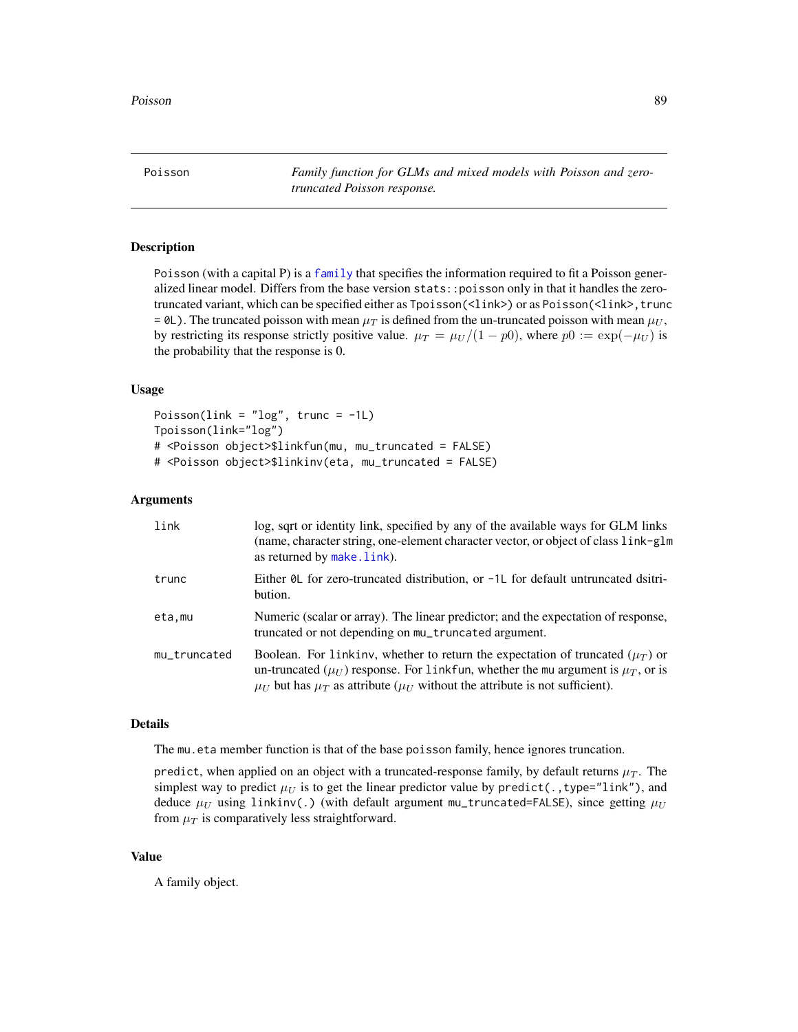Poisson *Family function for GLMs and mixed models with Poisson and zero-truncated Poisson response.*

## Description

Poisson (with a capital P) is a family that specifies the information required to fit a Poisson generalized linear model. Differs from the base version stats::poisson only in that it handles the zero-truncated variant, which can be specified either as Tpoisson(<link>) or as Poisson(<link>,trunc = 0L). The truncated poisson with mean $\mu_T$ is defined from the un-truncated poisson with mean $\mu_U$, by restricting its response strictly positive value. $\mu_T = \mu_U/(1 - p0)$, where $p0 := \exp(-\mu_U)$ is the probability that the response is 0.

## Usage

```
Poisson(link = "log", trunc = -1L)
Tpoisson(link="log")
# <Poisson object>$linkfun(mu, mu_truncated = FALSE)
# <Poisson object>$linkinv(eta, mu_truncated = FALSE)
```

## Arguments

| | |
|---|---|
| link | log, sqrt or identity link, specified by any of the available ways for GLM links (name, character string, one-element character vector, or object of class link-glm as returned by make.link). |
| trunc | Either 0L for zero-truncated distribution, or -1L for default untruncated dsitribution. |
| eta,mu | Numeric (scalar or array). The linear predictor; and the expectation of response, truncated or not depending on mu_truncated argument. |
| mu_truncated | Boolean. For linkinv, whether to return the expectation of truncated ($\mu_T$) or un-truncated ($\mu_U$) response. For linkfun, whether the mu argument is $\mu_T$, or is $\mu_U$ but has $\mu_T$ as attribute ($\mu_U$ without the attribute is not sufficient). |

## Details

The mu.eta member function is that of the base poisson family, hence ignores truncation.

predict, when applied on an object with a truncated-response family, by default returns $\mu_T$. The simplest way to predict $\mu_U$ is to get the linear predictor value by predict(.,type="link"), and deduce $\mu_U$ using linkinv(.) (with default argument mu_truncated=FALSE), since getting $\mu_U$ from $\mu_T$ is comparatively less straightforward.

## Value

A family object.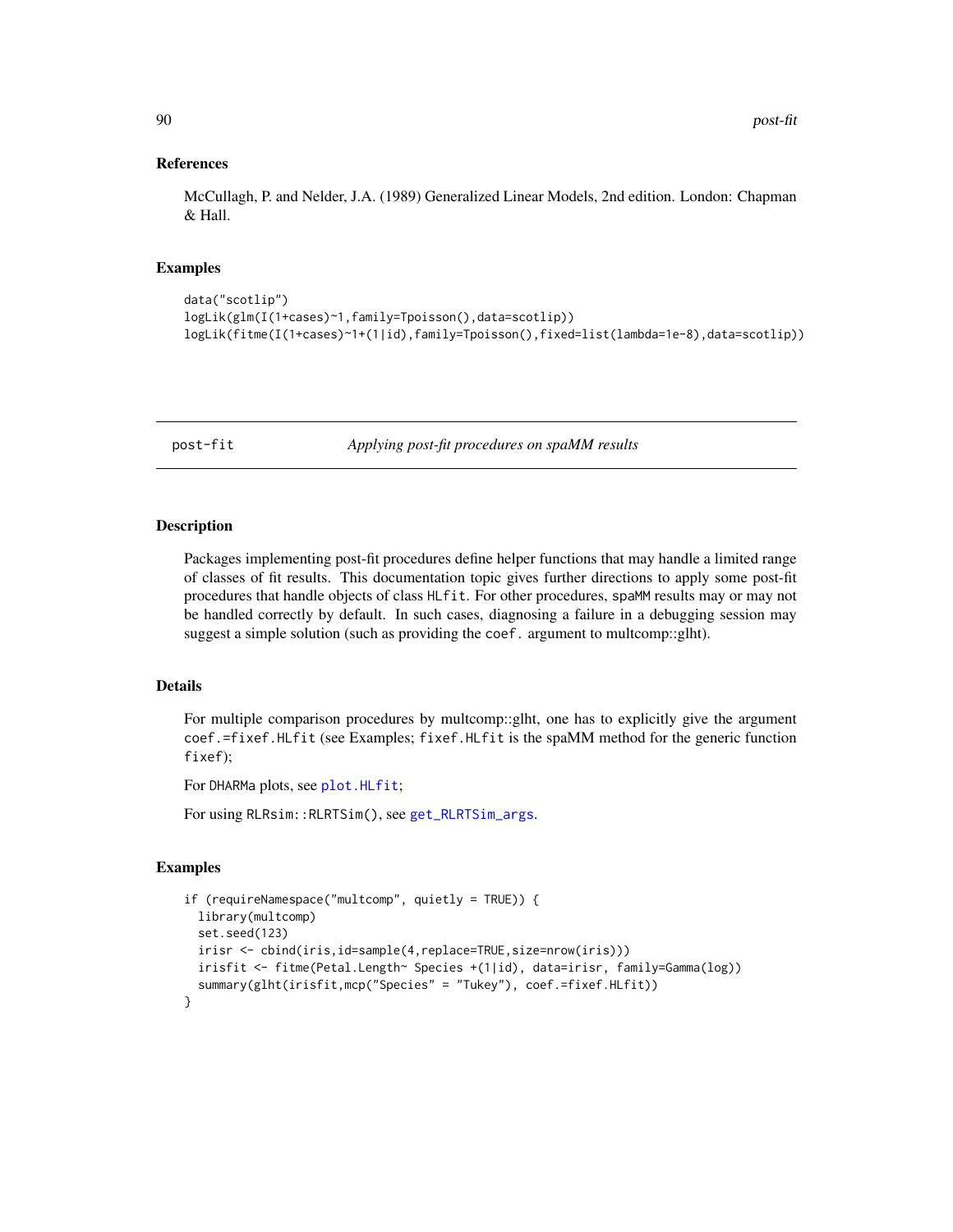## References

McCullagh, P. and Nelder, J.A. (1989) Generalized Linear Models, 2nd edition. London: Chapman & Hall.

## Examples

```
data("scotlip")
logLik(glm(I(1+cases)~1,family=Tpoisson(),data=scotlip))
logLik(fitme(I(1+cases)~1+(1|id),family=Tpoisson(),fixed=list(lambda=1e-8),data=scotlip))
```

---

# post-fit *Applying post-fit procedures on spaMM results*

## Description

Packages implementing post-fit procedures define helper functions that may handle a limited range of classes of fit results. This documentation topic gives further directions to apply some post-fit procedures that handle objects of class `HLfit`. For other procedures, `spaMM` results may or may not be handled correctly by default. In such cases, diagnosing a failure in a debugging session may suggest a simple solution (such as providing the `coef.` argument to multcomp::glht).

## Details

For multiple comparison procedures by multcomp::glht, one has to explicitly give the argument `coef.=fixef.HLfit` (see Examples; `fixef.HLfit` is the spaMM method for the generic function `fixef`);

For `DHARMa` plots, see `plot.HLfit`;

For using `RLRsim::RLRTSim()`, see `get_RLRTSim_args`.

## Examples

```
if (requireNamespace("multcomp", quietly = TRUE)) {
  library(multcomp)
  set.seed(123)
  irisr <- cbind(iris,id=sample(4,replace=TRUE,size=nrow(iris)))
  irisfit <- fitme(Petal.Length~ Species +(1|id), data=irisr, family=Gamma(log))
  summary(glht(irisfit,mcp("Species" = "Tukey"), coef.=fixef.HLfit))
}
```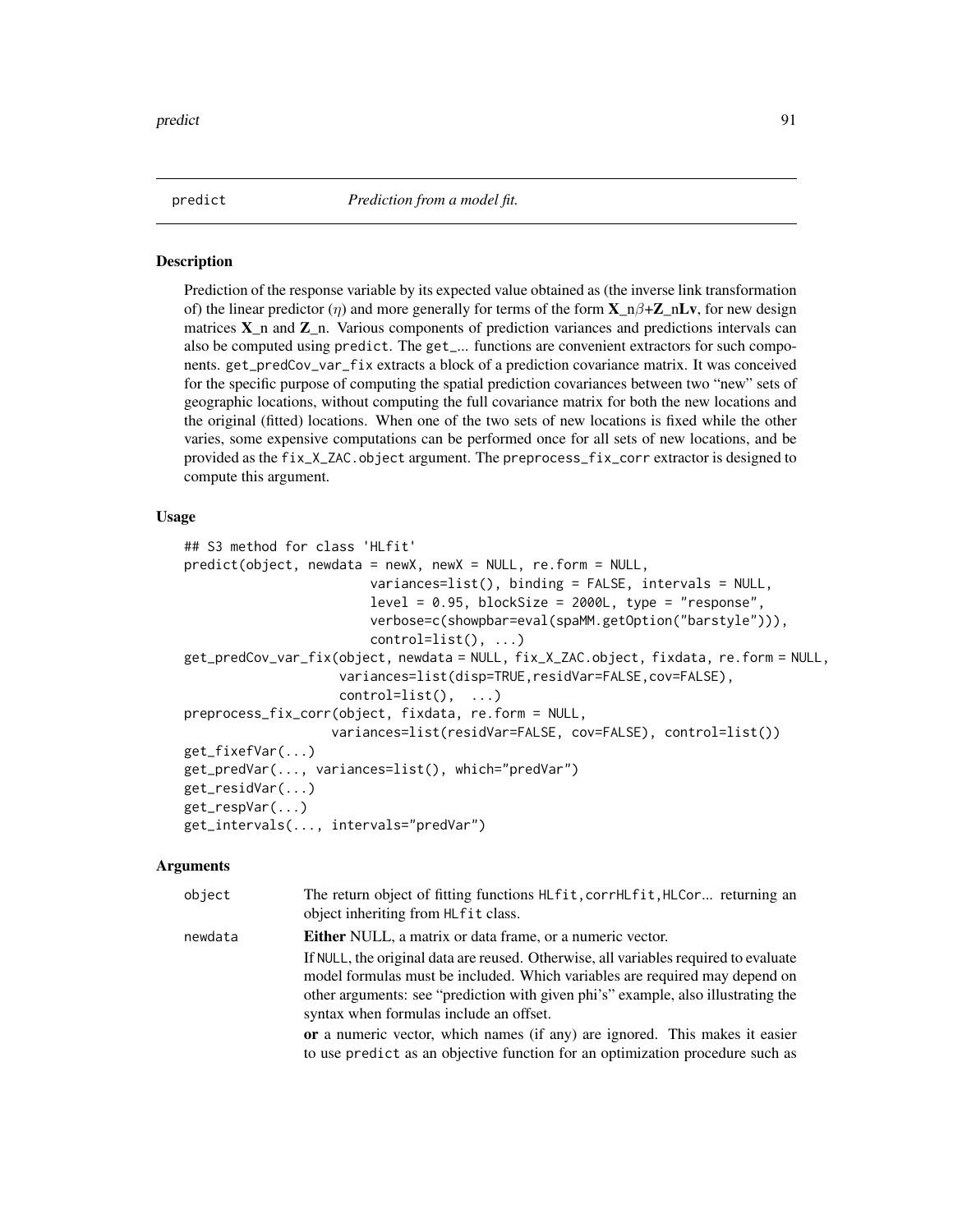predict *Prediction from a model fit.*

## Description

Prediction of the response variable by its expected value obtained as (the inverse link transformation of) the linear predictor ($\eta$) and more generally for terms of the form $\mathbf{X\_n}\beta$+$\mathbf{Z\_nLv}$, for new design matrices $\mathbf{X\_n}$ and $\mathbf{Z\_n}$. Various components of prediction variances and predictions intervals can also be computed using `predict`. The `get_`... functions are convenient extractors for such components. `get_predCov_var_fix` extracts a block of a prediction covariance matrix. It was conceived for the specific purpose of computing the spatial prediction covariances between two "new" sets of geographic locations, without computing the full covariance matrix for both the new locations and the original (fitted) locations. When one of the two sets of new locations is fixed while the other varies, some expensive computations can be performed once for all sets of new locations, and be provided as the `fix_X_ZAC.object` argument. The `preprocess_fix_corr` extractor is designed to compute this argument.

## Usage

```
## S3 method for class 'HLfit'
predict(object, newdata = newX, newX = NULL, re.form = NULL,
                        variances=list(), binding = FALSE, intervals = NULL,
                        level = 0.95, blockSize = 2000L, type = "response",
                        verbose=c(showpbar=eval(spaMM.getOption("barstyle"))),
                        control=list(), ...)
get_predCov_var_fix(object, newdata = NULL, fix_X_ZAC.object, fixdata, re.form = NULL,
                     variances=list(disp=TRUE,residVar=FALSE,cov=FALSE),
                     control=list(),  ...)
preprocess_fix_corr(object, fixdata, re.form = NULL,
                    variances=list(residVar=FALSE, cov=FALSE), control=list())
get_fixefVar(...)
get_predVar(..., variances=list(), which="predVar")
get_residVar(...)
get_respVar(...)
get_intervals(..., intervals="predVar")
```

## Arguments

| | |
|---|---|
| object | The return object of fitting functions `HLfit,corrHLfit,HLCor`... returning an object inheriting from `HLfit` class. |
| newdata | **Either** NULL, a matrix or data frame, or a numeric vector.<br>If `NULL`, the original data are reused. Otherwise, all variables required to evaluate model formulas must be included. Which variables are required may depend on other arguments: see "prediction with given phi's" example, also illustrating the syntax when formulas include an offset.<br>**or** a numeric vector, which names (if any) are ignored. This makes it easier to use `predict` as an objective function for an optimization procedure such as |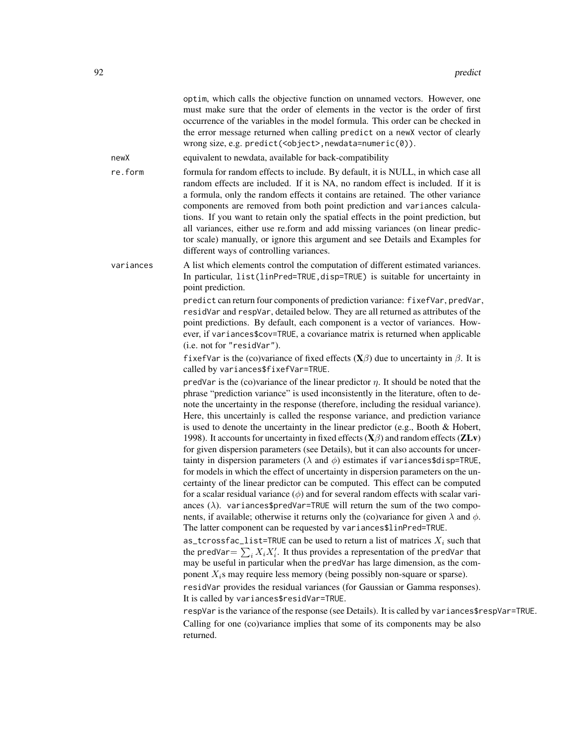optim, which calls the objective function on unnamed vectors. However, one must make sure that the order of elements in the vector is the order of first occurrence of the variables in the model formula. This order can be checked in the error message returned when calling predict on a newX vector of clearly wrong size, e.g. predict(<object>,newdata=numeric(0)).

newX
: equivalent to newdata, available for back-compatibility

re.form
: formula for random effects to include. By default, it is NULL, in which case all random effects are included. If it is NA, no random effect is included. If it is a formula, only the random effects it contains are retained. The other variance components are removed from both point prediction and variances calculations. If you want to retain only the spatial effects in the point prediction, but all variances, either use re.form and add missing variances (on linear predictor scale) manually, or ignore this argument and see Details and Examples for different ways of controlling variances.

variances
: A list which elements control the computation of different estimated variances. In particular, list(linPred=TRUE,disp=TRUE) is suitable for uncertainty in point prediction.

  predict can return four components of prediction variance: fixefVar, predVar, residVar and respVar, detailed below. They are all returned as attributes of the point predictions. By default, each component is a vector of variances. However, if variances$cov=TRUE, a covariance matrix is returned when applicable (i.e. not for "residVar").

  fixefVar is the (co)variance of fixed effects ($\mathbf{X}\beta$) due to uncertainty in $\beta$. It is called by variances$fixefVar=TRUE.

  predVar is the (co)variance of the linear predictor $\eta$. It should be noted that the phrase "prediction variance" is used inconsistently in the literature, often to denote the uncertainty in the response (therefore, including the residual variance). Here, this uncertainly is called the response variance, and prediction variance is used to denote the uncertainty in the linear predictor (e.g., Booth & Hobert, 1998). It accounts for uncertainty in fixed effects ($\mathbf{X}\beta$) and random effects ($\mathbf{ZLv}$) for given dispersion parameters (see Details), but it can also accounts for uncertainty in dispersion parameters ($\lambda$ and $\phi$) estimates if variances$disp=TRUE, for models in which the effect of uncertainty in dispersion parameters on the uncertainty of the linear predictor can be computed. This effect can be computed for a scalar residual variance ($\phi$) and for several random effects with scalar variances ($\lambda$). variances$predVar=TRUE will return the sum of the two components, if available; otherwise it returns only the (co)variance for given $\lambda$ and $\phi$. The latter component can be requested by variances$linPred=TRUE.

  as_tcrossfac_list=TRUE can be used to return a list of matrices $X_i$ such that the predVar$=\sum_i X_i X_i'$. It thus provides a representation of the predVar that may be useful in particular when the predVar has large dimension, as the component $X_i$s may require less memory (being possibly non-square or sparse).

  residVar provides the residual variances (for Gaussian or Gamma responses). It is called by variances$residVar=TRUE.

  respVar is the variance of the response (see Details). It is called by variances$respVar=TRUE.

  Calling for one (co)variance implies that some of its components may be also returned.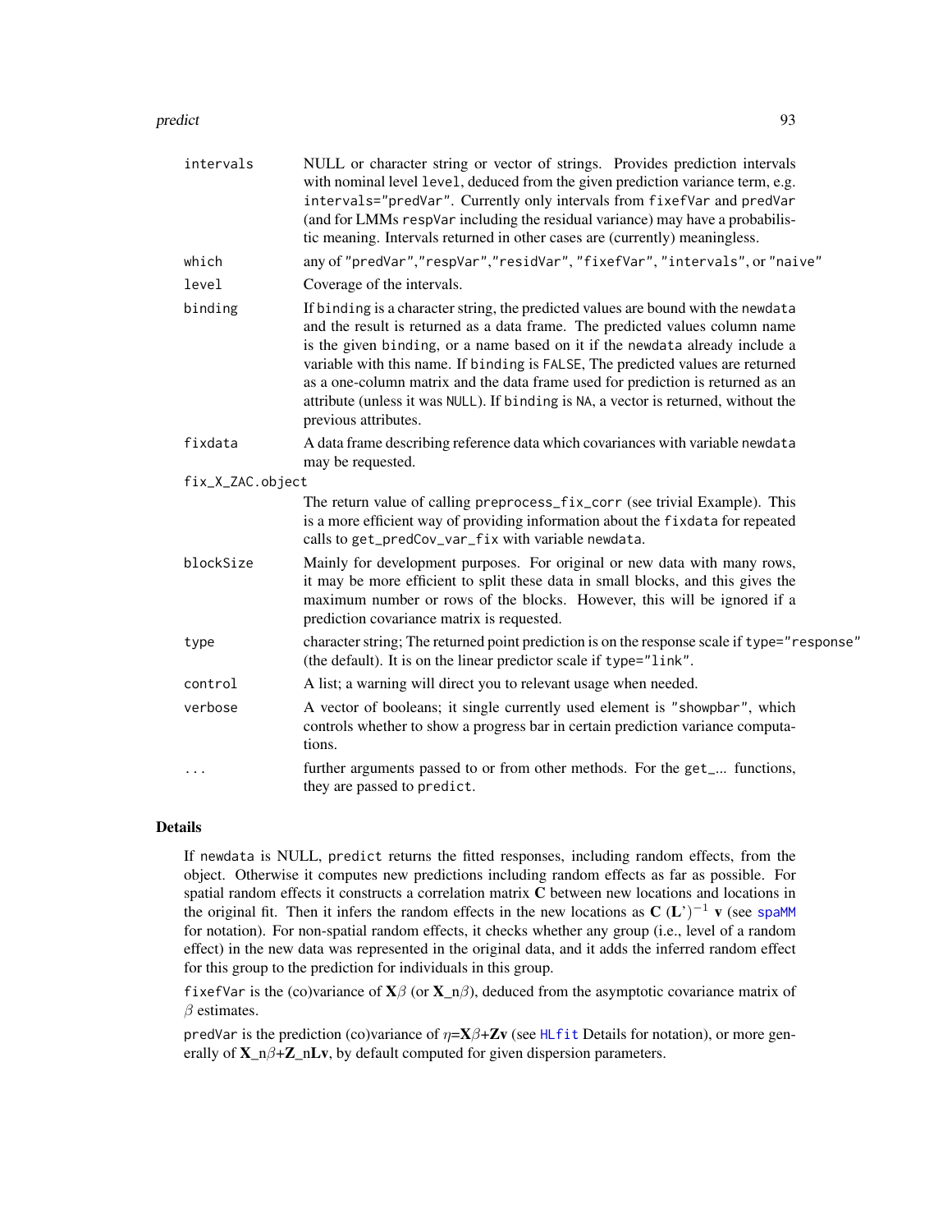| | |
|---|---|
| `intervals` | NULL or character string or vector of strings. Provides prediction intervals with nominal level `level`, deduced from the given prediction variance term, e.g. `intervals="predVar"`. Currently only intervals from `fixefVar` and `predVar` (and for LMMs `respVar` including the residual variance) may have a probabilistic meaning. Intervals returned in other cases are (currently) meaningless. |
| `which` | any of `"predVar"`,`"respVar"`,`"residVar"`, `"fixefVar"`, `"intervals"`, or `"naive"` |
| `level` | Coverage of the intervals. |
| `binding` | If `binding` is a character string, the predicted values are bound with the `newdata` and the result is returned as a data frame. The predicted values column name is the given `binding`, or a name based on it if the `newdata` already include a variable with this name. If `binding` is `FALSE`, The predicted values are returned as a one-column matrix and the data frame used for prediction is returned as an attribute (unless it was `NULL`). If `binding` is `NA`, a vector is returned, without the previous attributes. |
| `fixdata` | A data frame describing reference data which covariances with variable `newdata` may be requested. |
| `fix_X_ZAC.object` | The return value of calling `preprocess_fix_corr` (see trivial Example). This is a more efficient way of providing information about the `fixdata` for repeated calls to `get_predCov_var_fix` with variable `newdata`. |
| `blockSize` | Mainly for development purposes. For original or new data with many rows, it may be more efficient to split these data in small blocks, and this gives the maximum number or rows of the blocks. However, this will be ignored if a prediction covariance matrix is requested. |
| `type` | character string; The returned point prediction is on the response scale if `type="response"` (the default). It is on the linear predictor scale if `type="link"`. |
| `control` | A list; a warning will direct you to relevant usage when needed. |
| `verbose` | A vector of booleans; it single currently used element is `"showpbar"`, which controls whether to show a progress bar in certain prediction variance computations. |
| `...` | further arguments passed to or from other methods. For the `get_...` functions, they are passed to `predict`. |

## Details

If `newdata` is NULL, `predict` returns the fitted responses, including random effects, from the object. Otherwise it computes new predictions including random effects as far as possible. For spatial random effects it constructs a correlation matrix $\mathbf{C}$ between new locations and locations in the original fit. Then it infers the random effects in the new locations as $\mathbf{C}$ $(\mathbf{L}')^{-1}$ $\mathbf{v}$ (see `spaMM` for notation). For non-spatial random effects, it checks whether any group (i.e., level of a random effect) in the new data was represented in the original data, and it adds the inferred random effect for this group to the prediction for individuals in this group.

`fixefVar` is the (co)variance of $\mathbf{X}\beta$ (or $\mathbf{X}$_n$\beta$), deduced from the asymptotic covariance matrix of $\beta$ estimates.

`predVar` is the prediction (co)variance of $\eta$=$\mathbf{X}\beta$+$\mathbf{Z}\mathbf{v}$ (see `HLfit` Details for notation), or more generally of $\mathbf{X}$_n$\beta$+$\mathbf{Z}$_n$\mathbf{L}\mathbf{v}$, by default computed for given dispersion parameters.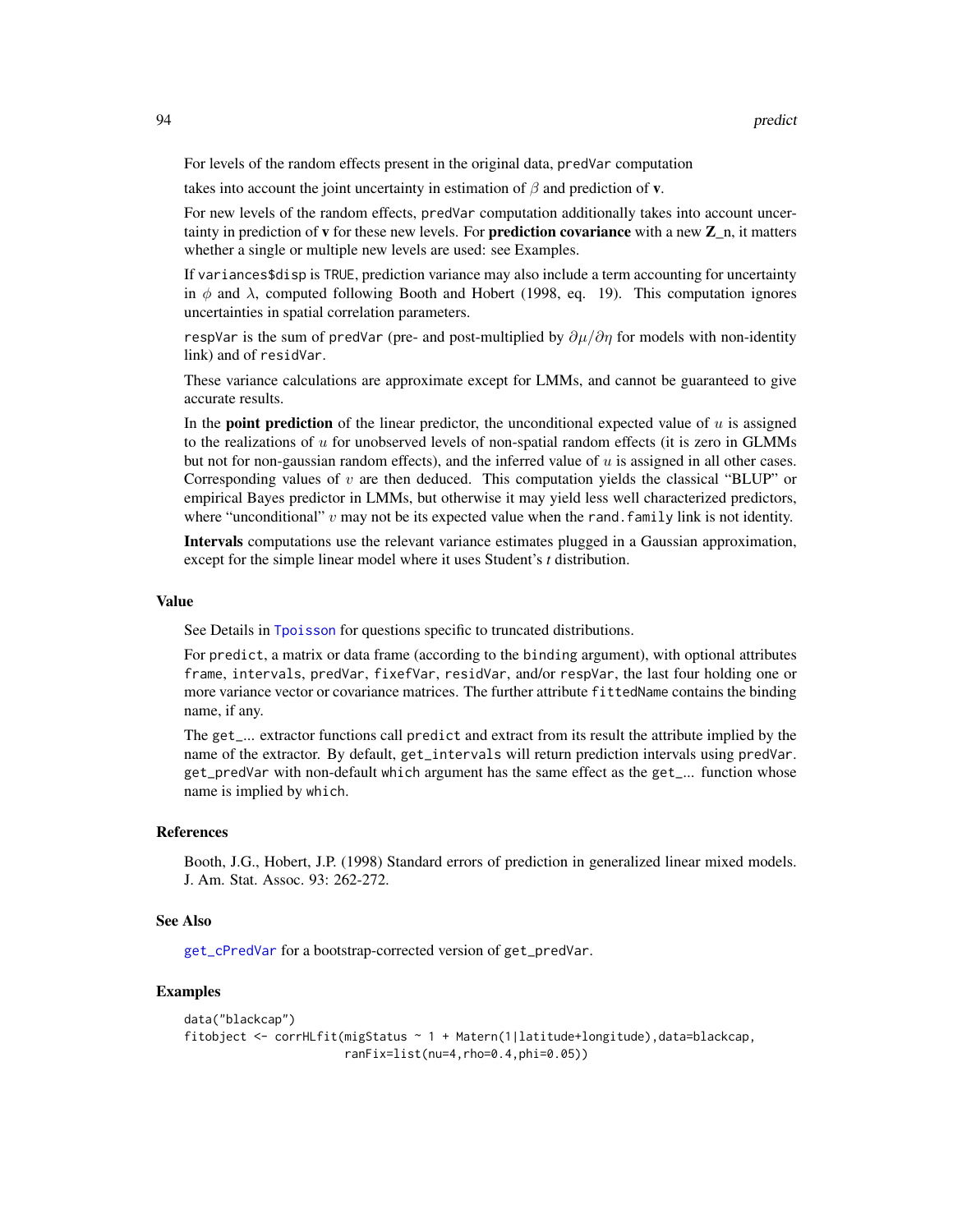For levels of the random effects present in the original data, `predVar` computation

takes into account the joint uncertainty in estimation of $\beta$ and prediction of $\mathbf{v}$.

For new levels of the random effects, `predVar` computation additionally takes into account uncertainty in prediction of $\mathbf{v}$ for these new levels. For **prediction covariance** with a new **Z**_n, it matters whether a single or multiple new levels are used: see Examples.

If `variances$disp` is `TRUE`, prediction variance may also include a term accounting for uncertainty in $\phi$ and $\lambda$, computed following Booth and Hobert (1998, eq. 19). This computation ignores uncertainties in spatial correlation parameters.

`respVar` is the sum of `predVar` (pre- and post-multiplied by $\partial\mu/\partial\eta$ for models with non-identity link) and of `residVar`.

These variance calculations are approximate except for LMMs, and cannot be guaranteed to give accurate results.

In the **point prediction** of the linear predictor, the unconditional expected value of $u$ is assigned to the realizations of $u$ for unobserved levels of non-spatial random effects (it is zero in GLMMs but not for non-gaussian random effects), and the inferred value of $u$ is assigned in all other cases. Corresponding values of $v$ are then deduced. This computation yields the classical "BLUP" or empirical Bayes predictor in LMMs, but otherwise it may yield less well characterized predictors, where "unconditional" $v$ may not be its expected value when the `rand.family` link is not identity.

**Intervals** computations use the relevant variance estimates plugged in a Gaussian approximation, except for the simple linear model where it uses Student's *t* distribution.

## Value

See Details in `Tpoisson` for questions specific to truncated distributions.

For `predict`, a matrix or data frame (according to the `binding` argument), with optional attributes `frame`, `intervals`, `predVar`, `fixefVar`, `residVar`, and/or `respVar`, the last four holding one or more variance vector or covariance matrices. The further attribute `fittedName` contains the binding name, if any.

The `get_...` extractor functions call `predict` and extract from its result the attribute implied by the name of the extractor. By default, `get_intervals` will return prediction intervals using `predVar`. `get_predVar` with non-default `which` argument has the same effect as the `get_...` function whose name is implied by `which`.

## References

Booth, J.G., Hobert, J.P. (1998) Standard errors of prediction in generalized linear mixed models. J. Am. Stat. Assoc. 93: 262-272.

## See Also

`get_cPredVar` for a bootstrap-corrected version of `get_predVar`.

## Examples

```
data("blackcap")
fitobject <- corrHLfit(migStatus ~ 1 + Matern(1|latitude+longitude),data=blackcap,
                       ranFix=list(nu=4,rho=0.4,phi=0.05))
```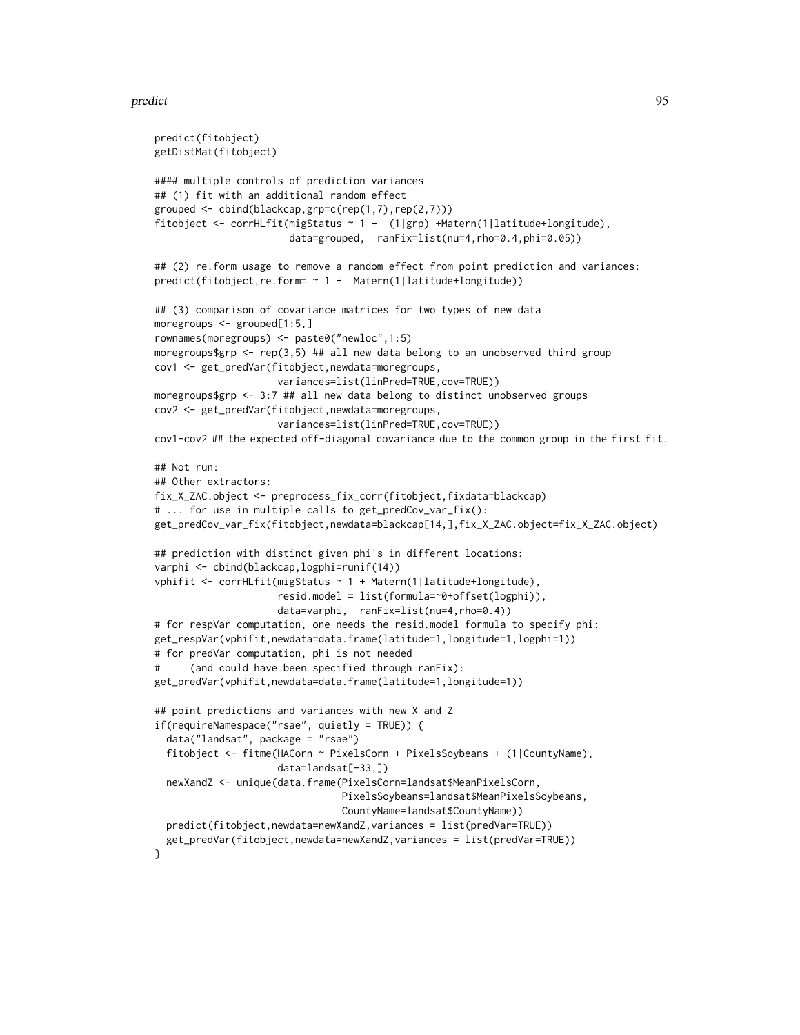```
predict(fitobject)
getDistMat(fitobject)

#### multiple controls of prediction variances
## (1) fit with an additional random effect
grouped <- cbind(blackcap,grp=c(rep(1,7),rep(2,7)))
fitobject <- corrHLfit(migStatus ~ 1 +  (1|grp) +Matern(1|latitude+longitude),
                       data=grouped,  ranFix=list(nu=4,rho=0.4,phi=0.05))

## (2) re.form usage to remove a random effect from point prediction and variances:
predict(fitobject,re.form= ~ 1 +  Matern(1|latitude+longitude))

## (3) comparison of covariance matrices for two types of new data
moregroups <- grouped[1:5,]
rownames(moregroups) <- paste0("newloc",1:5)
moregroups$grp <- rep(3,5) ## all new data belong to an unobserved third group
cov1 <- get_predVar(fitobject,newdata=moregroups,
                    variances=list(linPred=TRUE,cov=TRUE))
moregroups$grp <- 3:7 ## all new data belong to distinct unobserved groups
cov2 <- get_predVar(fitobject,newdata=moregroups,
                    variances=list(linPred=TRUE,cov=TRUE))
cov1-cov2 ## the expected off-diagonal covariance due to the common group in the first fit.

## Not run:
## Other extractors:
fix_X_ZAC.object <- preprocess_fix_corr(fitobject,fixdata=blackcap)
# ... for use in multiple calls to get_predCov_var_fix():
get_predCov_var_fix(fitobject,newdata=blackcap[14,],fix_X_ZAC.object=fix_X_ZAC.object)

## prediction with distinct given phi's in different locations:
varphi <- cbind(blackcap,logphi=runif(14))
vphifit <- corrHLfit(migStatus ~ 1 + Matern(1|latitude+longitude),
                    resid.model = list(formula=~0+offset(logphi)),
                    data=varphi,  ranFix=list(nu=4,rho=0.4))
# for respVar computation, one needs the resid.model formula to specify phi:
get_respVar(vphifit,newdata=data.frame(latitude=1,longitude=1,logphi=1))
# for predVar computation, phi is not needed
#     (and could have been specified through ranFix):
get_predVar(vphifit,newdata=data.frame(latitude=1,longitude=1))

## point predictions and variances with new X and Z
if(requireNamespace("rsae", quietly = TRUE)) {
  data("landsat", package = "rsae")
  fitobject <- fitme(HACorn ~ PixelsCorn + PixelsSoybeans + (1|CountyName),
                    data=landsat[-33,])
  newXandZ <- unique(data.frame(PixelsCorn=landsat$MeanPixelsCorn,
                               PixelsSoybeans=landsat$MeanPixelsSoybeans,
                               CountyName=landsat$CountyName))
  predict(fitobject,newdata=newXandZ,variances = list(predVar=TRUE))
  get_predVar(fitobject,newdata=newXandZ,variances = list(predVar=TRUE))
}
```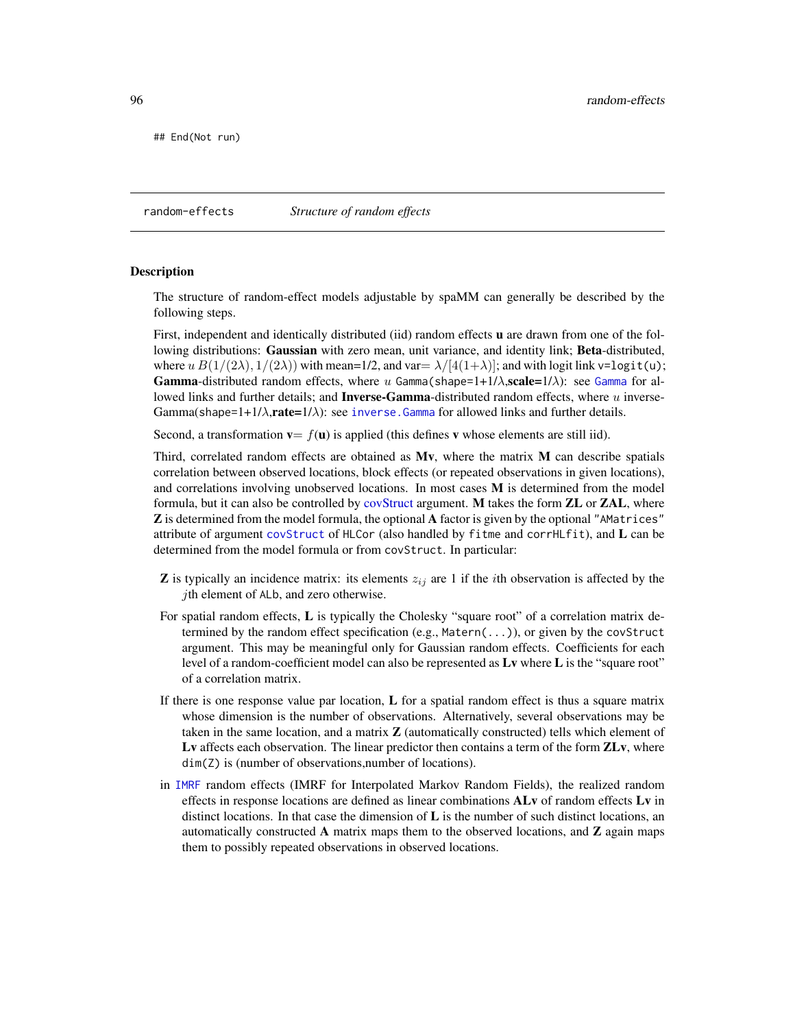```
## End(Not run)
```

---

## random-effects — *Structure of random effects*

### Description

The structure of random-effect models adjustable by spaMM can generally be described by the following steps.

First, independent and identically distributed (iid) random effects **u** are drawn from one of the following distributions: **Gaussian** with zero mean, unit variance, and identity link; **Beta**-distributed, where $u$ $B(1/(2\lambda), 1/(2\lambda))$ with mean=1/2, and var= $\lambda/[4(1+\lambda)]$; and with logit link `v=logit(u)`; **Gamma**-distributed random effects, where $u$ `Gamma(shape=1+1/`$\lambda$`,`**scale=**`1/`$\lambda$`)`: see `Gamma` for allowed links and further details; and **Inverse-Gamma**-distributed random effects, where $u$ inverse-Gamma(`shape=1+1/`$\lambda$`,`**rate=**`1/`$\lambda$): see `inverse.Gamma` for allowed links and further details.

Second, a transformation **v**= $f$(**u**) is applied (this defines **v** whose elements are still iid).

Third, correlated random effects are obtained as **Mv**, where the matrix **M** can describe spatials correlation between observed locations, block effects (or repeated observations in given locations), and correlations involving unobserved locations. In most cases **M** is determined from the model formula, but it can also be controlled by covStruct argument. **M** takes the form **ZL** or **ZAL**, where **Z** is determined from the model formula, the optional **A** factor is given by the optional `"AMatrices"` attribute of argument `covStruct` of `HLCor` (also handled by `fitme` and `corrHLfit`), and **L** can be determined from the model formula or from `covStruct`. In particular:

- **Z** is typically an incidence matrix: its elements $z_{ij}$ are 1 if the $i$th observation is affected by the $j$th element of `ALb`, and zero otherwise.
- For spatial random effects, **L** is typically the Cholesky "square root" of a correlation matrix determined by the random effect specification (e.g., `Matern(...)`), or given by the `covStruct` argument. This may be meaningful only for Gaussian random effects. Coefficients for each level of a random-coefficient model can also be represented as **Lv** where **L** is the "square root" of a correlation matrix.
- If there is one response value par location, **L** for a spatial random effect is thus a square matrix whose dimension is the number of observations. Alternatively, several observations may be taken in the same location, and a matrix **Z** (automatically constructed) tells which element of **Lv** affects each observation. The linear predictor then contains a term of the form **ZLv**, where `dim(Z)` is (number of observations,number of locations).
- in `IMRF` random effects (IMRF for Interpolated Markov Random Fields), the realized random effects in response locations are defined as linear combinations **ALv** of random effects **Lv** in distinct locations. In that case the dimension of **L** is the number of such distinct locations, an automatically constructed **A** matrix maps them to the observed locations, and **Z** again maps them to possibly repeated observations in observed locations.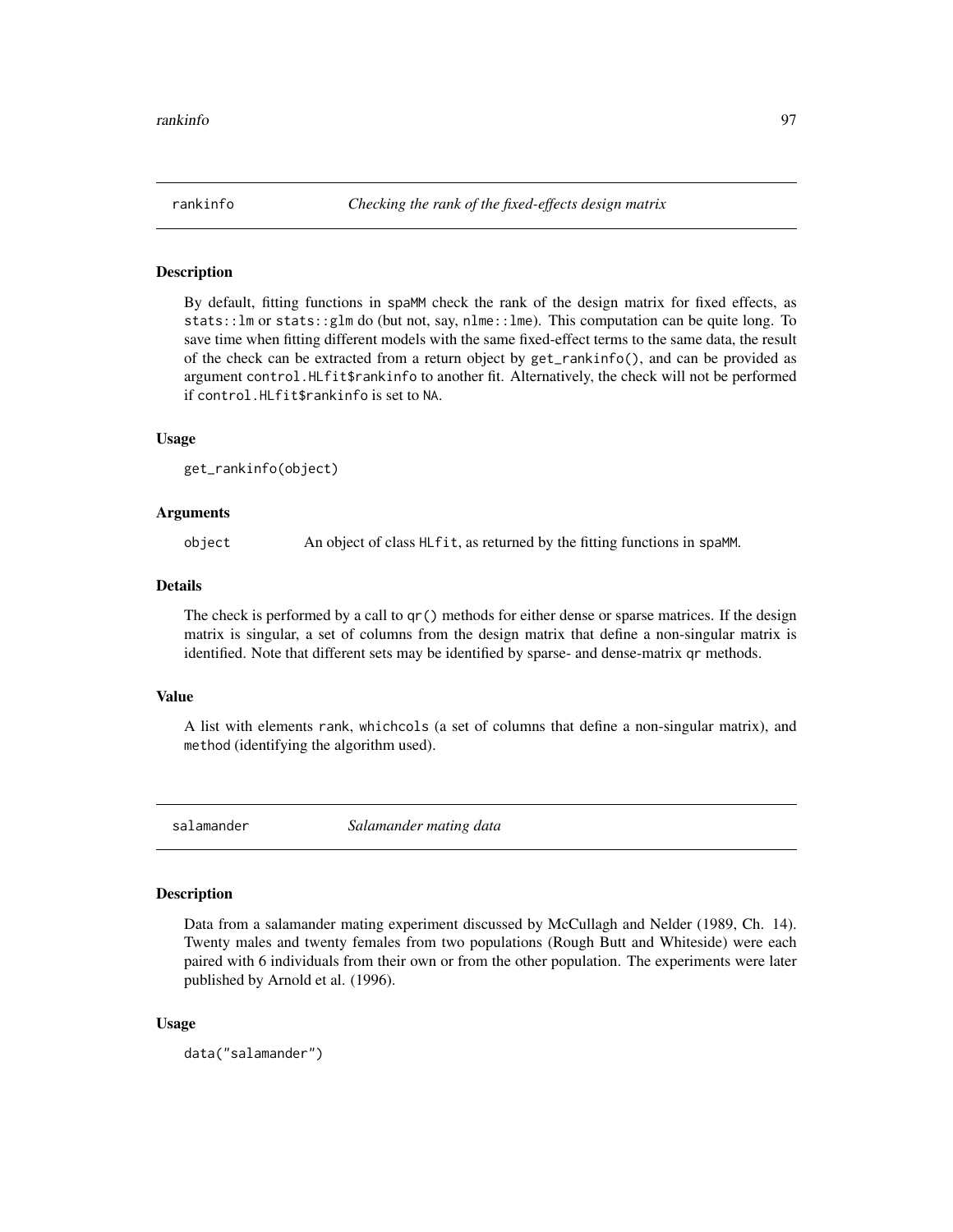## rankinfo *Checking the rank of the fixed-effects design matrix*

### Description

By default, fitting functions in spaMM check the rank of the design matrix for fixed effects, as stats::lm or stats::glm do (but not, say, nlme::lme). This computation can be quite long. To save time when fitting different models with the same fixed-effect terms to the same data, the result of the check can be extracted from a return object by get_rankinfo(), and can be provided as argument control.HLfit$rankinfo to another fit. Alternatively, the check will not be performed if control.HLfit$rankinfo is set to NA.

### Usage

```
get_rankinfo(object)
```

### Arguments

| | |
|---|---|
| object | An object of class HLfit, as returned by the fitting functions in spaMM. |

### Details

The check is performed by a call to qr() methods for either dense or sparse matrices. If the design matrix is singular, a set of columns from the design matrix that define a non-singular matrix is identified. Note that different sets may be identified by sparse- and dense-matrix qr methods.

### Value

A list with elements rank, whichcols (a set of columns that define a non-singular matrix), and method (identifying the algorithm used).

## salamander *Salamander mating data*

### Description

Data from a salamander mating experiment discussed by McCullagh and Nelder (1989, Ch. 14). Twenty males and twenty females from two populations (Rough Butt and Whiteside) were each paired with 6 individuals from their own or from the other population. The experiments were later published by Arnold et al. (1996).

### Usage

```
data("salamander")
```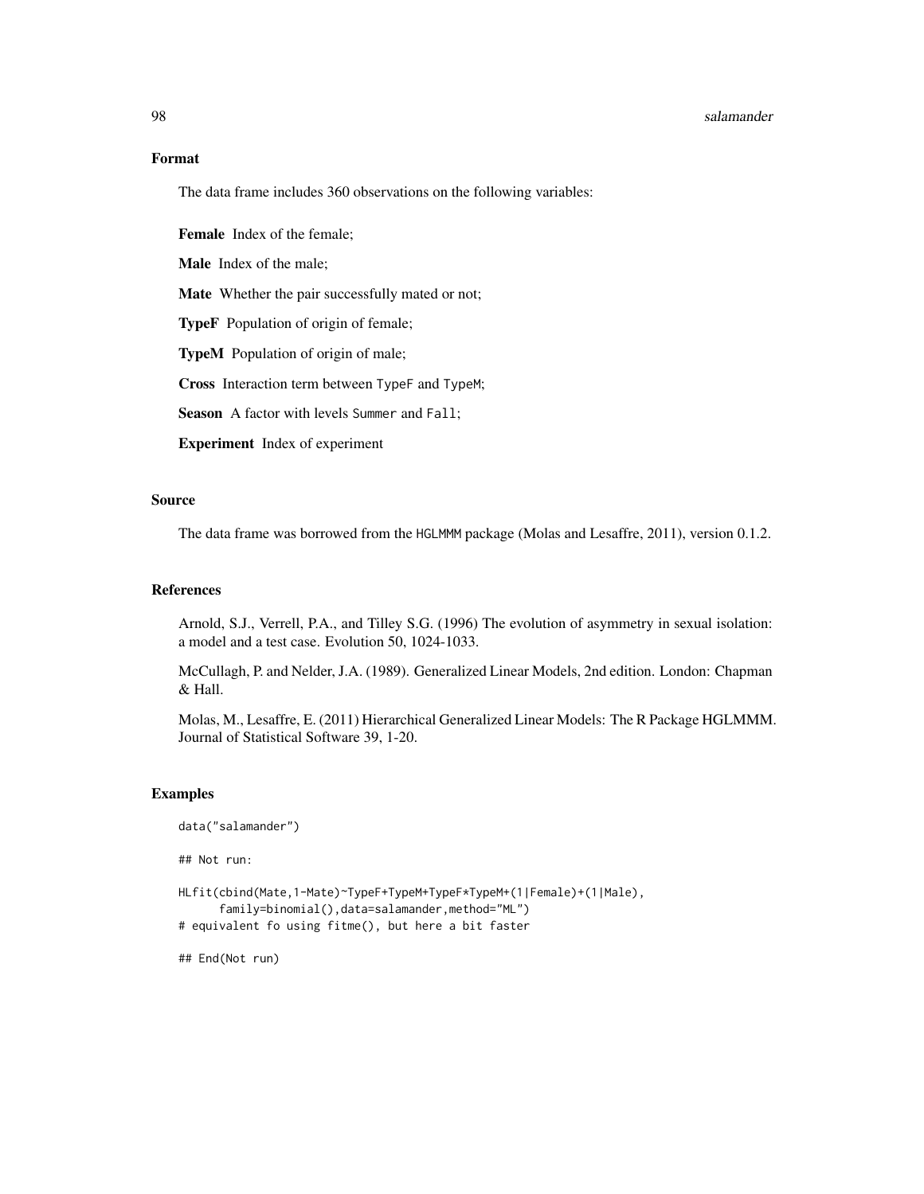## Format

The data frame includes 360 observations on the following variables:

**Female** Index of the female;

**Male** Index of the male;

**Mate** Whether the pair successfully mated or not;

**TypeF** Population of origin of female;

**TypeM** Population of origin of male;

**Cross** Interaction term between `TypeF` and `TypeM`;

**Season** A factor with levels `Summer` and `Fall`;

**Experiment** Index of experiment

## Source

The data frame was borrowed from the `HGLMMM` package (Molas and Lesaffre, 2011), version 0.1.2.

## References

Arnold, S.J., Verrell, P.A., and Tilley S.G. (1996) The evolution of asymmetry in sexual isolation: a model and a test case. Evolution 50, 1024-1033.

McCullagh, P. and Nelder, J.A. (1989). Generalized Linear Models, 2nd edition. London: Chapman & Hall.

Molas, M., Lesaffre, E. (2011) Hierarchical Generalized Linear Models: The R Package HGLMMM. Journal of Statistical Software 39, 1-20.

## Examples

```
data("salamander")

## Not run:

HLfit(cbind(Mate,1-Mate)~TypeF+TypeM+TypeF*TypeM+(1|Female)+(1|Male),
      family=binomial(),data=salamander,method="ML")
# equivalent fo using fitme(), but here a bit faster

## End(Not run)
```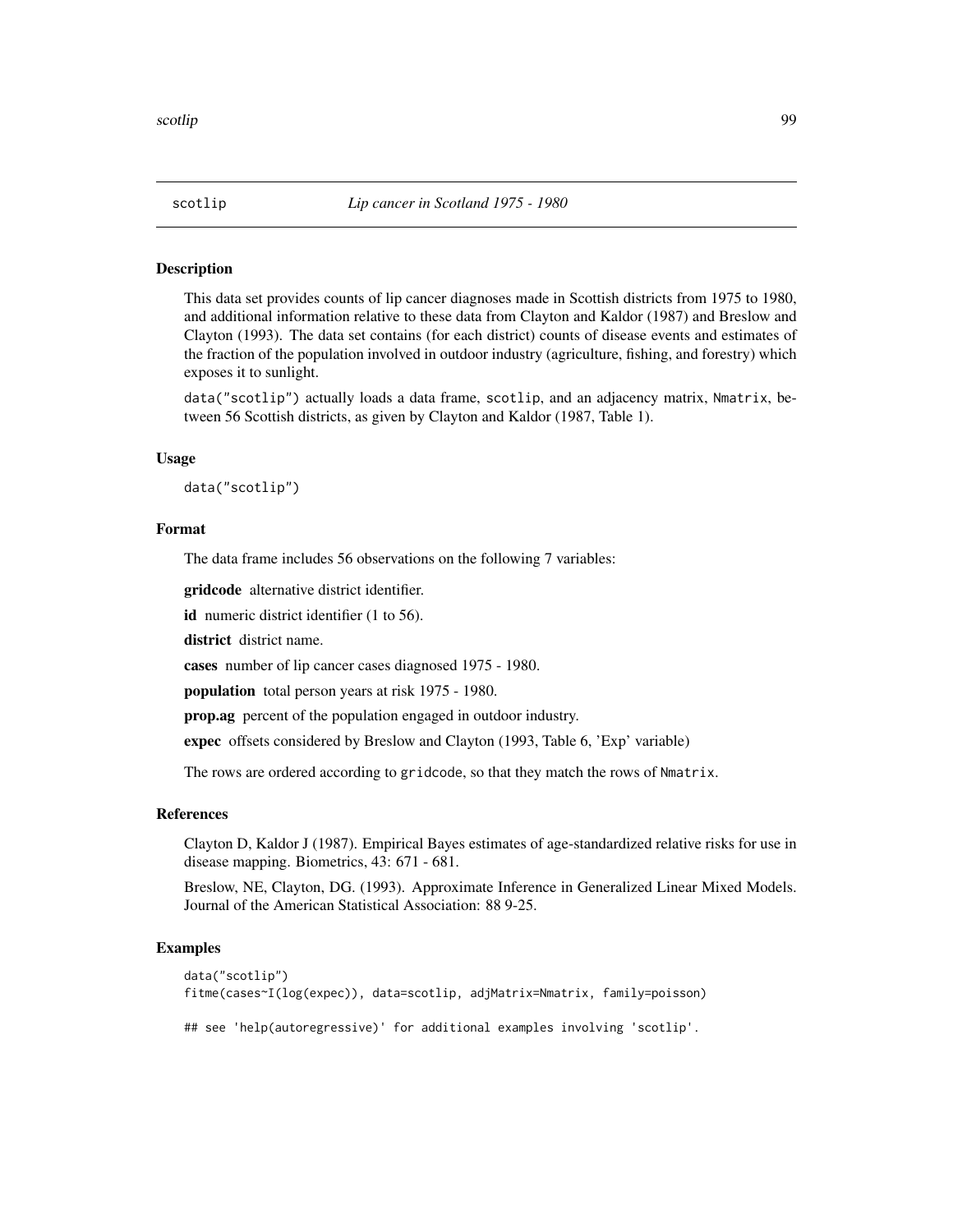# scotlip — *Lip cancer in Scotland 1975 - 1980*

## Description

This data set provides counts of lip cancer diagnoses made in Scottish districts from 1975 to 1980, and additional information relative to these data from Clayton and Kaldor (1987) and Breslow and Clayton (1993). The data set contains (for each district) counts of disease events and estimates of the fraction of the population involved in outdoor industry (agriculture, fishing, and forestry) which exposes it to sunlight.

`data("scotlip")` actually loads a data frame, `scotlip`, and an adjacency matrix, `Nmatrix`, between 56 Scottish districts, as given by Clayton and Kaldor (1987, Table 1).

## Usage

```
data("scotlip")
```

## Format

The data frame includes 56 observations on the following 7 variables:

**gridcode** alternative district identifier.

**id** numeric district identifier (1 to 56).

**district** district name.

**cases** number of lip cancer cases diagnosed 1975 - 1980.

**population** total person years at risk 1975 - 1980.

**prop.ag** percent of the population engaged in outdoor industry.

**expec** offsets considered by Breslow and Clayton (1993, Table 6, 'Exp' variable)

The rows are ordered according to `gridcode`, so that they match the rows of `Nmatrix`.

## References

Clayton D, Kaldor J (1987). Empirical Bayes estimates of age-standardized relative risks for use in disease mapping. Biometrics, 43: 671 - 681.

Breslow, NE, Clayton, DG. (1993). Approximate Inference in Generalized Linear Mixed Models. Journal of the American Statistical Association: 88 9-25.

## Examples

```
data("scotlip")
fitme(cases~I(log(expec)), data=scotlip, adjMatrix=Nmatrix, family=poisson)

## see 'help(autoregressive)' for additional examples involving 'scotlip'.
```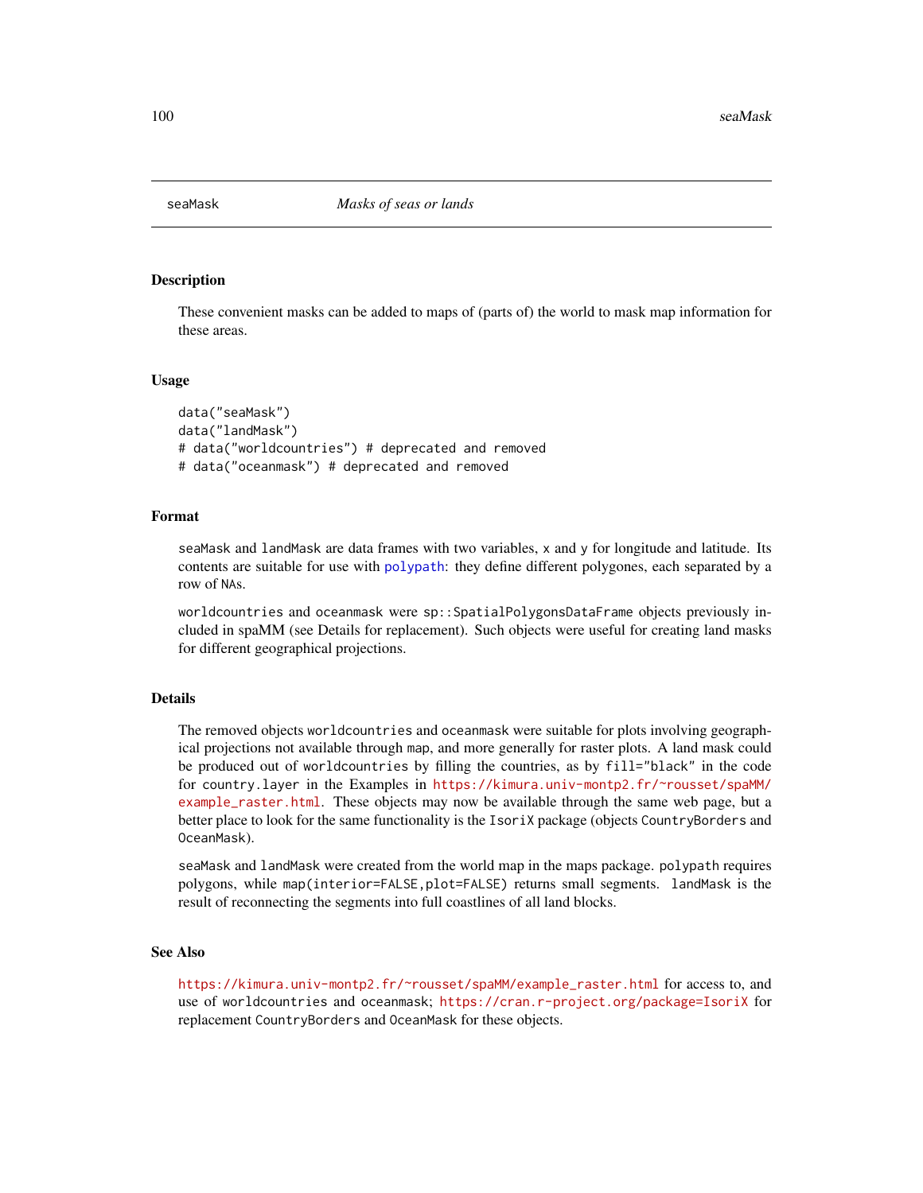## seaMask *Masks of seas or lands*

### Description

These convenient masks can be added to maps of (parts of) the world to mask map information for these areas.

### Usage

```
data("seaMask")
data("landMask")
# data("worldcountries") # deprecated and removed
# data("oceanmask") # deprecated and removed
```

### Format

seaMask and landMask are data frames with two variables, x and y for longitude and latitude. Its contents are suitable for use with polypath: they define different polygones, each separated by a row of NAs.

worldcountries and oceanmask were sp::SpatialPolygonsDataFrame objects previously included in spaMM (see Details for replacement). Such objects were useful for creating land masks for different geographical projections.

### Details

The removed objects worldcountries and oceanmask were suitable for plots involving geographical projections not available through map, and more generally for raster plots. A land mask could be produced out of worldcountries by filling the countries, as by fill="black" in the code for country.layer in the Examples in https://kimura.univ-montp2.fr/~rousset/spaMM/example_raster.html. These objects may now be available through the same web page, but a better place to look for the same functionality is the IsoriX package (objects CountryBorders and OceanMask).

seaMask and landMask were created from the world map in the maps package. polypath requires polygons, while map(interior=FALSE,plot=FALSE) returns small segments. landMask is the result of reconnecting the segments into full coastlines of all land blocks.

### See Also

https://kimura.univ-montp2.fr/~rousset/spaMM/example_raster.html for access to, and use of worldcountries and oceanmask; https://cran.r-project.org/package=IsoriX for replacement CountryBorders and OceanMask for these objects.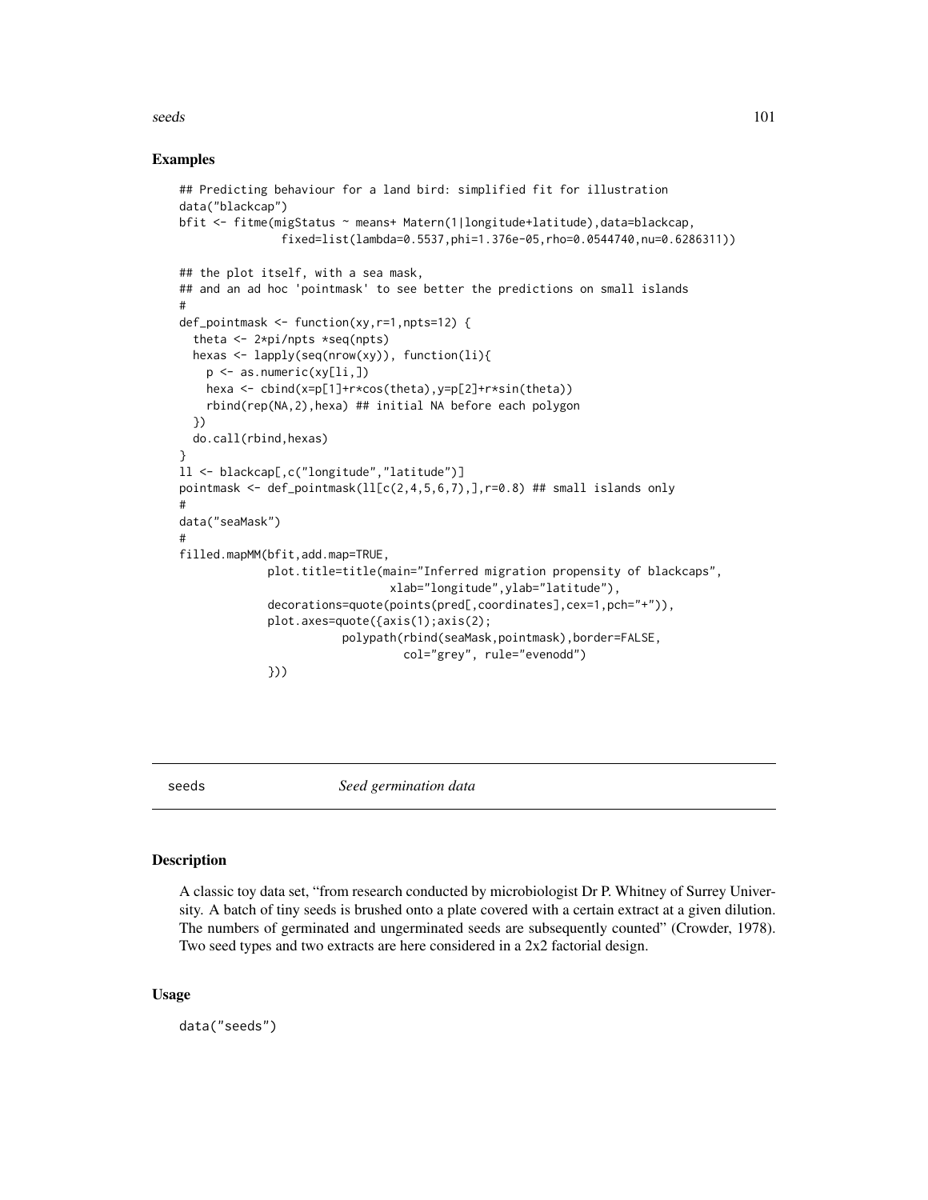## Examples

```
## Predicting behaviour for a land bird: simplified fit for illustration
data("blackcap")
bfit <- fitme(migStatus ~ means+ Matern(1|longitude+latitude),data=blackcap,
              fixed=list(lambda=0.5537,phi=1.376e-05,rho=0.0544740,nu=0.6286311))

## the plot itself, with a sea mask,
## and an ad hoc 'pointmask' to see better the predictions on small islands
#
def_pointmask <- function(xy,r=1,npts=12) {
  theta <- 2*pi/npts *seq(npts)
  hexas <- lapply(seq(nrow(xy)), function(li){
    p <- as.numeric(xy[li,])
    hexa <- cbind(x=p[1]+r*cos(theta),y=p[2]+r*sin(theta))
    rbind(rep(NA,2),hexa) ## initial NA before each polygon
  })
  do.call(rbind,hexas)
}
ll <- blackcap[,c("longitude","latitude")]
pointmask <- def_pointmask(ll[c(2,4,5,6,7),],r=0.8) ## small islands only
#
data("seaMask")
#
filled.mapMM(bfit,add.map=TRUE,
             plot.title=title(main="Inferred migration propensity of blackcaps",
                              xlab="longitude",ylab="latitude"),
             decorations=quote(points(pred[,coordinates],cex=1,pch="+")),
             plot.axes=quote({axis(1);axis(2);
                        polypath(rbind(seaMask,pointmask),border=FALSE,
                                 col="grey", rule="evenodd")
             }))
```

---

# seeds *Seed germination data*

## Description

A classic toy data set, "from research conducted by microbiologist Dr P. Whitney of Surrey University. A batch of tiny seeds is brushed onto a plate covered with a certain extract at a given dilution. The numbers of germinated and ungerminated seeds are subsequently counted" (Crowder, 1978). Two seed types and two extracts are here considered in a 2x2 factorial design.

## Usage

```
data("seeds")
```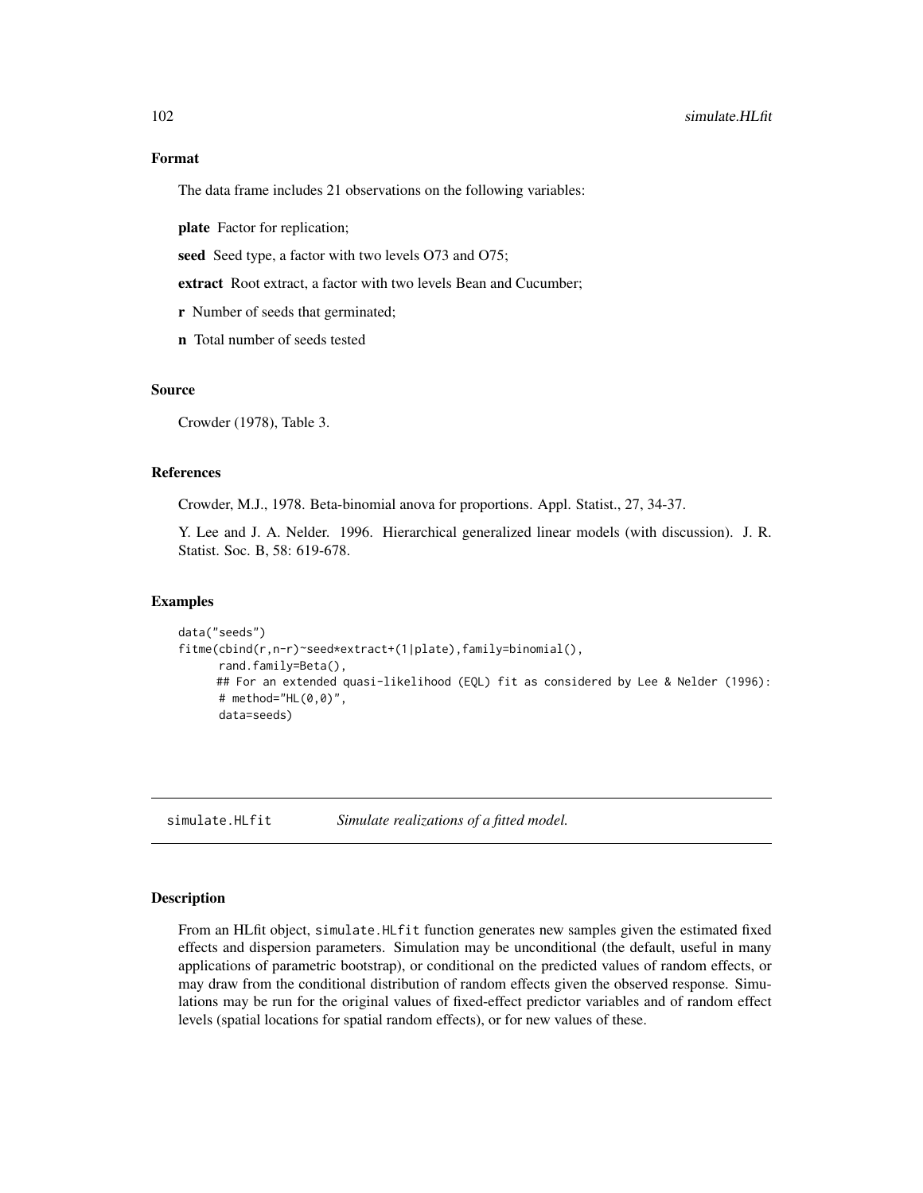### Format

The data frame includes 21 observations on the following variables:

**plate** Factor for replication;

**seed** Seed type, a factor with two levels O73 and O75;

**extract** Root extract, a factor with two levels Bean and Cucumber;

**r** Number of seeds that germinated;

**n** Total number of seeds tested

### Source

Crowder (1978), Table 3.

### References

Crowder, M.J., 1978. Beta-binomial anova for proportions. Appl. Statist., 27, 34-37.

Y. Lee and J. A. Nelder. 1996. Hierarchical generalized linear models (with discussion). J. R. Statist. Soc. B, 58: 619-678.

### Examples

```
data("seeds")
fitme(cbind(r,n-r)~seed*extract+(1|plate),family=binomial(),
      rand.family=Beta(),
      ## For an extended quasi-likelihood (EQL) fit as considered by Lee & Nelder (1996):
      # method="HL(0,0)",
      data=seeds)
```

---

## simulate.HLfit *Simulate realizations of a fitted model.*

### Description

From an HLfit object, `simulate.HLfit` function generates new samples given the estimated fixed effects and dispersion parameters. Simulation may be unconditional (the default, useful in many applications of parametric bootstrap), or conditional on the predicted values of random effects, or may draw from the conditional distribution of random effects given the observed response. Simulations may be run for the original values of fixed-effect predictor variables and of random effect levels (spatial locations for spatial random effects), or for new values of these.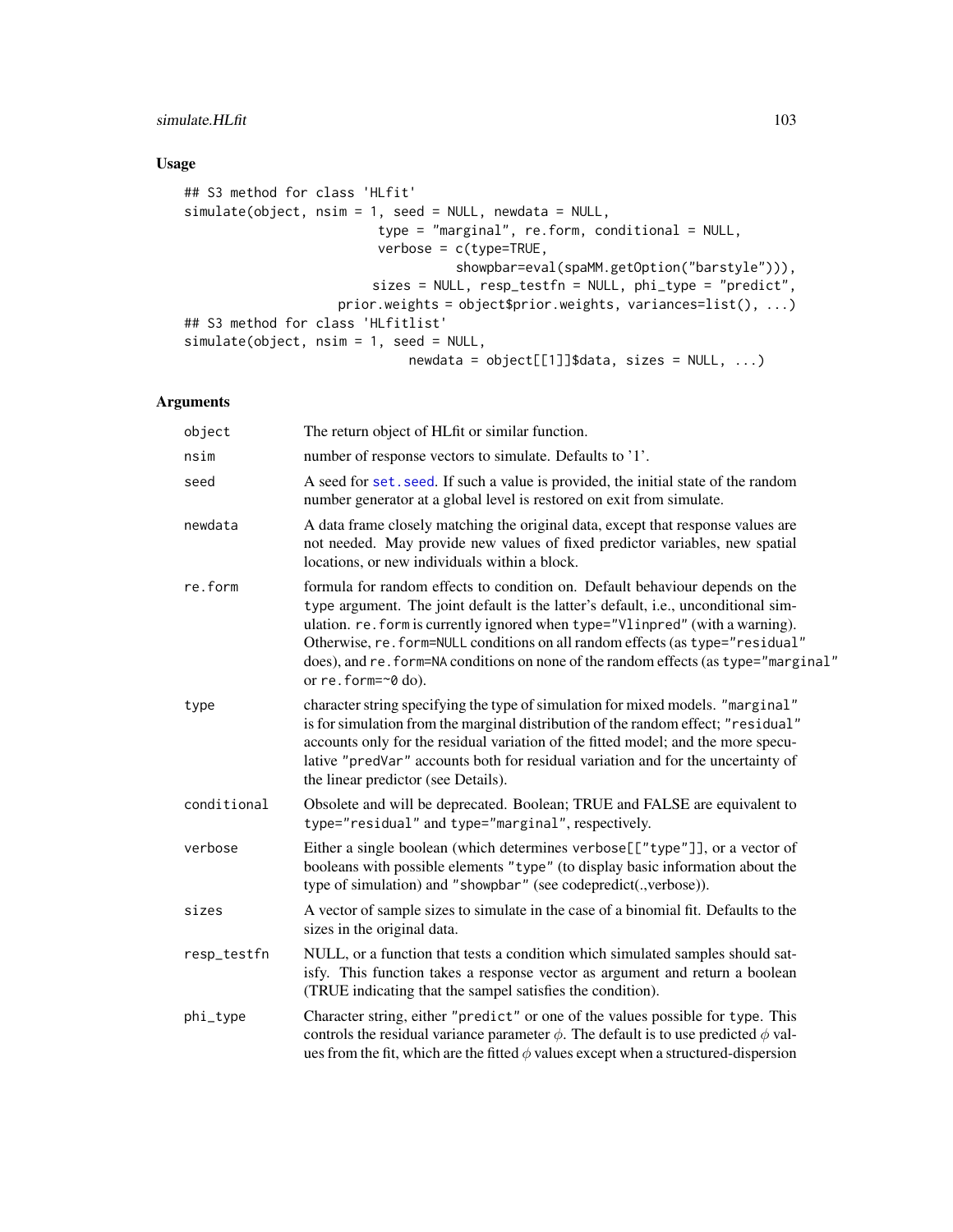## Usage

```
## S3 method for class 'HLfit'
simulate(object, nsim = 1, seed = NULL, newdata = NULL,
                         type = "marginal", re.form, conditional = NULL,
                         verbose = c(type=TRUE,
                                     showpbar=eval(spaMM.getOption("barstyle"))),
                        sizes = NULL, resp_testfn = NULL, phi_type = "predict",
                  prior.weights = object$prior.weights, variances=list(), ...)
## S3 method for class 'HLfitlist'
simulate(object, nsim = 1, seed = NULL,
                              newdata = object[[1]]$data, sizes = NULL, ...)
```

## Arguments

| | |
|---|---|
| `object` | The return object of HLfit or similar function. |
| `nsim` | number of response vectors to simulate. Defaults to '1'. |
| `seed` | A seed for `set.seed`. If such a value is provided, the initial state of the random number generator at a global level is restored on exit from simulate. |
| `newdata` | A data frame closely matching the original data, except that response values are not needed. May provide new values of fixed predictor variables, new spatial locations, or new individuals within a block. |
| `re.form` | formula for random effects to condition on. Default behaviour depends on the `type` argument. The joint default is the latter's default, i.e., unconditional simulation. `re.form` is currently ignored when `type="Vlinpred"` (with a warning). Otherwise, `re.form=NULL` conditions on all random effects (as `type="residual"` does), and `re.form=NA` conditions on none of the random effects (as `type="marginal"` or `re.form=~0` do). |
| `type` | character string specifying the type of simulation for mixed models. `"marginal"` is for simulation from the marginal distribution of the random effect; `"residual"` accounts only for the residual variation of the fitted model; and the more speculative `"predVar"` accounts both for residual variation and for the uncertainty of the linear predictor (see Details). |
| `conditional` | Obsolete and will be deprecated. Boolean; TRUE and FALSE are equivalent to `type="residual"` and `type="marginal"`, respectively. |
| `verbose` | Either a single boolean (which determines `verbose[["type"]]`, or a vector of booleans with possible elements `"type"` (to display basic information about the type of simulation) and `"showpbar"` (see codepredict(.,verbose)). |
| `sizes` | A vector of sample sizes to simulate in the case of a binomial fit. Defaults to the sizes in the original data. |
| `resp_testfn` | NULL, or a function that tests a condition which simulated samples should satisfy. This function takes a response vector as argument and return a boolean (TRUE indicating that the sampel satisfies the condition). |
| `phi_type` | Character string, either `"predict"` or one of the values possible for `type`. This controls the residual variance parameter $\phi$. The default is to use predicted $\phi$ values from the fit, which are the fitted $\phi$ values except when a structured-dispersion |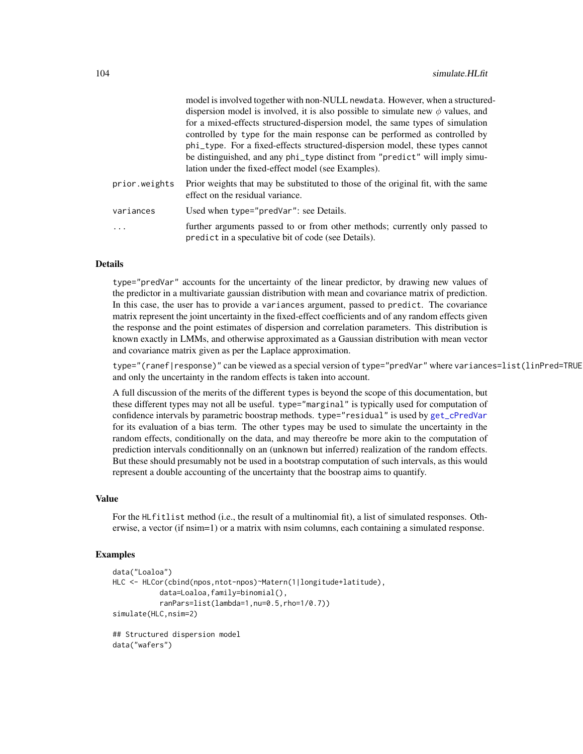model is involved together with non-NULL `newdata`. However, when a structured-dispersion model is involved, it is also possible to simulate new $\phi$ values, and for a mixed-effects structured-dispersion model, the same types of simulation controlled by `type` for the main response can be performed as controlled by `phi_type`. For a fixed-effects structured-dispersion model, these types cannot be distinguished, and any `phi_type` distinct from `"predict"` will imply simulation under the fixed-effect model (see Examples).

`prior.weights` Prior weights that may be substituted to those of the original fit, with the same effect on the residual variance.

`variances` Used when `type="predVar"`: see Details.

`...` further arguments passed to or from other methods; currently only passed to `predict` in a speculative bit of code (see Details).

## Details

`type="predVar"` accounts for the uncertainty of the linear predictor, by drawing new values of the predictor in a multivariate gaussian distribution with mean and covariance matrix of prediction. In this case, the user has to provide a `variances` argument, passed to `predict`. The covariance matrix represent the joint uncertainty in the fixed-effect coefficients and of any random effects given the response and the point estimates of dispersion and correlation parameters. This distribution is known exactly in LMMs, and otherwise approximated as a Gaussian distribution with mean vector and covariance matrix given as per the Laplace approximation.

`type="(ranef|response)"` can be viewed as a special version of `type="predVar"` where `variances=list(linPred=TRUE` and only the uncertainty in the random effects is taken into account.

A full discussion of the merits of the different `type`s is beyond the scope of this documentation, but these different types may not all be useful. `type="marginal"` is typically used for computation of confidence intervals by parametric boostrap methods. `type="residual"` is used by `get_cPredVar` for its evaluation of a bias term. The other `type`s may be used to simulate the uncertainty in the random effects, conditionally on the data, and may thereofre be more akin to the computation of prediction intervals conditionnally on an (unknown but inferred) realization of the random effects. But these should presumably not be used in a bootstrap computation of such intervals, as this would represent a double accounting of the uncertainty that the boostrap aims to quantify.

## Value

For the `HLfitlist` method (i.e., the result of a multinomial fit), a list of simulated responses. Otherwise, a vector (if nsim=1) or a matrix with nsim columns, each containing a simulated response.

## Examples

```
data("Loaloa")
HLC <- HLCor(cbind(npos,ntot-npos)~Matern(1|longitude+latitude),
           data=Loaloa,family=binomial(),
           ranPars=list(lambda=1,nu=0.5,rho=1/0.7))
simulate(HLC,nsim=2)

## Structured dispersion model
data("wafers")
```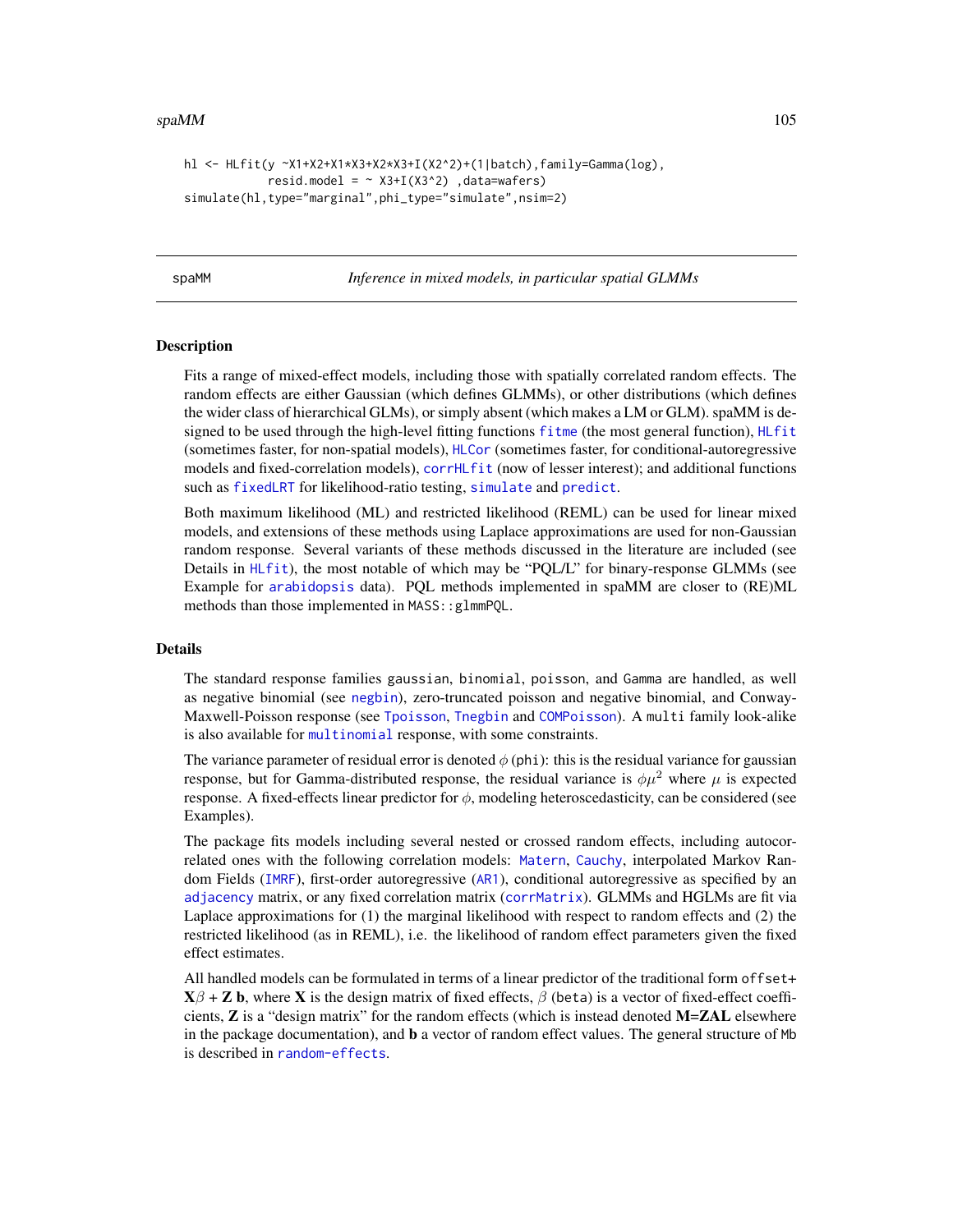```
hl <- HLfit(y ~X1+X2+X1*X3+X2*X3+I(X2^2)+(1|batch),family=Gamma(log),
            resid.model = ~ X3+I(X3^2) ,data=wafers)
simulate(hl,type="marginal",phi_type="simulate",nsim=2)
```

---

spaMM *Inference in mixed models, in particular spatial GLMMs*

---

## Description

Fits a range of mixed-effect models, including those with spatially correlated random effects. The random effects are either Gaussian (which defines GLMMs), or other distributions (which defines the wider class of hierarchical GLMs), or simply absent (which makes a LM or GLM). spaMM is designed to be used through the high-level fitting functions `fitme` (the most general function), `HLfit` (sometimes faster, for non-spatial models), `HLCor` (sometimes faster, for conditional-autoregressive models and fixed-correlation models), `corrHLfit` (now of lesser interest); and additional functions such as `fixedLRT` for likelihood-ratio testing, `simulate` and `predict`.

Both maximum likelihood (ML) and restricted likelihood (REML) can be used for linear mixed models, and extensions of these methods using Laplace approximations are used for non-Gaussian random response. Several variants of these methods discussed in the literature are included (see Details in `HLfit`), the most notable of which may be "PQL/L" for binary-response GLMMs (see Example for `arabidopsis` data). PQL methods implemented in spaMM are closer to (RE)ML methods than those implemented in `MASS::glmmPQL`.

## Details

The standard response families `gaussian`, `binomial`, `poisson`, and `Gamma` are handled, as well as negative binomial (see `negbin`), zero-truncated poisson and negative binomial, and Conway-Maxwell-Poisson response (see `Tpoisson`, `Tnegbin` and `COMPoisson`). A `multi` family look-alike is also available for `multinomial` response, with some constraints.

The variance parameter of residual error is denoted $\phi$ (`phi`): this is the residual variance for gaussian response, but for Gamma-distributed response, the residual variance is $\phi\mu^2$ where $\mu$ is expected response. A fixed-effects linear predictor for $\phi$, modeling heteroscedasticity, can be considered (see Examples).

The package fits models including several nested or crossed random effects, including autocorrelated ones with the following correlation models: `Matern`, `Cauchy`, interpolated Markov Random Fields (`IMRF`), first-order autoregressive (`AR1`), conditional autoregressive as specified by an `adjacency` matrix, or any fixed correlation matrix (`corrMatrix`). GLMMs and HGLMs are fit via Laplace approximations for (1) the marginal likelihood with respect to random effects and (2) the restricted likelihood (as in REML), i.e. the likelihood of random effect parameters given the fixed effect estimates.

All handled models can be formulated in terms of a linear predictor of the traditional form `offset+` $\mathbf{X}\beta + \mathbf{Z}\,\mathbf{b}$, where $\mathbf{X}$ is the design matrix of fixed effects, $\beta$ (`beta`) is a vector of fixed-effect coefficients, $\mathbf{Z}$ is a "design matrix" for the random effects (which is instead denoted $\mathbf{M}$=$\mathbf{ZAL}$ elsewhere in the package documentation), and $\mathbf{b}$ a vector of random effect values. The general structure of `Mb` is described in `random-effects`.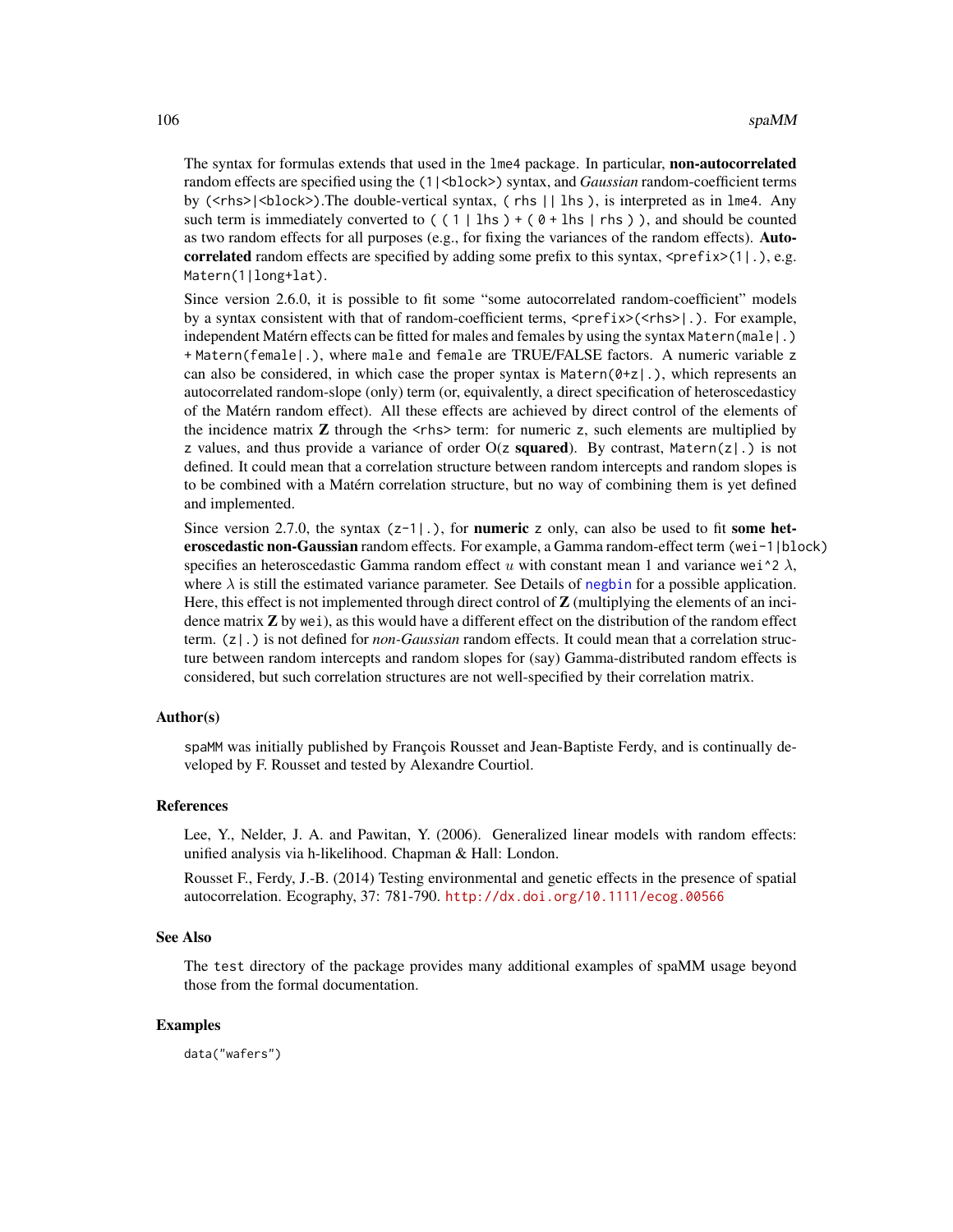The syntax for formulas extends that used in the `lme4` package. In particular, **non-autocorrelated** random effects are specified using the `(1|<block>)` syntax, and *Gaussian* random-coefficient terms by `(<rhs>|<block>)`.The double-vertical syntax, `( rhs || lhs )`, is interpreted as in `lme4`. Any such term is immediately converted to `( ( 1 | lhs ) + ( 0 + lhs | rhs ) )`, and should be counted as two random effects for all purposes (e.g., for fixing the variances of the random effects). **Autocorrelated** random effects are specified by adding some prefix to this syntax, `<prefix>(1|.)`, e.g. `Matern(1|long+lat)`.

Since version 2.6.0, it is possible to fit some "some autocorrelated random-coefficient" models by a syntax consistent with that of random-coefficient terms, `<prefix>(<rhs>|.)`. For example, independent Matérn effects can be fitted for males and females by using the syntax `Matern(male|.) + Matern(female|.)`, where `male` and `female` are TRUE/FALSE factors. A numeric variable `z` can also be considered, in which case the proper syntax is `Matern(0+z|.)`, which represents an autocorrelated random-slope (only) term (or, equivalently, a direct specification of heteroscedasticy of the Matérn random effect). All these effects are achieved by direct control of the elements of the incidence matrix **Z** through the `<rhs>` term: for numeric `z`, such elements are multiplied by `z` values, and thus provide a variance of order O(`z` **squared**). By contrast, `Matern(z|.)` is not defined. It could mean that a correlation structure between random intercepts and random slopes is to be combined with a Matérn correlation structure, but no way of combining them is yet defined and implemented.

Since version 2.7.0, the syntax `(z-1|.)`, for **numeric** `z` only, can also be used to fit **some heteroscedastic non-Gaussian** random effects. For example, a Gamma random-effect term `(wei-1|block)` specifies an heteroscedastic Gamma random effect $u$ with constant mean 1 and variance `wei^2` $\lambda$, where $\lambda$ is still the estimated variance parameter. See Details of `negbin` for a possible application. Here, this effect is not implemented through direct control of **Z** (multiplying the elements of an incidence matrix **Z** by `wei`), as this would have a different effect on the distribution of the random effect term. `(z|.)` is not defined for *non-Gaussian* random effects. It could mean that a correlation structure between random intercepts and random slopes for (say) Gamma-distributed random effects is considered, but such correlation structures are not well-specified by their correlation matrix.

## Author(s)

spaMM was initially published by François Rousset and Jean-Baptiste Ferdy, and is continually developed by F. Rousset and tested by Alexandre Courtiol.

## References

Lee, Y., Nelder, J. A. and Pawitan, Y. (2006). Generalized linear models with random effects: unified analysis via h-likelihood. Chapman & Hall: London.

Rousset F., Ferdy, J.-B. (2014) Testing environmental and genetic effects in the presence of spatial autocorrelation. Ecography, 37: 781-790. http://dx.doi.org/10.1111/ecog.00566

## See Also

The `test` directory of the package provides many additional examples of spaMM usage beyond those from the formal documentation.

## Examples

```
data("wafers")
```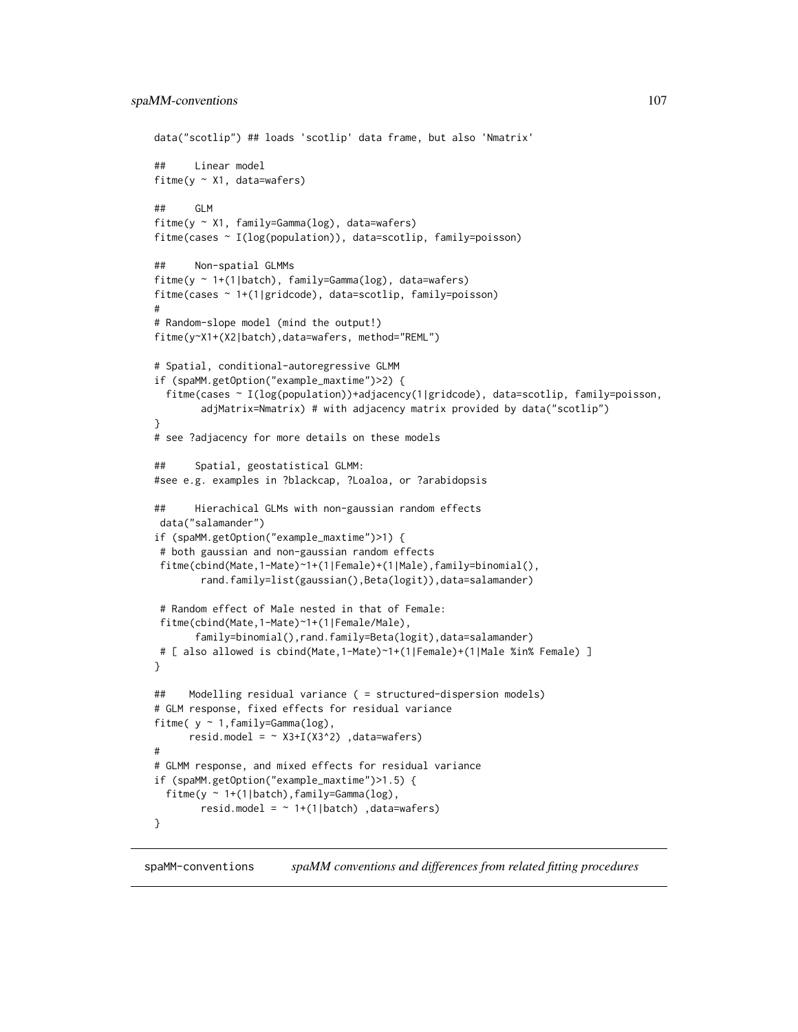```
data("scotlip") ## loads 'scotlip' data frame, but also 'Nmatrix'

##     Linear model
fitme(y ~ X1, data=wafers)

##     GLM
fitme(y ~ X1, family=Gamma(log), data=wafers)
fitme(cases ~ I(log(population)), data=scotlip, family=poisson)

##     Non-spatial GLMMs
fitme(y ~ 1+(1|batch), family=Gamma(log), data=wafers)
fitme(cases ~ 1+(1|gridcode), data=scotlip, family=poisson)
#
# Random-slope model (mind the output!)
fitme(y~X1+(X2|batch),data=wafers, method="REML")

# Spatial, conditional-autoregressive GLMM
if (spaMM.getOption("example_maxtime")>2) {
  fitme(cases ~ I(log(population))+adjacency(1|gridcode), data=scotlip, family=poisson,
        adjMatrix=Nmatrix) # with adjacency matrix provided by data("scotlip")
}
# see ?adjacency for more details on these models

##     Spatial, geostatistical GLMM:
#see e.g. examples in ?blackcap, ?Loaloa, or ?arabidopsis

##     Hierachical GLMs with non-gaussian random effects
 data("salamander")
if (spaMM.getOption("example_maxtime")>1) {
 # both gaussian and non-gaussian random effects
 fitme(cbind(Mate,1-Mate)~1+(1|Female)+(1|Male),family=binomial(),
        rand.family=list(gaussian(),Beta(logit)),data=salamander)

 # Random effect of Male nested in that of Female:
 fitme(cbind(Mate,1-Mate)~1+(1|Female/Male),
       family=binomial(),rand.family=Beta(logit),data=salamander)
 # [ also allowed is cbind(Mate,1-Mate)~1+(1|Female)+(1|Male %in% Female) ]
}

##    Modelling residual variance ( = structured-dispersion models)
# GLM response, fixed effects for residual variance
fitme( y ~ 1,family=Gamma(log),
      resid.model = ~ X3+I(X3^2) ,data=wafers)
#
# GLMM response, and mixed effects for residual variance
if (spaMM.getOption("example_maxtime")>1.5) {
  fitme(y ~ 1+(1|batch),family=Gamma(log),
        resid.model = ~ 1+(1|batch) ,data=wafers)
}
```

---

spaMM-conventions *spaMM conventions and differences from related fitting procedures*

---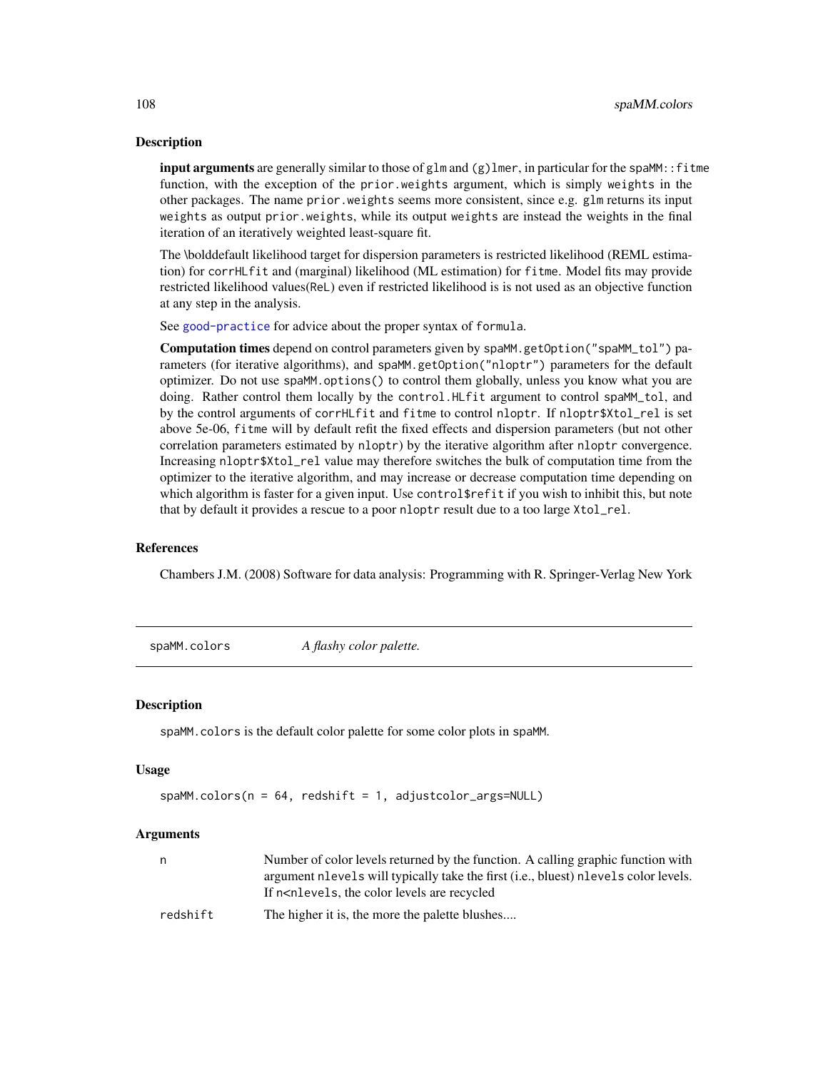## Description

**input arguments** are generally similar to those of `glm` and `(g)lmer`, in particular for the `spaMM::fitme` function, with the exception of the `prior.weights` argument, which is simply `weights` in the other packages. The name `prior.weights` seems more consistent, since e.g. `glm` returns its input `weights` as output `prior.weights`, while its output `weights` are instead the weights in the final iteration of an iteratively weighted least-square fit.

The \bolddefault likelihood target for dispersion parameters is restricted likelihood (REML estimation) for `corrHLfit` and (marginal) likelihood (ML estimation) for `fitme`. Model fits may provide restricted likelihood values(`ReL`) even if restricted likelihood is is not used as an objective function at any step in the analysis.

See `good-practice` for advice about the proper syntax of `formula`.

**Computation times** depend on control parameters given by `spaMM.getOption("spaMM_tol")` parameters (for iterative algorithms), and `spaMM.getOption("nloptr")` parameters for the default optimizer. Do not use `spaMM.options()` to control them globally, unless you know what you are doing. Rather control them locally by the `control.HLfit` argument to control `spaMM_tol`, and by the control arguments of `corrHLfit` and `fitme` to control `nloptr`. If `nloptr$Xtol_rel` is set above 5e-06, `fitme` will by default refit the fixed effects and dispersion parameters (but not other correlation parameters estimated by `nloptr`) by the iterative algorithm after `nloptr` convergence. Increasing `nloptr$Xtol_rel` value may therefore switches the bulk of computation time from the optimizer to the iterative algorithm, and may increase or decrease computation time depending on which algorithm is faster for a given input. Use `control$refit` if you wish to inhibit this, but note that by default it provides a rescue to a poor `nloptr` result due to a too large `Xtol_rel`.

## References

Chambers J.M. (2008) Software for data analysis: Programming with R. Springer-Verlag New York

---

# spaMM.colors — *A flashy color palette.*

## Description

`spaMM.colors` is the default color palette for some color plots in `spaMM`.

## Usage

```
spaMM.colors(n = 64, redshift = 1, adjustcolor_args=NULL)
```

## Arguments

| | |
|---|---|
| `n` | Number of color levels returned by the function. A calling graphic function with argument `nlevels` will typically take the first (i.e., bluest) `nlevels` color levels. If `n<nlevels`, the color levels are recycled |
| `redshift` | The higher it is, the more the palette blushes.... |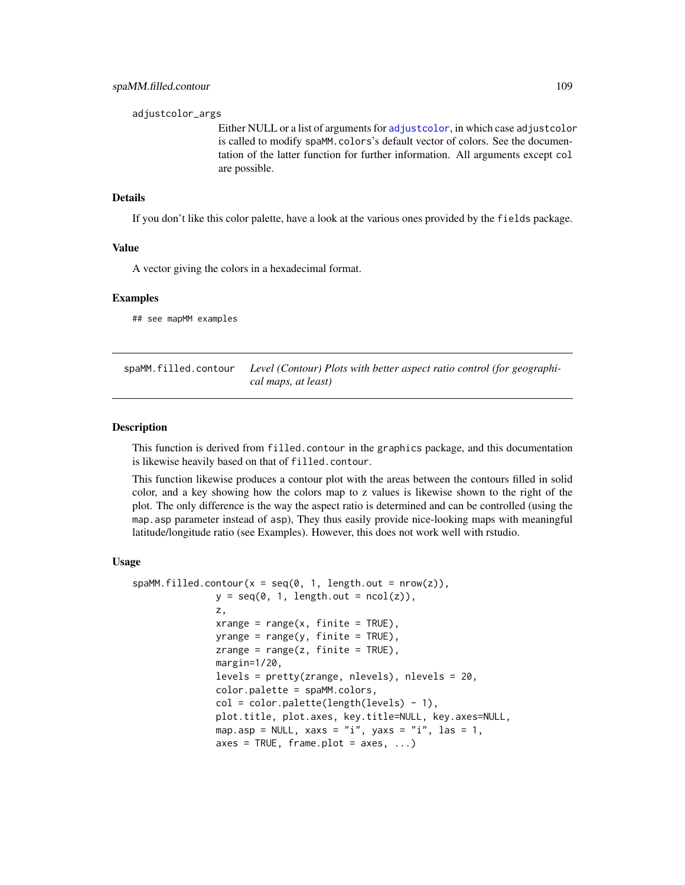adjustcolor_args
: Either NULL or a list of arguments for `adjustcolor`, in which case `adjustcolor` is called to modify `spaMM.colors`'s default vector of colors. See the documentation of the latter function for further information. All arguments except `col` are possible.

### Details

If you don't like this color palette, have a look at the various ones provided by the `fields` package.

### Value

A vector giving the colors in a hexadecimal format.

### Examples

```
## see mapMM examples
```

---

## spaMM.filled.contour — *Level (Contour) Plots with better aspect ratio control (for geographical maps, at least)*

---

### Description

This function is derived from `filled.contour` in the `graphics` package, and this documentation is likewise heavily based on that of `filled.contour`.

This function likewise produces a contour plot with the areas between the contours filled in solid color, and a key showing how the colors map to z values is likewise shown to the right of the plot. The only difference is the way the aspect ratio is determined and can be controlled (using the `map.asp` parameter instead of `asp`), They thus easily provide nice-looking maps with meaningful latitude/longitude ratio (see Examples). However, this does not work well with rstudio.

### Usage

```
spaMM.filled.contour(x = seq(0, 1, length.out = nrow(z)),
              y = seq(0, 1, length.out = ncol(z)),
              z,
              xrange = range(x, finite = TRUE),
              yrange = range(y, finite = TRUE),
              zrange = range(z, finite = TRUE),
              margin=1/20,
              levels = pretty(zrange, nlevels), nlevels = 20,
              color.palette = spaMM.colors,
              col = color.palette(length(levels) - 1),
              plot.title, plot.axes, key.title=NULL, key.axes=NULL,
              map.asp = NULL, xaxs = "i", yaxs = "i", las = 1,
              axes = TRUE, frame.plot = axes, ...)
```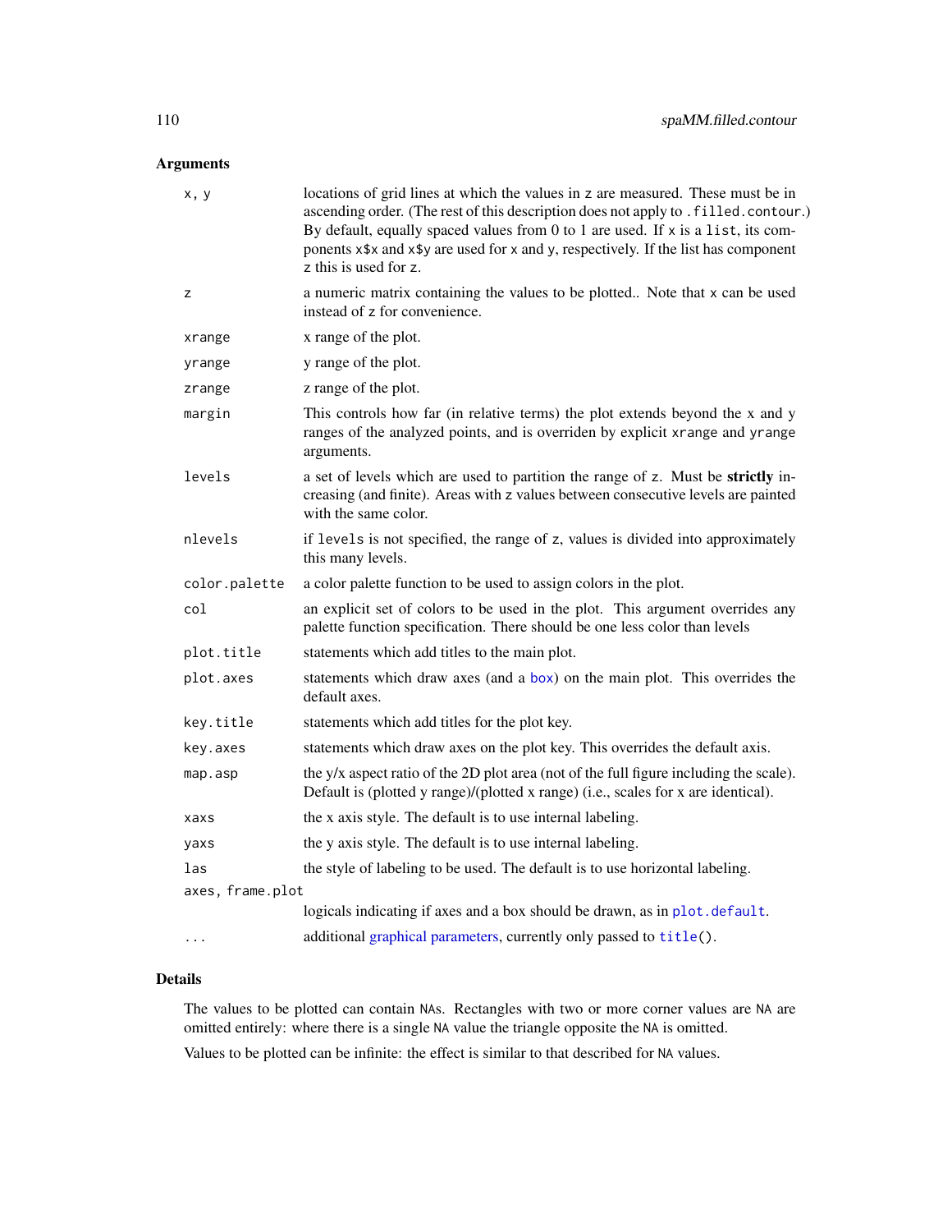## Arguments

- `x, y` — locations of grid lines at which the values in z are measured. These must be in ascending order. (The rest of this description does not apply to `.filled.contour`.) By default, equally spaced values from 0 to 1 are used. If x is a `list`, its components `x$x` and `x$y` are used for x and y, respectively. If the list has component z this is used for z.
- `z` — a numeric matrix containing the values to be plotted.. Note that x can be used instead of z for convenience.
- `xrange` — x range of the plot.
- `yrange` — y range of the plot.
- `zrange` — z range of the plot.
- `margin` — This controls how far (in relative terms) the plot extends beyond the x and y ranges of the analyzed points, and is overriden by explicit `xrange` and `yrange` arguments.
- `levels` — a set of levels which are used to partition the range of z. Must be **strictly** increasing (and finite). Areas with z values between consecutive levels are painted with the same color.
- `nlevels` — if `levels` is not specified, the range of z, values is divided into approximately this many levels.
- `color.palette` — a color palette function to be used to assign colors in the plot.
- `col` — an explicit set of colors to be used in the plot. This argument overrides any palette function specification. There should be one less color than levels
- `plot.title` — statements which add titles to the main plot.
- `plot.axes` — statements which draw axes (and a `box`) on the main plot. This overrides the default axes.
- `key.title` — statements which add titles for the plot key.
- `key.axes` — statements which draw axes on the plot key. This overrides the default axis.
- `map.asp` — the y/x aspect ratio of the 2D plot area (not of the full figure including the scale). Default is (plotted y range)/(plotted x range) (i.e., scales for x are identical).
- `xaxs` — the x axis style. The default is to use internal labeling.
- `yaxs` — the y axis style. The default is to use internal labeling.
- `las` — the style of labeling to be used. The default is to use horizontal labeling.
- `axes, frame.plot` — logicals indicating if axes and a box should be drawn, as in `plot.default`.
- `...` — additional graphical parameters, currently only passed to `title()`.

## Details

The values to be plotted can contain `NA`s. Rectangles with two or more corner values are `NA` are omitted entirely: where there is a single `NA` value the triangle opposite the `NA` is omitted.

Values to be plotted can be infinite: the effect is similar to that described for `NA` values.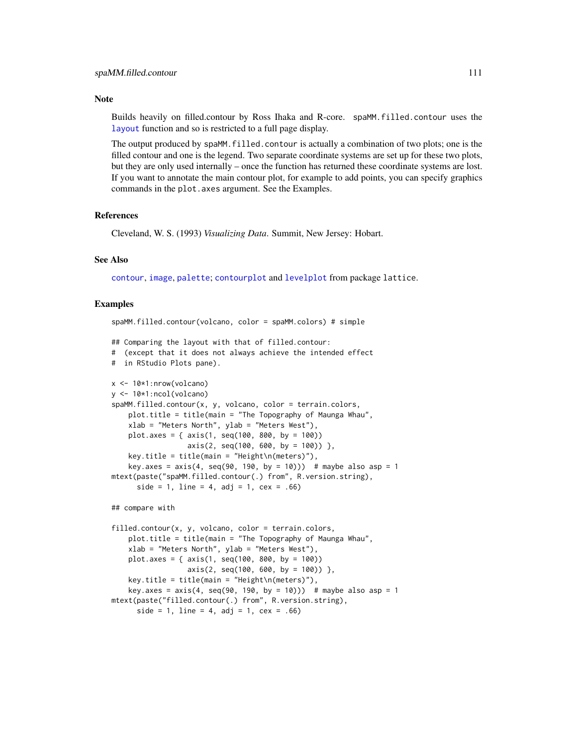## Note

Builds heavily on filled.contour by Ross Ihaka and R-core. `spaMM.filled.contour` uses the `layout` function and so is restricted to a full page display.

The output produced by `spaMM.filled.contour` is actually a combination of two plots; one is the filled contour and one is the legend. Two separate coordinate systems are set up for these two plots, but they are only used internally – once the function has returned these coordinate systems are lost. If you want to annotate the main contour plot, for example to add points, you can specify graphics commands in the `plot.axes` argument. See the Examples.

## References

Cleveland, W. S. (1993) *Visualizing Data*. Summit, New Jersey: Hobart.

## See Also

`contour`, `image`, `palette`; `contourplot` and `levelplot` from package `lattice`.

## Examples

```
spaMM.filled.contour(volcano, color = spaMM.colors) # simple

## Comparing the layout with that of filled.contour:
#  (except that it does not always achieve the intended effect
#  in RStudio Plots pane).

x <- 10*1:nrow(volcano)
y <- 10*1:ncol(volcano)
spaMM.filled.contour(x, y, volcano, color = terrain.colors,
    plot.title = title(main = "The Topography of Maunga Whau",
    xlab = "Meters North", ylab = "Meters West"),
    plot.axes = { axis(1, seq(100, 800, by = 100))
                  axis(2, seq(100, 600, by = 100)) },
    key.title = title(main = "Height\n(meters)"),
    key.axes = axis(4, seq(90, 190, by = 10)))  # maybe also asp = 1
mtext(paste("spaMM.filled.contour(.) from", R.version.string),
      side = 1, line = 4, adj = 1, cex = .66)

## compare with

filled.contour(x, y, volcano, color = terrain.colors,
    plot.title = title(main = "The Topography of Maunga Whau",
    xlab = "Meters North", ylab = "Meters West"),
    plot.axes = { axis(1, seq(100, 800, by = 100))
                  axis(2, seq(100, 600, by = 100)) },
    key.title = title(main = "Height\n(meters)"),
    key.axes = axis(4, seq(90, 190, by = 10)))  # maybe also asp = 1
mtext(paste("filled.contour(.) from", R.version.string),
      side = 1, line = 4, adj = 1, cex = .66)
```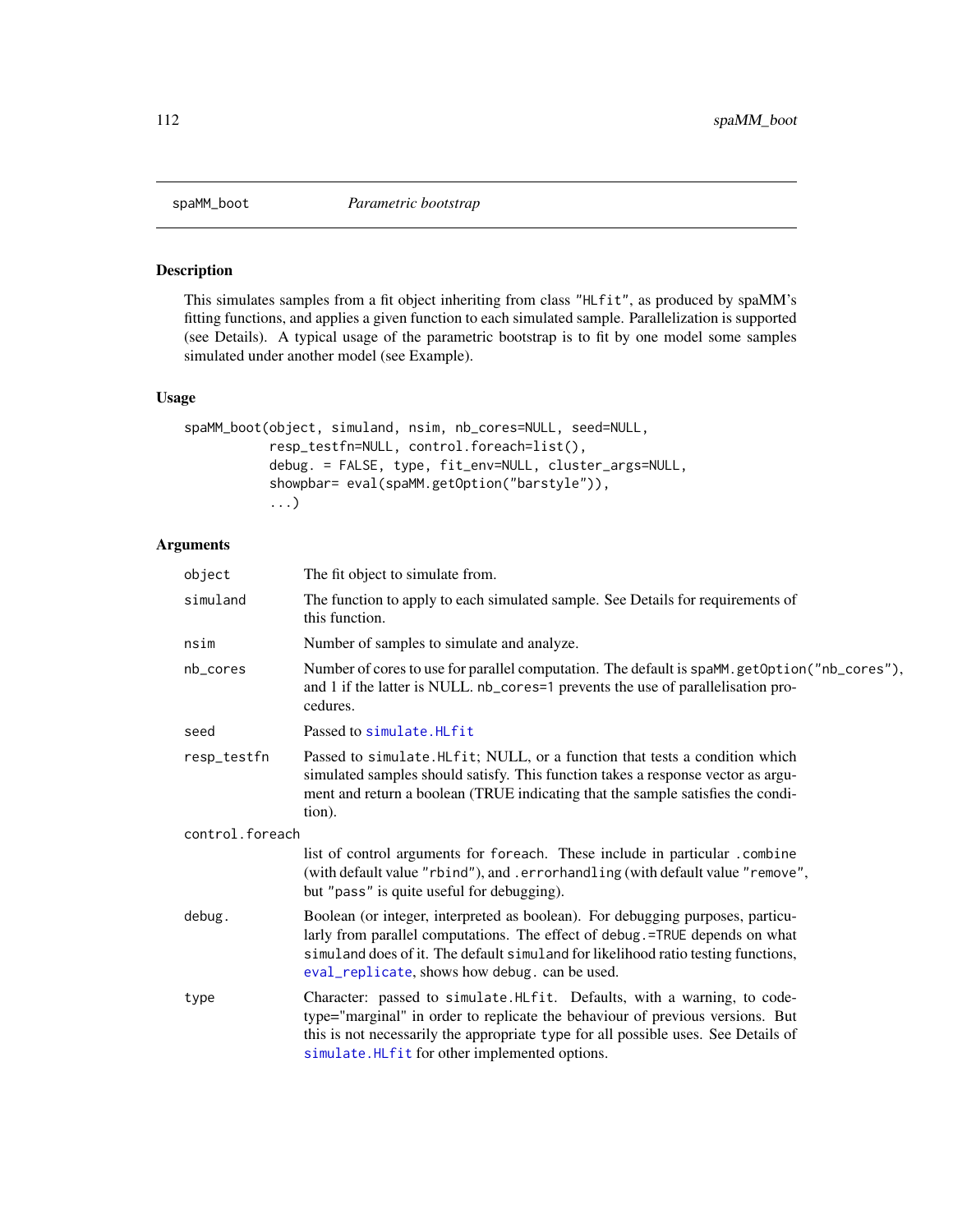## spaMM_boot — *Parametric bootstrap*

### Description

This simulates samples from a fit object inheriting from class "HLfit", as produced by spaMM's fitting functions, and applies a given function to each simulated sample. Parallelization is supported (see Details). A typical usage of the parametric bootstrap is to fit by one model some samples simulated under another model (see Example).

### Usage

```
spaMM_boot(object, simuland, nsim, nb_cores=NULL, seed=NULL,
           resp_testfn=NULL, control.foreach=list(),
           debug. = FALSE, type, fit_env=NULL, cluster_args=NULL,
           showpbar= eval(spaMM.getOption("barstyle")),
           ...)
```

### Arguments

| | |
|---|---|
| `object` | The fit object to simulate from. |
| `simuland` | The function to apply to each simulated sample. See Details for requirements of this function. |
| `nsim` | Number of samples to simulate and analyze. |
| `nb_cores` | Number of cores to use for parallel computation. The default is `spaMM.getOption("nb_cores")`, and 1 if the latter is NULL. `nb_cores=1` prevents the use of parallelisation procedures. |
| `seed` | Passed to `simulate.HLfit` |
| `resp_testfn` | Passed to `simulate.HLfit`; NULL, or a function that tests a condition which simulated samples should satisfy. This function takes a response vector as argument and return a boolean (TRUE indicating that the sample satisfies the condition). |
| `control.foreach` | list of control arguments for `foreach`. These include in particular `.combine` (with default value "rbind"), and `.errorhandling` (with default value "remove", but "pass" is quite useful for debugging). |
| `debug.` | Boolean (or integer, interpreted as boolean). For debugging purposes, particularly from parallel computations. The effect of `debug.=TRUE` depends on what `simuland` does of it. The default `simuland` for likelihood ratio testing functions, `eval_replicate`, shows how `debug.` can be used. |
| `type` | Character: passed to `simulate.HLfit`. Defaults, with a warning, to code-type="marginal" in order to replicate the behaviour of previous versions. But this is not necessarily the appropriate `type` for all possible uses. See Details of `simulate.HLfit` for other implemented options. |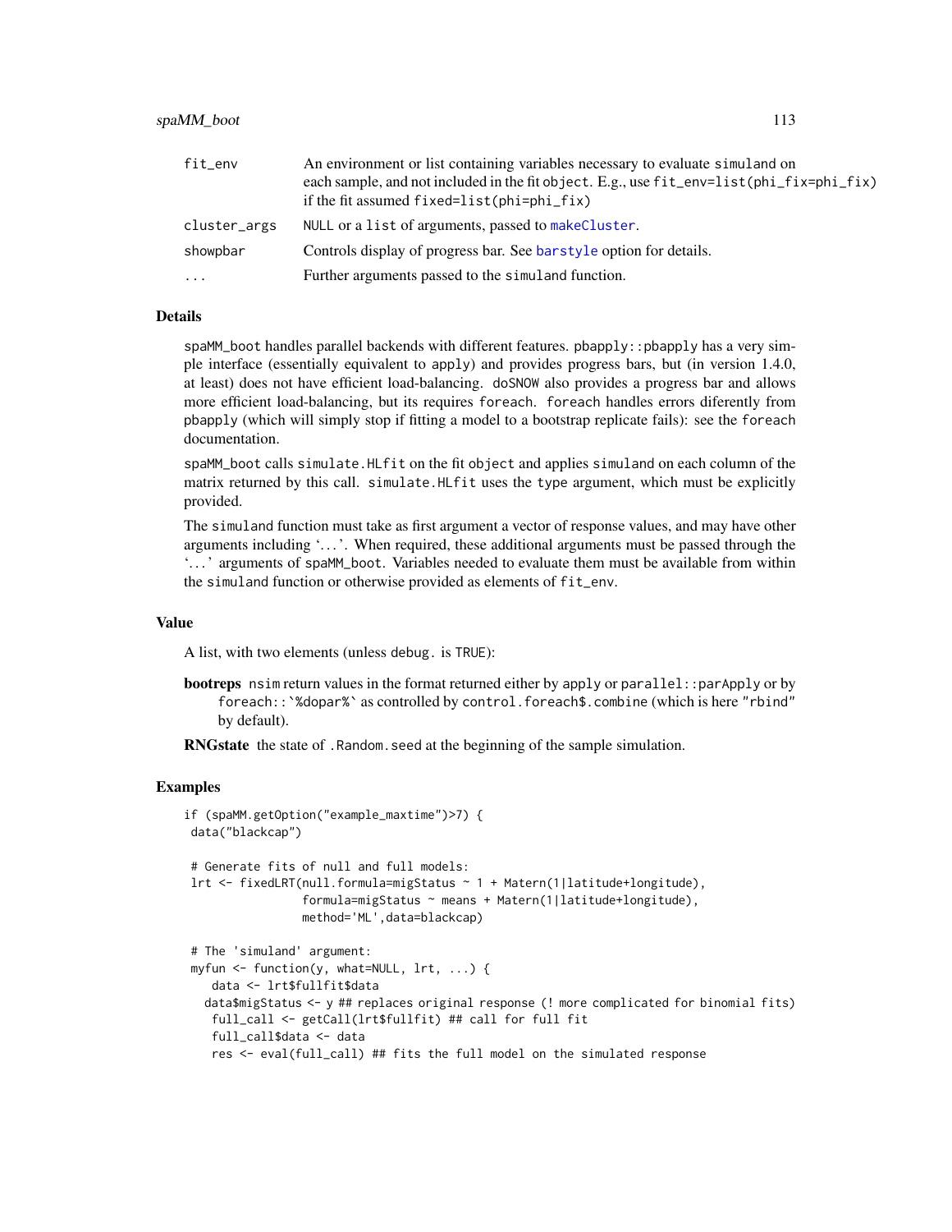| | |
|---|---|
| fit_env | An environment or list containing variables necessary to evaluate simuland on each sample, and not included in the fit object. E.g., use fit_env=list(phi_fix=phi_fix) if the fit assumed fixed=list(phi=phi_fix) |
| cluster_args | NULL or a list of arguments, passed to makeCluster. |
| showpbar | Controls display of progress bar. See barstyle option for details. |
| ... | Further arguments passed to the simuland function. |

## Details

spaMM_boot handles parallel backends with different features. pbapply::pbapply has a very simple interface (essentially equivalent to apply) and provides progress bars, but (in version 1.4.0, at least) does not have efficient load-balancing. doSNOW also provides a progress bar and allows more efficient load-balancing, but its requires foreach. foreach handles errors diferently from pbapply (which will simply stop if fitting a model to a bootstrap replicate fails): see the foreach documentation.

spaMM_boot calls simulate.HLfit on the fit object and applies simuland on each column of the matrix returned by this call. simulate.HLfit uses the type argument, which must be explicitly provided.

The simuland function must take as first argument a vector of response values, and may have other arguments including '...'. When required, these additional arguments must be passed through the '...' arguments of spaMM_boot. Variables needed to evaluate them must be available from within the simuland function or otherwise provided as elements of fit_env.

## Value

A list, with two elements (unless debug. is TRUE):

**bootreps** nsim return values in the format returned either by apply or parallel::parApply or by foreach::`%dopar%` as controlled by control.foreach$.combine (which is here "rbind" by default).

**RNGstate** the state of .Random.seed at the beginning of the sample simulation.

## Examples

```
if (spaMM.getOption("example_maxtime")>7) {
 data("blackcap")

 # Generate fits of null and full models:
 lrt <- fixedLRT(null.formula=migStatus ~ 1 + Matern(1|latitude+longitude),
                 formula=migStatus ~ means + Matern(1|latitude+longitude),
                 method='ML',data=blackcap)

 # The 'simuland' argument:
 myfun <- function(y, what=NULL, lrt, ...) {
    data <- lrt$fullfit$data
   data$migStatus <- y ## replaces original response (! more complicated for binomial fits)
    full_call <- getCall(lrt$fullfit) ## call for full fit
    full_call$data <- data
    res <- eval(full_call) ## fits the full model on the simulated response
```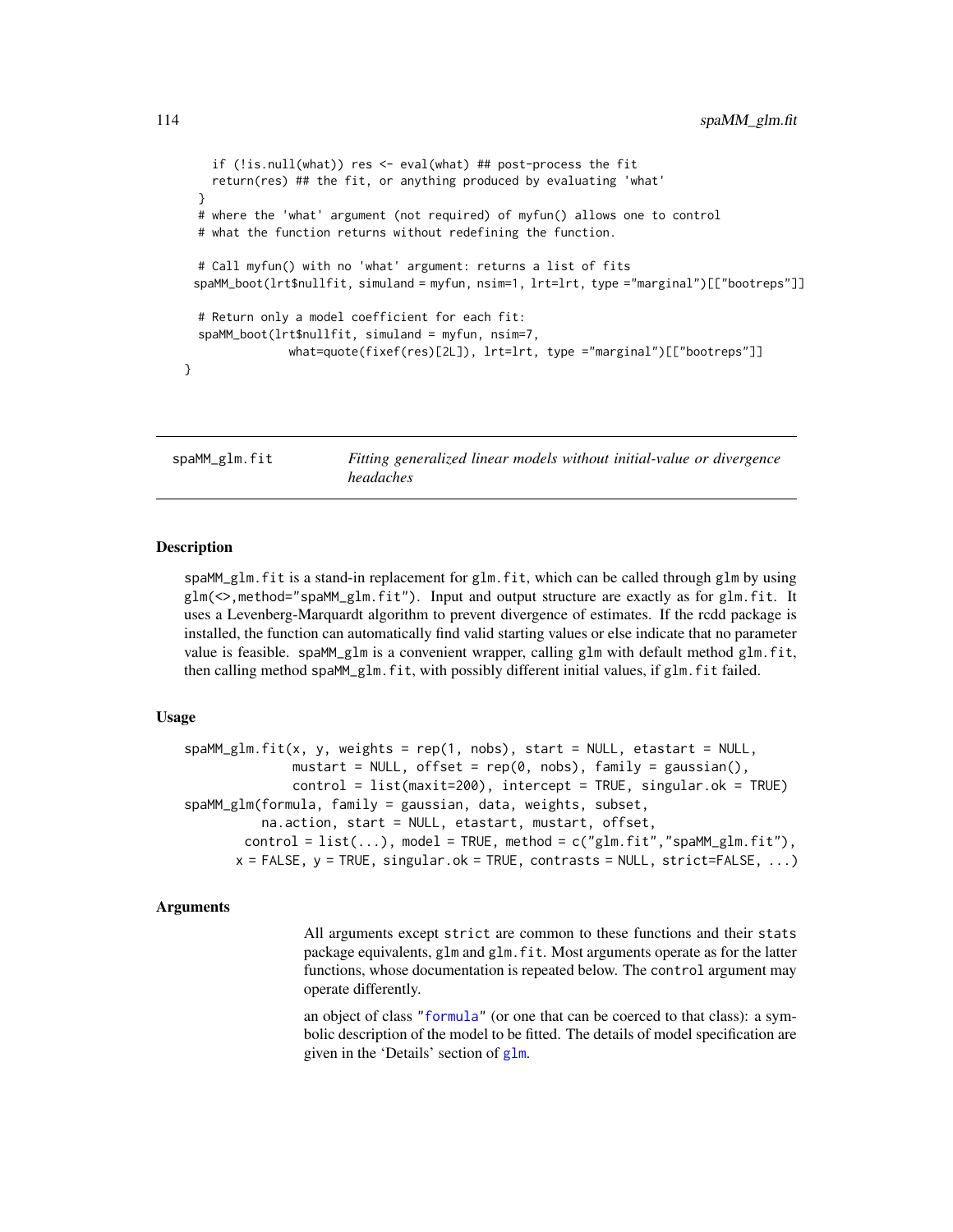```
    if (!is.null(what)) res <- eval(what) ## post-process the fit
    return(res) ## the fit, or anything produced by evaluating 'what'
  }
  # where the 'what' argument (not required) of myfun() allows one to control
  # what the function returns without redefining the function.

  # Call myfun() with no 'what' argument: returns a list of fits
 spaMM_boot(lrt$nullfit, simuland = myfun, nsim=1, lrt=lrt, type ="marginal")[["bootreps"]]

  # Return only a model coefficient for each fit:
  spaMM_boot(lrt$nullfit, simuland = myfun, nsim=7,
               what=quote(fixef(res)[2L]), lrt=lrt, type ="marginal")[["bootreps"]]
}
```

## spaMM_glm.fit — *Fitting generalized linear models without initial-value or divergence headaches*

### Description

spaMM_glm.fit is a stand-in replacement for glm.fit, which can be called through glm by using glm(<>,method="spaMM_glm.fit"). Input and output structure are exactly as for glm.fit. It uses a Levenberg-Marquardt algorithm to prevent divergence of estimates. If the rcdd package is installed, the function can automatically find valid starting values or else indicate that no parameter value is feasible. spaMM_glm is a convenient wrapper, calling glm with default method glm.fit, then calling method spaMM_glm.fit, with possibly different initial values, if glm.fit failed.

### Usage

```
spaMM_glm.fit(x, y, weights = rep(1, nobs), start = NULL, etastart = NULL,
              mustart = NULL, offset = rep(0, nobs), family = gaussian(),
              control = list(maxit=200), intercept = TRUE, singular.ok = TRUE)
spaMM_glm(formula, family = gaussian, data, weights, subset,
          na.action, start = NULL, etastart, mustart, offset,
        control = list(...), model = TRUE, method = c("glm.fit","spaMM_glm.fit"),
       x = FALSE, y = TRUE, singular.ok = TRUE, contrasts = NULL, strict=FALSE, ...)
```

### Arguments

All arguments except strict are common to these functions and their stats package equivalents, glm and glm.fit. Most arguments operate as for the latter functions, whose documentation is repeated below. The control argument may operate differently.

an object of class "formula" (or one that can be coerced to that class): a symbolic description of the model to be fitted. The details of model specification are given in the 'Details' section of glm.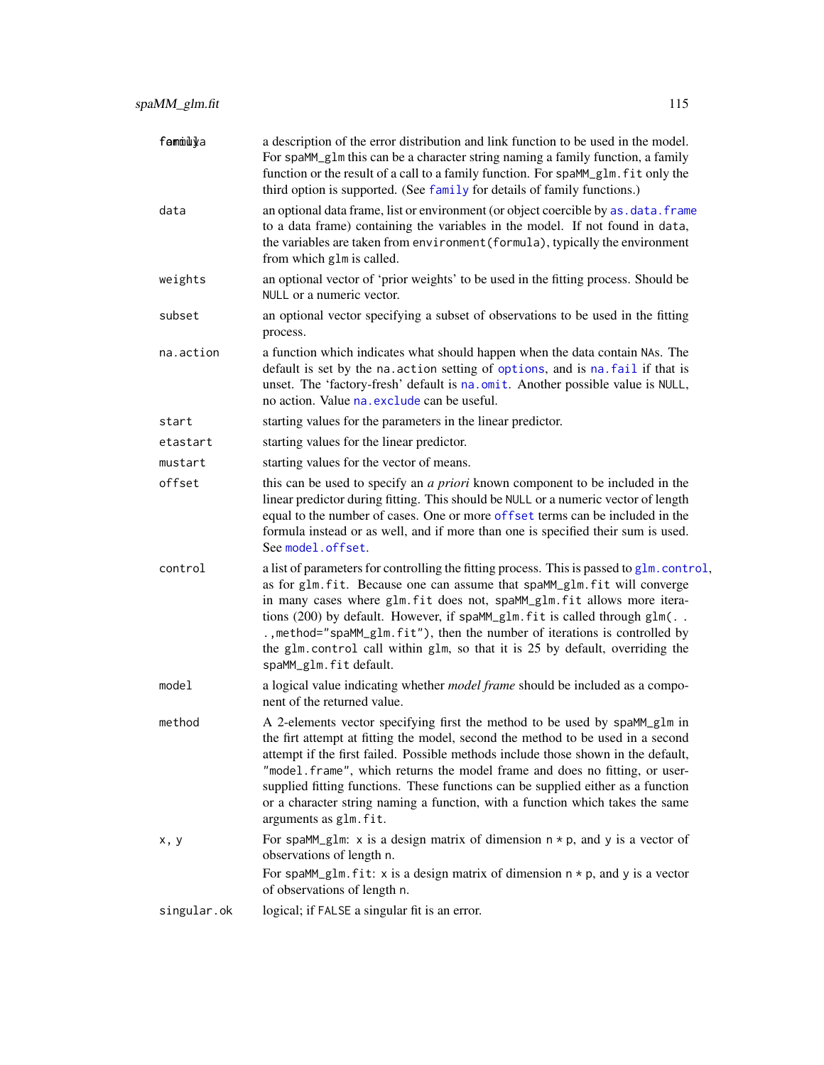| | |
|---|---|
| `family` | a description of the error distribution and link function to be used in the model. For `spaMM_glm` this can be a character string naming a family function, a family function or the result of a call to a family function. For `spaMM_glm.fit` only the third option is supported. (See `family` for details of family functions.) |
| `data` | an optional data frame, list or environment (or object coercible by `as.data.frame` to a data frame) containing the variables in the model. If not found in `data`, the variables are taken from `environment(formula)`, typically the environment from which `glm` is called. |
| `weights` | an optional vector of 'prior weights' to be used in the fitting process. Should be `NULL` or a numeric vector. |
| `subset` | an optional vector specifying a subset of observations to be used in the fitting process. |
| `na.action` | a function which indicates what should happen when the data contain `NA`s. The default is set by the `na.action` setting of `options`, and is `na.fail` if that is unset. The 'factory-fresh' default is `na.omit`. Another possible value is `NULL`, no action. Value `na.exclude` can be useful. |
| `start` | starting values for the parameters in the linear predictor. |
| `etastart` | starting values for the linear predictor. |
| `mustart` | starting values for the vector of means. |
| `offset` | this can be used to specify an *a priori* known component to be included in the linear predictor during fitting. This should be `NULL` or a numeric vector of length equal to the number of cases. One or more `offset` terms can be included in the formula instead or as well, and if more than one is specified their sum is used. See `model.offset`. |
| `control` | a list of parameters for controlling the fitting process. This is passed to `glm.control`, as for `glm.fit`. Because one can assume that `spaMM_glm.fit` will converge in many cases where `glm.fit` does not, `spaMM_glm.fit` allows more iterations (200) by default. However, if `spaMM_glm.fit` is called through `glm(...,method="spaMM_glm.fit")`, then the number of iterations is controlled by the `glm.control` call within `glm`, so that it is 25 by default, overriding the `spaMM_glm.fit` default. |
| `model` | a logical value indicating whether *model frame* should be included as a component of the returned value. |
| `method` | A 2-elements vector specifying first the method to be used by `spaMM_glm` in the firt attempt at fitting the model, second the method to be used in a second attempt if the first failed. Possible methods include those shown in the default, `"model.frame"`, which returns the model frame and does no fitting, or user-supplied fitting functions. These functions can be supplied either as a function or a character string naming a function, with a function which takes the same arguments as `glm.fit`. |
| `x, y` | For `spaMM_glm`: `x` is a design matrix of dimension `n * p`, and `y` is a vector of observations of length `n`.<br>For `spaMM_glm.fit`: `x` is a design matrix of dimension `n * p`, and `y` is a vector of observations of length `n`. |
| `singular.ok` | logical; if `FALSE` a singular fit is an error. |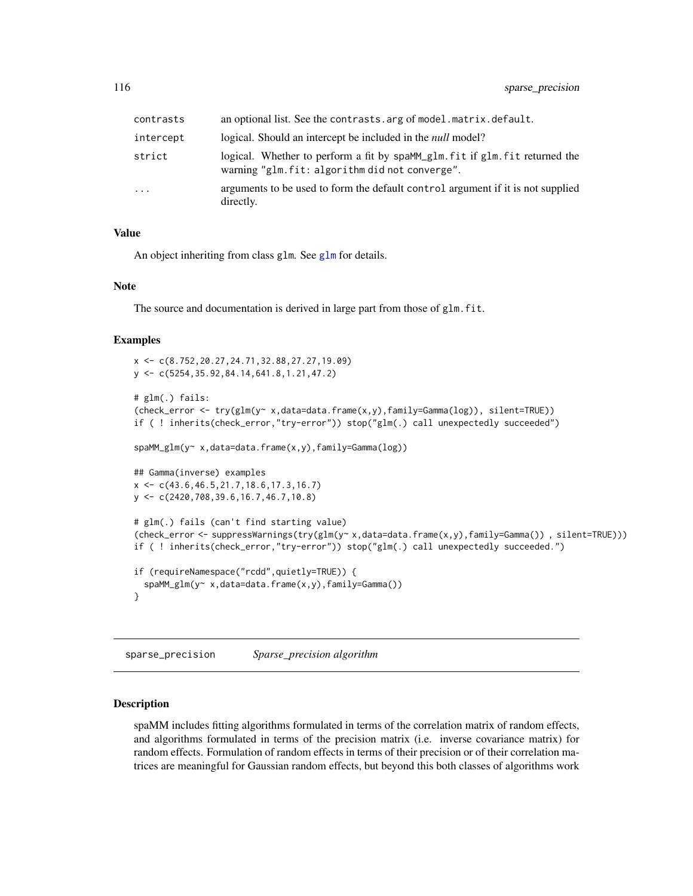| | |
|---|---|
| contrasts | an optional list. See the contrasts.arg of model.matrix.default. |
| intercept | logical. Should an intercept be included in the *null* model? |
| strict | logical. Whether to perform a fit by spaMM_glm.fit if glm.fit returned the warning "glm.fit: algorithm did not converge". |
| ... | arguments to be used to form the default control argument if it is not supplied directly. |

### Value

An object inheriting from class glm. See glm for details.

### Note

The source and documentation is derived in large part from those of glm.fit.

### Examples

```
x <- c(8.752,20.27,24.71,32.88,27.27,19.09)
y <- c(5254,35.92,84.14,641.8,1.21,47.2)

# glm(.) fails:
(check_error <- try(glm(y~ x,data=data.frame(x,y),family=Gamma(log)), silent=TRUE))
if ( ! inherits(check_error,"try-error")) stop("glm(.) call unexpectedly succeeded")

spaMM_glm(y~ x,data=data.frame(x,y),family=Gamma(log))

## Gamma(inverse) examples
x <- c(43.6,46.5,21.7,18.6,17.3,16.7)
y <- c(2420,708,39.6,16.7,46.7,10.8)

# glm(.) fails (can't find starting value)
(check_error <- suppressWarnings(try(glm(y~ x,data=data.frame(x,y),family=Gamma()) , silent=TRUE)))
if ( ! inherits(check_error,"try-error")) stop("glm(.) call unexpectedly succeeded.")

if (requireNamespace("rcdd",quietly=TRUE)) {
  spaMM_glm(y~ x,data=data.frame(x,y),family=Gamma())
}
```

---

## sparse_precision — *Sparse_precision algorithm*

### Description

spaMM includes fitting algorithms formulated in terms of the correlation matrix of random effects, and algorithms formulated in terms of the precision matrix (i.e. inverse covariance matrix) for random effects. Formulation of random effects in terms of their precision or of their correlation matrices are meaningful for Gaussian random effects, but beyond this both classes of algorithms work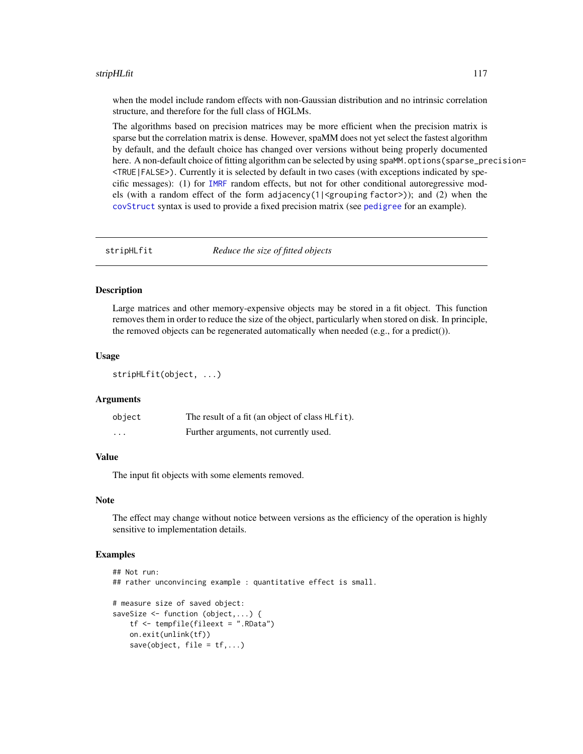when the model include random effects with non-Gaussian distribution and no intrinsic correlation structure, and therefore for the full class of HGLMs.

The algorithms based on precision matrices may be more efficient when the precision matrix is sparse but the correlation matrix is dense. However, spaMM does not yet select the fastest algorithm by default, and the default choice has changed over versions without being properly documented here. A non-default choice of fitting algorithm can be selected by using `spaMM.options(sparse_precision= <TRUE|FALSE>)`. Currently it is selected by default in two cases (with exceptions indicated by specific messages): (1) for `IMRF` random effects, but not for other conditional autoregressive models (with a random effect of the form `adjacency(1|<grouping factor>)`); and (2) when the `covStruct` syntax is used to provide a fixed precision matrix (see `pedigree` for an example).

---

## stripHLfit — *Reduce the size of fitted objects*

### Description

Large matrices and other memory-expensive objects may be stored in a fit object. This function removes them in order to reduce the size of the object, particularly when stored on disk. In principle, the removed objects can be regenerated automatically when needed (e.g., for a predict()).

### Usage

```
stripHLfit(object, ...)
```

### Arguments

| | |
|---|---|
| `object` | The result of a fit (an object of class `HLfit`). |
| `...` | Further arguments, not currently used. |

### Value

The input fit objects with some elements removed.

### Note

The effect may change without notice between versions as the efficiency of the operation is highly sensitive to implementation details.

### Examples

```
## Not run:
## rather unconvincing example : quantitative effect is small.

# measure size of saved object:
saveSize <- function (object,...) {
    tf <- tempfile(fileext = ".RData")
    on.exit(unlink(tf))
    save(object, file = tf,...)
```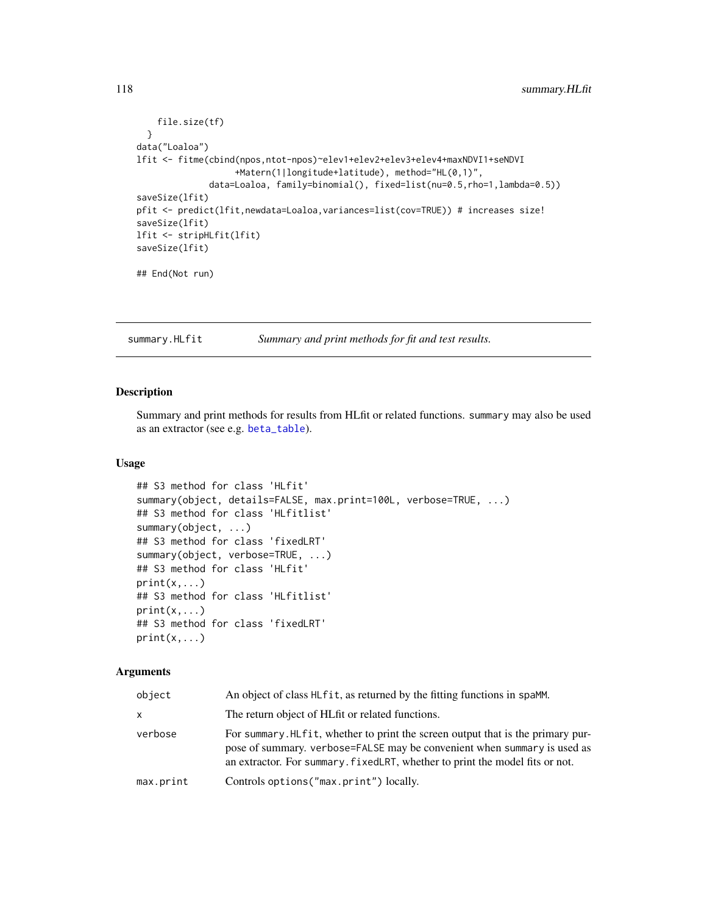```
    file.size(tf)
  }
data("Loaloa")
lfit <- fitme(cbind(npos,ntot-npos)~elev1+elev2+elev3+elev4+maxNDVI1+seNDVI
                  +Matern(1|longitude+latitude), method="HL(0,1)",
              data=Loaloa, family=binomial(), fixed=list(nu=0.5,rho=1,lambda=0.5))
saveSize(lfit)
pfit <- predict(lfit,newdata=Loaloa,variances=list(cov=TRUE)) # increases size!
saveSize(lfit)
lfit <- stripHLfit(lfit)
saveSize(lfit)

## End(Not run)
```

---

summary.HLfit *Summary and print methods for fit and test results.*

---

## Description

Summary and print methods for results from HLfit or related functions. `summary` may also be used as an extractor (see e.g. `beta_table`).

## Usage

```
## S3 method for class 'HLfit'
summary(object, details=FALSE, max.print=100L, verbose=TRUE, ...)
## S3 method for class 'HLfitlist'
summary(object, ...)
## S3 method for class 'fixedLRT'
summary(object, verbose=TRUE, ...)
## S3 method for class 'HLfit'
print(x,...)
## S3 method for class 'HLfitlist'
print(x,...)
## S3 method for class 'fixedLRT'
print(x,...)
```

## Arguments

| | |
|---|---|
| `object` | An object of class `HLfit`, as returned by the fitting functions in `spaMM`. |
| `x` | The return object of HLfit or related functions. |
| `verbose` | For `summary.HLfit`, whether to print the screen output that is the primary purpose of summary. `verbose=FALSE` may be convenient when `summary` is used as an extractor. For `summary.fixedLRT`, whether to print the model fits or not. |
| `max.print` | Controls `options("max.print")` locally. |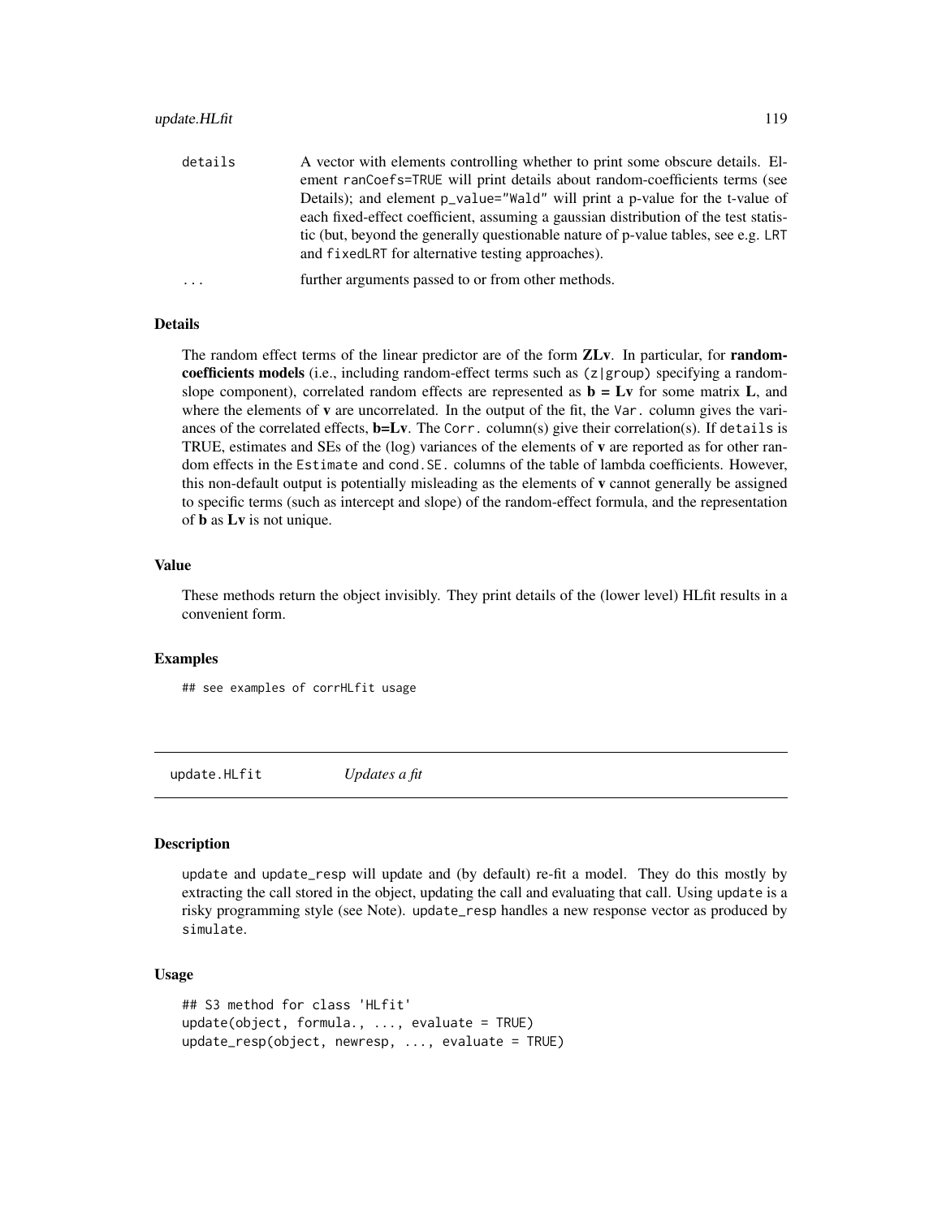| | |
|---|---|
| details | A vector with elements controlling whether to print some obscure details. Element `ranCoefs=TRUE` will print details about random-coefficients terms (see Details); and element `p_value="Wald"` will print a p-value for the t-value of each fixed-effect coefficient, assuming a gaussian distribution of the test statistic (but, beyond the generally questionable nature of p-value tables, see e.g. `LRT` and `fixedLRT` for alternative testing approaches). |
| ... | further arguments passed to or from other methods. |

### Details

The random effect terms of the linear predictor are of the form **ZLv**. In particular, for **random-coefficients models** (i.e., including random-effect terms such as `(z|group)` specifying a random-slope component), correlated random effects are represented as **b = Lv** for some matrix **L**, and where the elements of **v** are uncorrelated. In the output of the fit, the `Var.` column gives the variances of the correlated effects, **b=Lv**. The `Corr.` column(s) give their correlation(s). If `details` is TRUE, estimates and SEs of the (log) variances of the elements of **v** are reported as for other random effects in the `Estimate` and `cond.SE.` columns of the table of lambda coefficients. However, this non-default output is potentially misleading as the elements of **v** cannot generally be assigned to specific terms (such as intercept and slope) of the random-effect formula, and the representation of **b** as **Lv** is not unique.

### Value

These methods return the object invisibly. They print details of the (lower level) HLfit results in a convenient form.

### Examples

```
## see examples of corrHLfit usage
```

---

## update.HLfit *Updates a fit*

### Description

`update` and `update_resp` will update and (by default) re-fit a model. They do this mostly by extracting the call stored in the object, updating the call and evaluating that call. Using `update` is a risky programming style (see Note). `update_resp` handles a new response vector as produced by `simulate`.

### Usage

```
## S3 method for class 'HLfit'
update(object, formula., ..., evaluate = TRUE)
update_resp(object, newresp, ..., evaluate = TRUE)
```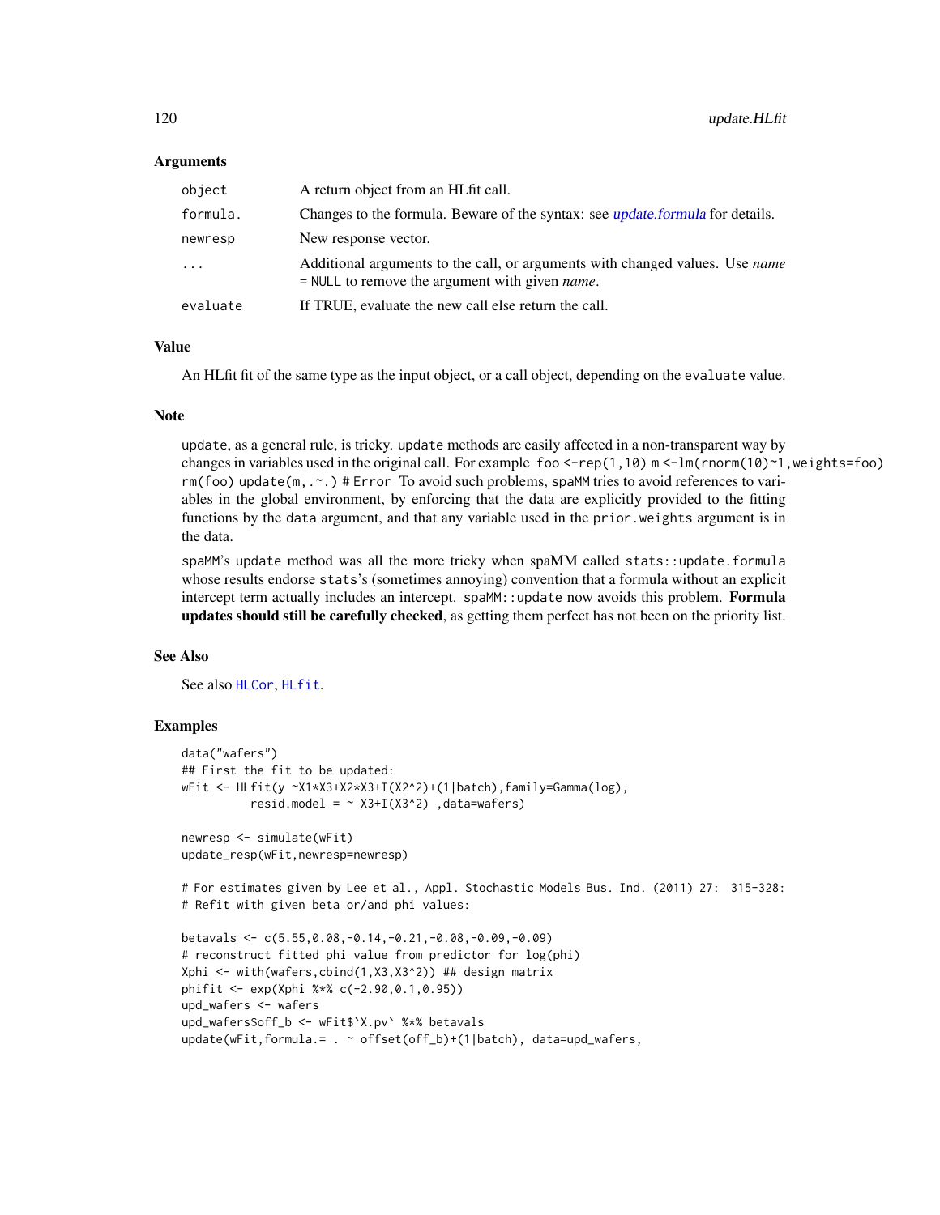### Arguments

| | |
|---|---|
| `object` | A return object from an HLfit call. |
| `formula.` | Changes to the formula. Beware of the syntax: see update.formula for details. |
| `newresp` | New response vector. |
| `...` | Additional arguments to the call, or arguments with changed values. Use *name* = NULL to remove the argument with given *name*. |
| `evaluate` | If TRUE, evaluate the new call else return the call. |

### Value

An HLfit fit of the same type as the input object, or a call object, depending on the `evaluate` value.

### Note

`update`, as a general rule, is tricky. `update` methods are easily affected in a non-transparent way by changes in variables used in the original call. For example `foo <-rep(1,10) m <-lm(rnorm(10)~1,weights=foo) rm(foo) update(m,.~.) # Error` To avoid such problems, spaMM tries to avoid references to variables in the global environment, by enforcing that the data are explicitly provided to the fitting functions by the `data` argument, and that any variable used in the `prior.weights` argument is in the data.

spaMM's `update` method was all the more tricky when spaMM called `stats::update.formula` whose results endorse `stats`'s (sometimes annoying) convention that a formula without an explicit intercept term actually includes an intercept. `spaMM::update` now avoids this problem. **Formula updates should still be carefully checked**, as getting them perfect has not been on the priority list.

### See Also

See also `HLCor`, `HLfit`.

### Examples

```
data("wafers")
## First the fit to be updated:
wFit <- HLfit(y ~X1*X3+X2*X3+I(X2^2)+(1|batch),family=Gamma(log),
          resid.model = ~ X3+I(X3^2) ,data=wafers)

newresp <- simulate(wFit)
update_resp(wFit,newresp=newresp)

# For estimates given by Lee et al., Appl. Stochastic Models Bus. Ind. (2011) 27:  315-328:
# Refit with given beta or/and phi values:

betavals <- c(5.55,0.08,-0.14,-0.21,-0.08,-0.09,-0.09)
# reconstruct fitted phi value from predictor for log(phi)
Xphi <- with(wafers,cbind(1,X3,X3^2)) ## design matrix
phifit <- exp(Xphi %*% c(-2.90,0.1,0.95))
upd_wafers <- wafers
upd_wafers$off_b <- wFit$`X.pv` %*% betavals
update(wFit,formula.= . ~ offset(off_b)+(1|batch), data=upd_wafers,
```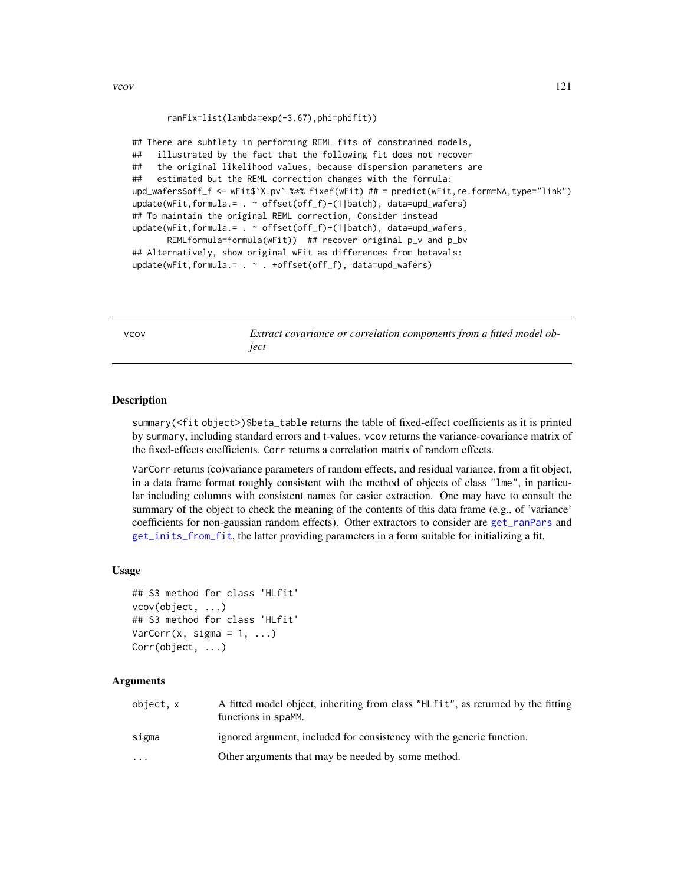```
        ranFix=list(lambda=exp(-3.67),phi=phifit))

## There are subtlety in performing REML fits of constrained models,
##   illustrated by the fact that the following fit does not recover
##   the original likelihood values, because dispersion parameters are
##   estimated but the REML correction changes with the formula:
upd_wafers$off_f <- wFit$`X.pv` %*% fixef(wFit) ## = predict(wFit,re.form=NA,type="link")
update(wFit,formula.= . ~ offset(off_f)+(1|batch), data=upd_wafers)
## To maintain the original REML correction, Consider instead
update(wFit,formula.= . ~ offset(off_f)+(1|batch), data=upd_wafers,
       REMLformula=formula(wFit))  ## recover original p_v and p_bv
## Alternatively, show original wFit as differences from betavals:
update(wFit,formula.= . ~ . +offset(off_f), data=upd_wafers)
```

---

## vcov — *Extract covariance or correlation components from a fitted model object*

### Description

`summary(<fit object>)$beta_table` returns the table of fixed-effect coefficients as it is printed by `summary`, including standard errors and t-values. `vcov` returns the variance-covariance matrix of the fixed-effects coefficients. `Corr` returns a correlation matrix of random effects.

`VarCorr` returns (co)variance parameters of random effects, and residual variance, from a fit object, in a data frame format roughly consistent with the method of objects of class `"lme"`, in particular including columns with consistent names for easier extraction. One may have to consult the summary of the object to check the meaning of the contents of this data frame (e.g., of 'variance' coefficients for non-gaussian random effects). Other extractors to consider are `get_ranPars` and `get_inits_from_fit`, the latter providing parameters in a form suitable for initializing a fit.

### Usage

```
## S3 method for class 'HLfit'
vcov(object, ...)
## S3 method for class 'HLfit'
VarCorr(x, sigma = 1, ...)
Corr(object, ...)
```

### Arguments

| | |
|---|---|
| `object, x` | A fitted model object, inheriting from class `"HLfit"`, as returned by the fitting functions in `spaMM`. |
| `sigma` | ignored argument, included for consistency with the generic function. |
| `...` | Other arguments that may be needed by some method. |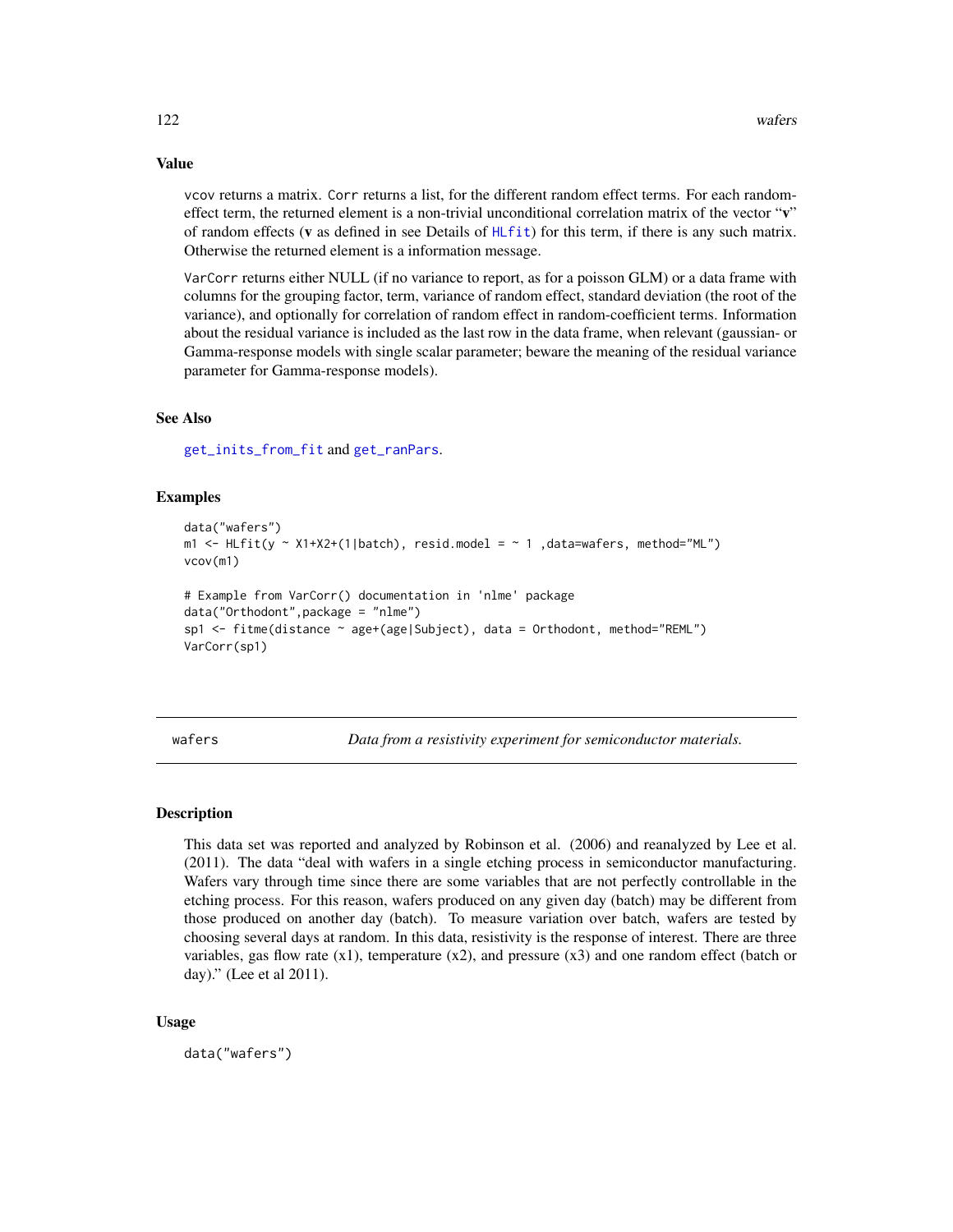## Value

vcov returns a matrix. Corr returns a list, for the different random effect terms. For each random-effect term, the returned element is a non-trivial unconditional correlation matrix of the vector "**v**" of random effects (**v** as defined in see Details of HLfit) for this term, if there is any such matrix. Otherwise the returned element is a information message.

VarCorr returns either NULL (if no variance to report, as for a poisson GLM) or a data frame with columns for the grouping factor, term, variance of random effect, standard deviation (the root of the variance), and optionally for correlation of random effect in random-coefficient terms. Information about the residual variance is included as the last row in the data frame, when relevant (gaussian- or Gamma-response models with single scalar parameter; beware the meaning of the residual variance parameter for Gamma-response models).

## See Also

get_inits_from_fit and get_ranPars.

## Examples

```
data("wafers")
m1 <- HLfit(y ~ X1+X2+(1|batch), resid.model = ~ 1 ,data=wafers, method="ML")
vcov(m1)

# Example from VarCorr() documentation in 'nlme' package
data("Orthodont",package = "nlme")
sp1 <- fitme(distance ~ age+(age|Subject), data = Orthodont, method="REML")
VarCorr(sp1)
```

---

# wafers — *Data from a resistivity experiment for semiconductor materials.*

---

## Description

This data set was reported and analyzed by Robinson et al. (2006) and reanalyzed by Lee et al. (2011). The data "deal with wafers in a single etching process in semiconductor manufacturing. Wafers vary through time since there are some variables that are not perfectly controllable in the etching process. For this reason, wafers produced on any given day (batch) may be different from those produced on another day (batch). To measure variation over batch, wafers are tested by choosing several days at random. In this data, resistivity is the response of interest. There are three variables, gas flow rate (x1), temperature (x2), and pressure (x3) and one random effect (batch or day)." (Lee et al 2011).

## Usage

```
data("wafers")
```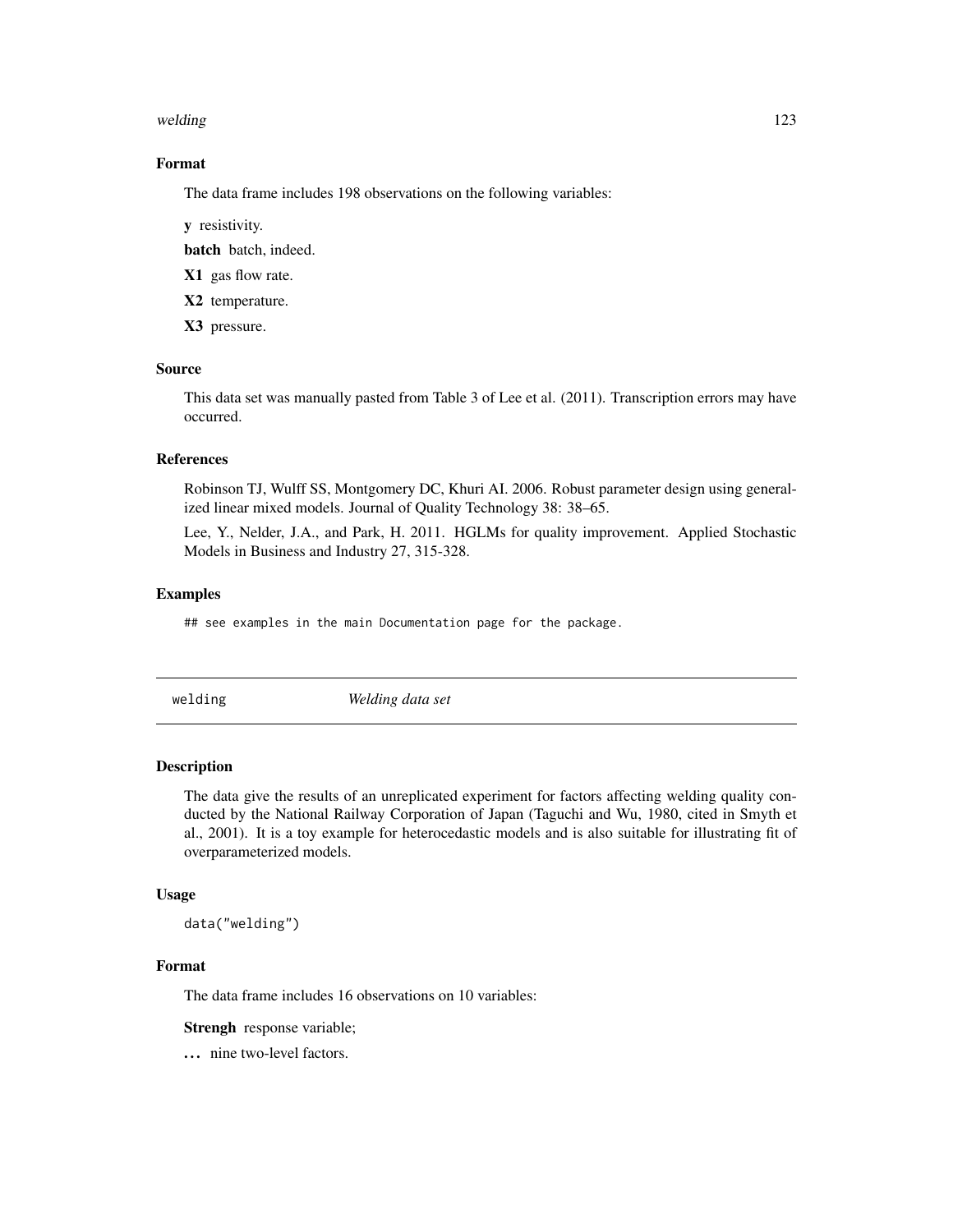### Format

The data frame includes 198 observations on the following variables:

**y** resistivity.

**batch** batch, indeed.

**X1** gas flow rate.

**X2** temperature.

**X3** pressure.

### Source

This data set was manually pasted from Table 3 of Lee et al. (2011). Transcription errors may have occurred.

### References

Robinson TJ, Wulff SS, Montgomery DC, Khuri AI. 2006. Robust parameter design using generalized linear mixed models. Journal of Quality Technology 38: 38–65.

Lee, Y., Nelder, J.A., and Park, H. 2011. HGLMs for quality improvement. Applied Stochastic Models in Business and Industry 27, 315-328.

### Examples

```
## see examples in the main Documentation page for the package.
```

---

## welding *Welding data set*

---

### Description

The data give the results of an unreplicated experiment for factors affecting welding quality conducted by the National Railway Corporation of Japan (Taguchi and Wu, 1980, cited in Smyth et al., 2001). It is a toy example for heterocedastic models and is also suitable for illustrating fit of overparameterized models.

### Usage

```
data("welding")
```

### Format

The data frame includes 16 observations on 10 variables:

**Strengh** response variable;

**...** nine two-level factors.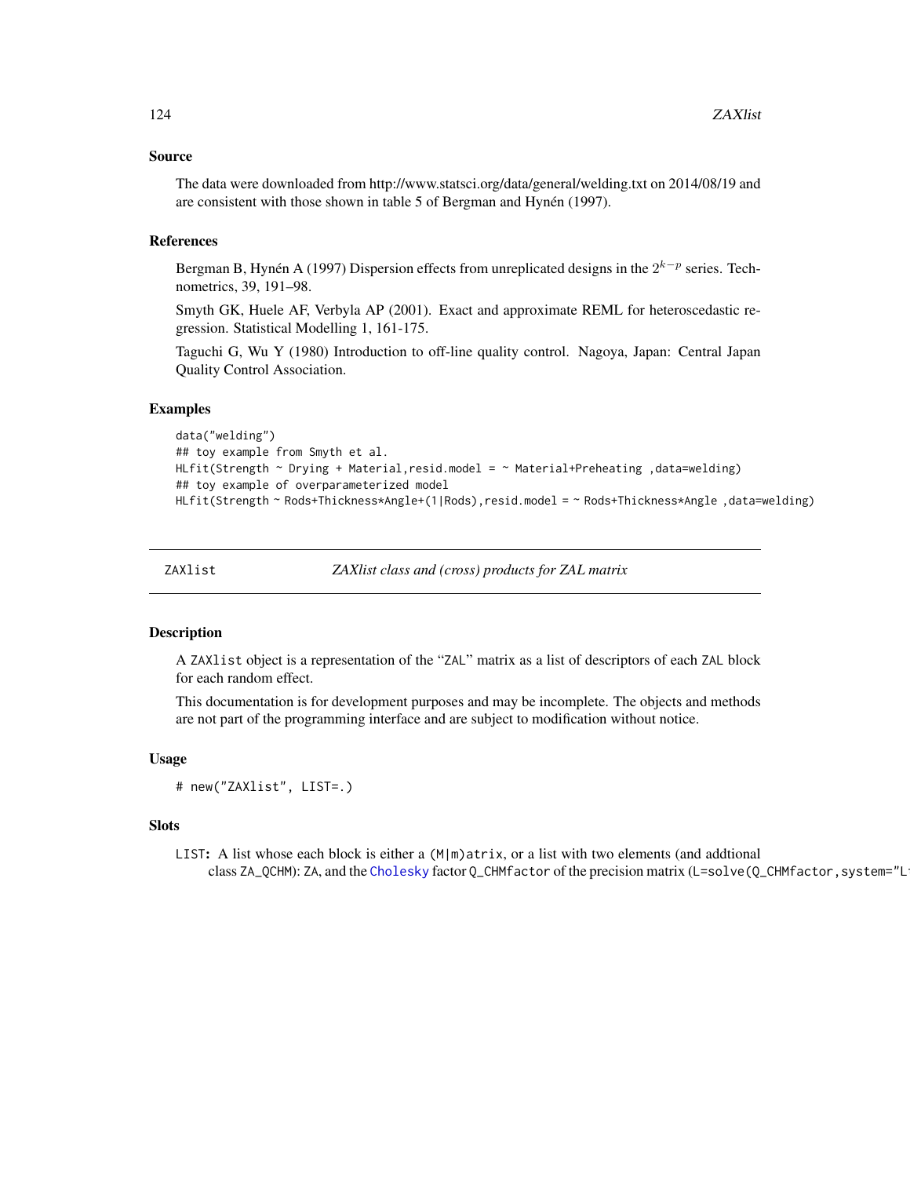## Source

The data were downloaded from http://www.statsci.org/data/general/welding.txt on 2014/08/19 and are consistent with those shown in table 5 of Bergman and Hynén (1997).

## References

Bergman B, Hynén A (1997) Dispersion effects from unreplicated designs in the $2^{k-p}$ series. Technometrics, 39, 191–98.

Smyth GK, Huele AF, Verbyla AP (2001). Exact and approximate REML for heteroscedastic regression. Statistical Modelling 1, 161-175.

Taguchi G, Wu Y (1980) Introduction to off-line quality control. Nagoya, Japan: Central Japan Quality Control Association.

## Examples

```
data("welding")
## toy example from Smyth et al.
HLfit(Strength ~ Drying + Material,resid.model = ~ Material+Preheating ,data=welding)
## toy example of overparameterized model
HLfit(Strength ~ Rods+Thickness*Angle+(1|Rods),resid.model = ~ Rods+Thickness*Angle ,data=welding)
```

---

# ZAXlist — *ZAXlist class and (cross) products for ZAL matrix*

---

## Description

A `ZAXlist` object is a representation of the "`ZAL`" matrix as a list of descriptors of each `ZAL` block for each random effect.

This documentation is for development purposes and may be incomplete. The objects and methods are not part of the programming interface and are subject to modification without notice.

## Usage

```
# new("ZAXlist", LIST=.)
```

## Slots

`LIST`: A list whose each block is either a `(M|m)atrix`, or a list with two elements (and addtional class `ZA_QCHM`): `ZA`, and the Cholesky factor `Q_CHMfactor` of the precision matrix (`L=solve(Q_CHMfactor,system="L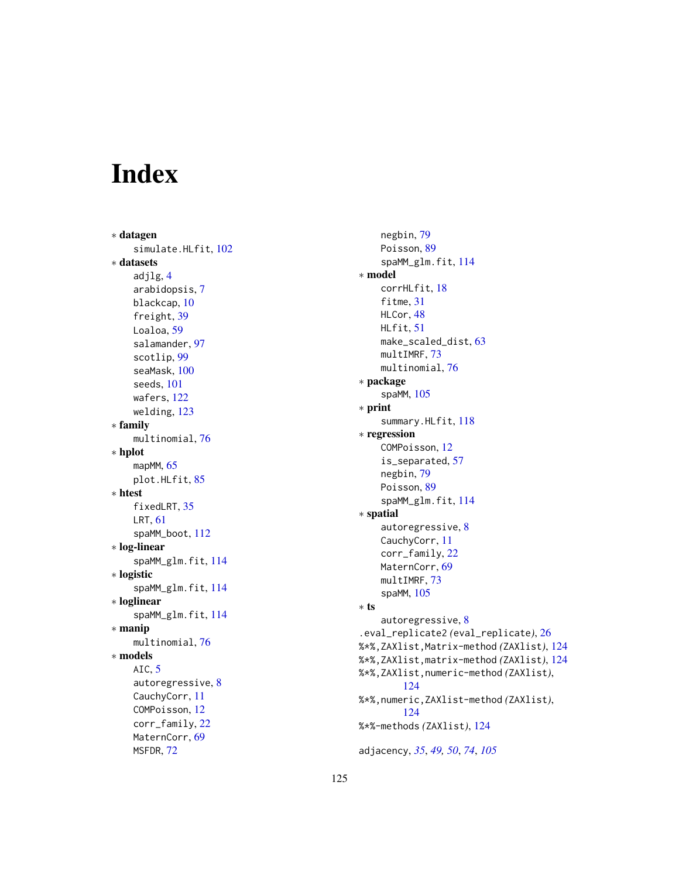# Index

∗ **datagen**
  simulate.HLfit, 102
∗ **datasets**
  adjlg, 4
  arabidopsis, 7
  blackcap, 10
  freight, 39
  Loaloa, 59
  salamander, 97
  scotlip, 99
  seaMask, 100
  seeds, 101
  wafers, 122
  welding, 123
∗ **family**
  multinomial, 76
∗ **hplot**
  mapMM, 65
  plot.HLfit, 85
∗ **htest**
  fixedLRT, 35
  LRT, 61
  spaMM_boot, 112
∗ **log-linear**
  spaMM_glm.fit, 114
∗ **logistic**
  spaMM_glm.fit, 114
∗ **loglinear**
  spaMM_glm.fit, 114
∗ **manip**
  multinomial, 76
∗ **models**
  AIC, 5
  autoregressive, 8
  CauchyCorr, 11
  COMPoisson, 12
  corr_family, 22
  MaternCorr, 69
  MSFDR, 72
  negbin, 79
  Poisson, 89
  spaMM_glm.fit, 114
∗ **model**
  corrHLfit, 18
  fitme, 31
  HLCor, 48
  HLfit, 51
  make_scaled_dist, 63
  multIMRF, 73
  multinomial, 76
∗ **package**
  spaMM, 105
∗ **print**
  summary.HLfit, 118
∗ **regression**
  COMPoisson, 12
  is_separated, 57
  negbin, 79
  Poisson, 89
  spaMM_glm.fit, 114
∗ **spatial**
  autoregressive, 8
  CauchyCorr, 11
  corr_family, 22
  MaternCorr, 69
  multIMRF, 73
  spaMM, 105
∗ **ts**
  autoregressive, 8

.eval_replicate2 *(eval_replicate)*, 26
%*%,ZAXlist,Matrix-method *(ZAXlist)*, 124
%*%,ZAXlist,matrix-method *(ZAXlist)*, 124
%*%,ZAXlist,numeric-method *(ZAXlist)*, 124
%*%,numeric,ZAXlist-method *(ZAXlist)*, 124
%*%-methods *(ZAXlist)*, 124

adjacency, *35*, *49, 50*, *74*, *105*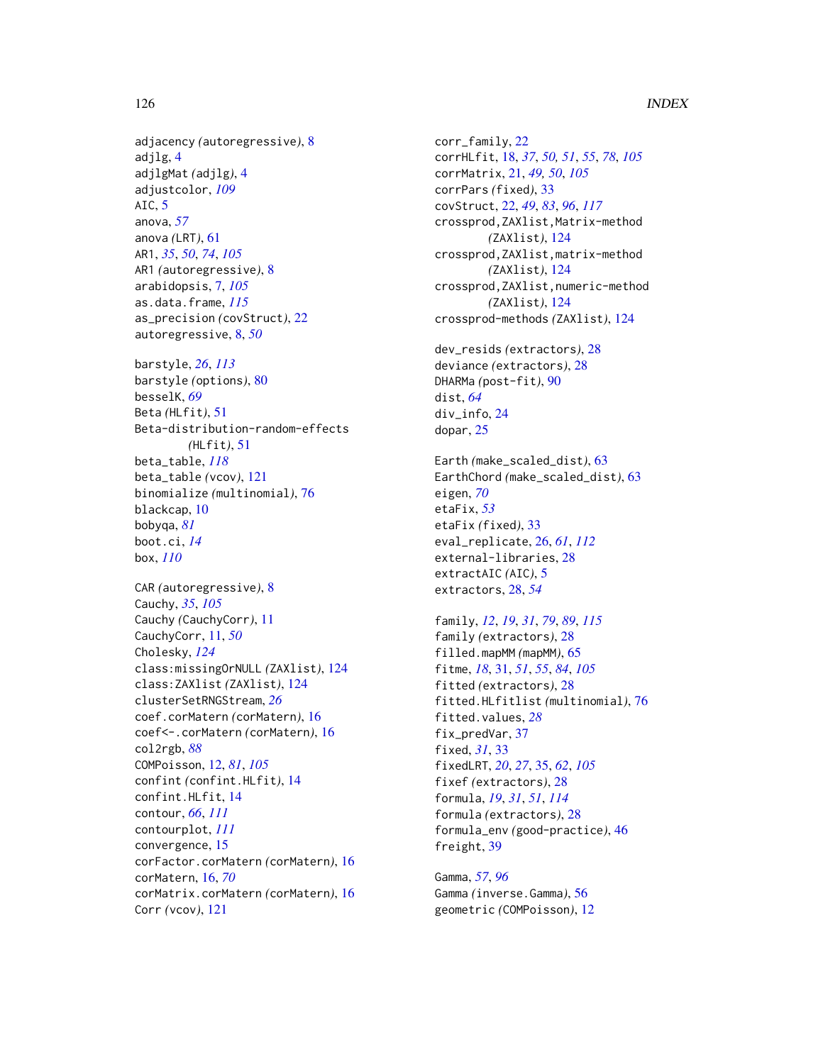adjacency *(*autoregressive*)*, 8
adjlg, 4
adjlgMat *(*adjlg*)*, 4
adjustcolor, *109*
AIC, 5
anova, *57*
anova *(*LRT*)*, 61
AR1, *35*, *50*, *74*, *105*
AR1 *(*autoregressive*)*, 8
arabidopsis, 7, *105*
as.data.frame, *115*
as_precision *(*covStruct*)*, 22
autoregressive, 8, *50*

barstyle, *26*, *113*
barstyle *(*options*)*, 80
besselK, *69*
Beta *(*HLfit*)*, 51
Beta-distribution-random-effects *(*HLfit*)*, 51
beta_table, *118*
beta_table *(*vcov*)*, 121
binomialize *(*multinomial*)*, 76
blackcap, 10
bobyqa, *81*
boot.ci, *14*
box, *110*

CAR *(*autoregressive*)*, 8
Cauchy, *35*, *105*
Cauchy *(*CauchyCorr*)*, 11
CauchyCorr, 11, *50*
Cholesky, *124*
class:missingOrNULL *(*ZAXlist*)*, 124
class:ZAXlist *(*ZAXlist*)*, 124
clusterSetRNGStream, *26*
coef.corMatern *(*corMatern*)*, 16
coef<-.corMatern *(*corMatern*)*, 16
col2rgb, *88*
COMPoisson, 12, *81*, *105*
confint *(*confint.HLfit*)*, 14
confint.HLfit, 14
contour, *66*, *111*
contourplot, *111*
convergence, 15
corFactor.corMatern *(*corMatern*)*, 16
corMatern, 16, *70*
corMatrix.corMatern *(*corMatern*)*, 16
Corr *(*vcov*)*, 121
corr_family, 22
corrHLfit, 18, *37*, *50*, *51*, *55*, *78*, *105*
corrMatrix, 21, *49*, *50*, *105*
corrPars *(*fixed*)*, 33
covStruct, 22, *49*, *83*, *96*, *117*
crossprod,ZAXlist,Matrix-method *(*ZAXlist*)*, 124
crossprod,ZAXlist,matrix-method *(*ZAXlist*)*, 124
crossprod,ZAXlist,numeric-method *(*ZAXlist*)*, 124
crossprod-methods *(*ZAXlist*)*, 124

dev_resids *(*extractors*)*, 28
deviance *(*extractors*)*, 28
DHARMa *(*post-fit*)*, 90
dist, *64*
div_info, 24
dopar, 25

Earth *(*make_scaled_dist*)*, 63
EarthChord *(*make_scaled_dist*)*, 63
eigen, *70*
etaFix, *53*
etaFix *(*fixed*)*, 33
eval_replicate, 26, *61*, *112*
external-libraries, 28
extractAIC *(*AIC*)*, 5
extractors, 28, *54*

family, *12*, *19*, *31*, *79*, *89*, *115*
family *(*extractors*)*, 28
filled.mapMM *(*mapMM*)*, 65
fitme, *18*, 31, *51*, *55*, *84*, *105*
fitted *(*extractors*)*, 28
fitted.HLfitlist *(*multinomial*)*, 76
fitted.values, *28*
fix_predVar, 37
fixed, *31*, 33
fixedLRT, *20*, *27*, 35, *62*, *105*
fixef *(*extractors*)*, 28
formula, *19*, *31*, *51*, *114*
formula *(*extractors*)*, 28
formula_env *(*good-practice*)*, 46
freight, 39

Gamma, *57*, *96*
Gamma *(*inverse.Gamma*)*, 56
geometric *(*COMPoisson*)*, 12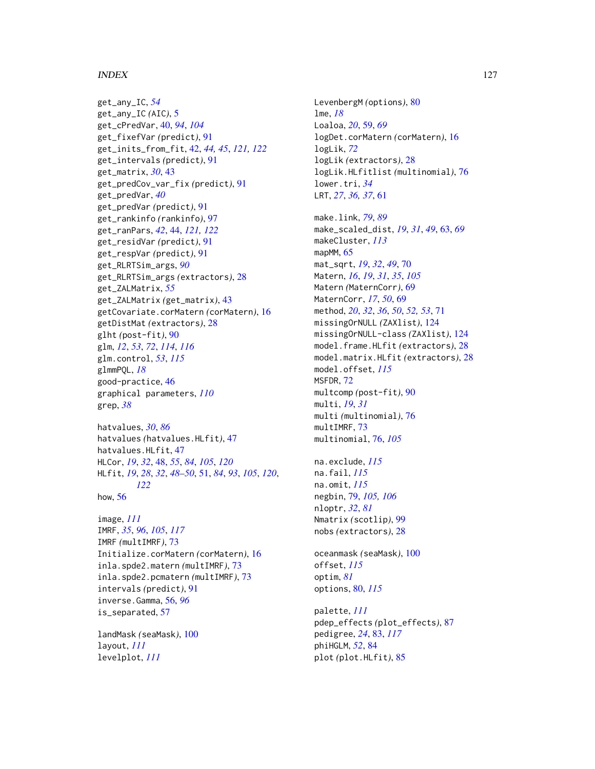get_any_IC, *54*
get_any_IC *(AIC)*, 5
get_cPredVar, 40, *94*, *104*
get_fixefVar *(predict)*, 91
get_inits_from_fit, 42, *44, 45*, *121, 122*
get_intervals *(predict)*, 91
get_matrix, *30*, 43
get_predCov_var_fix *(predict)*, 91
get_predVar, *40*
get_predVar *(predict)*, 91
get_rankinfo *(rankinfo)*, 97
get_ranPars, *42*, 44, *121, 122*
get_residVar *(predict)*, 91
get_respVar *(predict)*, 91
get_RLRTSim_args, *90*
get_RLRTSim_args *(extractors)*, 28
get_ZALMatrix, *55*
get_ZALMatrix *(get_matrix)*, 43
getCovariate.corMatern *(corMatern)*, 16
getDistMat *(extractors)*, 28
glht *(post-fit)*, 90
glm, *12*, *53*, *72*, *114*, *116*
glm.control, *53*, *115*
glmmPQL, *18*
good-practice, 46
graphical parameters, *110*
grep, *38*

hatvalues, *30*, *86*
hatvalues *(hatvalues.HLfit)*, 47
hatvalues.HLfit, 47
HLCor, *19*, *32*, 48, *55*, *84*, *105*, *120*
HLfit, *19*, *28*, *32*, *48–50*, 51, *84*, *93*, *105*, *120*, *122*
how, 56

image, *111*
IMRF, *35*, *96*, *105*, *117*
IMRF *(multIMRF)*, 73
Initialize.corMatern *(corMatern)*, 16
inla.spde2.matern *(multIMRF)*, 73
inla.spde2.pcmatern *(multIMRF)*, 73
intervals *(predict)*, 91
inverse.Gamma, 56, *96*
is_separated, 57

landMask *(seaMask)*, 100
layout, *111*
levelplot, *111*

LevenbergM *(options)*, 80
lme, *18*
Loaloa, *20*, 59, *69*
logDet.corMatern *(corMatern)*, 16
logLik, *72*
logLik *(extractors)*, 28
logLik.HLfitlist *(multinomial)*, 76
lower.tri, *34*
LRT, *27*, *36, 37*, 61

make.link, *79*, *89*
make_scaled_dist, *19*, *31*, *49*, 63, *69*
makeCluster, *113*
mapMM, 65
mat_sqrt, *19*, *32*, *49*, 70
Matern, *16*, *19*, *31*, *35*, *105*
Matern *(MaternCorr)*, 69
MaternCorr, *17*, *50*, 69
method, *20*, *32*, *36*, *50*, *52, 53*, 71
missingOrNULL *(ZAXlist)*, 124
missingOrNULL-class *(ZAXlist)*, 124
model.frame.HLfit *(extractors)*, 28
model.matrix.HLfit *(extractors)*, 28
model.offset, *115*
MSFDR, 72
multcomp *(post-fit)*, 90
multi, *19*, *31*
multi *(multinomial)*, 76
multIMRF, 73
multinomial, 76, *105*

na.exclude, *115*
na.fail, *115*
na.omit, *115*
negbin, 79, *105, 106*
nloptr, *32*, *81*
Nmatrix *(scotlip)*, 99
nobs *(extractors)*, 28

oceanmask *(seaMask)*, 100
offset, *115*
optim, *81*
options, 80, *115*

palette, *111*
pdep_effects *(plot_effects)*, 87
pedigree, *24*, 83, *117*
phiHGLM, *52*, 84
plot *(plot.HLfit)*, 85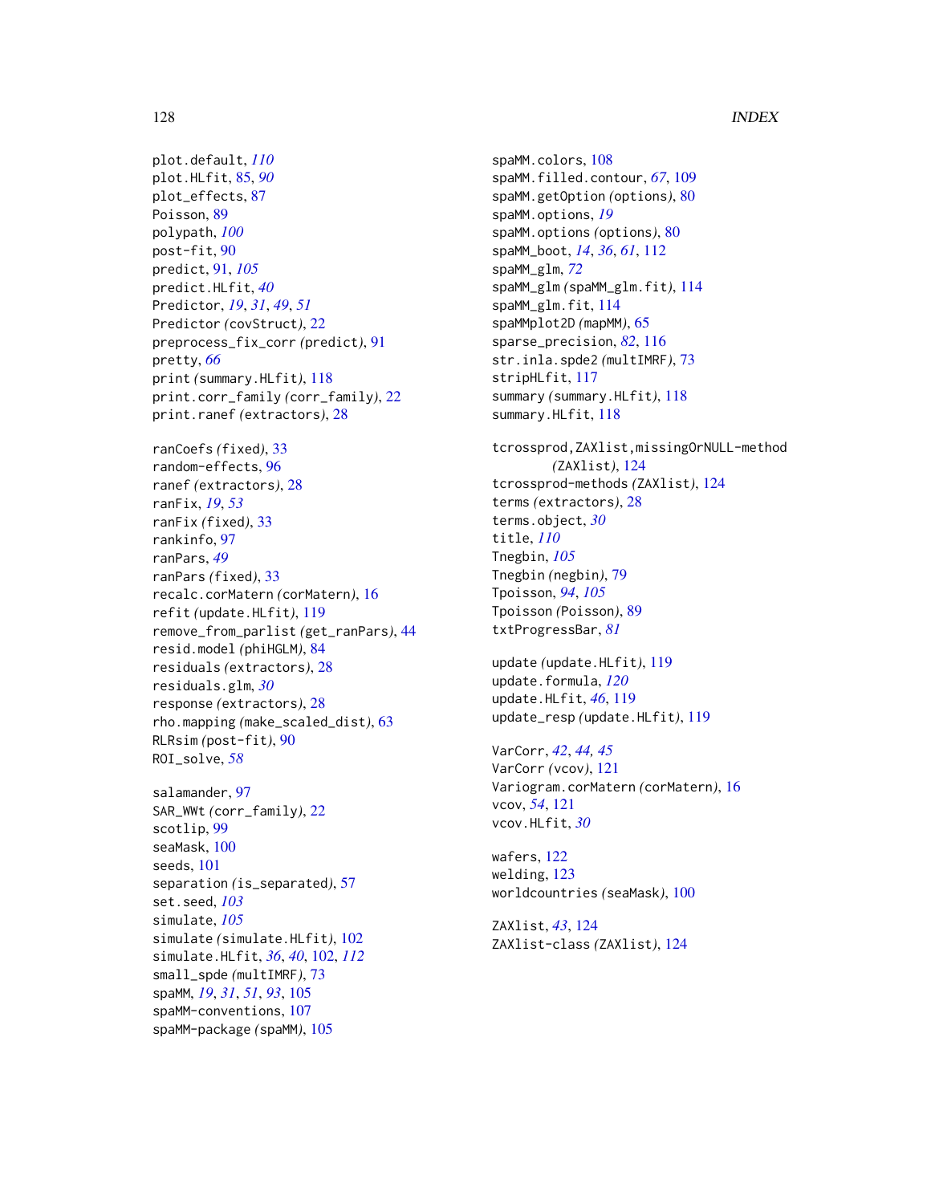plot.default, *110*
plot.HLfit, 85, *90*
plot_effects, 87
Poisson, 89
polypath, *100*
post-fit, 90
predict, 91, *105*
predict.HLfit, *40*
Predictor, *19*, *31*, *49*, *51*
Predictor *(*covStruct*)*, 22
preprocess_fix_corr *(*predict*)*, 91
pretty, *66*
print *(*summary.HLfit*)*, 118
print.corr_family *(*corr_family*)*, 22
print.ranef *(*extractors*)*, 28

ranCoefs *(*fixed*)*, 33
random-effects, 96
ranef *(*extractors*)*, 28
ranFix, *19*, *53*
ranFix *(*fixed*)*, 33
rankinfo, 97
ranPars, *49*
ranPars *(*fixed*)*, 33
recalc.corMatern *(*corMatern*)*, 16
refit *(*update.HLfit*)*, 119
remove_from_parlist *(*get_ranPars*)*, 44
resid.model *(*phiHGLM*)*, 84
residuals *(*extractors*)*, 28
residuals.glm, *30*
response *(*extractors*)*, 28
rho.mapping *(*make_scaled_dist*)*, 63
RLRsim *(*post-fit*)*, 90
ROI_solve, *58*

salamander, 97
SAR_WWt *(*corr_family*)*, 22
scotlip, 99
seaMask, 100
seeds, 101
separation *(*is_separated*)*, 57
set.seed, *103*
simulate, *105*
simulate *(*simulate.HLfit*)*, 102
simulate.HLfit, *36*, *40*, 102, *112*
small_spde *(*multIMRF*)*, 73
spaMM, *19*, *31*, *51*, *93*, 105
spaMM-conventions, 107
spaMM-package *(*spaMM*)*, 105

spaMM.colors, 108
spaMM.filled.contour, *67*, 109
spaMM.getOption *(*options*)*, 80
spaMM.options, *19*
spaMM.options *(*options*)*, 80
spaMM_boot, *14*, *36*, *61*, 112
spaMM_glm, *72*
spaMM_glm *(*spaMM_glm.fit*)*, 114
spaMM_glm.fit, 114
spaMMplot2D *(*mapMM*)*, 65
sparse_precision, *82*, 116
str.inla.spde2 *(*multIMRF*)*, 73
stripHLfit, 117
summary *(*summary.HLfit*)*, 118
summary.HLfit, 118

tcrossprod,ZAXlist,missingOrNULL-method
    *(*ZAXlist*)*, 124
tcrossprod-methods *(*ZAXlist*)*, 124
terms *(*extractors*)*, 28
terms.object, *30*
title, *110*
Tnegbin, *105*
Tnegbin *(*negbin*)*, 79
Tpoisson, *94*, *105*
Tpoisson *(*Poisson*)*, 89
txtProgressBar, *81*

update *(*update.HLfit*)*, 119
update.formula, *120*
update.HLfit, *46*, 119
update_resp *(*update.HLfit*)*, 119

VarCorr, *42*, *44*, *45*
VarCorr *(*vcov*)*, 121
Variogram.corMatern *(*corMatern*)*, 16
vcov, *54*, 121
vcov.HLfit, *30*

wafers, 122
welding, 123
worldcountries *(*seaMask*)*, 100

ZAXlist, *43*, 124
ZAXlist-class *(*ZAXlist*)*, 124